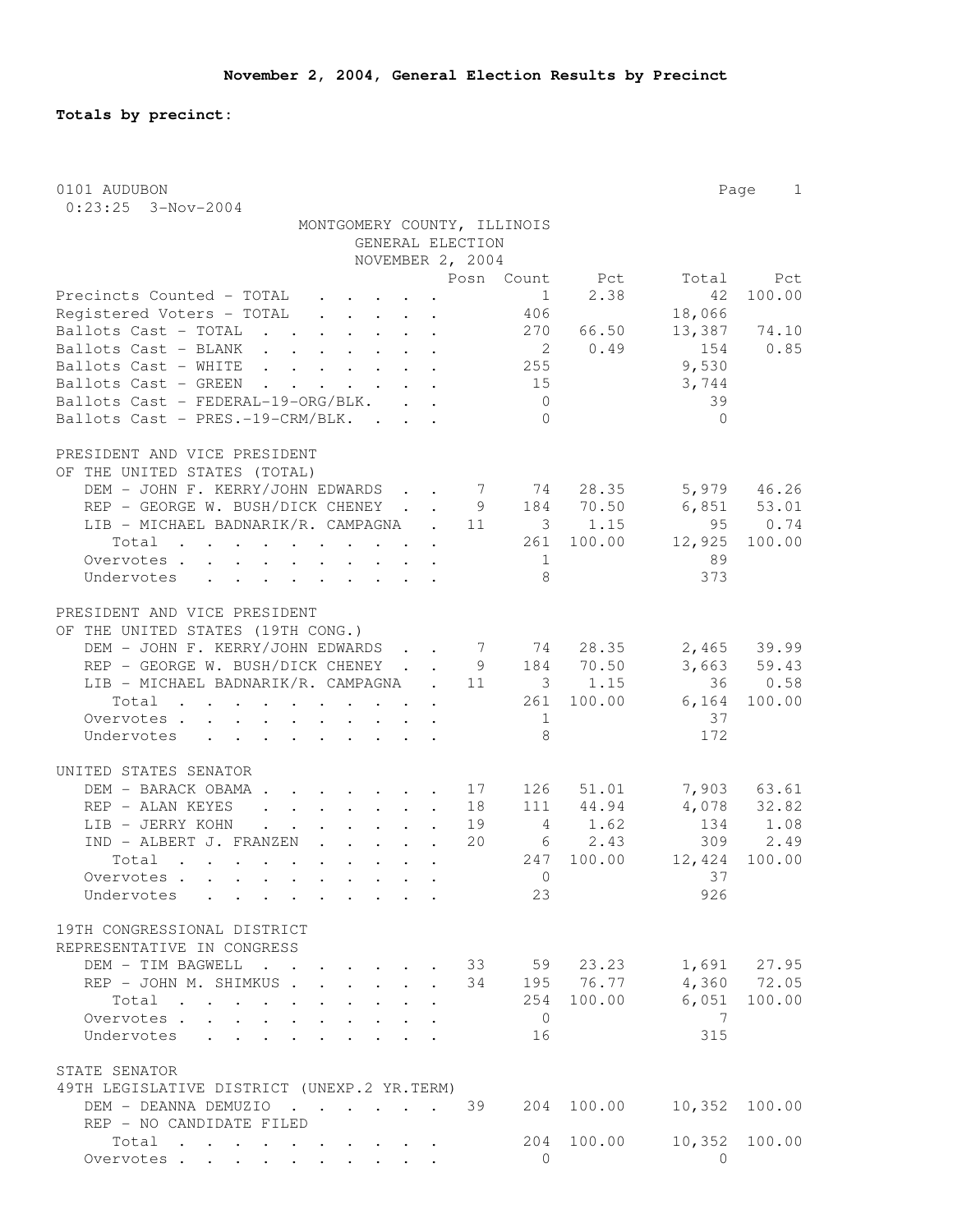**November 2, 2004, General Election Results by Precinct**

**Totals by precinct:**

0101 AUDUBON

0:23:25 3-Nov-2004

MONTGOMERY COUNTY, ILLINOIS
GENERAL ELECTION
NOVEMBER 2, 2004

| | Posn | Count | Pct | Total | Pct |
|---|---|---|---|---|---|
| Precincts Counted - TOTAL | | 1 | 2.38 | 42 | 100.00 |
| Registered Voters - TOTAL | | 406 | | 18,066 | |
| Ballots Cast - TOTAL | | 270 | 66.50 | 13,387 | 74.10 |
| Ballots Cast - BLANK | | 2 | 0.49 | 154 | 0.85 |
| Ballots Cast - WHITE | | 255 | | 9,530 | |
| Ballots Cast - GREEN | | 15 | | 3,744 | |
| Ballots Cast - FEDERAL-19-ORG/BLK. | | 0 | | 39 | |
| Ballots Cast - PRES.-19-CRM/BLK. | | 0 | | 0 | |

PRESIDENT AND VICE PRESIDENT
OF THE UNITED STATES (TOTAL)

| | Posn | Count | Pct | Total | Pct |
|---|---|---|---|---|---|
| DEM - JOHN F. KERRY/JOHN EDWARDS | 7 | 74 | 28.35 | 5,979 | 46.26 |
| REP - GEORGE W. BUSH/DICK CHENEY | 9 | 184 | 70.50 | 6,851 | 53.01 |
| LIB - MICHAEL BADNARIK/R. CAMPAGNA | 11 | 3 | 1.15 | 95 | 0.74 |
| Total | | 261 | 100.00 | 12,925 | 100.00 |
| Overvotes | | 1 | | 89 | |
| Undervotes | | 8 | | 373 | |

PRESIDENT AND VICE PRESIDENT
OF THE UNITED STATES (19TH CONG.)

| | Posn | Count | Pct | Total | Pct |
|---|---|---|---|---|---|
| DEM - JOHN F. KERRY/JOHN EDWARDS | 7 | 74 | 28.35 | 2,465 | 39.99 |
| REP - GEORGE W. BUSH/DICK CHENEY | 9 | 184 | 70.50 | 3,663 | 59.43 |
| LIB - MICHAEL BADNARIK/R. CAMPAGNA | 11 | 3 | 1.15 | 36 | 0.58 |
| Total | | 261 | 100.00 | 6,164 | 100.00 |
| Overvotes | | 1 | | 37 | |
| Undervotes | | 8 | | 172 | |

UNITED STATES SENATOR

| | Posn | Count | Pct | Total | Pct |
|---|---|---|---|---|---|
| DEM - BARACK OBAMA | 17 | 126 | 51.01 | 7,903 | 63.61 |
| REP - ALAN KEYES | 18 | 111 | 44.94 | 4,078 | 32.82 |
| LIB - JERRY KOHN | 19 | 4 | 1.62 | 134 | 1.08 |
| IND - ALBERT J. FRANZEN | 20 | 6 | 2.43 | 309 | 2.49 |
| Total | | 247 | 100.00 | 12,424 | 100.00 |
| Overvotes | | 0 | | 37 | |
| Undervotes | | 23 | | 926 | |

19TH CONGRESSIONAL DISTRICT
REPRESENTATIVE IN CONGRESS

| | Posn | Count | Pct | Total | Pct |
|---|---|---|---|---|---|
| DEM - TIM BAGWELL | 33 | 59 | 23.23 | 1,691 | 27.95 |
| REP - JOHN M. SHIMKUS | 34 | 195 | 76.77 | 4,360 | 72.05 |
| Total | | 254 | 100.00 | 6,051 | 100.00 |
| Overvotes | | 0 | | 7 | |
| Undervotes | | 16 | | 315 | |

STATE SENATOR
49TH LEGISLATIVE DISTRICT (UNEXP.2 YR.TERM)

| | Posn | Count | Pct | Total | Pct |
|---|---|---|---|---|---|
| DEM - DEANNA DEMUZIO | 39 | 204 | 100.00 | 10,352 | 100.00 |
| REP - NO CANDIDATE FILED | | | | | |
| Total | | 204 | 100.00 | 10,352 | 100.00 |
| Overvotes | | 0 | | 0 | |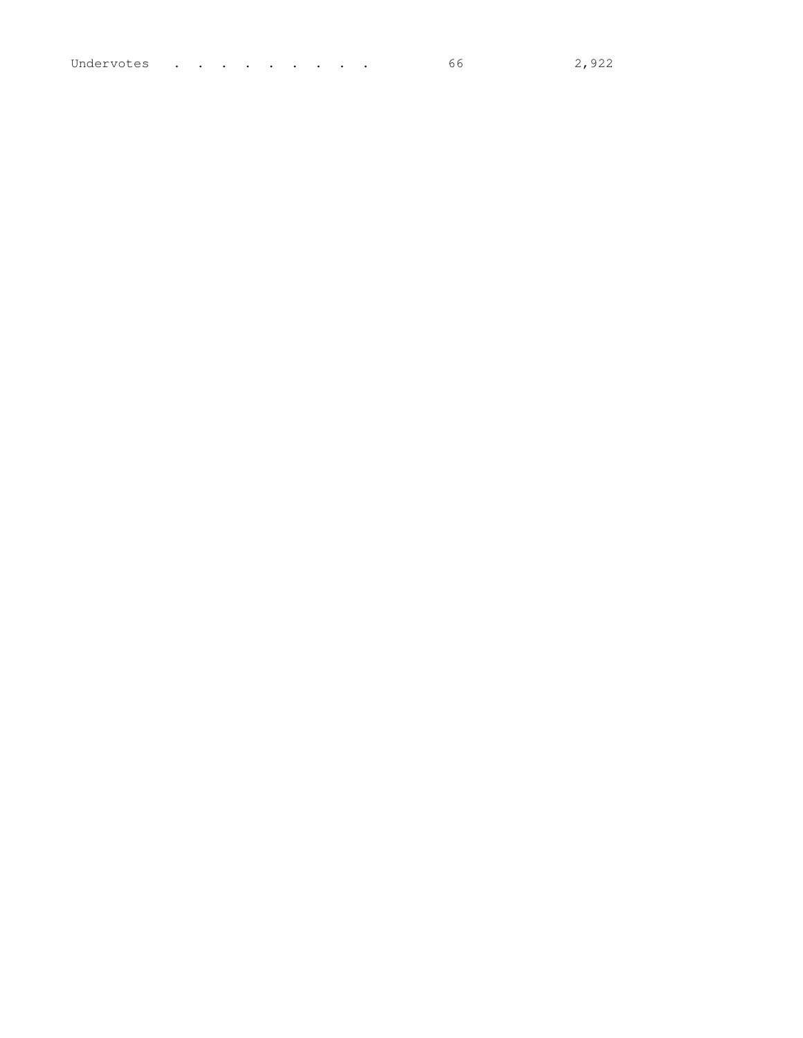| | | |
|---|---|---|
| Undervotes . . . . . . . . . . | 66 | 2,922 |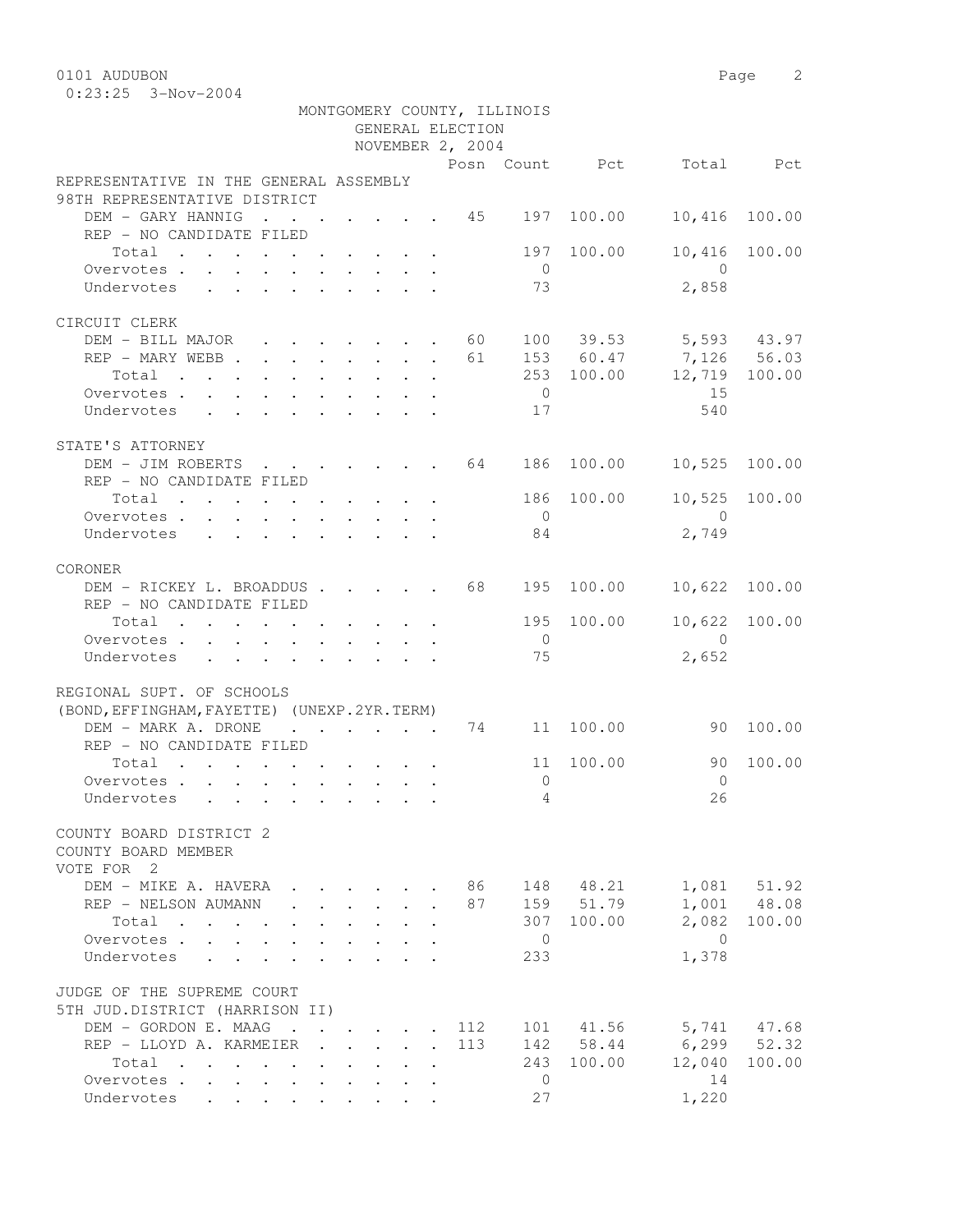MONTGOMERY COUNTY, ILLINOIS
GENERAL ELECTION
NOVEMBER 2, 2004

| | Posn | Count | Pct | Total | Pct |
|---|---|---|---|---|---|
| **REPRESENTATIVE IN THE GENERAL ASSEMBLY** | | | | | |
| **98TH REPRESENTATIVE DISTRICT** | | | | | |
| DEM - GARY HANNIG | 45 | 197 | 100.00 | 10,416 | 100.00 |
| REP - NO CANDIDATE FILED | | | | | |
| Total | | 197 | 100.00 | 10,416 | 100.00 |
| Overvotes | | 0 | | 0 | |
| Undervotes | | 73 | | 2,858 | |
| **CIRCUIT CLERK** | | | | | |
| DEM - BILL MAJOR | 60 | 100 | 39.53 | 5,593 | 43.97 |
| REP - MARY WEBB | 61 | 153 | 60.47 | 7,126 | 56.03 |
| Total | | 253 | 100.00 | 12,719 | 100.00 |
| Overvotes | | 0 | | 15 | |
| Undervotes | | 17 | | 540 | |
| **STATE'S ATTORNEY** | | | | | |
| DEM - JIM ROBERTS | 64 | 186 | 100.00 | 10,525 | 100.00 |
| REP - NO CANDIDATE FILED | | | | | |
| Total | | 186 | 100.00 | 10,525 | 100.00 |
| Overvotes | | 0 | | 0 | |
| Undervotes | | 84 | | 2,749 | |
| **CORONER** | | | | | |
| DEM - RICKEY L. BROADDUS | 68 | 195 | 100.00 | 10,622 | 100.00 |
| REP - NO CANDIDATE FILED | | | | | |
| Total | | 195 | 100.00 | 10,622 | 100.00 |
| Overvotes | | 0 | | 0 | |
| Undervotes | | 75 | | 2,652 | |
| **REGIONAL SUPT. OF SCHOOLS** | | | | | |
| **(BOND,EFFINGHAM,FAYETTE) (UNEXP.2YR.TERM)** | | | | | |
| DEM - MARK A. DRONE | 74 | 11 | 100.00 | 90 | 100.00 |
| REP - NO CANDIDATE FILED | | | | | |
| Total | | 11 | 100.00 | 90 | 100.00 |
| Overvotes | | 0 | | 0 | |
| Undervotes | | 4 | | 26 | |
| **COUNTY BOARD DISTRICT 2** | | | | | |
| **COUNTY BOARD MEMBER** | | | | | |
| **VOTE FOR 2** | | | | | |
| DEM - MIKE A. HAVERA | 86 | 148 | 48.21 | 1,081 | 51.92 |
| REP - NELSON AUMANN | 87 | 159 | 51.79 | 1,001 | 48.08 |
| Total | | 307 | 100.00 | 2,082 | 100.00 |
| Overvotes | | 0 | | 0 | |
| Undervotes | | 233 | | 1,378 | |
| **JUDGE OF THE SUPREME COURT** | | | | | |
| **5TH JUD.DISTRICT (HARRISON II)** | | | | | |
| DEM - GORDON E. MAAG | 112 | 101 | 41.56 | 5,741 | 47.68 |
| REP - LLOYD A. KARMEIER | 113 | 142 | 58.44 | 6,299 | 52.32 |
| Total | | 243 | 100.00 | 12,040 | 100.00 |
| Overvotes | | 0 | | 14 | |
| Undervotes | | 27 | | 1,220 | |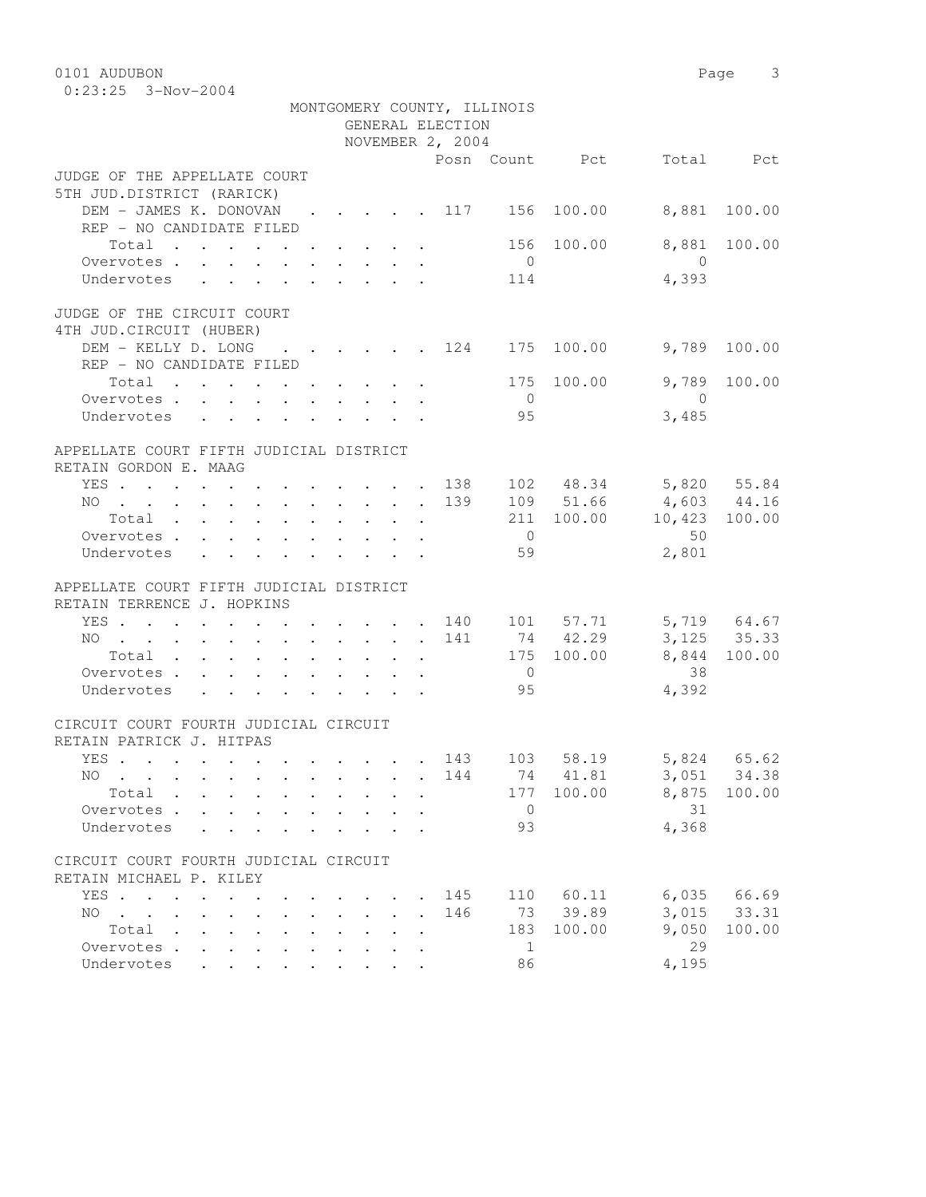0101 AUDUBON

0:23:25 3-Nov-2004

MONTGOMERY COUNTY, ILLINOIS
GENERAL ELECTION
NOVEMBER 2, 2004

| | Posn | Count | Pct | Total | Pct |
|---|---|---|---|---|---|
| **JUDGE OF THE APPELLATE COURT** | | | | | |
| **5TH JUD.DISTRICT (RARICK)** | | | | | |
| DEM - JAMES K. DONOVAN | 117 | 156 | 100.00 | 8,881 | 100.00 |
| REP - NO CANDIDATE FILED | | | | | |
| Total | | 156 | 100.00 | 8,881 | 100.00 |
| Overvotes | | 0 | | 0 | |
| Undervotes | | 114 | | 4,393 | |
| **JUDGE OF THE CIRCUIT COURT** | | | | | |
| **4TH JUD.CIRCUIT (HUBER)** | | | | | |
| DEM - KELLY D. LONG | 124 | 175 | 100.00 | 9,789 | 100.00 |
| REP - NO CANDIDATE FILED | | | | | |
| Total | | 175 | 100.00 | 9,789 | 100.00 |
| Overvotes | | 0 | | 0 | |
| Undervotes | | 95 | | 3,485 | |
| **APPELLATE COURT FIFTH JUDICIAL DISTRICT** | | | | | |
| **RETAIN GORDON E. MAAG** | | | | | |
| YES | 138 | 102 | 48.34 | 5,820 | 55.84 |
| NO | 139 | 109 | 51.66 | 4,603 | 44.16 |
| Total | | 211 | 100.00 | 10,423 | 100.00 |
| Overvotes | | 0 | | 50 | |
| Undervotes | | 59 | | 2,801 | |
| **APPELLATE COURT FIFTH JUDICIAL DISTRICT** | | | | | |
| **RETAIN TERRENCE J. HOPKINS** | | | | | |
| YES | 140 | 101 | 57.71 | 5,719 | 64.67 |
| NO | 141 | 74 | 42.29 | 3,125 | 35.33 |
| Total | | 175 | 100.00 | 8,844 | 100.00 |
| Overvotes | | 0 | | 38 | |
| Undervotes | | 95 | | 4,392 | |
| **CIRCUIT COURT FOURTH JUDICIAL CIRCUIT** | | | | | |
| **RETAIN PATRICK J. HITPAS** | | | | | |
| YES | 143 | 103 | 58.19 | 5,824 | 65.62 |
| NO | 144 | 74 | 41.81 | 3,051 | 34.38 |
| Total | | 177 | 100.00 | 8,875 | 100.00 |
| Overvotes | | 0 | | 31 | |
| Undervotes | | 93 | | 4,368 | |
| **CIRCUIT COURT FOURTH JUDICIAL CIRCUIT** | | | | | |
| **RETAIN MICHAEL P. KILEY** | | | | | |
| YES | 145 | 110 | 60.11 | 6,035 | 66.69 |
| NO | 146 | 73 | 39.89 | 3,015 | 33.31 |
| Total | | 183 | 100.00 | 9,050 | 100.00 |
| Overvotes | | 1 | | 29 | |
| Undervotes | | 86 | | 4,195 | |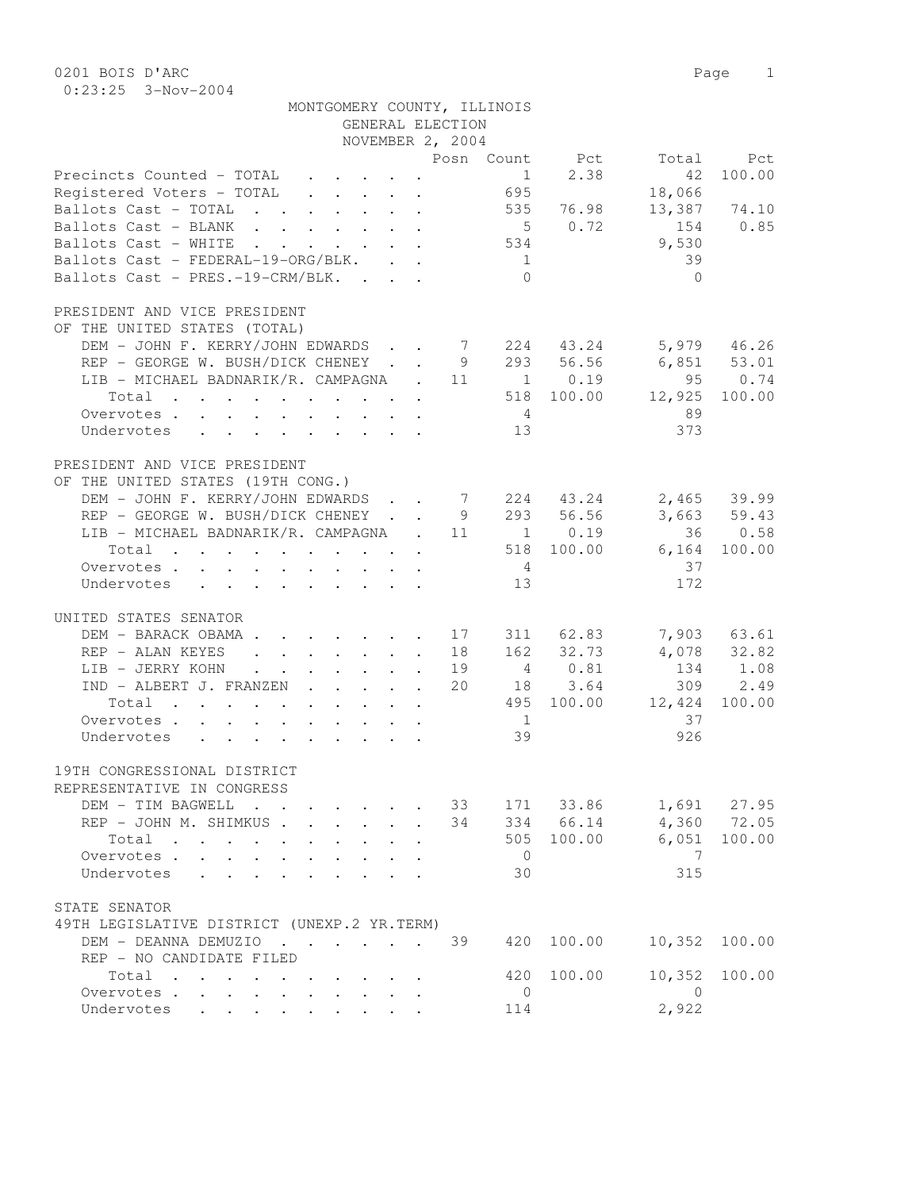0201 BOIS D'ARC
0:23:25 3-Nov-2004

MONTGOMERY COUNTY, ILLINOIS
GENERAL ELECTION
NOVEMBER 2, 2004

| | Posn | Count | Pct | Total | Pct |
|---|---|---|---|---|---|
| Precincts Counted - TOTAL | | 1 | 2.38 | 42 | 100.00 |
| Registered Voters - TOTAL | | 695 | | 18,066 | |
| Ballots Cast - TOTAL | | 535 | 76.98 | 13,387 | 74.10 |
| Ballots Cast - BLANK | | 5 | 0.72 | 154 | 0.85 |
| Ballots Cast - WHITE | | 534 | | 9,530 | |
| Ballots Cast - FEDERAL-19-ORG/BLK. | | 1 | | 39 | |
| Ballots Cast - PRES.-19-CRM/BLK. | | 0 | | 0 | |

PRESIDENT AND VICE PRESIDENT
OF THE UNITED STATES (TOTAL)

| | Posn | Count | Pct | Total | Pct |
|---|---|---|---|---|---|
| DEM - JOHN F. KERRY/JOHN EDWARDS | 7 | 224 | 43.24 | 5,979 | 46.26 |
| REP - GEORGE W. BUSH/DICK CHENEY | 9 | 293 | 56.56 | 6,851 | 53.01 |
| LIB - MICHAEL BADNARIK/R. CAMPAGNA | 11 | 1 | 0.19 | 95 | 0.74 |
| Total | | 518 | 100.00 | 12,925 | 100.00 |
| Overvotes | | 4 | | 89 | |
| Undervotes | | 13 | | 373 | |

PRESIDENT AND VICE PRESIDENT
OF THE UNITED STATES (19TH CONG.)

| | Posn | Count | Pct | Total | Pct |
|---|---|---|---|---|---|
| DEM - JOHN F. KERRY/JOHN EDWARDS | 7 | 224 | 43.24 | 2,465 | 39.99 |
| REP - GEORGE W. BUSH/DICK CHENEY | 9 | 293 | 56.56 | 3,663 | 59.43 |
| LIB - MICHAEL BADNARIK/R. CAMPAGNA | 11 | 1 | 0.19 | 36 | 0.58 |
| Total | | 518 | 100.00 | 6,164 | 100.00 |
| Overvotes | | 4 | | 37 | |
| Undervotes | | 13 | | 172 | |

UNITED STATES SENATOR

| | Posn | Count | Pct | Total | Pct |
|---|---|---|---|---|---|
| DEM - BARACK OBAMA | 17 | 311 | 62.83 | 7,903 | 63.61 |
| REP - ALAN KEYES | 18 | 162 | 32.73 | 4,078 | 32.82 |
| LIB - JERRY KOHN | 19 | 4 | 0.81 | 134 | 1.08 |
| IND - ALBERT J. FRANZEN | 20 | 18 | 3.64 | 309 | 2.49 |
| Total | | 495 | 100.00 | 12,424 | 100.00 |
| Overvotes | | 1 | | 37 | |
| Undervotes | | 39 | | 926 | |

19TH CONGRESSIONAL DISTRICT
REPRESENTATIVE IN CONGRESS

| | Posn | Count | Pct | Total | Pct |
|---|---|---|---|---|---|
| DEM - TIM BAGWELL | 33 | 171 | 33.86 | 1,691 | 27.95 |
| REP - JOHN M. SHIMKUS | 34 | 334 | 66.14 | 4,360 | 72.05 |
| Total | | 505 | 100.00 | 6,051 | 100.00 |
| Overvotes | | 0 | | 7 | |
| Undervotes | | 30 | | 315 | |

STATE SENATOR
49TH LEGISLATIVE DISTRICT (UNEXP.2 YR.TERM)

| | Posn | Count | Pct | Total | Pct |
|---|---|---|---|---|---|
| DEM - DEANNA DEMUZIO | 39 | 420 | 100.00 | 10,352 | 100.00 |
| REP - NO CANDIDATE FILED | | | | | |
| Total | | 420 | 100.00 | 10,352 | 100.00 |
| Overvotes | | 0 | | 0 | |
| Undervotes | | 114 | | 2,922 | |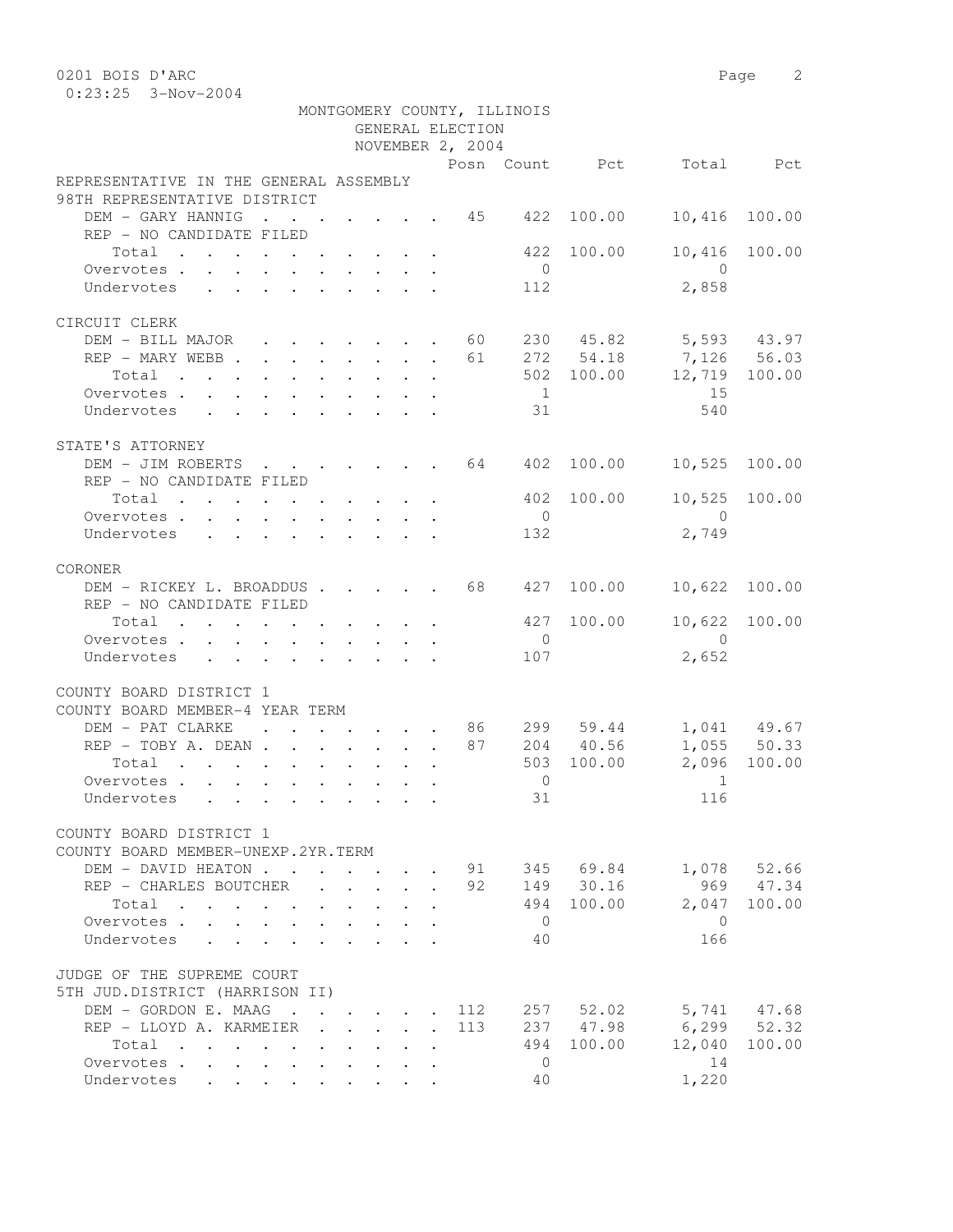0201 BOIS D'ARC
0:23:25 3-Nov-2004

MONTGOMERY COUNTY, ILLINOIS
GENERAL ELECTION
NOVEMBER 2, 2004

| | Posn | Count | Pct | Total | Pct |
|---|---|---|---|---|---|
| **REPRESENTATIVE IN THE GENERAL ASSEMBLY** | | | | | |
| **98TH REPRESENTATIVE DISTRICT** | | | | | |
| DEM - GARY HANNIG | 45 | 422 | 100.00 | 10,416 | 100.00 |
| REP - NO CANDIDATE FILED | | | | | |
| Total | | 422 | 100.00 | 10,416 | 100.00 |
| Overvotes | | 0 | | 0 | |
| Undervotes | | 112 | | 2,858 | |
| **CIRCUIT CLERK** | | | | | |
| DEM - BILL MAJOR | 60 | 230 | 45.82 | 5,593 | 43.97 |
| REP - MARY WEBB | 61 | 272 | 54.18 | 7,126 | 56.03 |
| Total | | 502 | 100.00 | 12,719 | 100.00 |
| Overvotes | | 1 | | 15 | |
| Undervotes | | 31 | | 540 | |
| **STATE'S ATTORNEY** | | | | | |
| DEM - JIM ROBERTS | 64 | 402 | 100.00 | 10,525 | 100.00 |
| REP - NO CANDIDATE FILED | | | | | |
| Total | | 402 | 100.00 | 10,525 | 100.00 |
| Overvotes | | 0 | | 0 | |
| Undervotes | | 132 | | 2,749 | |
| **CORONER** | | | | | |
| DEM - RICKEY L. BROADDUS | 68 | 427 | 100.00 | 10,622 | 100.00 |
| REP - NO CANDIDATE FILED | | | | | |
| Total | | 427 | 100.00 | 10,622 | 100.00 |
| Overvotes | | 0 | | 0 | |
| Undervotes | | 107 | | 2,652 | |
| **COUNTY BOARD DISTRICT 1** | | | | | |
| **COUNTY BOARD MEMBER-4 YEAR TERM** | | | | | |
| DEM - PAT CLARKE | 86 | 299 | 59.44 | 1,041 | 49.67 |
| REP - TOBY A. DEAN | 87 | 204 | 40.56 | 1,055 | 50.33 |
| Total | | 503 | 100.00 | 2,096 | 100.00 |
| Overvotes | | 0 | | 1 | |
| Undervotes | | 31 | | 116 | |
| **COUNTY BOARD DISTRICT 1** | | | | | |
| **COUNTY BOARD MEMBER-UNEXP.2YR.TERM** | | | | | |
| DEM - DAVID HEATON | 91 | 345 | 69.84 | 1,078 | 52.66 |
| REP - CHARLES BOUTCHER | 92 | 149 | 30.16 | 969 | 47.34 |
| Total | | 494 | 100.00 | 2,047 | 100.00 |
| Overvotes | | 0 | | 0 | |
| Undervotes | | 40 | | 166 | |
| **JUDGE OF THE SUPREME COURT** | | | | | |
| **5TH JUD.DISTRICT (HARRISON II)** | | | | | |
| DEM - GORDON E. MAAG | 112 | 257 | 52.02 | 5,741 | 47.68 |
| REP - LLOYD A. KARMEIER | 113 | 237 | 47.98 | 6,299 | 52.32 |
| Total | | 494 | 100.00 | 12,040 | 100.00 |
| Overvotes | | 0 | | 14 | |
| Undervotes | | 40 | | 1,220 | |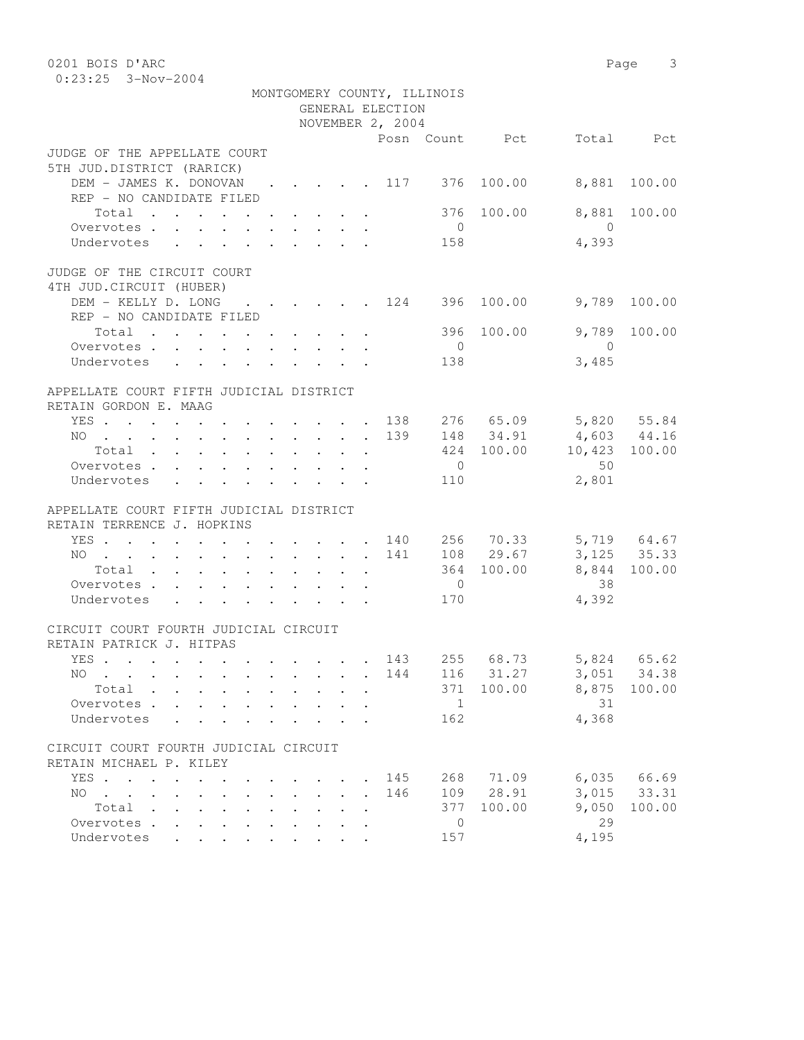0201 BOIS D'ARC
0:23:25 3-Nov-2004

MONTGOMERY COUNTY, ILLINOIS
GENERAL ELECTION
NOVEMBER 2, 2004

| | Posn | Count | Pct | Total | Pct |
|---|---|---|---|---|---|
| **JUDGE OF THE APPELLATE COURT** | | | | | |
| **5TH JUD.DISTRICT (RARICK)** | | | | | |
| DEM - JAMES K. DONOVAN | 117 | 376 | 100.00 | 8,881 | 100.00 |
| REP - NO CANDIDATE FILED | | | | | |
| Total | | 376 | 100.00 | 8,881 | 100.00 |
| Overvotes | | 0 | | 0 | |
| Undervotes | | 158 | | 4,393 | |
| **JUDGE OF THE CIRCUIT COURT** | | | | | |
| **4TH JUD.CIRCUIT (HUBER)** | | | | | |
| DEM - KELLY D. LONG | 124 | 396 | 100.00 | 9,789 | 100.00 |
| REP - NO CANDIDATE FILED | | | | | |
| Total | | 396 | 100.00 | 9,789 | 100.00 |
| Overvotes | | 0 | | 0 | |
| Undervotes | | 138 | | 3,485 | |
| **APPELLATE COURT FIFTH JUDICIAL DISTRICT** | | | | | |
| **RETAIN GORDON E. MAAG** | | | | | |
| YES | 138 | 276 | 65.09 | 5,820 | 55.84 |
| NO | 139 | 148 | 34.91 | 4,603 | 44.16 |
| Total | | 424 | 100.00 | 10,423 | 100.00 |
| Overvotes | | 0 | | 50 | |
| Undervotes | | 110 | | 2,801 | |
| **APPELLATE COURT FIFTH JUDICIAL DISTRICT** | | | | | |
| **RETAIN TERRENCE J. HOPKINS** | | | | | |
| YES | 140 | 256 | 70.33 | 5,719 | 64.67 |
| NO | 141 | 108 | 29.67 | 3,125 | 35.33 |
| Total | | 364 | 100.00 | 8,844 | 100.00 |
| Overvotes | | 0 | | 38 | |
| Undervotes | | 170 | | 4,392 | |
| **CIRCUIT COURT FOURTH JUDICIAL CIRCUIT** | | | | | |
| **RETAIN PATRICK J. HITPAS** | | | | | |
| YES | 143 | 255 | 68.73 | 5,824 | 65.62 |
| NO | 144 | 116 | 31.27 | 3,051 | 34.38 |
| Total | | 371 | 100.00 | 8,875 | 100.00 |
| Overvotes | | 1 | | 31 | |
| Undervotes | | 162 | | 4,368 | |
| **CIRCUIT COURT FOURTH JUDICIAL CIRCUIT** | | | | | |
| **RETAIN MICHAEL P. KILEY** | | | | | |
| YES | 145 | 268 | 71.09 | 6,035 | 66.69 |
| NO | 146 | 109 | 28.91 | 3,015 | 33.31 |
| Total | | 377 | 100.00 | 9,050 | 100.00 |
| Overvotes | | 0 | | 29 | |
| Undervotes | | 157 | | 4,195 | |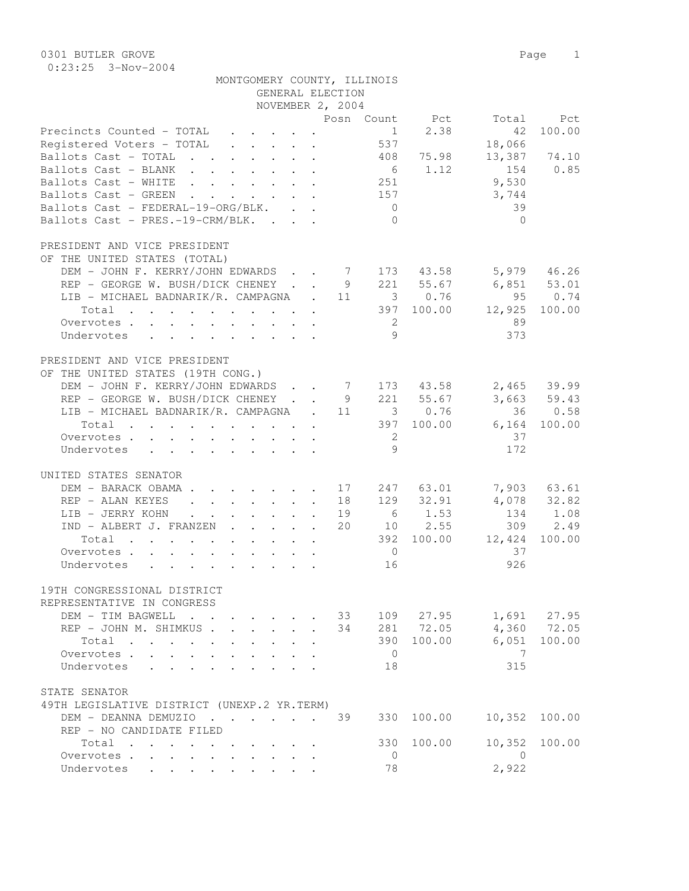0301 BUTLER GROVE
0:23:25 3-Nov-2004

MONTGOMERY COUNTY, ILLINOIS
GENERAL ELECTION
NOVEMBER 2, 2004

| | Posn | Count | Pct | Total | Pct |
|---|---|---|---|---|---|
| Precincts Counted - TOTAL | | 1 | 2.38 | 42 | 100.00 |
| Registered Voters - TOTAL | | 537 | | 18,066 | |
| Ballots Cast - TOTAL | | 408 | 75.98 | 13,387 | 74.10 |
| Ballots Cast - BLANK | | 6 | 1.12 | 154 | 0.85 |
| Ballots Cast - WHITE | | 251 | | 9,530 | |
| Ballots Cast - GREEN | | 157 | | 3,744 | |
| Ballots Cast - FEDERAL-19-ORG/BLK. | | 0 | | 39 | |
| Ballots Cast - PRES.-19-CRM/BLK. | | 0 | | 0 | |

PRESIDENT AND VICE PRESIDENT
OF THE UNITED STATES (TOTAL)

| | Posn | Count | Pct | Total | Pct |
|---|---|---|---|---|---|
| DEM - JOHN F. KERRY/JOHN EDWARDS | 7 | 173 | 43.58 | 5,979 | 46.26 |
| REP - GEORGE W. BUSH/DICK CHENEY | 9 | 221 | 55.67 | 6,851 | 53.01 |
| LIB - MICHAEL BADNARIK/R. CAMPAGNA | 11 | 3 | 0.76 | 95 | 0.74 |
| Total | | 397 | 100.00 | 12,925 | 100.00 |
| Overvotes | | 2 | | 89 | |
| Undervotes | | 9 | | 373 | |

PRESIDENT AND VICE PRESIDENT
OF THE UNITED STATES (19TH CONG.)

| | Posn | Count | Pct | Total | Pct |
|---|---|---|---|---|---|
| DEM - JOHN F. KERRY/JOHN EDWARDS | 7 | 173 | 43.58 | 2,465 | 39.99 |
| REP - GEORGE W. BUSH/DICK CHENEY | 9 | 221 | 55.67 | 3,663 | 59.43 |
| LIB - MICHAEL BADNARIK/R. CAMPAGNA | 11 | 3 | 0.76 | 36 | 0.58 |
| Total | | 397 | 100.00 | 6,164 | 100.00 |
| Overvotes | | 2 | | 37 | |
| Undervotes | | 9 | | 172 | |

UNITED STATES SENATOR

| | Posn | Count | Pct | Total | Pct |
|---|---|---|---|---|---|
| DEM - BARACK OBAMA | 17 | 247 | 63.01 | 7,903 | 63.61 |
| REP - ALAN KEYES | 18 | 129 | 32.91 | 4,078 | 32.82 |
| LIB - JERRY KOHN | 19 | 6 | 1.53 | 134 | 1.08 |
| IND - ALBERT J. FRANZEN | 20 | 10 | 2.55 | 309 | 2.49 |
| Total | | 392 | 100.00 | 12,424 | 100.00 |
| Overvotes | | 0 | | 37 | |
| Undervotes | | 16 | | 926 | |

19TH CONGRESSIONAL DISTRICT
REPRESENTATIVE IN CONGRESS

| | Posn | Count | Pct | Total | Pct |
|---|---|---|---|---|---|
| DEM - TIM BAGWELL | 33 | 109 | 27.95 | 1,691 | 27.95 |
| REP - JOHN M. SHIMKUS | 34 | 281 | 72.05 | 4,360 | 72.05 |
| Total | | 390 | 100.00 | 6,051 | 100.00 |
| Overvotes | | 0 | | 7 | |
| Undervotes | | 18 | | 315 | |

STATE SENATOR
49TH LEGISLATIVE DISTRICT (UNEXP.2 YR.TERM)

| | Posn | Count | Pct | Total | Pct |
|---|---|---|---|---|---|
| DEM - DEANNA DEMUZIO | 39 | 330 | 100.00 | 10,352 | 100.00 |
| REP - NO CANDIDATE FILED | | | | | |
| Total | | 330 | 100.00 | 10,352 | 100.00 |
| Overvotes | | 0 | | 0 | |
| Undervotes | | 78 | | 2,922 | |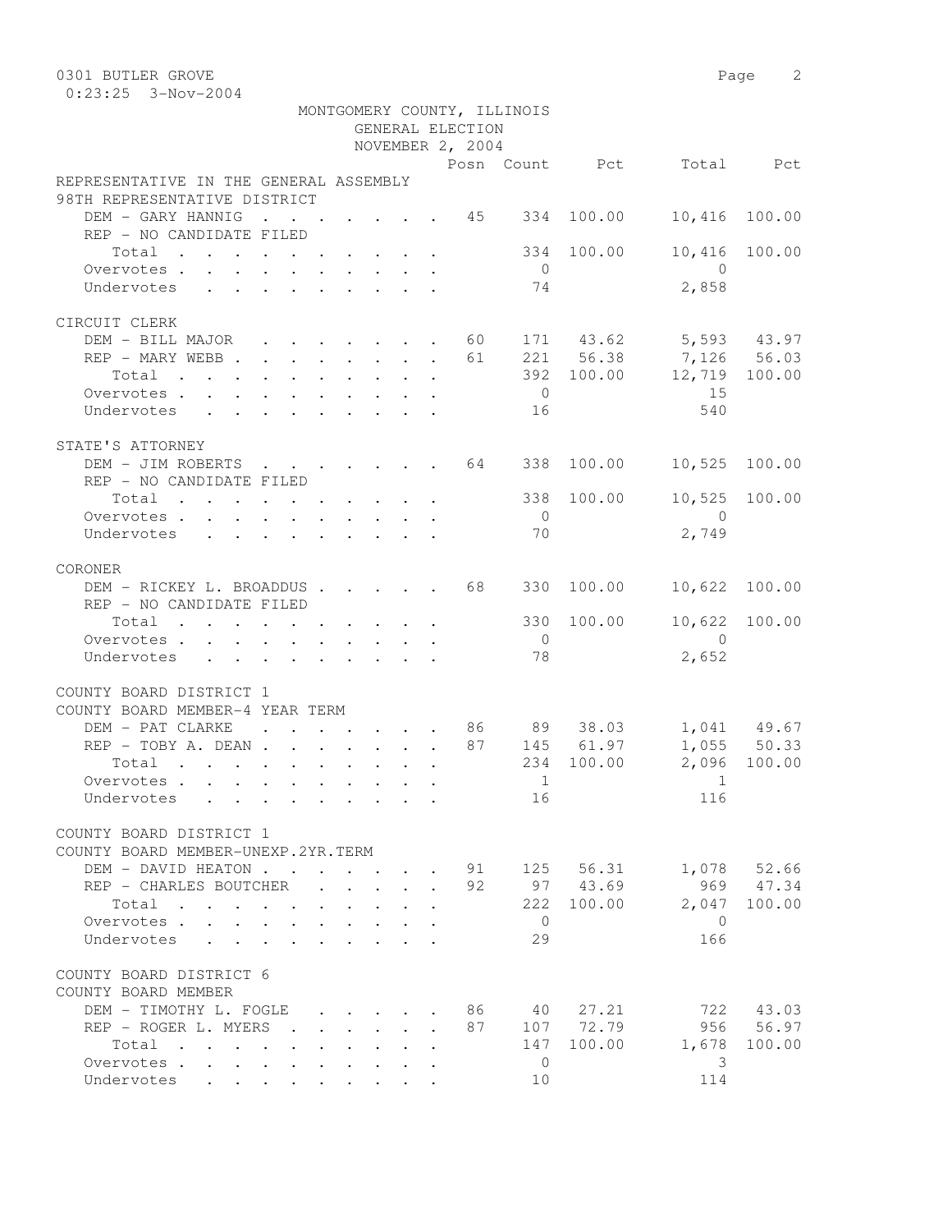0301 BUTLER GROVE
0:23:25 3-Nov-2004

MONTGOMERY COUNTY, ILLINOIS
GENERAL ELECTION
NOVEMBER 2, 2004

| | Posn | Count | Pct | Total | Pct |
|---|---|---|---|---|---|
| **REPRESENTATIVE IN THE GENERAL ASSEMBLY** | | | | | |
| **98TH REPRESENTATIVE DISTRICT** | | | | | |
| DEM - GARY HANNIG | 45 | 334 | 100.00 | 10,416 | 100.00 |
| REP - NO CANDIDATE FILED | | | | | |
| Total | | 334 | 100.00 | 10,416 | 100.00 |
| Overvotes | | 0 | | 0 | |
| Undervotes | | 74 | | 2,858 | |
| **CIRCUIT CLERK** | | | | | |
| DEM - BILL MAJOR | 60 | 171 | 43.62 | 5,593 | 43.97 |
| REP - MARY WEBB | 61 | 221 | 56.38 | 7,126 | 56.03 |
| Total | | 392 | 100.00 | 12,719 | 100.00 |
| Overvotes | | 0 | | 15 | |
| Undervotes | | 16 | | 540 | |
| **STATE'S ATTORNEY** | | | | | |
| DEM - JIM ROBERTS | 64 | 338 | 100.00 | 10,525 | 100.00 |
| REP - NO CANDIDATE FILED | | | | | |
| Total | | 338 | 100.00 | 10,525 | 100.00 |
| Overvotes | | 0 | | 0 | |
| Undervotes | | 70 | | 2,749 | |
| **CORONER** | | | | | |
| DEM - RICKEY L. BROADDUS | 68 | 330 | 100.00 | 10,622 | 100.00 |
| REP - NO CANDIDATE FILED | | | | | |
| Total | | 330 | 100.00 | 10,622 | 100.00 |
| Overvotes | | 0 | | 0 | |
| Undervotes | | 78 | | 2,652 | |
| **COUNTY BOARD DISTRICT 1** | | | | | |
| **COUNTY BOARD MEMBER-4 YEAR TERM** | | | | | |
| DEM - PAT CLARKE | 86 | 89 | 38.03 | 1,041 | 49.67 |
| REP - TOBY A. DEAN | 87 | 145 | 61.97 | 1,055 | 50.33 |
| Total | | 234 | 100.00 | 2,096 | 100.00 |
| Overvotes | | 1 | | 1 | |
| Undervotes | | 16 | | 116 | |
| **COUNTY BOARD DISTRICT 1** | | | | | |
| **COUNTY BOARD MEMBER-UNEXP.2YR.TERM** | | | | | |
| DEM - DAVID HEATON | 91 | 125 | 56.31 | 1,078 | 52.66 |
| REP - CHARLES BOUTCHER | 92 | 97 | 43.69 | 969 | 47.34 |
| Total | | 222 | 100.00 | 2,047 | 100.00 |
| Overvotes | | 0 | | 0 | |
| Undervotes | | 29 | | 166 | |
| **COUNTY BOARD DISTRICT 6** | | | | | |
| **COUNTY BOARD MEMBER** | | | | | |
| DEM - TIMOTHY L. FOGLE | 86 | 40 | 27.21 | 722 | 43.03 |
| REP - ROGER L. MYERS | 87 | 107 | 72.79 | 956 | 56.97 |
| Total | | 147 | 100.00 | 1,678 | 100.00 |
| Overvotes | | 0 | | 3 | |
| Undervotes | | 10 | | 114 | |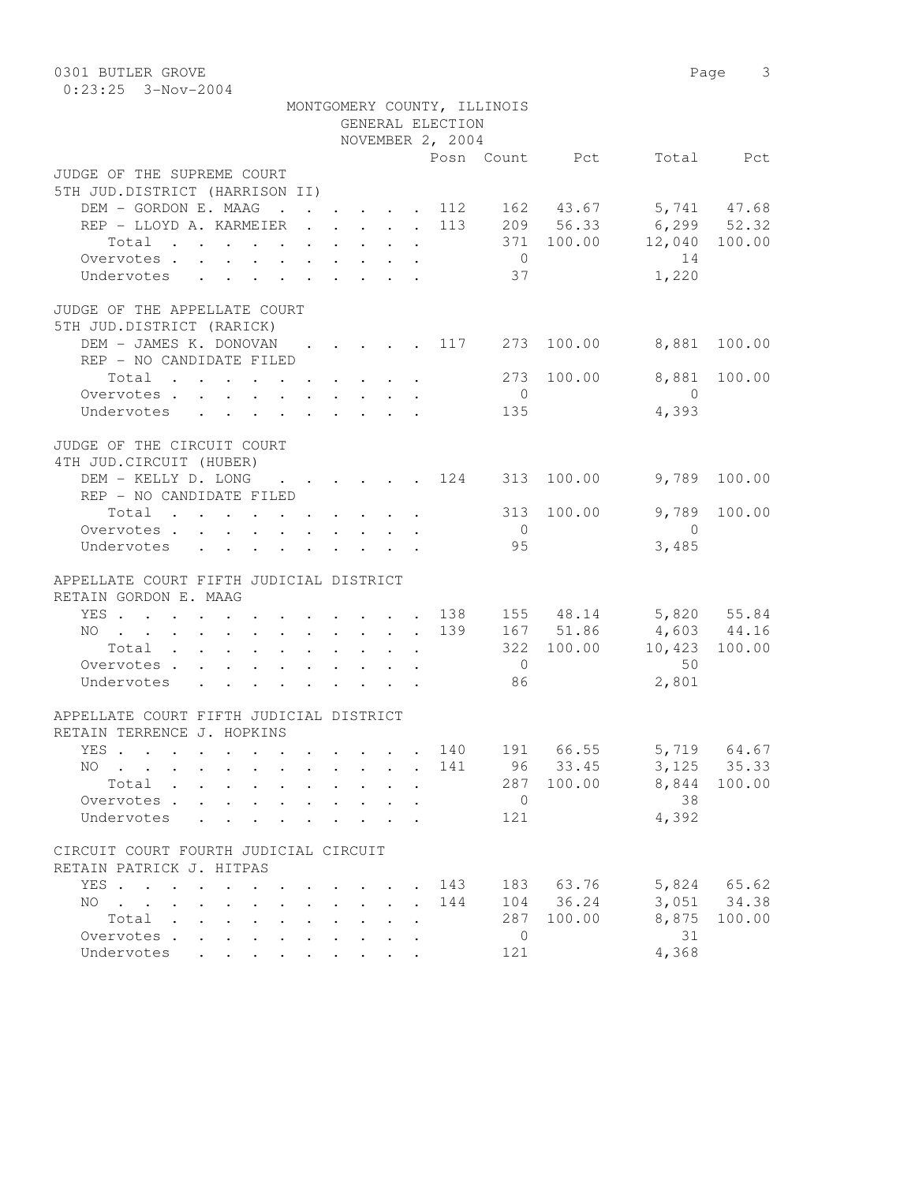0301 BUTLER GROVE
0:23:25 3-Nov-2004

MONTGOMERY COUNTY, ILLINOIS
GENERAL ELECTION
NOVEMBER 2, 2004

| | Posn | Count | Pct | Total | Pct |
|---|---|---|---|---|---|
| **JUDGE OF THE SUPREME COURT** | | | | | |
| **5TH JUD.DISTRICT (HARRISON II)** | | | | | |
| DEM - GORDON E. MAAG | 112 | 162 | 43.67 | 5,741 | 47.68 |
| REP - LLOYD A. KARMEIER | 113 | 209 | 56.33 | 6,299 | 52.32 |
| Total | | 371 | 100.00 | 12,040 | 100.00 |
| Overvotes | | 0 | | 14 | |
| Undervotes | | 37 | | 1,220 | |
| **JUDGE OF THE APPELLATE COURT** | | | | | |
| **5TH JUD.DISTRICT (RARICK)** | | | | | |
| DEM - JAMES K. DONOVAN | 117 | 273 | 100.00 | 8,881 | 100.00 |
| REP - NO CANDIDATE FILED | | | | | |
| Total | | 273 | 100.00 | 8,881 | 100.00 |
| Overvotes | | 0 | | 0 | |
| Undervotes | | 135 | | 4,393 | |
| **JUDGE OF THE CIRCUIT COURT** | | | | | |
| **4TH JUD.CIRCUIT (HUBER)** | | | | | |
| DEM - KELLY D. LONG | 124 | 313 | 100.00 | 9,789 | 100.00 |
| REP - NO CANDIDATE FILED | | | | | |
| Total | | 313 | 100.00 | 9,789 | 100.00 |
| Overvotes | | 0 | | 0 | |
| Undervotes | | 95 | | 3,485 | |
| **APPELLATE COURT FIFTH JUDICIAL DISTRICT** | | | | | |
| **RETAIN GORDON E. MAAG** | | | | | |
| YES | 138 | 155 | 48.14 | 5,820 | 55.84 |
| NO | 139 | 167 | 51.86 | 4,603 | 44.16 |
| Total | | 322 | 100.00 | 10,423 | 100.00 |
| Overvotes | | 0 | | 50 | |
| Undervotes | | 86 | | 2,801 | |
| **APPELLATE COURT FIFTH JUDICIAL DISTRICT** | | | | | |
| **RETAIN TERRENCE J. HOPKINS** | | | | | |
| YES | 140 | 191 | 66.55 | 5,719 | 64.67 |
| NO | 141 | 96 | 33.45 | 3,125 | 35.33 |
| Total | | 287 | 100.00 | 8,844 | 100.00 |
| Overvotes | | 0 | | 38 | |
| Undervotes | | 121 | | 4,392 | |
| **CIRCUIT COURT FOURTH JUDICIAL CIRCUIT** | | | | | |
| **RETAIN PATRICK J. HITPAS** | | | | | |
| YES | 143 | 183 | 63.76 | 5,824 | 65.62 |
| NO | 144 | 104 | 36.24 | 3,051 | 34.38 |
| Total | | 287 | 100.00 | 8,875 | 100.00 |
| Overvotes | | 0 | | 31 | |
| Undervotes | | 121 | | 4,368 | |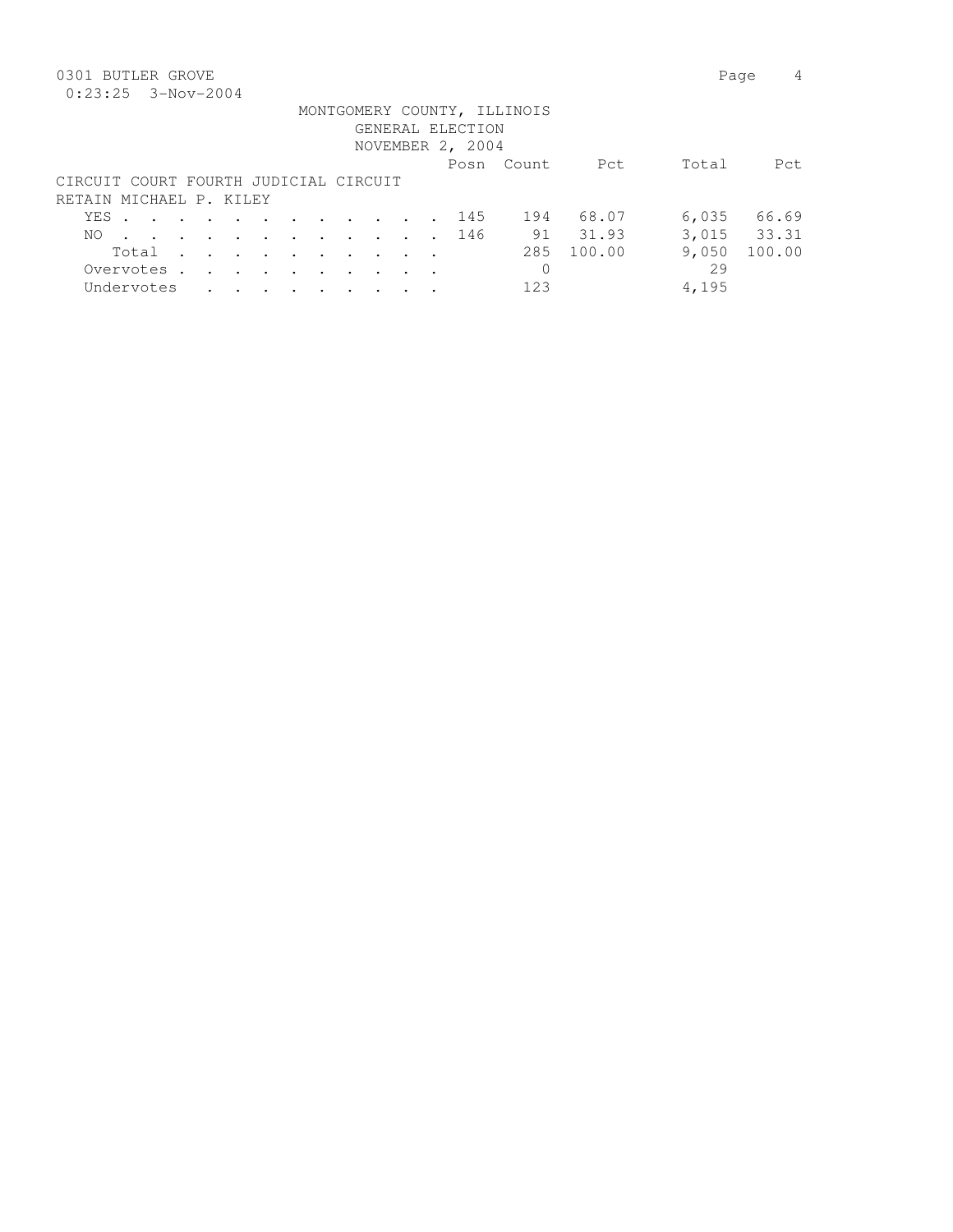MONTGOMERY COUNTY, ILLINOIS
GENERAL ELECTION
NOVEMBER 2, 2004

CIRCUIT COURT FOURTH JUDICIAL CIRCUIT
RETAIN MICHAEL P. KILEY

| | Posn | Count | Pct | Total | Pct |
|---|---|---|---|---|---|
| YES | 145 | 194 | 68.07 | 6,035 | 66.69 |
| NO | 146 | 91 | 31.93 | 3,015 | 33.31 |
| Total | | 285 | 100.00 | 9,050 | 100.00 |
| Overvotes | | 0 | | 29 | |
| Undervotes | | 123 | | 4,195 | |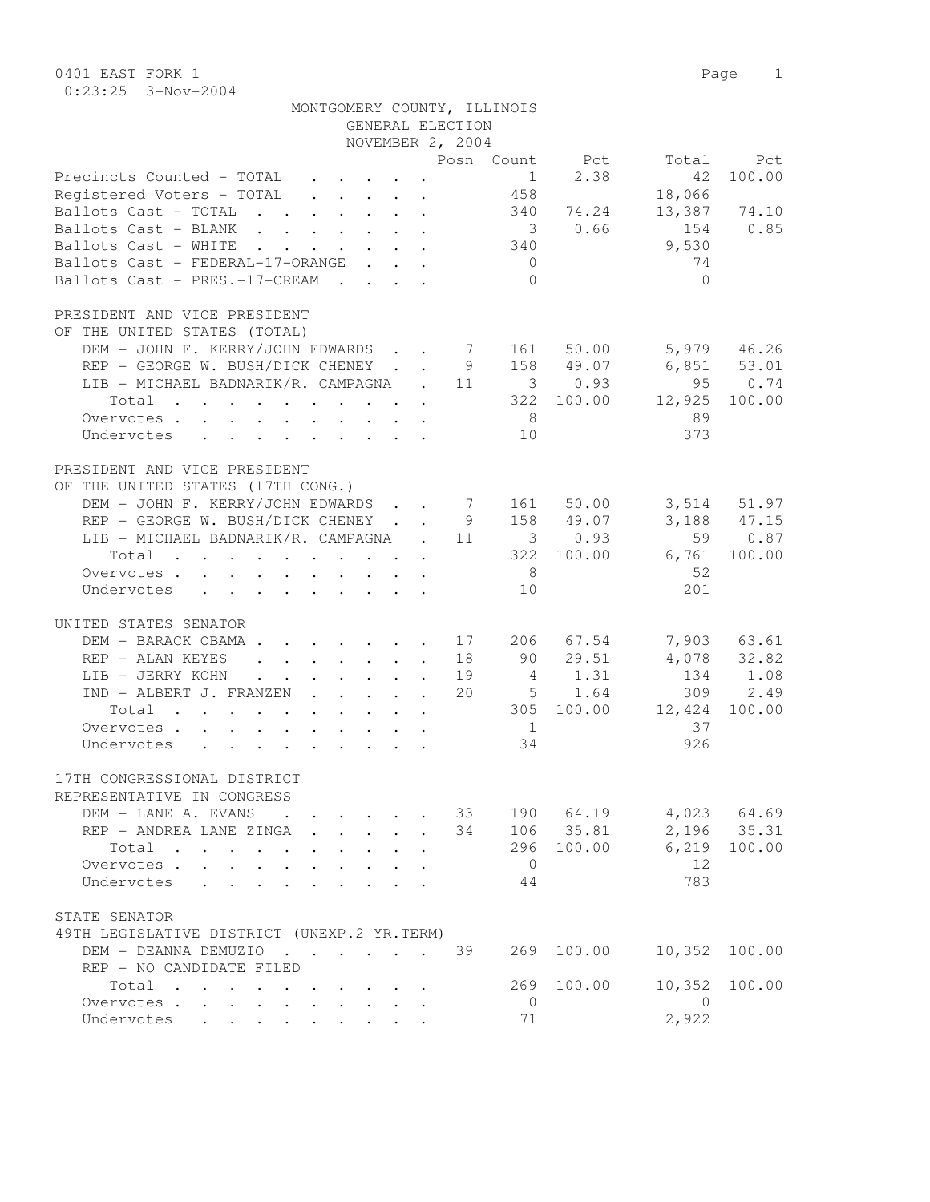0401 EAST FORK 1

0:23:25 3-Nov-2004

MONTGOMERY COUNTY, ILLINOIS
GENERAL ELECTION
NOVEMBER 2, 2004

| | Posn | Count | Pct | Total | Pct |
|---|---|---|---|---|---|
| Precincts Counted - TOTAL | | 1 | 2.38 | 42 | 100.00 |
| Registered Voters - TOTAL | | 458 | | 18,066 | |
| Ballots Cast - TOTAL | | 340 | 74.24 | 13,387 | 74.10 |
| Ballots Cast - BLANK | | 3 | 0.66 | 154 | 0.85 |
| Ballots Cast - WHITE | | 340 | | 9,530 | |
| Ballots Cast - FEDERAL-17-ORANGE | | 0 | | 74 | |
| Ballots Cast - PRES.-17-CREAM | | 0 | | 0 | |

PRESIDENT AND VICE PRESIDENT
OF THE UNITED STATES (TOTAL)

| | Posn | Count | Pct | Total | Pct |
|---|---|---|---|---|---|
| DEM - JOHN F. KERRY/JOHN EDWARDS | 7 | 161 | 50.00 | 5,979 | 46.26 |
| REP - GEORGE W. BUSH/DICK CHENEY | 9 | 158 | 49.07 | 6,851 | 53.01 |
| LIB - MICHAEL BADNARIK/R. CAMPAGNA | 11 | 3 | 0.93 | 95 | 0.74 |
| Total | | 322 | 100.00 | 12,925 | 100.00 |
| Overvotes | | 8 | | 89 | |
| Undervotes | | 10 | | 373 | |

PRESIDENT AND VICE PRESIDENT
OF THE UNITED STATES (17TH CONG.)

| | Posn | Count | Pct | Total | Pct |
|---|---|---|---|---|---|
| DEM - JOHN F. KERRY/JOHN EDWARDS | 7 | 161 | 50.00 | 3,514 | 51.97 |
| REP - GEORGE W. BUSH/DICK CHENEY | 9 | 158 | 49.07 | 3,188 | 47.15 |
| LIB - MICHAEL BADNARIK/R. CAMPAGNA | 11 | 3 | 0.93 | 59 | 0.87 |
| Total | | 322 | 100.00 | 6,761 | 100.00 |
| Overvotes | | 8 | | 52 | |
| Undervotes | | 10 | | 201 | |

UNITED STATES SENATOR

| | Posn | Count | Pct | Total | Pct |
|---|---|---|---|---|---|
| DEM - BARACK OBAMA | 17 | 206 | 67.54 | 7,903 | 63.61 |
| REP - ALAN KEYES | 18 | 90 | 29.51 | 4,078 | 32.82 |
| LIB - JERRY KOHN | 19 | 4 | 1.31 | 134 | 1.08 |
| IND - ALBERT J. FRANZEN | 20 | 5 | 1.64 | 309 | 2.49 |
| Total | | 305 | 100.00 | 12,424 | 100.00 |
| Overvotes | | 1 | | 37 | |
| Undervotes | | 34 | | 926 | |

17TH CONGRESSIONAL DISTRICT
REPRESENTATIVE IN CONGRESS

| | Posn | Count | Pct | Total | Pct |
|---|---|---|---|---|---|
| DEM - LANE A. EVANS | 33 | 190 | 64.19 | 4,023 | 64.69 |
| REP - ANDREA LANE ZINGA | 34 | 106 | 35.81 | 2,196 | 35.31 |
| Total | | 296 | 100.00 | 6,219 | 100.00 |
| Overvotes | | 0 | | 12 | |
| Undervotes | | 44 | | 783 | |

STATE SENATOR
49TH LEGISLATIVE DISTRICT (UNEXP.2 YR.TERM)

| | Posn | Count | Pct | Total | Pct |
|---|---|---|---|---|---|
| DEM - DEANNA DEMUZIO | 39 | 269 | 100.00 | 10,352 | 100.00 |
| REP - NO CANDIDATE FILED | | | | | |
| Total | | 269 | 100.00 | 10,352 | 100.00 |
| Overvotes | | 0 | | 0 | |
| Undervotes | | 71 | | 2,922 | |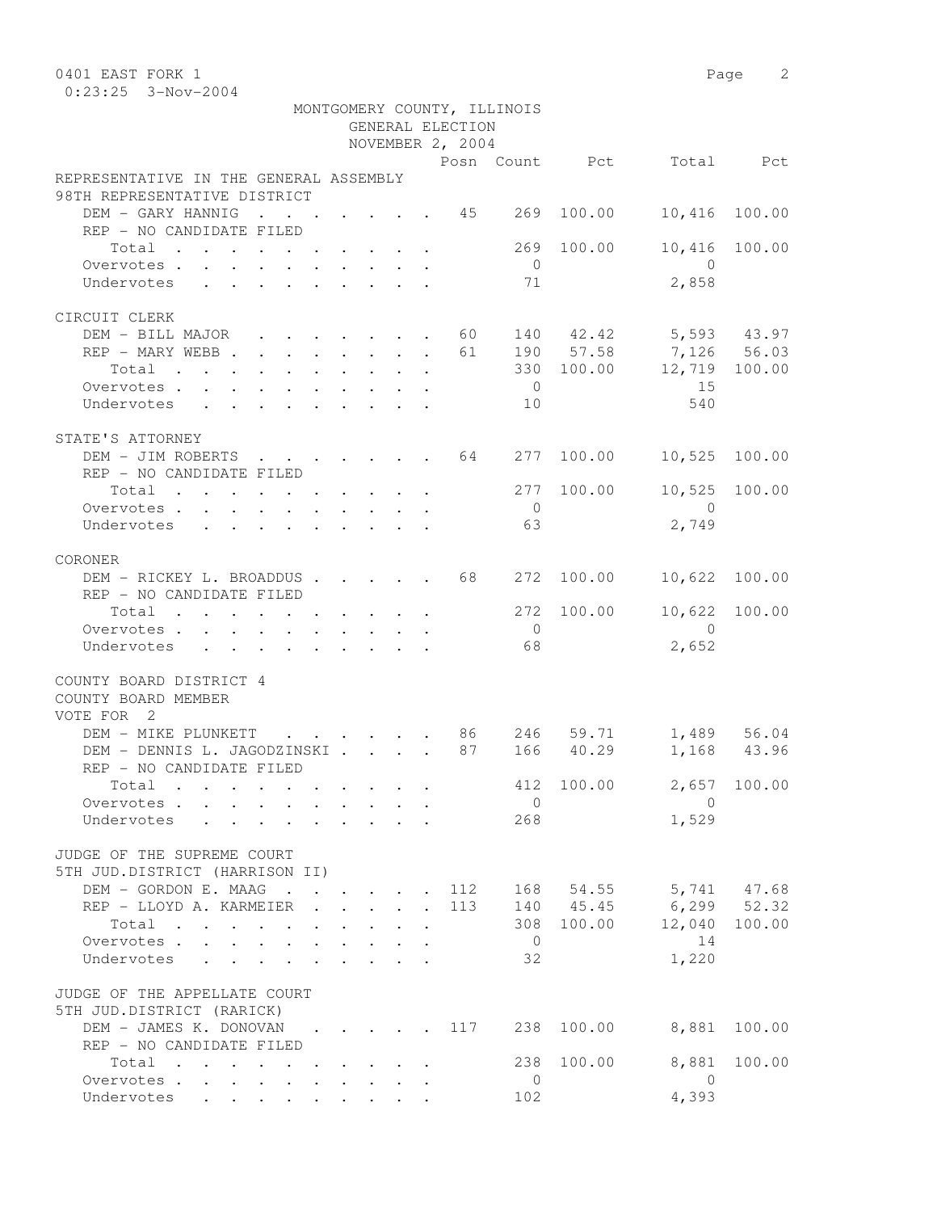0401 EAST FORK 1
0:23:25 3-Nov-2004

MONTGOMERY COUNTY, ILLINOIS
GENERAL ELECTION
NOVEMBER 2, 2004

| | Posn | Count | Pct | Total | Pct |
|---|---|---|---|---|---|
| **REPRESENTATIVE IN THE GENERAL ASSEMBLY** | | | | | |
| **98TH REPRESENTATIVE DISTRICT** | | | | | |
| DEM - GARY HANNIG | 45 | 269 | 100.00 | 10,416 | 100.00 |
| REP - NO CANDIDATE FILED | | | | | |
| Total | | 269 | 100.00 | 10,416 | 100.00 |
| Overvotes | | 0 | | 0 | |
| Undervotes | | 71 | | 2,858 | |
| **CIRCUIT CLERK** | | | | | |
| DEM - BILL MAJOR | 60 | 140 | 42.42 | 5,593 | 43.97 |
| REP - MARY WEBB | 61 | 190 | 57.58 | 7,126 | 56.03 |
| Total | | 330 | 100.00 | 12,719 | 100.00 |
| Overvotes | | 0 | | 15 | |
| Undervotes | | 10 | | 540 | |
| **STATE'S ATTORNEY** | | | | | |
| DEM - JIM ROBERTS | 64 | 277 | 100.00 | 10,525 | 100.00 |
| REP - NO CANDIDATE FILED | | | | | |
| Total | | 277 | 100.00 | 10,525 | 100.00 |
| Overvotes | | 0 | | 0 | |
| Undervotes | | 63 | | 2,749 | |
| **CORONER** | | | | | |
| DEM - RICKEY L. BROADDUS | 68 | 272 | 100.00 | 10,622 | 100.00 |
| REP - NO CANDIDATE FILED | | | | | |
| Total | | 272 | 100.00 | 10,622 | 100.00 |
| Overvotes | | 0 | | 0 | |
| Undervotes | | 68 | | 2,652 | |
| **COUNTY BOARD DISTRICT 4** | | | | | |
| **COUNTY BOARD MEMBER** | | | | | |
| VOTE FOR 2 | | | | | |
| DEM - MIKE PLUNKETT | 86 | 246 | 59.71 | 1,489 | 56.04 |
| DEM - DENNIS L. JAGODZINSKI | 87 | 166 | 40.29 | 1,168 | 43.96 |
| REP - NO CANDIDATE FILED | | | | | |
| Total | | 412 | 100.00 | 2,657 | 100.00 |
| Overvotes | | 0 | | 0 | |
| Undervotes | | 268 | | 1,529 | |
| **JUDGE OF THE SUPREME COURT** | | | | | |
| **5TH JUD.DISTRICT (HARRISON II)** | | | | | |
| DEM - GORDON E. MAAG | 112 | 168 | 54.55 | 5,741 | 47.68 |
| REP - LLOYD A. KARMEIER | 113 | 140 | 45.45 | 6,299 | 52.32 |
| Total | | 308 | 100.00 | 12,040 | 100.00 |
| Overvotes | | 0 | | 14 | |
| Undervotes | | 32 | | 1,220 | |
| **JUDGE OF THE APPELLATE COURT** | | | | | |
| **5TH JUD.DISTRICT (RARICK)** | | | | | |
| DEM - JAMES K. DONOVAN | 117 | 238 | 100.00 | 8,881 | 100.00 |
| REP - NO CANDIDATE FILED | | | | | |
| Total | | 238 | 100.00 | 8,881 | 100.00 |
| Overvotes | | 0 | | 0 | |
| Undervotes | | 102 | | 4,393 | |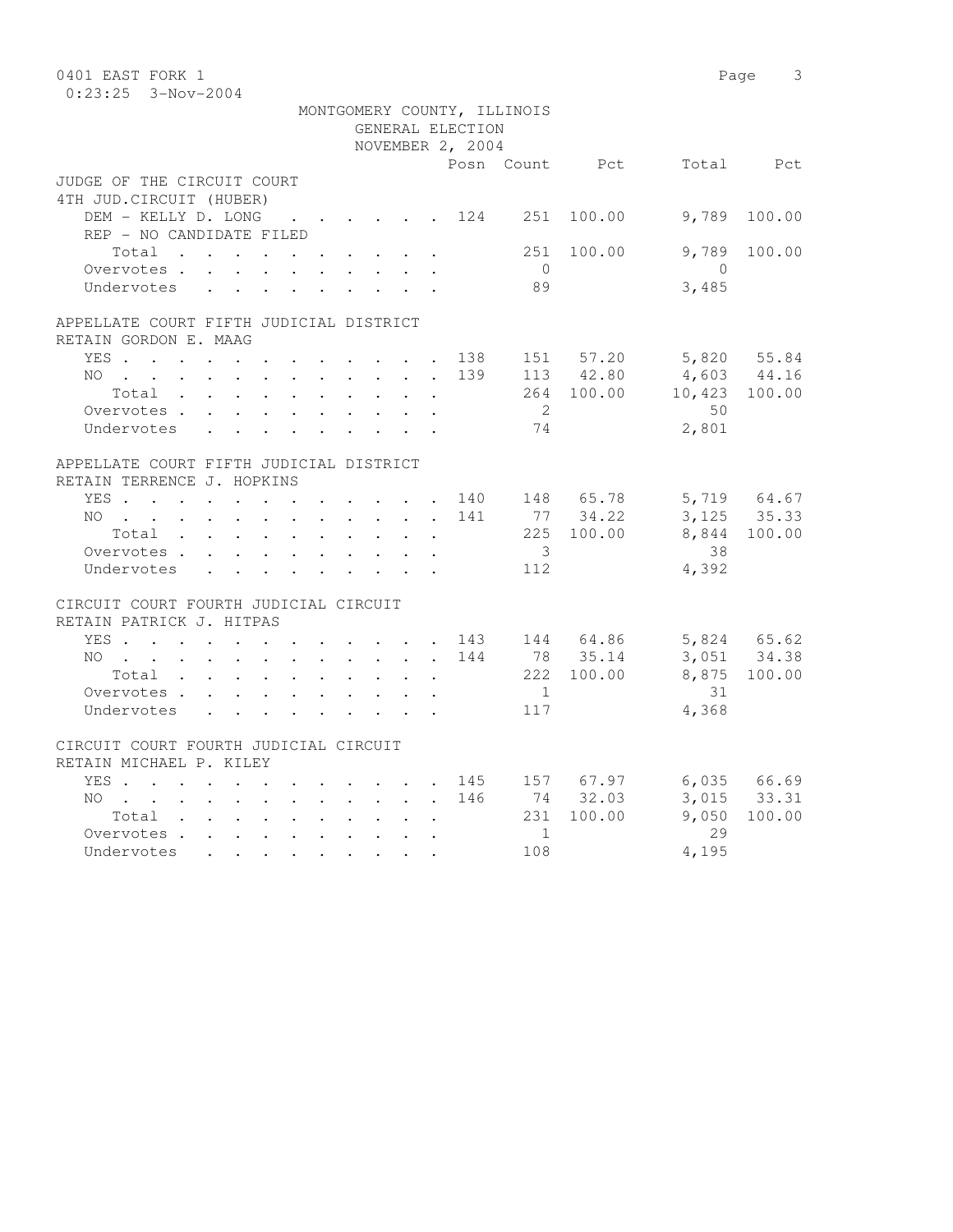MONTGOMERY COUNTY, ILLINOIS
GENERAL ELECTION
NOVEMBER 2, 2004

| | Posn | Count | Pct | Total | Pct |
|---|---|---|---|---|---|
| **JUDGE OF THE CIRCUIT COURT** | | | | | |
| **4TH JUD.CIRCUIT (HUBER)** | | | | | |
| DEM - KELLY D. LONG | 124 | 251 | 100.00 | 9,789 | 100.00 |
| REP - NO CANDIDATE FILED | | | | | |
| Total | | 251 | 100.00 | 9,789 | 100.00 |
| Overvotes | | 0 | | 0 | |
| Undervotes | | 89 | | 3,485 | |
| **APPELLATE COURT FIFTH JUDICIAL DISTRICT** | | | | | |
| **RETAIN GORDON E. MAAG** | | | | | |
| YES | 138 | 151 | 57.20 | 5,820 | 55.84 |
| NO | 139 | 113 | 42.80 | 4,603 | 44.16 |
| Total | | 264 | 100.00 | 10,423 | 100.00 |
| Overvotes | | 2 | | 50 | |
| Undervotes | | 74 | | 2,801 | |
| **APPELLATE COURT FIFTH JUDICIAL DISTRICT** | | | | | |
| **RETAIN TERRENCE J. HOPKINS** | | | | | |
| YES | 140 | 148 | 65.78 | 5,719 | 64.67 |
| NO | 141 | 77 | 34.22 | 3,125 | 35.33 |
| Total | | 225 | 100.00 | 8,844 | 100.00 |
| Overvotes | | 3 | | 38 | |
| Undervotes | | 112 | | 4,392 | |
| **CIRCUIT COURT FOURTH JUDICIAL CIRCUIT** | | | | | |
| **RETAIN PATRICK J. HITPAS** | | | | | |
| YES | 143 | 144 | 64.86 | 5,824 | 65.62 |
| NO | 144 | 78 | 35.14 | 3,051 | 34.38 |
| Total | | 222 | 100.00 | 8,875 | 100.00 |
| Overvotes | | 1 | | 31 | |
| Undervotes | | 117 | | 4,368 | |
| **CIRCUIT COURT FOURTH JUDICIAL CIRCUIT** | | | | | |
| **RETAIN MICHAEL P. KILEY** | | | | | |
| YES | 145 | 157 | 67.97 | 6,035 | 66.69 |
| NO | 146 | 74 | 32.03 | 3,015 | 33.31 |
| Total | | 231 | 100.00 | 9,050 | 100.00 |
| Overvotes | | 1 | | 29 | |
| Undervotes | | 108 | | 4,195 | |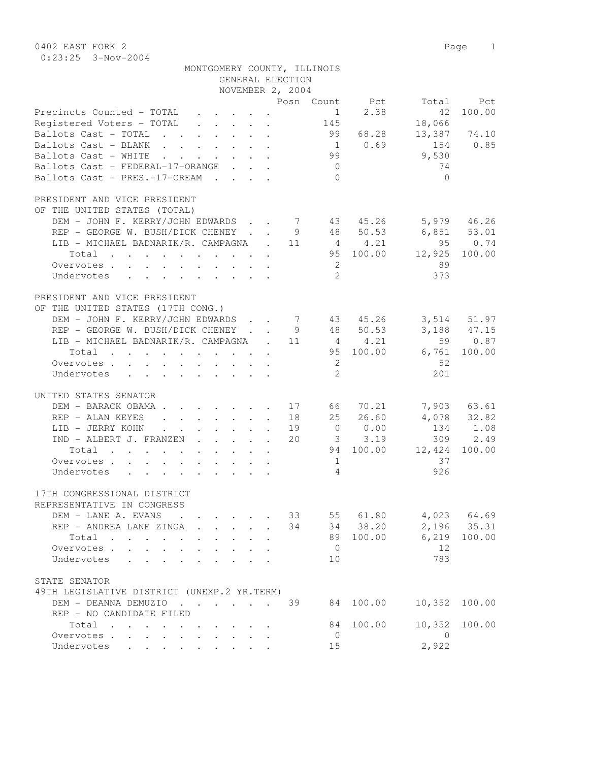0402 EAST FORK 2

0:23:25 3-Nov-2004

MONTGOMERY COUNTY, ILLINOIS
GENERAL ELECTION
NOVEMBER 2, 2004

| | Posn | Count | Pct | Total | Pct |
|---|---|---|---|---|---|
| Precincts Counted - TOTAL | | 1 | 2.38 | 42 | 100.00 |
| Registered Voters - TOTAL | | 145 | | 18,066 | |
| Ballots Cast - TOTAL | | 99 | 68.28 | 13,387 | 74.10 |
| Ballots Cast - BLANK | | 1 | 0.69 | 154 | 0.85 |
| Ballots Cast - WHITE | | 99 | | 9,530 | |
| Ballots Cast - FEDERAL-17-ORANGE | | 0 | | 74 | |
| Ballots Cast - PRES.-17-CREAM | | 0 | | 0 | |

PRESIDENT AND VICE PRESIDENT
OF THE UNITED STATES (TOTAL)

| | Posn | Count | Pct | Total | Pct |
|---|---|---|---|---|---|
| DEM - JOHN F. KERRY/JOHN EDWARDS | 7 | 43 | 45.26 | 5,979 | 46.26 |
| REP - GEORGE W. BUSH/DICK CHENEY | 9 | 48 | 50.53 | 6,851 | 53.01 |
| LIB - MICHAEL BADNARIK/R. CAMPAGNA | 11 | 4 | 4.21 | 95 | 0.74 |
| Total | | 95 | 100.00 | 12,925 | 100.00 |
| Overvotes | | 2 | | 89 | |
| Undervotes | | 2 | | 373 | |

PRESIDENT AND VICE PRESIDENT
OF THE UNITED STATES (17TH CONG.)

| | Posn | Count | Pct | Total | Pct |
|---|---|---|---|---|---|
| DEM - JOHN F. KERRY/JOHN EDWARDS | 7 | 43 | 45.26 | 3,514 | 51.97 |
| REP - GEORGE W. BUSH/DICK CHENEY | 9 | 48 | 50.53 | 3,188 | 47.15 |
| LIB - MICHAEL BADNARIK/R. CAMPAGNA | 11 | 4 | 4.21 | 59 | 0.87 |
| Total | | 95 | 100.00 | 6,761 | 100.00 |
| Overvotes | | 2 | | 52 | |
| Undervotes | | 2 | | 201 | |

UNITED STATES SENATOR

| | Posn | Count | Pct | Total | Pct |
|---|---|---|---|---|---|
| DEM - BARACK OBAMA | 17 | 66 | 70.21 | 7,903 | 63.61 |
| REP - ALAN KEYES | 18 | 25 | 26.60 | 4,078 | 32.82 |
| LIB - JERRY KOHN | 19 | 0 | 0.00 | 134 | 1.08 |
| IND - ALBERT J. FRANZEN | 20 | 3 | 3.19 | 309 | 2.49 |
| Total | | 94 | 100.00 | 12,424 | 100.00 |
| Overvotes | | 1 | | 37 | |
| Undervotes | | 4 | | 926 | |

17TH CONGRESSIONAL DISTRICT
REPRESENTATIVE IN CONGRESS

| | Posn | Count | Pct | Total | Pct |
|---|---|---|---|---|---|
| DEM - LANE A. EVANS | 33 | 55 | 61.80 | 4,023 | 64.69 |
| REP - ANDREA LANE ZINGA | 34 | 34 | 38.20 | 2,196 | 35.31 |
| Total | | 89 | 100.00 | 6,219 | 100.00 |
| Overvotes | | 0 | | 12 | |
| Undervotes | | 10 | | 783 | |

STATE SENATOR
49TH LEGISLATIVE DISTRICT (UNEXP.2 YR.TERM)

| | Posn | Count | Pct | Total | Pct |
|---|---|---|---|---|---|
| DEM - DEANNA DEMUZIO | 39 | 84 | 100.00 | 10,352 | 100.00 |
| REP - NO CANDIDATE FILED | | | | | |
| Total | | 84 | 100.00 | 10,352 | 100.00 |
| Overvotes | | 0 | | 0 | |
| Undervotes | | 15 | | 2,922 | |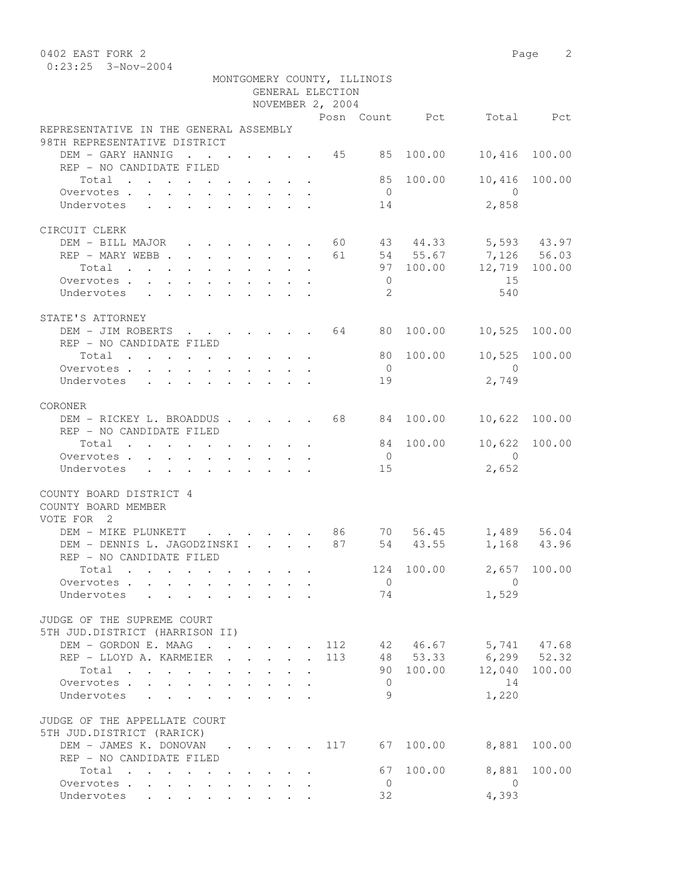0402 EAST FORK 2
0:23:25 3-Nov-2004

MONTGOMERY COUNTY, ILLINOIS
GENERAL ELECTION
NOVEMBER 2, 2004

| | Posn | Count | Pct | Total | Pct |
|---|---|---|---|---|---|
| **REPRESENTATIVE IN THE GENERAL ASSEMBLY** | | | | | |
| **98TH REPRESENTATIVE DISTRICT** | | | | | |
| DEM - GARY HANNIG | 45 | 85 | 100.00 | 10,416 | 100.00 |
| REP - NO CANDIDATE FILED | | | | | |
| Total | | 85 | 100.00 | 10,416 | 100.00 |
| Overvotes | | 0 | | 0 | |
| Undervotes | | 14 | | 2,858 | |
| **CIRCUIT CLERK** | | | | | |
| DEM - BILL MAJOR | 60 | 43 | 44.33 | 5,593 | 43.97 |
| REP - MARY WEBB | 61 | 54 | 55.67 | 7,126 | 56.03 |
| Total | | 97 | 100.00 | 12,719 | 100.00 |
| Overvotes | | 0 | | 15 | |
| Undervotes | | 2 | | 540 | |
| **STATE'S ATTORNEY** | | | | | |
| DEM - JIM ROBERTS | 64 | 80 | 100.00 | 10,525 | 100.00 |
| REP - NO CANDIDATE FILED | | | | | |
| Total | | 80 | 100.00 | 10,525 | 100.00 |
| Overvotes | | 0 | | 0 | |
| Undervotes | | 19 | | 2,749 | |
| **CORONER** | | | | | |
| DEM - RICKEY L. BROADDUS | 68 | 84 | 100.00 | 10,622 | 100.00 |
| REP - NO CANDIDATE FILED | | | | | |
| Total | | 84 | 100.00 | 10,622 | 100.00 |
| Overvotes | | 0 | | 0 | |
| Undervotes | | 15 | | 2,652 | |
| **COUNTY BOARD DISTRICT 4** | | | | | |
| **COUNTY BOARD MEMBER** | | | | | |
| **VOTE FOR 2** | | | | | |
| DEM - MIKE PLUNKETT | 86 | 70 | 56.45 | 1,489 | 56.04 |
| DEM - DENNIS L. JAGODZINSKI | 87 | 54 | 43.55 | 1,168 | 43.96 |
| REP - NO CANDIDATE FILED | | | | | |
| Total | | 124 | 100.00 | 2,657 | 100.00 |
| Overvotes | | 0 | | 0 | |
| Undervotes | | 74 | | 1,529 | |
| **JUDGE OF THE SUPREME COURT** | | | | | |
| **5TH JUD.DISTRICT (HARRISON II)** | | | | | |
| DEM - GORDON E. MAAG | 112 | 42 | 46.67 | 5,741 | 47.68 |
| REP - LLOYD A. KARMEIER | 113 | 48 | 53.33 | 6,299 | 52.32 |
| Total | | 90 | 100.00 | 12,040 | 100.00 |
| Overvotes | | 0 | | 14 | |
| Undervotes | | 9 | | 1,220 | |
| **JUDGE OF THE APPELLATE COURT** | | | | | |
| **5TH JUD.DISTRICT (RARICK)** | | | | | |
| DEM - JAMES K. DONOVAN | 117 | 67 | 100.00 | 8,881 | 100.00 |
| REP - NO CANDIDATE FILED | | | | | |
| Total | | 67 | 100.00 | 8,881 | 100.00 |
| Overvotes | | 0 | | 0 | |
| Undervotes | | 32 | | 4,393 | |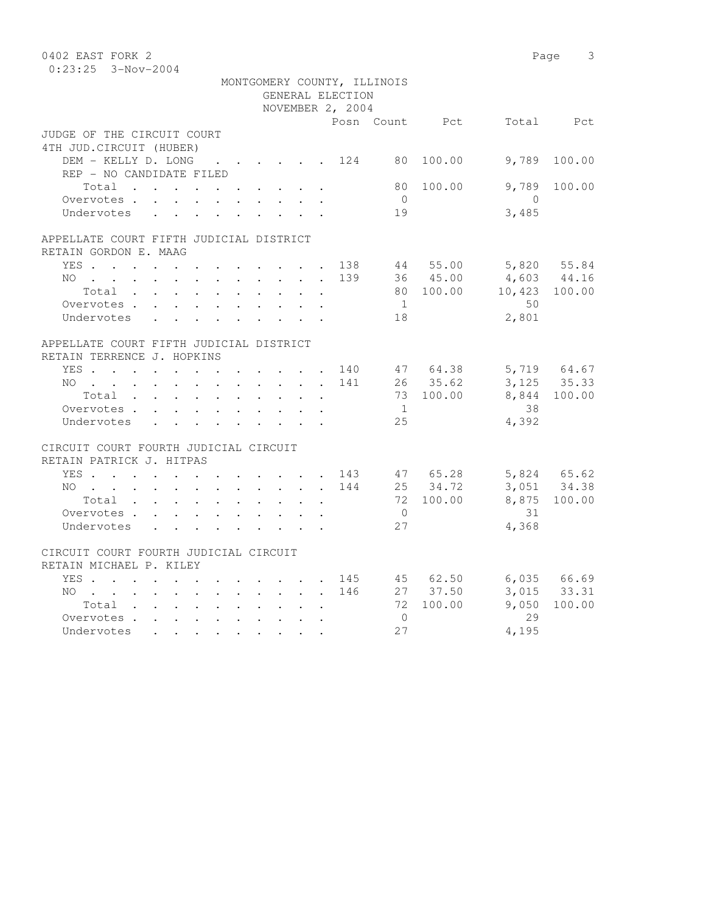0402 EAST FORK 2

0:23:25 3-Nov-2004

MONTGOMERY COUNTY, ILLINOIS
GENERAL ELECTION
NOVEMBER 2, 2004

| | Posn | Count | Pct | Total | Pct |
|---|---|---|---|---|---|
| **JUDGE OF THE CIRCUIT COURT** | | | | | |
| **4TH JUD.CIRCUIT (HUBER)** | | | | | |
| DEM - KELLY D. LONG | 124 | 80 | 100.00 | 9,789 | 100.00 |
| REP - NO CANDIDATE FILED | | | | | |
| Total | | 80 | 100.00 | 9,789 | 100.00 |
| Overvotes | | 0 | | 0 | |
| Undervotes | | 19 | | 3,485 | |
| **APPELLATE COURT FIFTH JUDICIAL DISTRICT** | | | | | |
| **RETAIN GORDON E. MAAG** | | | | | |
| YES | 138 | 44 | 55.00 | 5,820 | 55.84 |
| NO | 139 | 36 | 45.00 | 4,603 | 44.16 |
| Total | | 80 | 100.00 | 10,423 | 100.00 |
| Overvotes | | 1 | | 50 | |
| Undervotes | | 18 | | 2,801 | |
| **APPELLATE COURT FIFTH JUDICIAL DISTRICT** | | | | | |
| **RETAIN TERRENCE J. HOPKINS** | | | | | |
| YES | 140 | 47 | 64.38 | 5,719 | 64.67 |
| NO | 141 | 26 | 35.62 | 3,125 | 35.33 |
| Total | | 73 | 100.00 | 8,844 | 100.00 |
| Overvotes | | 1 | | 38 | |
| Undervotes | | 25 | | 4,392 | |
| **CIRCUIT COURT FOURTH JUDICIAL CIRCUIT** | | | | | |
| **RETAIN PATRICK J. HITPAS** | | | | | |
| YES | 143 | 47 | 65.28 | 5,824 | 65.62 |
| NO | 144 | 25 | 34.72 | 3,051 | 34.38 |
| Total | | 72 | 100.00 | 8,875 | 100.00 |
| Overvotes | | 0 | | 31 | |
| Undervotes | | 27 | | 4,368 | |
| **CIRCUIT COURT FOURTH JUDICIAL CIRCUIT** | | | | | |
| **RETAIN MICHAEL P. KILEY** | | | | | |
| YES | 145 | 45 | 62.50 | 6,035 | 66.69 |
| NO | 146 | 27 | 37.50 | 3,015 | 33.31 |
| Total | | 72 | 100.00 | 9,050 | 100.00 |
| Overvotes | | 0 | | 29 | |
| Undervotes | | 27 | | 4,195 | |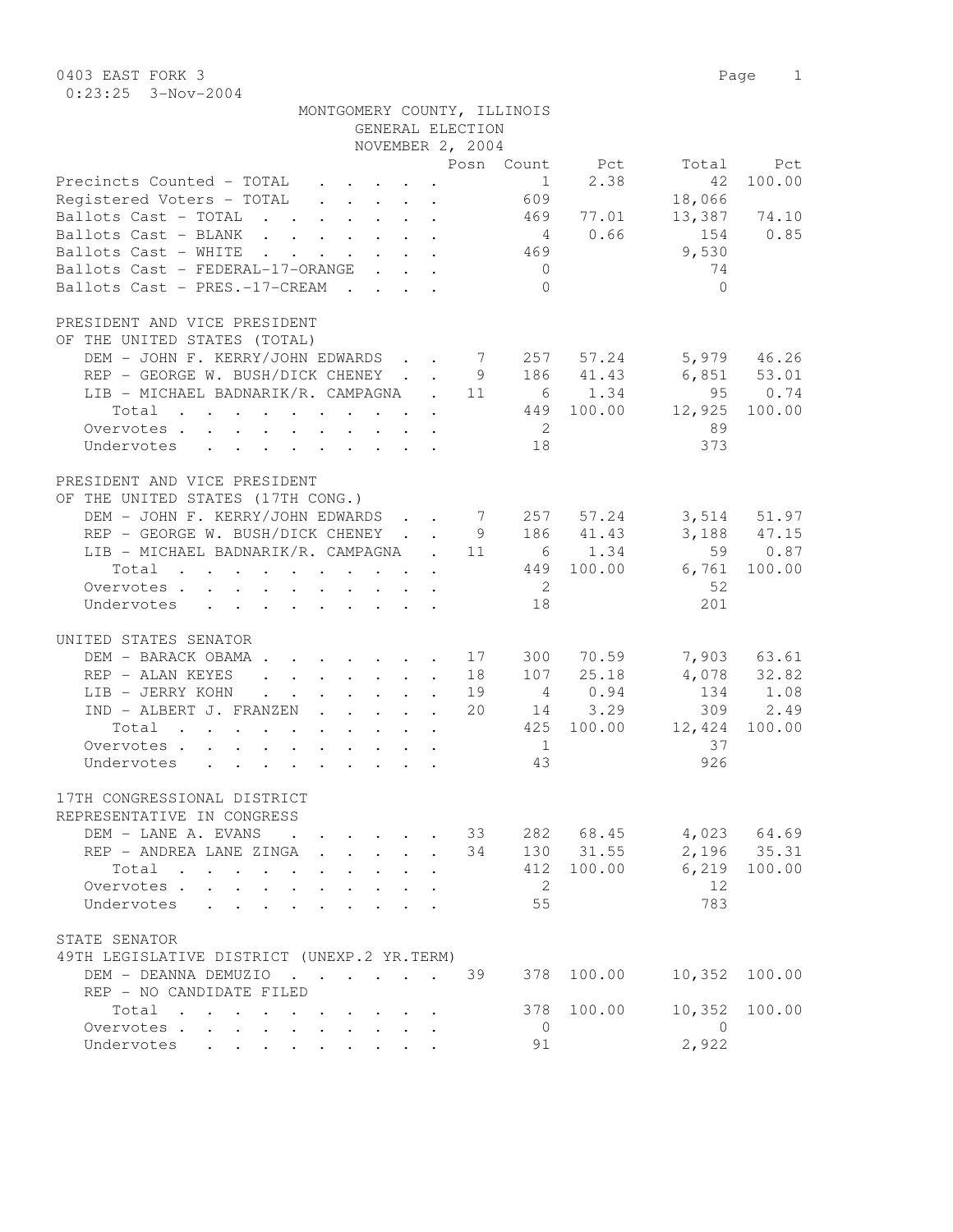0403 EAST FORK 3

0:23:25 3-Nov-2004

MONTGOMERY COUNTY, ILLINOIS
GENERAL ELECTION
NOVEMBER 2, 2004

| | Posn | Count | Pct | Total | Pct |
|---|---|---|---|---|---|
| Precincts Counted - TOTAL | | 1 | 2.38 | 42 | 100.00 |
| Registered Voters - TOTAL | | 609 | | 18,066 | |
| Ballots Cast - TOTAL | | 469 | 77.01 | 13,387 | 74.10 |
| Ballots Cast - BLANK | | 4 | 0.66 | 154 | 0.85 |
| Ballots Cast - WHITE | | 469 | | 9,530 | |
| Ballots Cast - FEDERAL-17-ORANGE | | 0 | | 74 | |
| Ballots Cast - PRES.-17-CREAM | | 0 | | 0 | |

PRESIDENT AND VICE PRESIDENT
OF THE UNITED STATES (TOTAL)

| | Posn | Count | Pct | Total | Pct |
|---|---|---|---|---|---|
| DEM - JOHN F. KERRY/JOHN EDWARDS | 7 | 257 | 57.24 | 5,979 | 46.26 |
| REP - GEORGE W. BUSH/DICK CHENEY | 9 | 186 | 41.43 | 6,851 | 53.01 |
| LIB - MICHAEL BADNARIK/R. CAMPAGNA | 11 | 6 | 1.34 | 95 | 0.74 |
| Total | | 449 | 100.00 | 12,925 | 100.00 |
| Overvotes | | 2 | | 89 | |
| Undervotes | | 18 | | 373 | |

PRESIDENT AND VICE PRESIDENT
OF THE UNITED STATES (17TH CONG.)

| | Posn | Count | Pct | Total | Pct |
|---|---|---|---|---|---|
| DEM - JOHN F. KERRY/JOHN EDWARDS | 7 | 257 | 57.24 | 3,514 | 51.97 |
| REP - GEORGE W. BUSH/DICK CHENEY | 9 | 186 | 41.43 | 3,188 | 47.15 |
| LIB - MICHAEL BADNARIK/R. CAMPAGNA | 11 | 6 | 1.34 | 59 | 0.87 |
| Total | | 449 | 100.00 | 6,761 | 100.00 |
| Overvotes | | 2 | | 52 | |
| Undervotes | | 18 | | 201 | |

UNITED STATES SENATOR

| | Posn | Count | Pct | Total | Pct |
|---|---|---|---|---|---|
| DEM - BARACK OBAMA | 17 | 300 | 70.59 | 7,903 | 63.61 |
| REP - ALAN KEYES | 18 | 107 | 25.18 | 4,078 | 32.82 |
| LIB - JERRY KOHN | 19 | 4 | 0.94 | 134 | 1.08 |
| IND - ALBERT J. FRANZEN | 20 | 14 | 3.29 | 309 | 2.49 |
| Total | | 425 | 100.00 | 12,424 | 100.00 |
| Overvotes | | 1 | | 37 | |
| Undervotes | | 43 | | 926 | |

17TH CONGRESSIONAL DISTRICT
REPRESENTATIVE IN CONGRESS

| | Posn | Count | Pct | Total | Pct |
|---|---|---|---|---|---|
| DEM - LANE A. EVANS | 33 | 282 | 68.45 | 4,023 | 64.69 |
| REP - ANDREA LANE ZINGA | 34 | 130 | 31.55 | 2,196 | 35.31 |
| Total | | 412 | 100.00 | 6,219 | 100.00 |
| Overvotes | | 2 | | 12 | |
| Undervotes | | 55 | | 783 | |

STATE SENATOR
49TH LEGISLATIVE DISTRICT (UNEXP.2 YR.TERM)

| | Posn | Count | Pct | Total | Pct |
|---|---|---|---|---|---|
| DEM - DEANNA DEMUZIO | 39 | 378 | 100.00 | 10,352 | 100.00 |
| REP - NO CANDIDATE FILED | | | | | |
| Total | | 378 | 100.00 | 10,352 | 100.00 |
| Overvotes | | 0 | | 0 | |
| Undervotes | | 91 | | 2,922 | |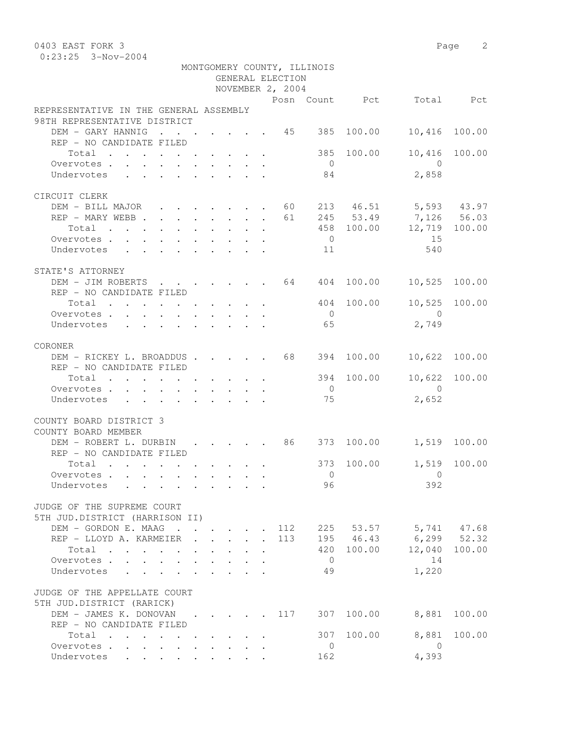0403 EAST FORK 3

0:23:25 3-Nov-2004

MONTGOMERY COUNTY, ILLINOIS
GENERAL ELECTION
NOVEMBER 2, 2004

| | Posn | Count | Pct | Total | Pct |
|---|---|---|---|---|---|
| **REPRESENTATIVE IN THE GENERAL ASSEMBLY** | | | | | |
| **98TH REPRESENTATIVE DISTRICT** | | | | | |
| DEM - GARY HANNIG | 45 | 385 | 100.00 | 10,416 | 100.00 |
| REP - NO CANDIDATE FILED | | | | | |
| Total | | 385 | 100.00 | 10,416 | 100.00 |
| Overvotes | | 0 | | 0 | |
| Undervotes | | 84 | | 2,858 | |
| **CIRCUIT CLERK** | | | | | |
| DEM - BILL MAJOR | 60 | 213 | 46.51 | 5,593 | 43.97 |
| REP - MARY WEBB | 61 | 245 | 53.49 | 7,126 | 56.03 |
| Total | | 458 | 100.00 | 12,719 | 100.00 |
| Overvotes | | 0 | | 15 | |
| Undervotes | | 11 | | 540 | |
| **STATE'S ATTORNEY** | | | | | |
| DEM - JIM ROBERTS | 64 | 404 | 100.00 | 10,525 | 100.00 |
| REP - NO CANDIDATE FILED | | | | | |
| Total | | 404 | 100.00 | 10,525 | 100.00 |
| Overvotes | | 0 | | 0 | |
| Undervotes | | 65 | | 2,749 | |
| **CORONER** | | | | | |
| DEM - RICKEY L. BROADDUS | 68 | 394 | 100.00 | 10,622 | 100.00 |
| REP - NO CANDIDATE FILED | | | | | |
| Total | | 394 | 100.00 | 10,622 | 100.00 |
| Overvotes | | 0 | | 0 | |
| Undervotes | | 75 | | 2,652 | |
| **COUNTY BOARD DISTRICT 3** | | | | | |
| **COUNTY BOARD MEMBER** | | | | | |
| DEM - ROBERT L. DURBIN | 86 | 373 | 100.00 | 1,519 | 100.00 |
| REP - NO CANDIDATE FILED | | | | | |
| Total | | 373 | 100.00 | 1,519 | 100.00 |
| Overvotes | | 0 | | 0 | |
| Undervotes | | 96 | | 392 | |
| **JUDGE OF THE SUPREME COURT** | | | | | |
| **5TH JUD.DISTRICT (HARRISON II)** | | | | | |
| DEM - GORDON E. MAAG | 112 | 225 | 53.57 | 5,741 | 47.68 |
| REP - LLOYD A. KARMEIER | 113 | 195 | 46.43 | 6,299 | 52.32 |
| Total | | 420 | 100.00 | 12,040 | 100.00 |
| Overvotes | | 0 | | 14 | |
| Undervotes | | 49 | | 1,220 | |
| **JUDGE OF THE APPELLATE COURT** | | | | | |
| **5TH JUD.DISTRICT (RARICK)** | | | | | |
| DEM - JAMES K. DONOVAN | 117 | 307 | 100.00 | 8,881 | 100.00 |
| REP - NO CANDIDATE FILED | | | | | |
| Total | | 307 | 100.00 | 8,881 | 100.00 |
| Overvotes | | 0 | | 0 | |
| Undervotes | | 162 | | 4,393 | |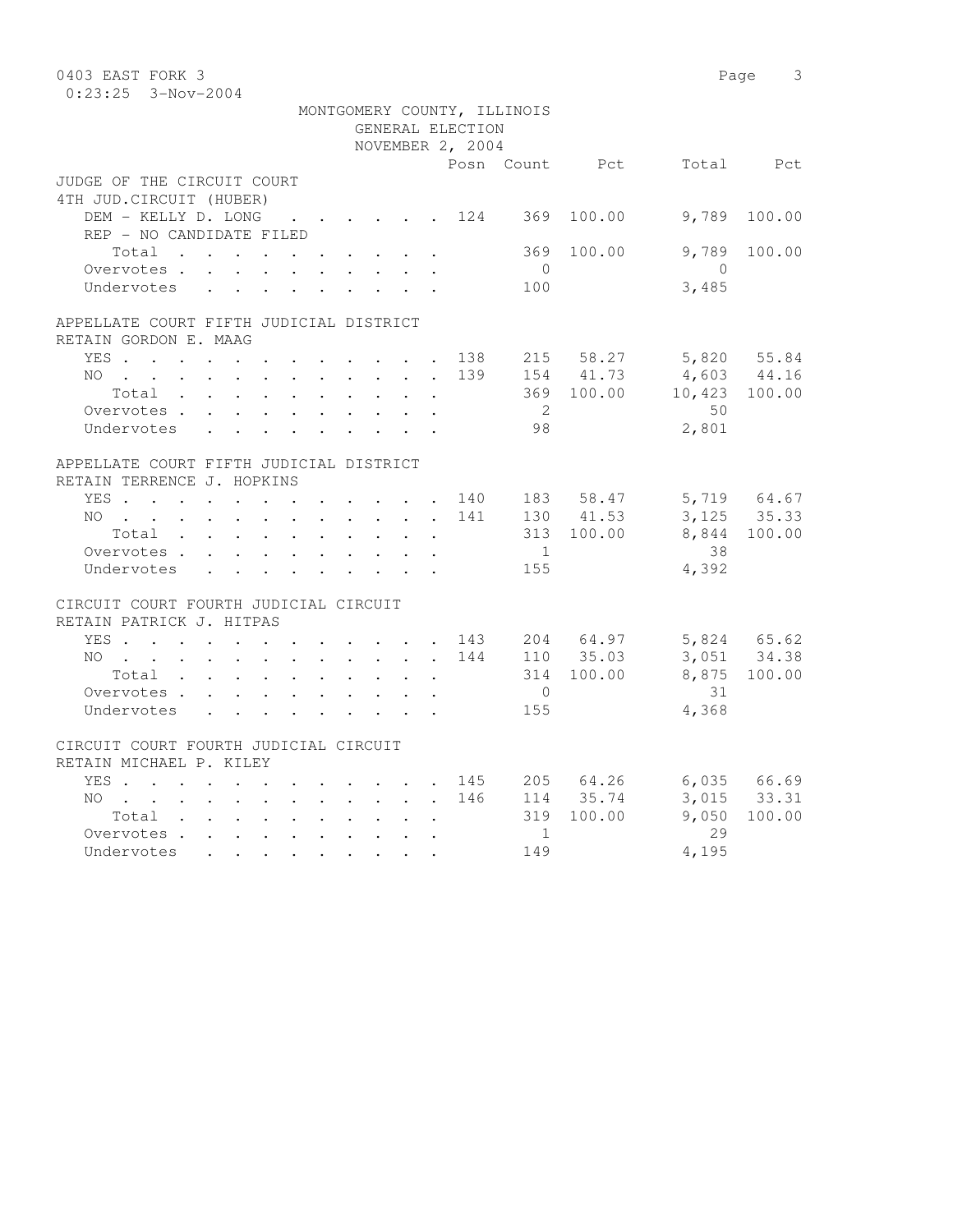0403 EAST FORK 3

0:23:25 3-Nov-2004

MONTGOMERY COUNTY, ILLINOIS
GENERAL ELECTION
NOVEMBER 2, 2004

| | Posn | Count | Pct | Total | Pct |
|---|---|---|---|---|---|
| **JUDGE OF THE CIRCUIT COURT** | | | | | |
| **4TH JUD.CIRCUIT (HUBER)** | | | | | |
| DEM - KELLY D. LONG | 124 | 369 | 100.00 | 9,789 | 100.00 |
| REP - NO CANDIDATE FILED | | | | | |
| Total | | 369 | 100.00 | 9,789 | 100.00 |
| Overvotes | | 0 | | 0 | |
| Undervotes | | 100 | | 3,485 | |
| **APPELLATE COURT FIFTH JUDICIAL DISTRICT** | | | | | |
| **RETAIN GORDON E. MAAG** | | | | | |
| YES | 138 | 215 | 58.27 | 5,820 | 55.84 |
| NO | 139 | 154 | 41.73 | 4,603 | 44.16 |
| Total | | 369 | 100.00 | 10,423 | 100.00 |
| Overvotes | | 2 | | 50 | |
| Undervotes | | 98 | | 2,801 | |
| **APPELLATE COURT FIFTH JUDICIAL DISTRICT** | | | | | |
| **RETAIN TERRENCE J. HOPKINS** | | | | | |
| YES | 140 | 183 | 58.47 | 5,719 | 64.67 |
| NO | 141 | 130 | 41.53 | 3,125 | 35.33 |
| Total | | 313 | 100.00 | 8,844 | 100.00 |
| Overvotes | | 1 | | 38 | |
| Undervotes | | 155 | | 4,392 | |
| **CIRCUIT COURT FOURTH JUDICIAL CIRCUIT** | | | | | |
| **RETAIN PATRICK J. HITPAS** | | | | | |
| YES | 143 | 204 | 64.97 | 5,824 | 65.62 |
| NO | 144 | 110 | 35.03 | 3,051 | 34.38 |
| Total | | 314 | 100.00 | 8,875 | 100.00 |
| Overvotes | | 0 | | 31 | |
| Undervotes | | 155 | | 4,368 | |
| **CIRCUIT COURT FOURTH JUDICIAL CIRCUIT** | | | | | |
| **RETAIN MICHAEL P. KILEY** | | | | | |
| YES | 145 | 205 | 64.26 | 6,035 | 66.69 |
| NO | 146 | 114 | 35.74 | 3,015 | 33.31 |
| Total | | 319 | 100.00 | 9,050 | 100.00 |
| Overvotes | | 1 | | 29 | |
| Undervotes | | 149 | | 4,195 | |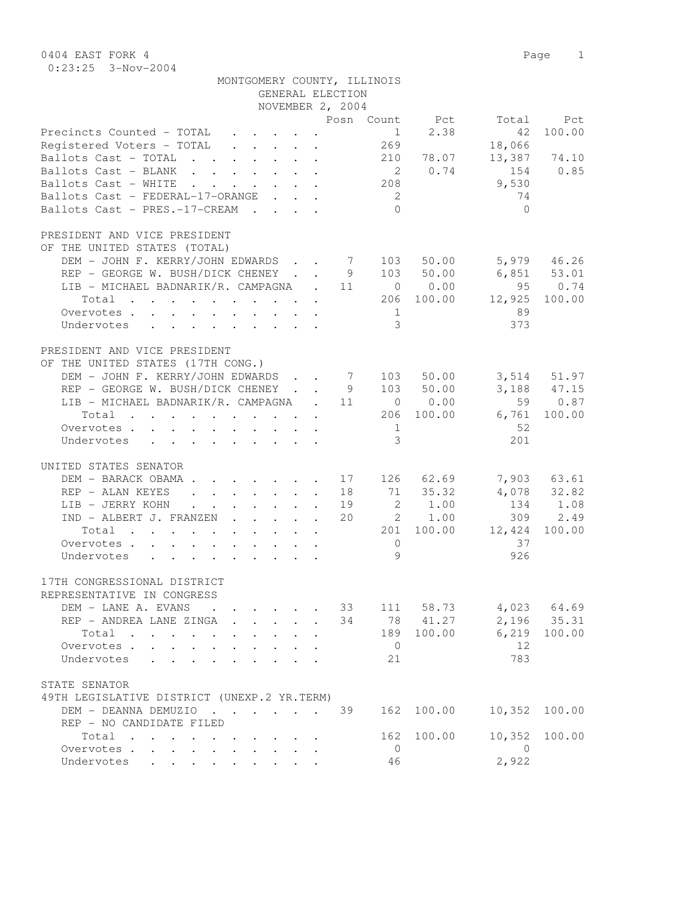0404 EAST FORK 4

0:23:25 3-Nov-2004

MONTGOMERY COUNTY, ILLINOIS
GENERAL ELECTION
NOVEMBER 2, 2004

| | Posn | Count | Pct | Total | Pct |
|---|---|---|---|---|---|
| Precincts Counted - TOTAL | | 1 | 2.38 | 42 | 100.00 |
| Registered Voters - TOTAL | | 269 | | 18,066 | |
| Ballots Cast - TOTAL | | 210 | 78.07 | 13,387 | 74.10 |
| Ballots Cast - BLANK | | 2 | 0.74 | 154 | 0.85 |
| Ballots Cast - WHITE | | 208 | | 9,530 | |
| Ballots Cast - FEDERAL-17-ORANGE | | 2 | | 74 | |
| Ballots Cast - PRES.-17-CREAM | | 0 | | 0 | |

PRESIDENT AND VICE PRESIDENT
OF THE UNITED STATES (TOTAL)

| | Posn | Count | Pct | Total | Pct |
|---|---|---|---|---|---|
| DEM - JOHN F. KERRY/JOHN EDWARDS | 7 | 103 | 50.00 | 5,979 | 46.26 |
| REP - GEORGE W. BUSH/DICK CHENEY | 9 | 103 | 50.00 | 6,851 | 53.01 |
| LIB - MICHAEL BADNARIK/R. CAMPAGNA | 11 | 0 | 0.00 | 95 | 0.74 |
| Total | | 206 | 100.00 | 12,925 | 100.00 |
| Overvotes | | 1 | | 89 | |
| Undervotes | | 3 | | 373 | |

PRESIDENT AND VICE PRESIDENT
OF THE UNITED STATES (17TH CONG.)

| | Posn | Count | Pct | Total | Pct |
|---|---|---|---|---|---|
| DEM - JOHN F. KERRY/JOHN EDWARDS | 7 | 103 | 50.00 | 3,514 | 51.97 |
| REP - GEORGE W. BUSH/DICK CHENEY | 9 | 103 | 50.00 | 3,188 | 47.15 |
| LIB - MICHAEL BADNARIK/R. CAMPAGNA | 11 | 0 | 0.00 | 59 | 0.87 |
| Total | | 206 | 100.00 | 6,761 | 100.00 |
| Overvotes | | 1 | | 52 | |
| Undervotes | | 3 | | 201 | |

UNITED STATES SENATOR

| | Posn | Count | Pct | Total | Pct |
|---|---|---|---|---|---|
| DEM - BARACK OBAMA | 17 | 126 | 62.69 | 7,903 | 63.61 |
| REP - ALAN KEYES | 18 | 71 | 35.32 | 4,078 | 32.82 |
| LIB - JERRY KOHN | 19 | 2 | 1.00 | 134 | 1.08 |
| IND - ALBERT J. FRANZEN | 20 | 2 | 1.00 | 309 | 2.49 |
| Total | | 201 | 100.00 | 12,424 | 100.00 |
| Overvotes | | 0 | | 37 | |
| Undervotes | | 9 | | 926 | |

17TH CONGRESSIONAL DISTRICT
REPRESENTATIVE IN CONGRESS

| | Posn | Count | Pct | Total | Pct |
|---|---|---|---|---|---|
| DEM - LANE A. EVANS | 33 | 111 | 58.73 | 4,023 | 64.69 |
| REP - ANDREA LANE ZINGA | 34 | 78 | 41.27 | 2,196 | 35.31 |
| Total | | 189 | 100.00 | 6,219 | 100.00 |
| Overvotes | | 0 | | 12 | |
| Undervotes | | 21 | | 783 | |

STATE SENATOR
49TH LEGISLATIVE DISTRICT (UNEXP.2 YR.TERM)

| | Posn | Count | Pct | Total | Pct |
|---|---|---|---|---|---|
| DEM - DEANNA DEMUZIO | 39 | 162 | 100.00 | 10,352 | 100.00 |
| REP - NO CANDIDATE FILED | | | | | |
| Total | | 162 | 100.00 | 10,352 | 100.00 |
| Overvotes | | 0 | | 0 | |
| Undervotes | | 46 | | 2,922 | |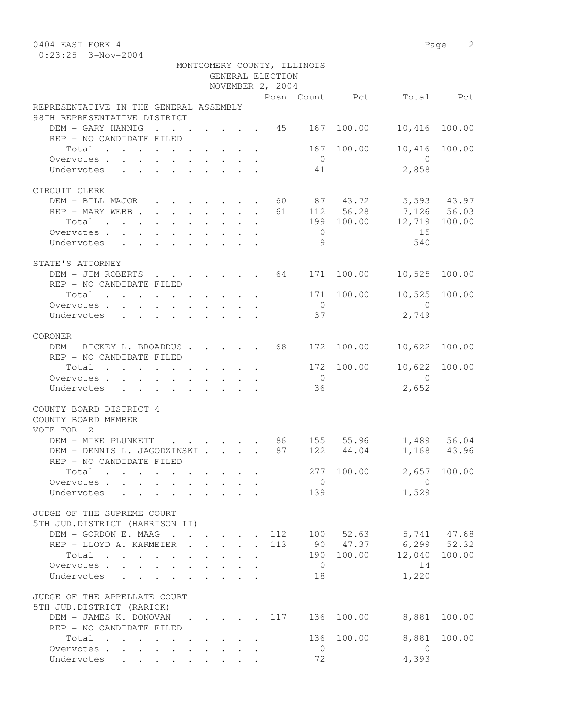0404 EAST FORK 4
0:23:25 3-Nov-2004

MONTGOMERY COUNTY, ILLINOIS
GENERAL ELECTION
NOVEMBER 2, 2004

| | Posn | Count | Pct | Total | Pct |
|---|---|---|---|---|---|
| **REPRESENTATIVE IN THE GENERAL ASSEMBLY** | | | | | |
| **98TH REPRESENTATIVE DISTRICT** | | | | | |
| DEM - GARY HANNIG | 45 | 167 | 100.00 | 10,416 | 100.00 |
| REP - NO CANDIDATE FILED | | | | | |
| Total | | 167 | 100.00 | 10,416 | 100.00 |
| Overvotes | | 0 | | 0 | |
| Undervotes | | 41 | | 2,858 | |
| **CIRCUIT CLERK** | | | | | |
| DEM - BILL MAJOR | 60 | 87 | 43.72 | 5,593 | 43.97 |
| REP - MARY WEBB | 61 | 112 | 56.28 | 7,126 | 56.03 |
| Total | | 199 | 100.00 | 12,719 | 100.00 |
| Overvotes | | 0 | | 15 | |
| Undervotes | | 9 | | 540 | |
| **STATE'S ATTORNEY** | | | | | |
| DEM - JIM ROBERTS | 64 | 171 | 100.00 | 10,525 | 100.00 |
| REP - NO CANDIDATE FILED | | | | | |
| Total | | 171 | 100.00 | 10,525 | 100.00 |
| Overvotes | | 0 | | 0 | |
| Undervotes | | 37 | | 2,749 | |
| **CORONER** | | | | | |
| DEM - RICKEY L. BROADDUS | 68 | 172 | 100.00 | 10,622 | 100.00 |
| REP - NO CANDIDATE FILED | | | | | |
| Total | | 172 | 100.00 | 10,622 | 100.00 |
| Overvotes | | 0 | | 0 | |
| Undervotes | | 36 | | 2,652 | |
| **COUNTY BOARD DISTRICT 4** | | | | | |
| **COUNTY BOARD MEMBER** | | | | | |
| VOTE FOR 2 | | | | | |
| DEM - MIKE PLUNKETT | 86 | 155 | 55.96 | 1,489 | 56.04 |
| DEM - DENNIS L. JAGODZINSKI | 87 | 122 | 44.04 | 1,168 | 43.96 |
| REP - NO CANDIDATE FILED | | | | | |
| Total | | 277 | 100.00 | 2,657 | 100.00 |
| Overvotes | | 0 | | 0 | |
| Undervotes | | 139 | | 1,529 | |
| **JUDGE OF THE SUPREME COURT** | | | | | |
| **5TH JUD.DISTRICT (HARRISON II)** | | | | | |
| DEM - GORDON E. MAAG | 112 | 100 | 52.63 | 5,741 | 47.68 |
| REP - LLOYD A. KARMEIER | 113 | 90 | 47.37 | 6,299 | 52.32 |
| Total | | 190 | 100.00 | 12,040 | 100.00 |
| Overvotes | | 0 | | 14 | |
| Undervotes | | 18 | | 1,220 | |
| **JUDGE OF THE APPELLATE COURT** | | | | | |
| **5TH JUD.DISTRICT (RARICK)** | | | | | |
| DEM - JAMES K. DONOVAN | 117 | 136 | 100.00 | 8,881 | 100.00 |
| REP - NO CANDIDATE FILED | | | | | |
| Total | | 136 | 100.00 | 8,881 | 100.00 |
| Overvotes | | 0 | | 0 | |
| Undervotes | | 72 | | 4,393 | |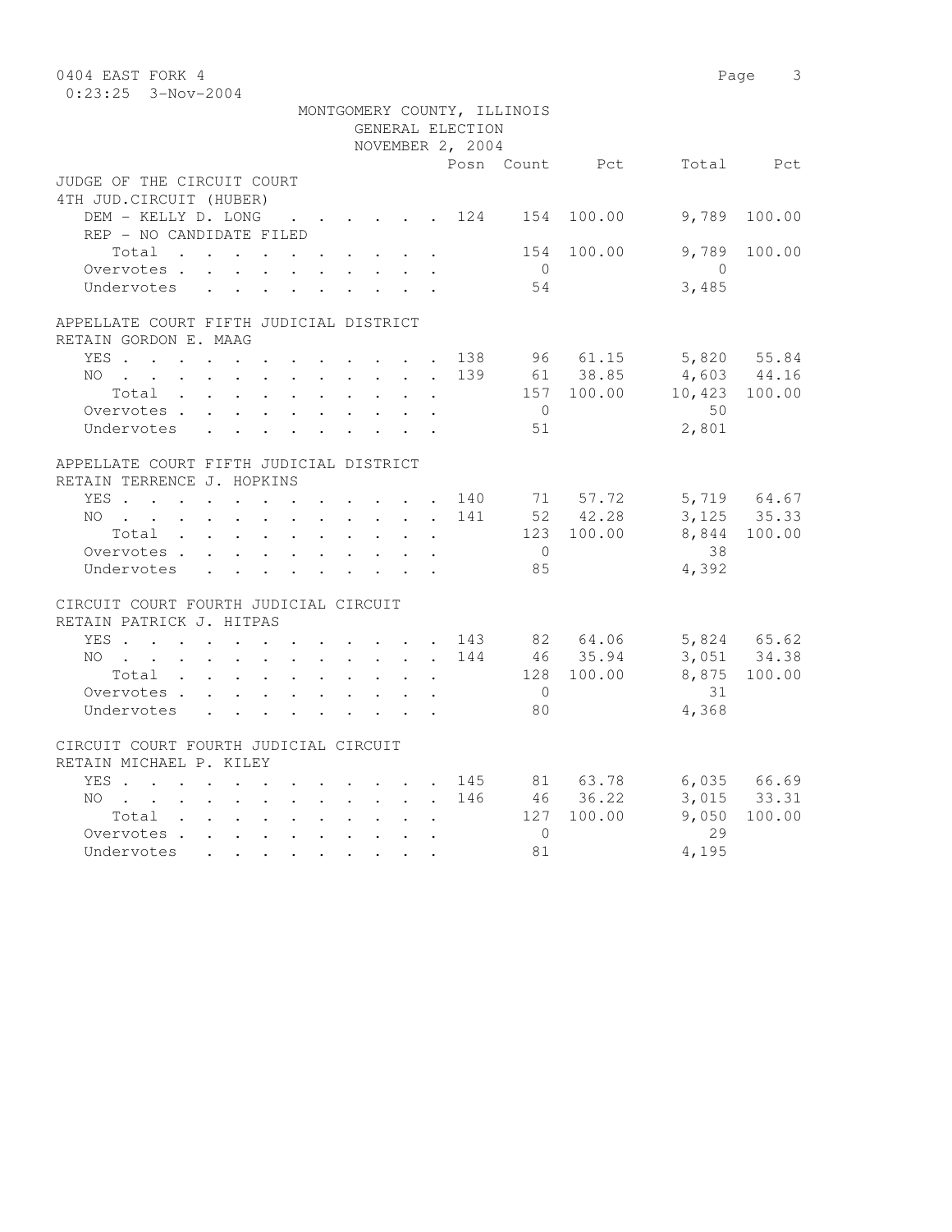MONTGOMERY COUNTY, ILLINOIS
GENERAL ELECTION
NOVEMBER 2, 2004

| | Posn | Count | Pct | Total | Pct |
|---|---|---|---|---|---|
| **JUDGE OF THE CIRCUIT COURT 4TH JUD.CIRCUIT (HUBER)** | | | | | |
| DEM - KELLY D. LONG | 124 | 154 | 100.00 | 9,789 | 100.00 |
| REP - NO CANDIDATE FILED | | | | | |
| Total | | 154 | 100.00 | 9,789 | 100.00 |
| Overvotes | | 0 | | 0 | |
| Undervotes | | 54 | | 3,485 | |
| **APPELLATE COURT FIFTH JUDICIAL DISTRICT RETAIN GORDON E. MAAG** | | | | | |
| YES | 138 | 96 | 61.15 | 5,820 | 55.84 |
| NO | 139 | 61 | 38.85 | 4,603 | 44.16 |
| Total | | 157 | 100.00 | 10,423 | 100.00 |
| Overvotes | | 0 | | 50 | |
| Undervotes | | 51 | | 2,801 | |
| **APPELLATE COURT FIFTH JUDICIAL DISTRICT RETAIN TERRENCE J. HOPKINS** | | | | | |
| YES | 140 | 71 | 57.72 | 5,719 | 64.67 |
| NO | 141 | 52 | 42.28 | 3,125 | 35.33 |
| Total | | 123 | 100.00 | 8,844 | 100.00 |
| Overvotes | | 0 | | 38 | |
| Undervotes | | 85 | | 4,392 | |
| **CIRCUIT COURT FOURTH JUDICIAL CIRCUIT RETAIN PATRICK J. HITPAS** | | | | | |
| YES | 143 | 82 | 64.06 | 5,824 | 65.62 |
| NO | 144 | 46 | 35.94 | 3,051 | 34.38 |
| Total | | 128 | 100.00 | 8,875 | 100.00 |
| Overvotes | | 0 | | 31 | |
| Undervotes | | 80 | | 4,368 | |
| **CIRCUIT COURT FOURTH JUDICIAL CIRCUIT RETAIN MICHAEL P. KILEY** | | | | | |
| YES | 145 | 81 | 63.78 | 6,035 | 66.69 |
| NO | 146 | 46 | 36.22 | 3,015 | 33.31 |
| Total | | 127 | 100.00 | 9,050 | 100.00 |
| Overvotes | | 0 | | 29 | |
| Undervotes | | 81 | | 4,195 | |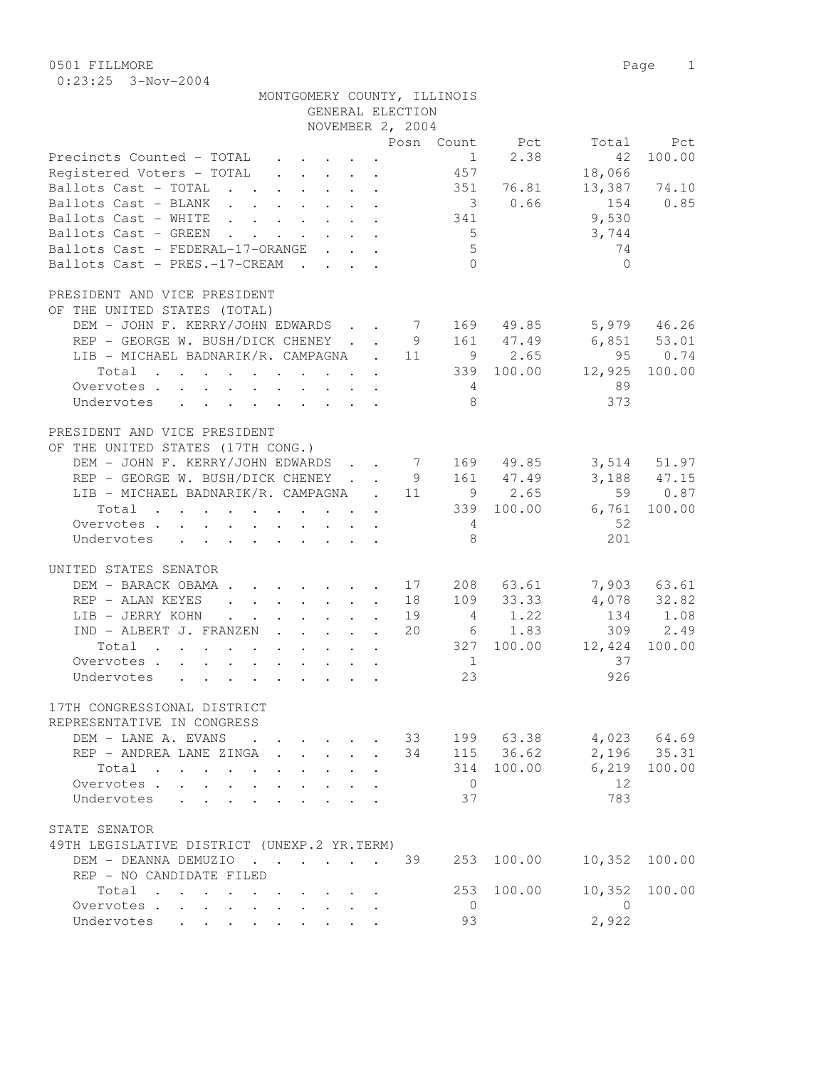0501 FILLMORE

0:23:25 3-Nov-2004

MONTGOMERY COUNTY, ILLINOIS
GENERAL ELECTION
NOVEMBER 2, 2004

| | Posn | Count | Pct | Total | Pct |
|---|---|---|---|---|---|
| Precincts Counted - TOTAL | | 1 | 2.38 | 42 | 100.00 |
| Registered Voters - TOTAL | | 457 | | 18,066 | |
| Ballots Cast - TOTAL | | 351 | 76.81 | 13,387 | 74.10 |
| Ballots Cast - BLANK | | 3 | 0.66 | 154 | 0.85 |
| Ballots Cast - WHITE | | 341 | | 9,530 | |
| Ballots Cast - GREEN | | 5 | | 3,744 | |
| Ballots Cast - FEDERAL-17-ORANGE | | 5 | | 74 | |
| Ballots Cast - PRES.-17-CREAM | | 0 | | 0 | |

PRESIDENT AND VICE PRESIDENT
OF THE UNITED STATES (TOTAL)

| | Posn | Count | Pct | Total | Pct |
|---|---|---|---|---|---|
| DEM - JOHN F. KERRY/JOHN EDWARDS | 7 | 169 | 49.85 | 5,979 | 46.26 |
| REP - GEORGE W. BUSH/DICK CHENEY | 9 | 161 | 47.49 | 6,851 | 53.01 |
| LIB - MICHAEL BADNARIK/R. CAMPAGNA | 11 | 9 | 2.65 | 95 | 0.74 |
| Total | | 339 | 100.00 | 12,925 | 100.00 |
| Overvotes | | 4 | | 89 | |
| Undervotes | | 8 | | 373 | |

PRESIDENT AND VICE PRESIDENT
OF THE UNITED STATES (17TH CONG.)

| | Posn | Count | Pct | Total | Pct |
|---|---|---|---|---|---|
| DEM - JOHN F. KERRY/JOHN EDWARDS | 7 | 169 | 49.85 | 3,514 | 51.97 |
| REP - GEORGE W. BUSH/DICK CHENEY | 9 | 161 | 47.49 | 3,188 | 47.15 |
| LIB - MICHAEL BADNARIK/R. CAMPAGNA | 11 | 9 | 2.65 | 59 | 0.87 |
| Total | | 339 | 100.00 | 6,761 | 100.00 |
| Overvotes | | 4 | | 52 | |
| Undervotes | | 8 | | 201 | |

UNITED STATES SENATOR

| | Posn | Count | Pct | Total | Pct |
|---|---|---|---|---|---|
| DEM - BARACK OBAMA | 17 | 208 | 63.61 | 7,903 | 63.61 |
| REP - ALAN KEYES | 18 | 109 | 33.33 | 4,078 | 32.82 |
| LIB - JERRY KOHN | 19 | 4 | 1.22 | 134 | 1.08 |
| IND - ALBERT J. FRANZEN | 20 | 6 | 1.83 | 309 | 2.49 |
| Total | | 327 | 100.00 | 12,424 | 100.00 |
| Overvotes | | 1 | | 37 | |
| Undervotes | | 23 | | 926 | |

17TH CONGRESSIONAL DISTRICT
REPRESENTATIVE IN CONGRESS

| | Posn | Count | Pct | Total | Pct |
|---|---|---|---|---|---|
| DEM - LANE A. EVANS | 33 | 199 | 63.38 | 4,023 | 64.69 |
| REP - ANDREA LANE ZINGA | 34 | 115 | 36.62 | 2,196 | 35.31 |
| Total | | 314 | 100.00 | 6,219 | 100.00 |
| Overvotes | | 0 | | 12 | |
| Undervotes | | 37 | | 783 | |

STATE SENATOR
49TH LEGISLATIVE DISTRICT (UNEXP.2 YR.TERM)

| | Posn | Count | Pct | Total | Pct |
|---|---|---|---|---|---|
| DEM - DEANNA DEMUZIO | 39 | 253 | 100.00 | 10,352 | 100.00 |
| REP - NO CANDIDATE FILED | | | | | |
| Total | | 253 | 100.00 | 10,352 | 100.00 |
| Overvotes | | 0 | | 0 | |
| Undervotes | | 93 | | 2,922 | |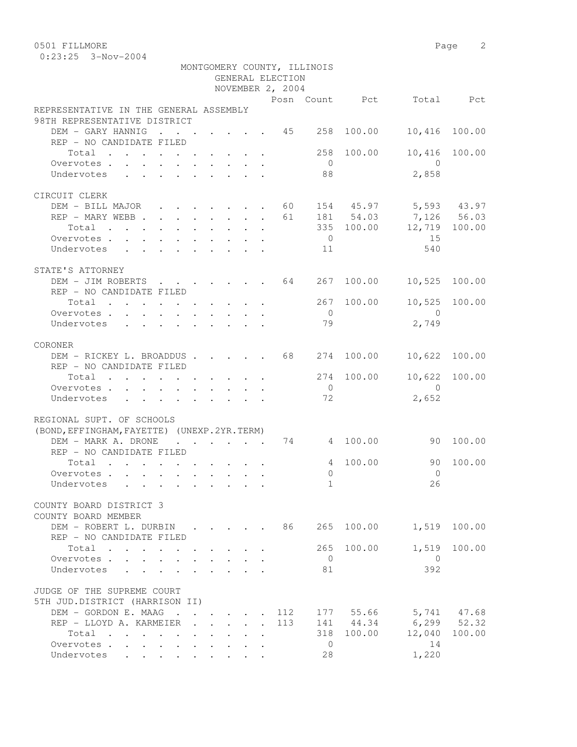MONTGOMERY COUNTY, ILLINOIS
GENERAL ELECTION
NOVEMBER 2, 2004

| | Posn | Count | Pct | Total | Pct |
|---|---|---|---|---|---|
| **REPRESENTATIVE IN THE GENERAL ASSEMBLY** | | | | | |
| **98TH REPRESENTATIVE DISTRICT** | | | | | |
| DEM - GARY HANNIG | 45 | 258 | 100.00 | 10,416 | 100.00 |
| REP - NO CANDIDATE FILED | | | | | |
| Total | | 258 | 100.00 | 10,416 | 100.00 |
| Overvotes | | 0 | | 0 | |
| Undervotes | | 88 | | 2,858 | |
| **CIRCUIT CLERK** | | | | | |
| DEM - BILL MAJOR | 60 | 154 | 45.97 | 5,593 | 43.97 |
| REP - MARY WEBB | 61 | 181 | 54.03 | 7,126 | 56.03 |
| Total | | 335 | 100.00 | 12,719 | 100.00 |
| Overvotes | | 0 | | 15 | |
| Undervotes | | 11 | | 540 | |
| **STATE'S ATTORNEY** | | | | | |
| DEM - JIM ROBERTS | 64 | 267 | 100.00 | 10,525 | 100.00 |
| REP - NO CANDIDATE FILED | | | | | |
| Total | | 267 | 100.00 | 10,525 | 100.00 |
| Overvotes | | 0 | | 0 | |
| Undervotes | | 79 | | 2,749 | |
| **CORONER** | | | | | |
| DEM - RICKEY L. BROADDUS | 68 | 274 | 100.00 | 10,622 | 100.00 |
| REP - NO CANDIDATE FILED | | | | | |
| Total | | 274 | 100.00 | 10,622 | 100.00 |
| Overvotes | | 0 | | 0 | |
| Undervotes | | 72 | | 2,652 | |
| **REGIONAL SUPT. OF SCHOOLS** | | | | | |
| **(BOND,EFFINGHAM,FAYETTE) (UNEXP.2YR.TERM)** | | | | | |
| DEM - MARK A. DRONE | 74 | 4 | 100.00 | 90 | 100.00 |
| REP - NO CANDIDATE FILED | | | | | |
| Total | | 4 | 100.00 | 90 | 100.00 |
| Overvotes | | 0 | | 0 | |
| Undervotes | | 1 | | 26 | |
| **COUNTY BOARD DISTRICT 3** | | | | | |
| **COUNTY BOARD MEMBER** | | | | | |
| DEM - ROBERT L. DURBIN | 86 | 265 | 100.00 | 1,519 | 100.00 |
| REP - NO CANDIDATE FILED | | | | | |
| Total | | 265 | 100.00 | 1,519 | 100.00 |
| Overvotes | | 0 | | 0 | |
| Undervotes | | 81 | | 392 | |
| **JUDGE OF THE SUPREME COURT** | | | | | |
| **5TH JUD.DISTRICT (HARRISON II)** | | | | | |
| DEM - GORDON E. MAAG | 112 | 177 | 55.66 | 5,741 | 47.68 |
| REP - LLOYD A. KARMEIER | 113 | 141 | 44.34 | 6,299 | 52.32 |
| Total | | 318 | 100.00 | 12,040 | 100.00 |
| Overvotes | | 0 | | 14 | |
| Undervotes | | 28 | | 1,220 | |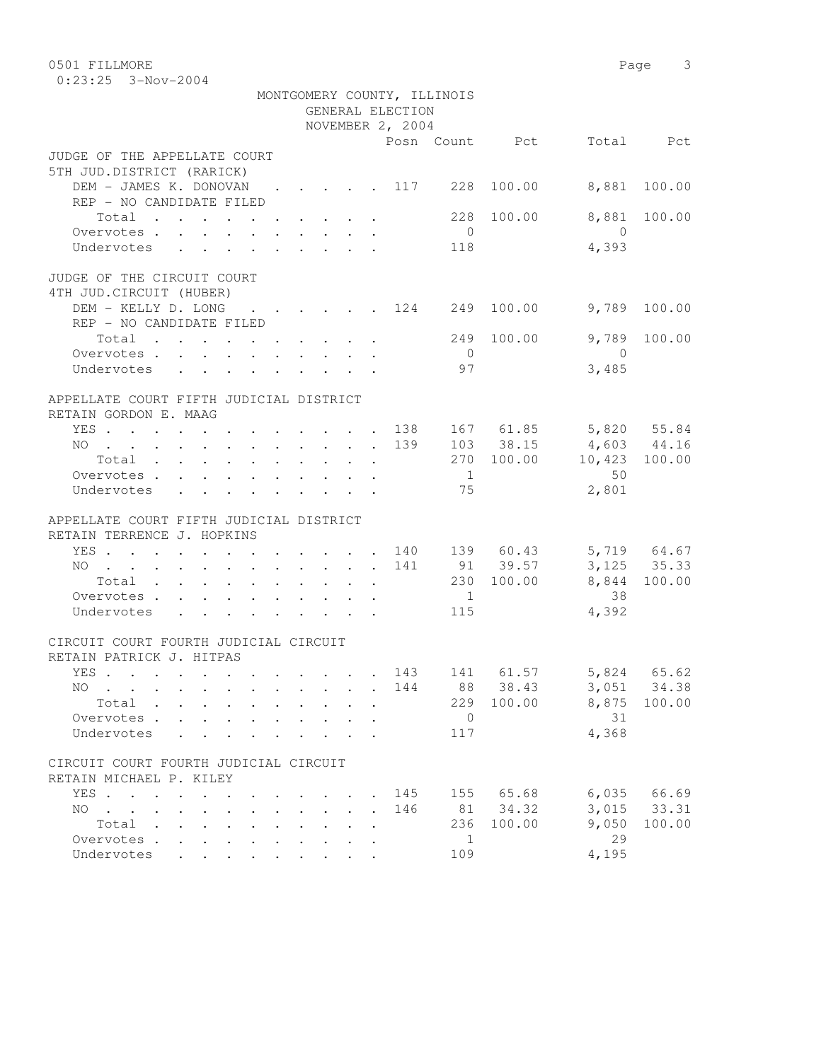0501 FILLMORE
0:23:25 3-Nov-2004

MONTGOMERY COUNTY, ILLINOIS
GENERAL ELECTION
NOVEMBER 2, 2004

| | Posn | Count | Pct | Total | Pct |
|---|---|---|---|---|---|
| **JUDGE OF THE APPELLATE COURT** | | | | | |
| **5TH JUD.DISTRICT (RARICK)** | | | | | |
| DEM - JAMES K. DONOVAN | 117 | 228 | 100.00 | 8,881 | 100.00 |
| REP - NO CANDIDATE FILED | | | | | |
| Total | | 228 | 100.00 | 8,881 | 100.00 |
| Overvotes | | 0 | | 0 | |
| Undervotes | | 118 | | 4,393 | |
| **JUDGE OF THE CIRCUIT COURT** | | | | | |
| **4TH JUD.CIRCUIT (HUBER)** | | | | | |
| DEM - KELLY D. LONG | 124 | 249 | 100.00 | 9,789 | 100.00 |
| REP - NO CANDIDATE FILED | | | | | |
| Total | | 249 | 100.00 | 9,789 | 100.00 |
| Overvotes | | 0 | | 0 | |
| Undervotes | | 97 | | 3,485 | |
| **APPELLATE COURT FIFTH JUDICIAL DISTRICT** | | | | | |
| **RETAIN GORDON E. MAAG** | | | | | |
| YES | 138 | 167 | 61.85 | 5,820 | 55.84 |
| NO | 139 | 103 | 38.15 | 4,603 | 44.16 |
| Total | | 270 | 100.00 | 10,423 | 100.00 |
| Overvotes | | 1 | | 50 | |
| Undervotes | | 75 | | 2,801 | |
| **APPELLATE COURT FIFTH JUDICIAL DISTRICT** | | | | | |
| **RETAIN TERRENCE J. HOPKINS** | | | | | |
| YES | 140 | 139 | 60.43 | 5,719 | 64.67 |
| NO | 141 | 91 | 39.57 | 3,125 | 35.33 |
| Total | | 230 | 100.00 | 8,844 | 100.00 |
| Overvotes | | 1 | | 38 | |
| Undervotes | | 115 | | 4,392 | |
| **CIRCUIT COURT FOURTH JUDICIAL CIRCUIT** | | | | | |
| **RETAIN PATRICK J. HITPAS** | | | | | |
| YES | 143 | 141 | 61.57 | 5,824 | 65.62 |
| NO | 144 | 88 | 38.43 | 3,051 | 34.38 |
| Total | | 229 | 100.00 | 8,875 | 100.00 |
| Overvotes | | 0 | | 31 | |
| Undervotes | | 117 | | 4,368 | |
| **CIRCUIT COURT FOURTH JUDICIAL CIRCUIT** | | | | | |
| **RETAIN MICHAEL P. KILEY** | | | | | |
| YES | 145 | 155 | 65.68 | 6,035 | 66.69 |
| NO | 146 | 81 | 34.32 | 3,015 | 33.31 |
| Total | | 236 | 100.00 | 9,050 | 100.00 |
| Overvotes | | 1 | | 29 | |
| Undervotes | | 109 | | 4,195 | |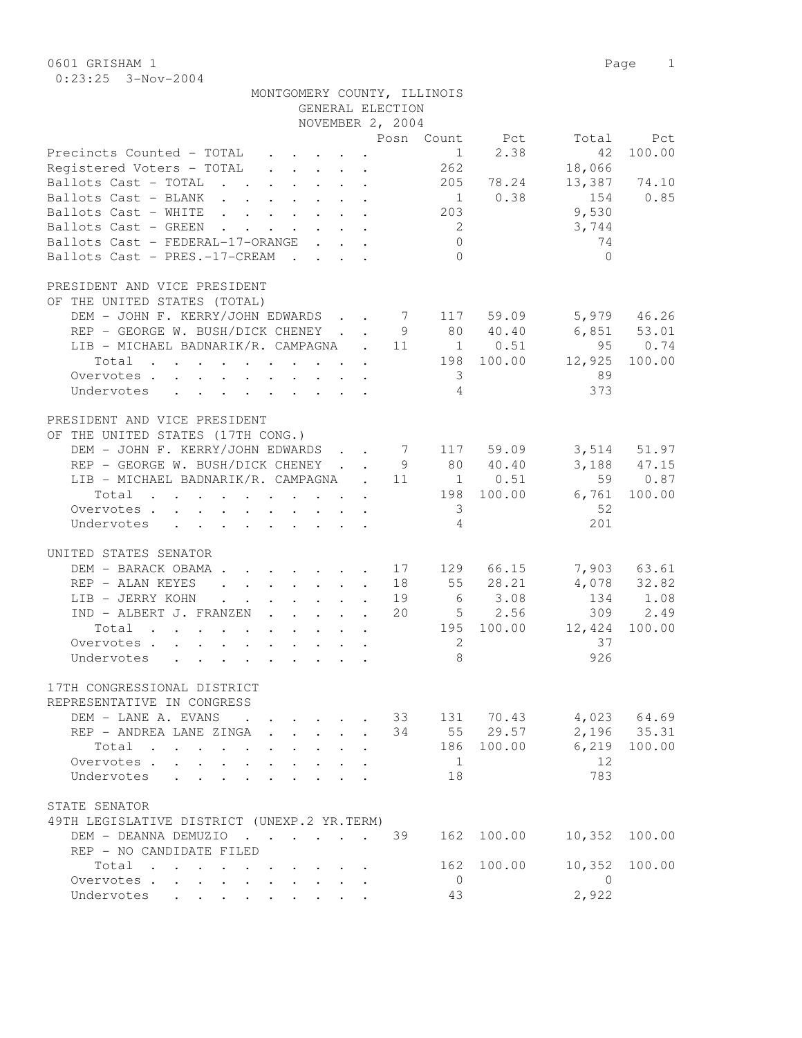0601 GRISHAM 1

0:23:25 3-Nov-2004

MONTGOMERY COUNTY, ILLINOIS
GENERAL ELECTION
NOVEMBER 2, 2004

| | Posn | Count | Pct | Total | Pct |
|---|---|---|---|---|---|
| Precincts Counted - TOTAL | | 1 | 2.38 | 42 | 100.00 |
| Registered Voters - TOTAL | | 262 | | 18,066 | |
| Ballots Cast - TOTAL | | 205 | 78.24 | 13,387 | 74.10 |
| Ballots Cast - BLANK | | 1 | 0.38 | 154 | 0.85 |
| Ballots Cast - WHITE | | 203 | | 9,530 | |
| Ballots Cast - GREEN | | 2 | | 3,744 | |
| Ballots Cast - FEDERAL-17-ORANGE | | 0 | | 74 | |
| Ballots Cast - PRES.-17-CREAM | | 0 | | 0 | |

PRESIDENT AND VICE PRESIDENT
OF THE UNITED STATES (TOTAL)

| | Posn | Count | Pct | Total | Pct |
|---|---|---|---|---|---|
| DEM - JOHN F. KERRY/JOHN EDWARDS | 7 | 117 | 59.09 | 5,979 | 46.26 |
| REP - GEORGE W. BUSH/DICK CHENEY | 9 | 80 | 40.40 | 6,851 | 53.01 |
| LIB - MICHAEL BADNARIK/R. CAMPAGNA | 11 | 1 | 0.51 | 95 | 0.74 |
| Total | | 198 | 100.00 | 12,925 | 100.00 |
| Overvotes | | 3 | | 89 | |
| Undervotes | | 4 | | 373 | |

PRESIDENT AND VICE PRESIDENT
OF THE UNITED STATES (17TH CONG.)

| | Posn | Count | Pct | Total | Pct |
|---|---|---|---|---|---|
| DEM - JOHN F. KERRY/JOHN EDWARDS | 7 | 117 | 59.09 | 3,514 | 51.97 |
| REP - GEORGE W. BUSH/DICK CHENEY | 9 | 80 | 40.40 | 3,188 | 47.15 |
| LIB - MICHAEL BADNARIK/R. CAMPAGNA | 11 | 1 | 0.51 | 59 | 0.87 |
| Total | | 198 | 100.00 | 6,761 | 100.00 |
| Overvotes | | 3 | | 52 | |
| Undervotes | | 4 | | 201 | |

UNITED STATES SENATOR

| | Posn | Count | Pct | Total | Pct |
|---|---|---|---|---|---|
| DEM - BARACK OBAMA | 17 | 129 | 66.15 | 7,903 | 63.61 |
| REP - ALAN KEYES | 18 | 55 | 28.21 | 4,078 | 32.82 |
| LIB - JERRY KOHN | 19 | 6 | 3.08 | 134 | 1.08 |
| IND - ALBERT J. FRANZEN | 20 | 5 | 2.56 | 309 | 2.49 |
| Total | | 195 | 100.00 | 12,424 | 100.00 |
| Overvotes | | 2 | | 37 | |
| Undervotes | | 8 | | 926 | |

17TH CONGRESSIONAL DISTRICT
REPRESENTATIVE IN CONGRESS

| | Posn | Count | Pct | Total | Pct |
|---|---|---|---|---|---|
| DEM - LANE A. EVANS | 33 | 131 | 70.43 | 4,023 | 64.69 |
| REP - ANDREA LANE ZINGA | 34 | 55 | 29.57 | 2,196 | 35.31 |
| Total | | 186 | 100.00 | 6,219 | 100.00 |
| Overvotes | | 1 | | 12 | |
| Undervotes | | 18 | | 783 | |

STATE SENATOR
49TH LEGISLATIVE DISTRICT (UNEXP.2 YR.TERM)

| | Posn | Count | Pct | Total | Pct |
|---|---|---|---|---|---|
| DEM - DEANNA DEMUZIO | 39 | 162 | 100.00 | 10,352 | 100.00 |
| REP - NO CANDIDATE FILED | | | | | |
| Total | | 162 | 100.00 | 10,352 | 100.00 |
| Overvotes | | 0 | | 0 | |
| Undervotes | | 43 | | 2,922 | |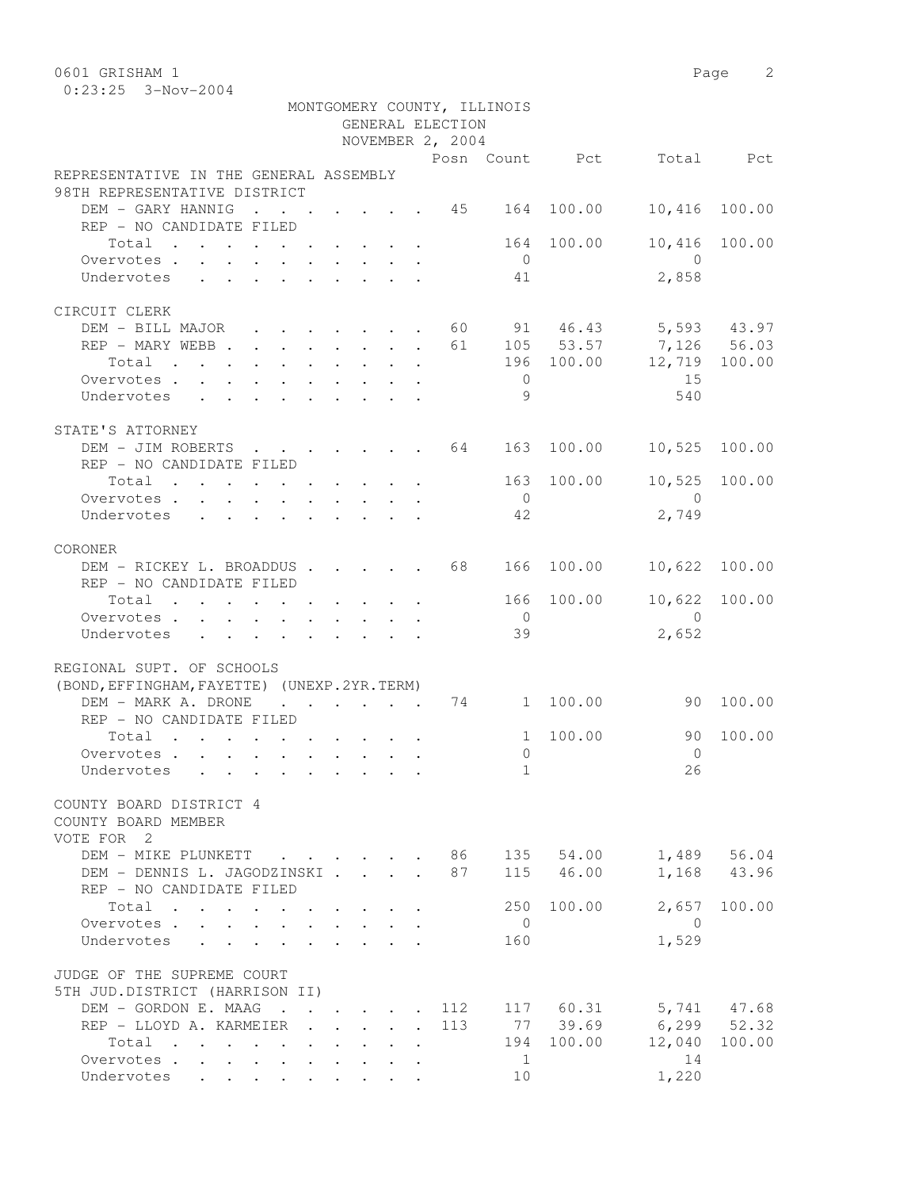0601 GRISHAM 1

0:23:25 3-Nov-2004

MONTGOMERY COUNTY, ILLINOIS
GENERAL ELECTION
NOVEMBER 2, 2004

| | Posn | Count | Pct | Total | Pct |
|---|---|---|---|---|---|
| **REPRESENTATIVE IN THE GENERAL ASSEMBLY** | | | | | |
| **98TH REPRESENTATIVE DISTRICT** | | | | | |
| DEM - GARY HANNIG | 45 | 164 | 100.00 | 10,416 | 100.00 |
| REP - NO CANDIDATE FILED | | | | | |
| Total | | 164 | 100.00 | 10,416 | 100.00 |
| Overvotes | | 0 | | 0 | |
| Undervotes | | 41 | | 2,858 | |
| **CIRCUIT CLERK** | | | | | |
| DEM - BILL MAJOR | 60 | 91 | 46.43 | 5,593 | 43.97 |
| REP - MARY WEBB | 61 | 105 | 53.57 | 7,126 | 56.03 |
| Total | | 196 | 100.00 | 12,719 | 100.00 |
| Overvotes | | 0 | | 15 | |
| Undervotes | | 9 | | 540 | |
| **STATE'S ATTORNEY** | | | | | |
| DEM - JIM ROBERTS | 64 | 163 | 100.00 | 10,525 | 100.00 |
| REP - NO CANDIDATE FILED | | | | | |
| Total | | 163 | 100.00 | 10,525 | 100.00 |
| Overvotes | | 0 | | 0 | |
| Undervotes | | 42 | | 2,749 | |
| **CORONER** | | | | | |
| DEM - RICKEY L. BROADDUS | 68 | 166 | 100.00 | 10,622 | 100.00 |
| REP - NO CANDIDATE FILED | | | | | |
| Total | | 166 | 100.00 | 10,622 | 100.00 |
| Overvotes | | 0 | | 0 | |
| Undervotes | | 39 | | 2,652 | |
| **REGIONAL SUPT. OF SCHOOLS** | | | | | |
| **(BOND,EFFINGHAM,FAYETTE) (UNEXP.2YR.TERM)** | | | | | |
| DEM - MARK A. DRONE | 74 | 1 | 100.00 | 90 | 100.00 |
| REP - NO CANDIDATE FILED | | | | | |
| Total | | 1 | 100.00 | 90 | 100.00 |
| Overvotes | | 0 | | 0 | |
| Undervotes | | 1 | | 26 | |
| **COUNTY BOARD DISTRICT 4** | | | | | |
| **COUNTY BOARD MEMBER** | | | | | |
| **VOTE FOR 2** | | | | | |
| DEM - MIKE PLUNKETT | 86 | 135 | 54.00 | 1,489 | 56.04 |
| DEM - DENNIS L. JAGODZINSKI | 87 | 115 | 46.00 | 1,168 | 43.96 |
| REP - NO CANDIDATE FILED | | | | | |
| Total | | 250 | 100.00 | 2,657 | 100.00 |
| Overvotes | | 0 | | 0 | |
| Undervotes | | 160 | | 1,529 | |
| **JUDGE OF THE SUPREME COURT** | | | | | |
| **5TH JUD.DISTRICT (HARRISON II)** | | | | | |
| DEM - GORDON E. MAAG | 112 | 117 | 60.31 | 5,741 | 47.68 |
| REP - LLOYD A. KARMEIER | 113 | 77 | 39.69 | 6,299 | 52.32 |
| Total | | 194 | 100.00 | 12,040 | 100.00 |
| Overvotes | | 1 | | 14 | |
| Undervotes | | 10 | | 1,220 | |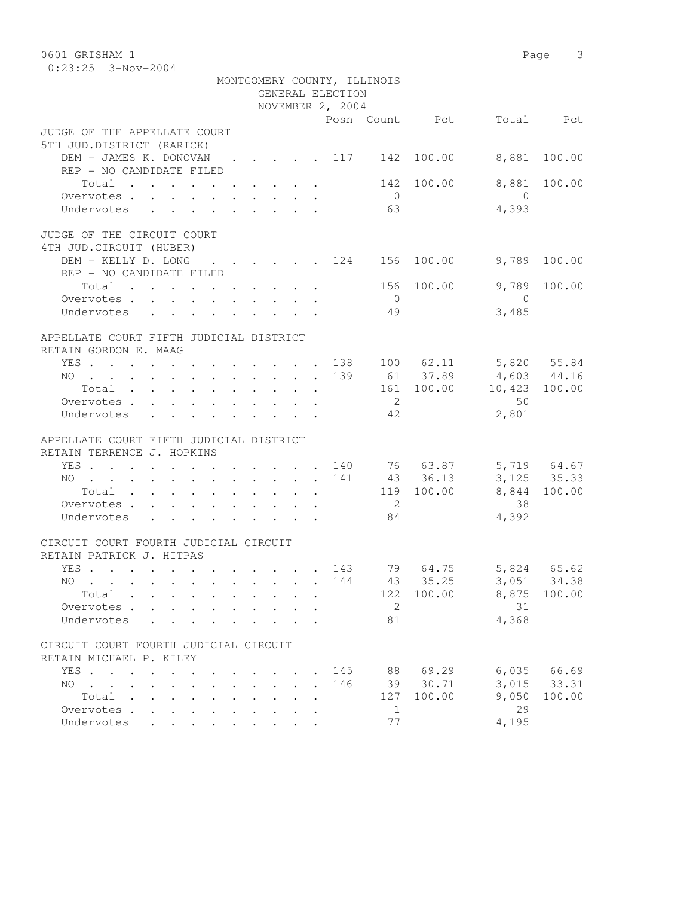MONTGOMERY COUNTY, ILLINOIS
GENERAL ELECTION
NOVEMBER 2, 2004

| | Posn | Count | Pct | Total | Pct |
|---|---|---|---|---|---|
| **JUDGE OF THE APPELLATE COURT** | | | | | |
| **5TH JUD.DISTRICT (RARICK)** | | | | | |
| DEM - JAMES K. DONOVAN | 117 | 142 | 100.00 | 8,881 | 100.00 |
| REP - NO CANDIDATE FILED | | | | | |
| Total | | 142 | 100.00 | 8,881 | 100.00 |
| Overvotes | | 0 | | 0 | |
| Undervotes | | 63 | | 4,393 | |
| **JUDGE OF THE CIRCUIT COURT** | | | | | |
| **4TH JUD.CIRCUIT (HUBER)** | | | | | |
| DEM - KELLY D. LONG | 124 | 156 | 100.00 | 9,789 | 100.00 |
| REP - NO CANDIDATE FILED | | | | | |
| Total | | 156 | 100.00 | 9,789 | 100.00 |
| Overvotes | | 0 | | 0 | |
| Undervotes | | 49 | | 3,485 | |
| **APPELLATE COURT FIFTH JUDICIAL DISTRICT** | | | | | |
| **RETAIN GORDON E. MAAG** | | | | | |
| YES | 138 | 100 | 62.11 | 5,820 | 55.84 |
| NO | 139 | 61 | 37.89 | 4,603 | 44.16 |
| Total | | 161 | 100.00 | 10,423 | 100.00 |
| Overvotes | | 2 | | 50 | |
| Undervotes | | 42 | | 2,801 | |
| **APPELLATE COURT FIFTH JUDICIAL DISTRICT** | | | | | |
| **RETAIN TERRENCE J. HOPKINS** | | | | | |
| YES | 140 | 76 | 63.87 | 5,719 | 64.67 |
| NO | 141 | 43 | 36.13 | 3,125 | 35.33 |
| Total | | 119 | 100.00 | 8,844 | 100.00 |
| Overvotes | | 2 | | 38 | |
| Undervotes | | 84 | | 4,392 | |
| **CIRCUIT COURT FOURTH JUDICIAL CIRCUIT** | | | | | |
| **RETAIN PATRICK J. HITPAS** | | | | | |
| YES | 143 | 79 | 64.75 | 5,824 | 65.62 |
| NO | 144 | 43 | 35.25 | 3,051 | 34.38 |
| Total | | 122 | 100.00 | 8,875 | 100.00 |
| Overvotes | | 2 | | 31 | |
| Undervotes | | 81 | | 4,368 | |
| **CIRCUIT COURT FOURTH JUDICIAL CIRCUIT** | | | | | |
| **RETAIN MICHAEL P. KILEY** | | | | | |
| YES | 145 | 88 | 69.29 | 6,035 | 66.69 |
| NO | 146 | 39 | 30.71 | 3,015 | 33.31 |
| Total | | 127 | 100.00 | 9,050 | 100.00 |
| Overvotes | | 1 | | 29 | |
| Undervotes | | 77 | | 4,195 | |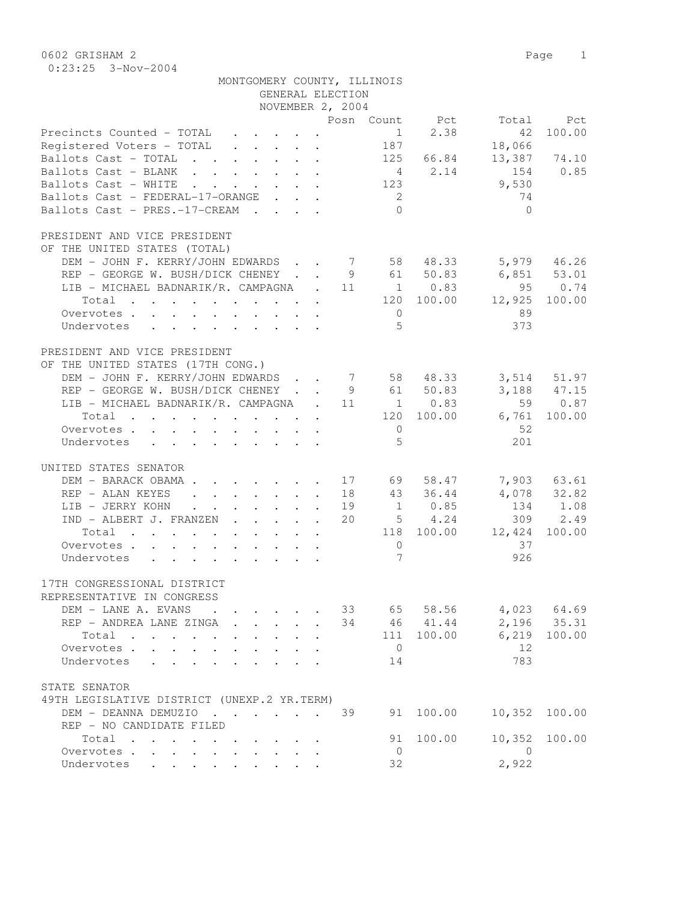0602 GRISHAM 2

0:23:25 3-Nov-2004

MONTGOMERY COUNTY, ILLINOIS
GENERAL ELECTION
NOVEMBER 2, 2004

| | Posn | Count | Pct | Total | Pct |
|---|---|---|---|---|---|
| Precincts Counted - TOTAL | | 1 | 2.38 | 42 | 100.00 |
| Registered Voters - TOTAL | | 187 | | 18,066 | |
| Ballots Cast - TOTAL | | 125 | 66.84 | 13,387 | 74.10 |
| Ballots Cast - BLANK | | 4 | 2.14 | 154 | 0.85 |
| Ballots Cast - WHITE | | 123 | | 9,530 | |
| Ballots Cast - FEDERAL-17-ORANGE | | 2 | | 74 | |
| Ballots Cast - PRES.-17-CREAM | | 0 | | 0 | |

PRESIDENT AND VICE PRESIDENT
OF THE UNITED STATES (TOTAL)

| | Posn | Count | Pct | Total | Pct |
|---|---|---|---|---|---|
| DEM - JOHN F. KERRY/JOHN EDWARDS | 7 | 58 | 48.33 | 5,979 | 46.26 |
| REP - GEORGE W. BUSH/DICK CHENEY | 9 | 61 | 50.83 | 6,851 | 53.01 |
| LIB - MICHAEL BADNARIK/R. CAMPAGNA | 11 | 1 | 0.83 | 95 | 0.74 |
| Total | | 120 | 100.00 | 12,925 | 100.00 |
| Overvotes | | 0 | | 89 | |
| Undervotes | | 5 | | 373 | |

PRESIDENT AND VICE PRESIDENT
OF THE UNITED STATES (17TH CONG.)

| | Posn | Count | Pct | Total | Pct |
|---|---|---|---|---|---|
| DEM - JOHN F. KERRY/JOHN EDWARDS | 7 | 58 | 48.33 | 3,514 | 51.97 |
| REP - GEORGE W. BUSH/DICK CHENEY | 9 | 61 | 50.83 | 3,188 | 47.15 |
| LIB - MICHAEL BADNARIK/R. CAMPAGNA | 11 | 1 | 0.83 | 59 | 0.87 |
| Total | | 120 | 100.00 | 6,761 | 100.00 |
| Overvotes | | 0 | | 52 | |
| Undervotes | | 5 | | 201 | |

UNITED STATES SENATOR

| | Posn | Count | Pct | Total | Pct |
|---|---|---|---|---|---|
| DEM - BARACK OBAMA | 17 | 69 | 58.47 | 7,903 | 63.61 |
| REP - ALAN KEYES | 18 | 43 | 36.44 | 4,078 | 32.82 |
| LIB - JERRY KOHN | 19 | 1 | 0.85 | 134 | 1.08 |
| IND - ALBERT J. FRANZEN | 20 | 5 | 4.24 | 309 | 2.49 |
| Total | | 118 | 100.00 | 12,424 | 100.00 |
| Overvotes | | 0 | | 37 | |
| Undervotes | | 7 | | 926 | |

17TH CONGRESSIONAL DISTRICT
REPRESENTATIVE IN CONGRESS

| | Posn | Count | Pct | Total | Pct |
|---|---|---|---|---|---|
| DEM - LANE A. EVANS | 33 | 65 | 58.56 | 4,023 | 64.69 |
| REP - ANDREA LANE ZINGA | 34 | 46 | 41.44 | 2,196 | 35.31 |
| Total | | 111 | 100.00 | 6,219 | 100.00 |
| Overvotes | | 0 | | 12 | |
| Undervotes | | 14 | | 783 | |

STATE SENATOR
49TH LEGISLATIVE DISTRICT (UNEXP.2 YR.TERM)

| | Posn | Count | Pct | Total | Pct |
|---|---|---|---|---|---|
| DEM - DEANNA DEMUZIO | 39 | 91 | 100.00 | 10,352 | 100.00 |
| REP - NO CANDIDATE FILED | | | | | |
| Total | | 91 | 100.00 | 10,352 | 100.00 |
| Overvotes | | 0 | | 0 | |
| Undervotes | | 32 | | 2,922 | |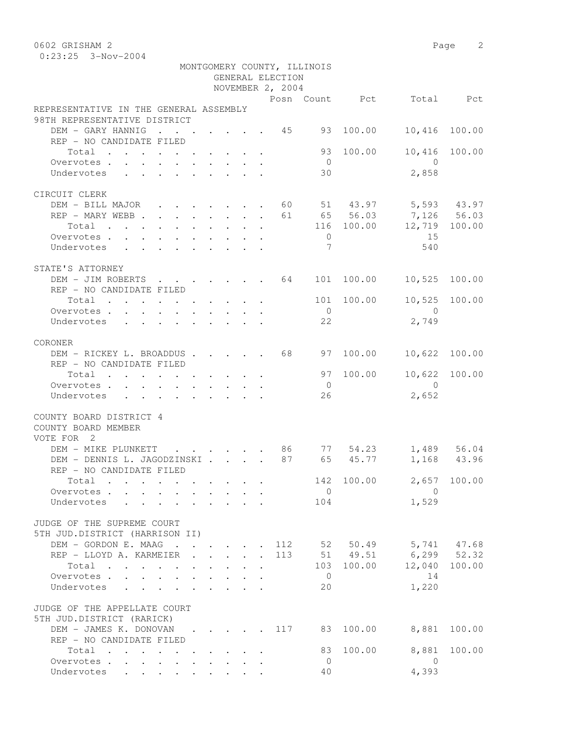0602 GRISHAM 2

0:23:25 3-Nov-2004

MONTGOMERY COUNTY, ILLINOIS
GENERAL ELECTION
NOVEMBER 2, 2004

| | Posn | Count | Pct | Total | Pct |
|---|---|---|---|---|---|
| **REPRESENTATIVE IN THE GENERAL ASSEMBLY** | | | | | |
| **98TH REPRESENTATIVE DISTRICT** | | | | | |
| DEM - GARY HANNIG | 45 | 93 | 100.00 | 10,416 | 100.00 |
| REP - NO CANDIDATE FILED | | | | | |
| Total | | 93 | 100.00 | 10,416 | 100.00 |
| Overvotes | | 0 | | 0 | |
| Undervotes | | 30 | | 2,858 | |
| **CIRCUIT CLERK** | | | | | |
| DEM - BILL MAJOR | 60 | 51 | 43.97 | 5,593 | 43.97 |
| REP - MARY WEBB | 61 | 65 | 56.03 | 7,126 | 56.03 |
| Total | | 116 | 100.00 | 12,719 | 100.00 |
| Overvotes | | 0 | | 15 | |
| Undervotes | | 7 | | 540 | |
| **STATE'S ATTORNEY** | | | | | |
| DEM - JIM ROBERTS | 64 | 101 | 100.00 | 10,525 | 100.00 |
| REP - NO CANDIDATE FILED | | | | | |
| Total | | 101 | 100.00 | 10,525 | 100.00 |
| Overvotes | | 0 | | 0 | |
| Undervotes | | 22 | | 2,749 | |
| **CORONER** | | | | | |
| DEM - RICKEY L. BROADDUS | 68 | 97 | 100.00 | 10,622 | 100.00 |
| REP - NO CANDIDATE FILED | | | | | |
| Total | | 97 | 100.00 | 10,622 | 100.00 |
| Overvotes | | 0 | | 0 | |
| Undervotes | | 26 | | 2,652 | |
| **COUNTY BOARD DISTRICT 4** | | | | | |
| **COUNTY BOARD MEMBER** | | | | | |
| VOTE FOR 2 | | | | | |
| DEM - MIKE PLUNKETT | 86 | 77 | 54.23 | 1,489 | 56.04 |
| DEM - DENNIS L. JAGODZINSKI | 87 | 65 | 45.77 | 1,168 | 43.96 |
| REP - NO CANDIDATE FILED | | | | | |
| Total | | 142 | 100.00 | 2,657 | 100.00 |
| Overvotes | | 0 | | 0 | |
| Undervotes | | 104 | | 1,529 | |
| **JUDGE OF THE SUPREME COURT** | | | | | |
| **5TH JUD.DISTRICT (HARRISON II)** | | | | | |
| DEM - GORDON E. MAAG | 112 | 52 | 50.49 | 5,741 | 47.68 |
| REP - LLOYD A. KARMEIER | 113 | 51 | 49.51 | 6,299 | 52.32 |
| Total | | 103 | 100.00 | 12,040 | 100.00 |
| Overvotes | | 0 | | 14 | |
| Undervotes | | 20 | | 1,220 | |
| **JUDGE OF THE APPELLATE COURT** | | | | | |
| **5TH JUD.DISTRICT (RARICK)** | | | | | |
| DEM - JAMES K. DONOVAN | 117 | 83 | 100.00 | 8,881 | 100.00 |
| REP - NO CANDIDATE FILED | | | | | |
| Total | | 83 | 100.00 | 8,881 | 100.00 |
| Overvotes | | 0 | | 0 | |
| Undervotes | | 40 | | 4,393 | |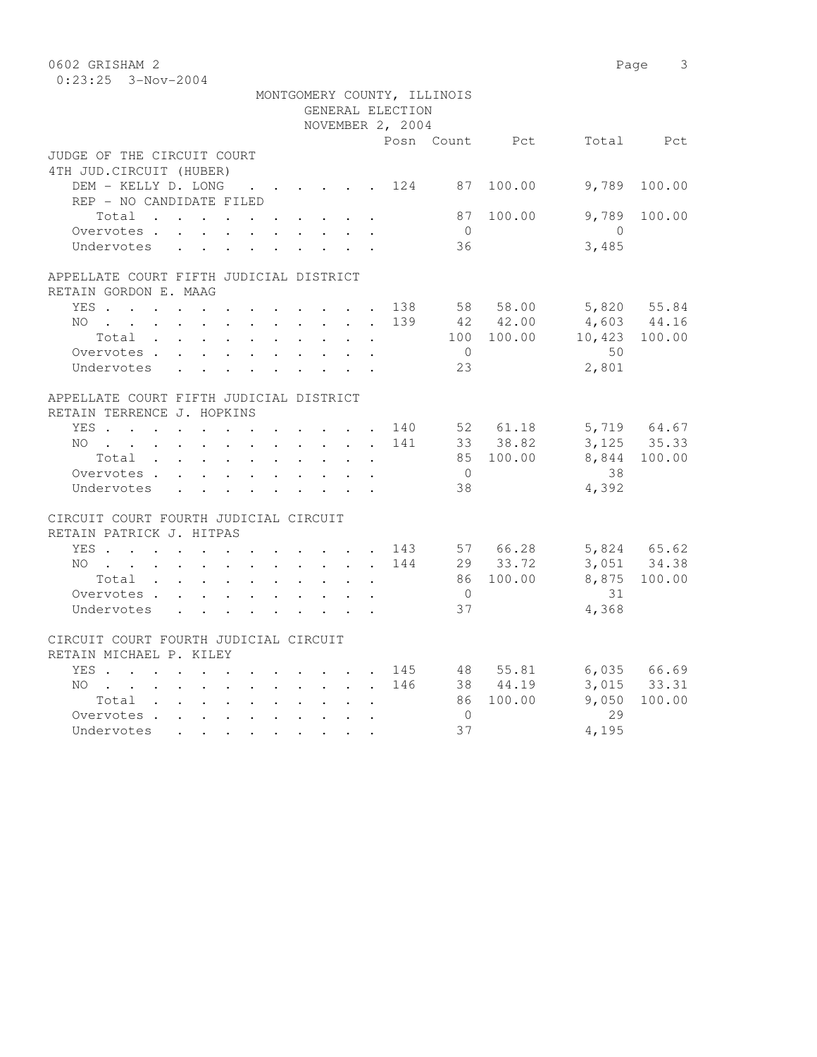MONTGOMERY COUNTY, ILLINOIS
GENERAL ELECTION
NOVEMBER 2, 2004

0602 GRISHAM 2

0:23:25 3-Nov-2004

| | Posn | Count | Pct | Total | Pct |
|---|---|---|---|---|---|
| **JUDGE OF THE CIRCUIT COURT** | | | | | |
| **4TH JUD.CIRCUIT (HUBER)** | | | | | |
| DEM - KELLY D. LONG | 124 | 87 | 100.00 | 9,789 | 100.00 |
| REP - NO CANDIDATE FILED | | | | | |
| Total | | 87 | 100.00 | 9,789 | 100.00 |
| Overvotes | | 0 | | 0 | |
| Undervotes | | 36 | | 3,485 | |
| **APPELLATE COURT FIFTH JUDICIAL DISTRICT** | | | | | |
| **RETAIN GORDON E. MAAG** | | | | | |
| YES | 138 | 58 | 58.00 | 5,820 | 55.84 |
| NO | 139 | 42 | 42.00 | 4,603 | 44.16 |
| Total | | 100 | 100.00 | 10,423 | 100.00 |
| Overvotes | | 0 | | 50 | |
| Undervotes | | 23 | | 2,801 | |
| **APPELLATE COURT FIFTH JUDICIAL DISTRICT** | | | | | |
| **RETAIN TERRENCE J. HOPKINS** | | | | | |
| YES | 140 | 52 | 61.18 | 5,719 | 64.67 |
| NO | 141 | 33 | 38.82 | 3,125 | 35.33 |
| Total | | 85 | 100.00 | 8,844 | 100.00 |
| Overvotes | | 0 | | 38 | |
| Undervotes | | 38 | | 4,392 | |
| **CIRCUIT COURT FOURTH JUDICIAL CIRCUIT** | | | | | |
| **RETAIN PATRICK J. HITPAS** | | | | | |
| YES | 143 | 57 | 66.28 | 5,824 | 65.62 |
| NO | 144 | 29 | 33.72 | 3,051 | 34.38 |
| Total | | 86 | 100.00 | 8,875 | 100.00 |
| Overvotes | | 0 | | 31 | |
| Undervotes | | 37 | | 4,368 | |
| **CIRCUIT COURT FOURTH JUDICIAL CIRCUIT** | | | | | |
| **RETAIN MICHAEL P. KILEY** | | | | | |
| YES | 145 | 48 | 55.81 | 6,035 | 66.69 |
| NO | 146 | 38 | 44.19 | 3,015 | 33.31 |
| Total | | 86 | 100.00 | 9,050 | 100.00 |
| Overvotes | | 0 | | 29 | |
| Undervotes | | 37 | | 4,195 | |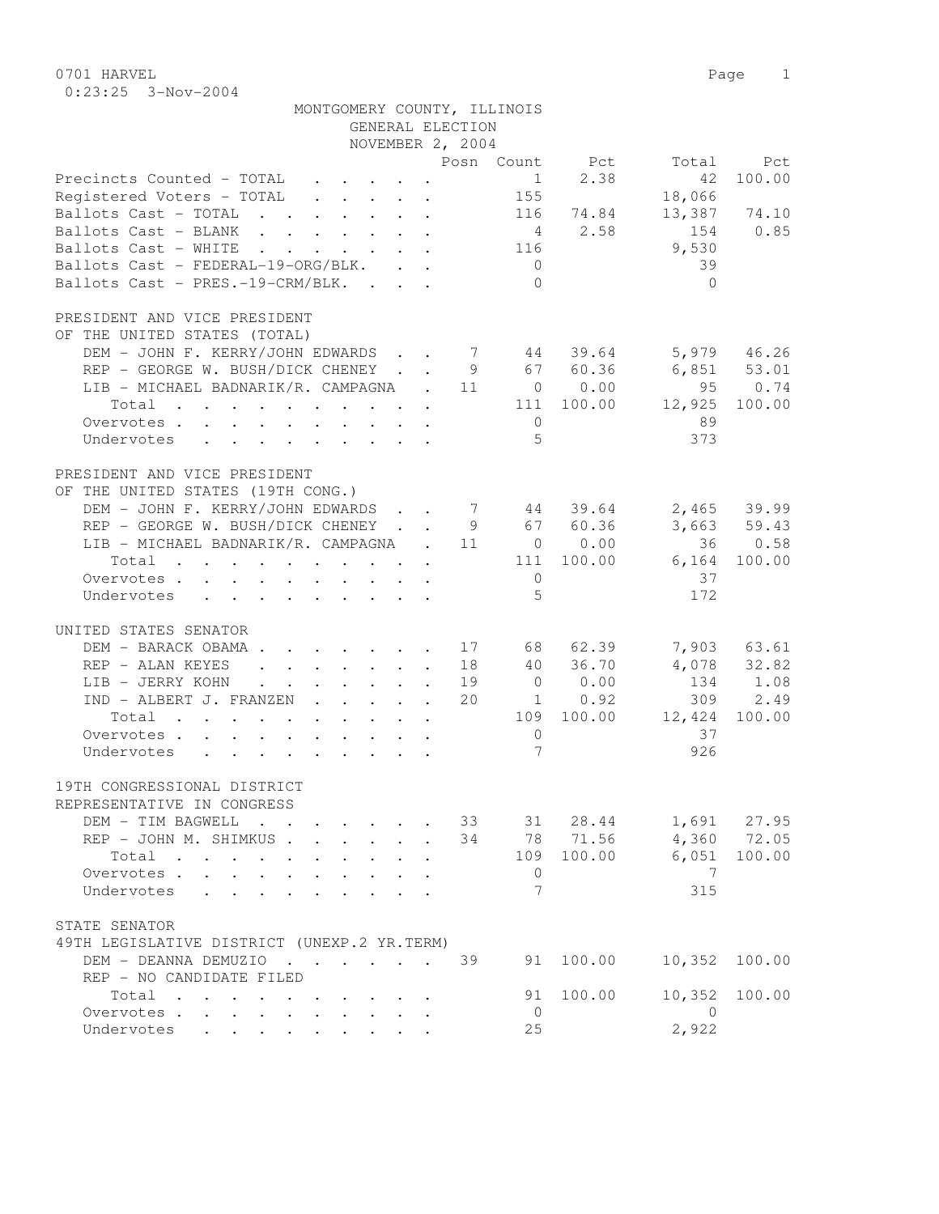0701 HARVEL
0:23:25 3-Nov-2004

MONTGOMERY COUNTY, ILLINOIS
GENERAL ELECTION
NOVEMBER 2, 2004

| | Posn | Count | Pct | Total | Pct |
|---|---|---|---|---|---|
| Precincts Counted - TOTAL | | 1 | 2.38 | 42 | 100.00 |
| Registered Voters - TOTAL | | 155 | | 18,066 | |
| Ballots Cast - TOTAL | | 116 | 74.84 | 13,387 | 74.10 |
| Ballots Cast - BLANK | | 4 | 2.58 | 154 | 0.85 |
| Ballots Cast - WHITE | | 116 | | 9,530 | |
| Ballots Cast - FEDERAL-19-ORG/BLK. | | 0 | | 39 | |
| Ballots Cast - PRES.-19-CRM/BLK. | | 0 | | 0 | |

PRESIDENT AND VICE PRESIDENT
OF THE UNITED STATES (TOTAL)

| | Posn | Count | Pct | Total | Pct |
|---|---|---|---|---|---|
| DEM - JOHN F. KERRY/JOHN EDWARDS | 7 | 44 | 39.64 | 5,979 | 46.26 |
| REP - GEORGE W. BUSH/DICK CHENEY | 9 | 67 | 60.36 | 6,851 | 53.01 |
| LIB - MICHAEL BADNARIK/R. CAMPAGNA | 11 | 0 | 0.00 | 95 | 0.74 |
| Total | | 111 | 100.00 | 12,925 | 100.00 |
| Overvotes | | 0 | | 89 | |
| Undervotes | | 5 | | 373 | |

PRESIDENT AND VICE PRESIDENT
OF THE UNITED STATES (19TH CONG.)

| | Posn | Count | Pct | Total | Pct |
|---|---|---|---|---|---|
| DEM - JOHN F. KERRY/JOHN EDWARDS | 7 | 44 | 39.64 | 2,465 | 39.99 |
| REP - GEORGE W. BUSH/DICK CHENEY | 9 | 67 | 60.36 | 3,663 | 59.43 |
| LIB - MICHAEL BADNARIK/R. CAMPAGNA | 11 | 0 | 0.00 | 36 | 0.58 |
| Total | | 111 | 100.00 | 6,164 | 100.00 |
| Overvotes | | 0 | | 37 | |
| Undervotes | | 5 | | 172 | |

UNITED STATES SENATOR

| | Posn | Count | Pct | Total | Pct |
|---|---|---|---|---|---|
| DEM - BARACK OBAMA | 17 | 68 | 62.39 | 7,903 | 63.61 |
| REP - ALAN KEYES | 18 | 40 | 36.70 | 4,078 | 32.82 |
| LIB - JERRY KOHN | 19 | 0 | 0.00 | 134 | 1.08 |
| IND - ALBERT J. FRANZEN | 20 | 1 | 0.92 | 309 | 2.49 |
| Total | | 109 | 100.00 | 12,424 | 100.00 |
| Overvotes | | 0 | | 37 | |
| Undervotes | | 7 | | 926 | |

19TH CONGRESSIONAL DISTRICT
REPRESENTATIVE IN CONGRESS

| | Posn | Count | Pct | Total | Pct |
|---|---|---|---|---|---|
| DEM - TIM BAGWELL | 33 | 31 | 28.44 | 1,691 | 27.95 |
| REP - JOHN M. SHIMKUS | 34 | 78 | 71.56 | 4,360 | 72.05 |
| Total | | 109 | 100.00 | 6,051 | 100.00 |
| Overvotes | | 0 | | 7 | |
| Undervotes | | 7 | | 315 | |

STATE SENATOR
49TH LEGISLATIVE DISTRICT (UNEXP.2 YR.TERM)

| | Posn | Count | Pct | Total | Pct |
|---|---|---|---|---|---|
| DEM - DEANNA DEMUZIO | 39 | 91 | 100.00 | 10,352 | 100.00 |
| REP - NO CANDIDATE FILED | | | | | |
| Total | | 91 | 100.00 | 10,352 | 100.00 |
| Overvotes | | 0 | | 0 | |
| Undervotes | | 25 | | 2,922 | |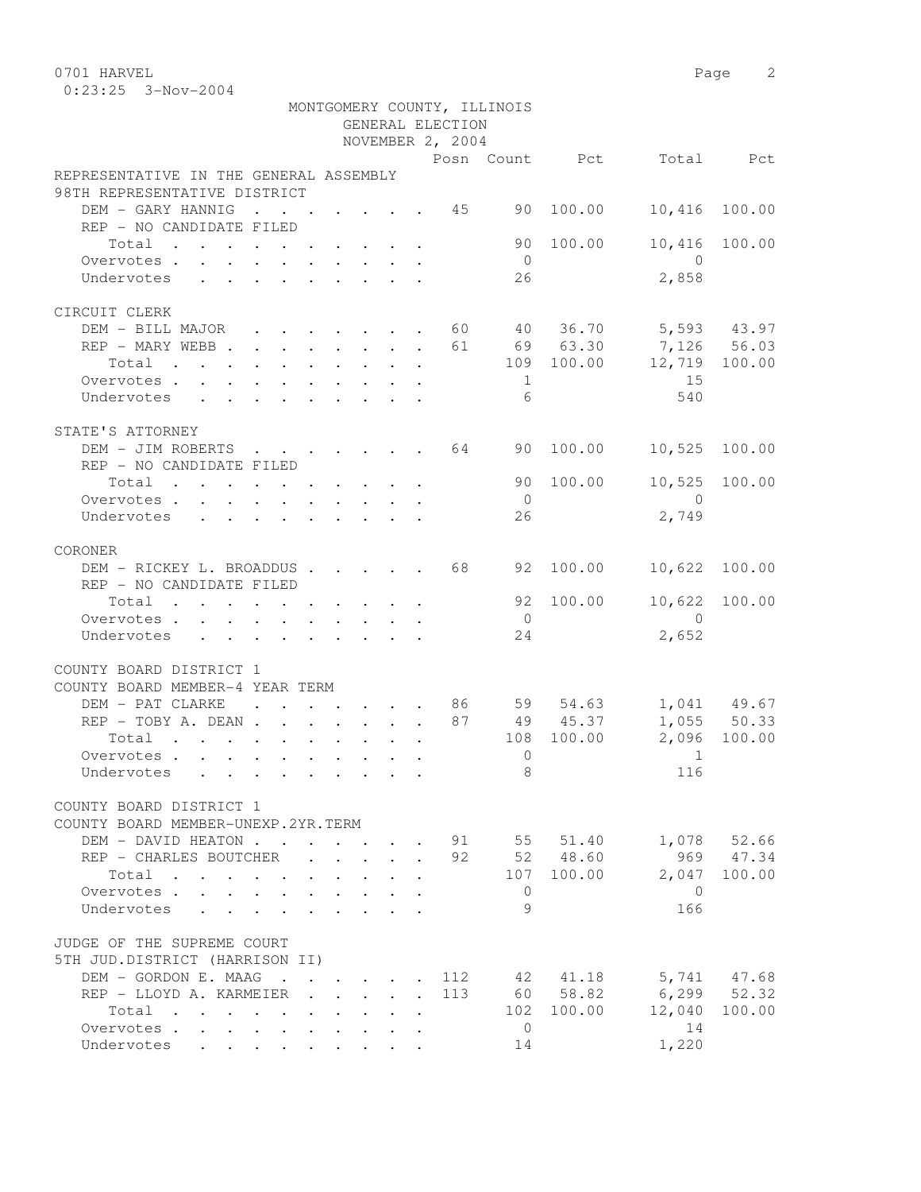MONTGOMERY COUNTY, ILLINOIS
GENERAL ELECTION
NOVEMBER 2, 2004

0701 HARVEL
0:23:25 3-Nov-2004

| | Posn | Count | Pct | Total | Pct |
|---|---|---|---|---|---|
| **REPRESENTATIVE IN THE GENERAL ASSEMBLY** | | | | | |
| **98TH REPRESENTATIVE DISTRICT** | | | | | |
| DEM - GARY HANNIG | 45 | 90 | 100.00 | 10,416 | 100.00 |
| REP - NO CANDIDATE FILED | | | | | |
| Total | | 90 | 100.00 | 10,416 | 100.00 |
| Overvotes | | 0 | | 0 | |
| Undervotes | | 26 | | 2,858 | |
| **CIRCUIT CLERK** | | | | | |
| DEM - BILL MAJOR | 60 | 40 | 36.70 | 5,593 | 43.97 |
| REP - MARY WEBB | 61 | 69 | 63.30 | 7,126 | 56.03 |
| Total | | 109 | 100.00 | 12,719 | 100.00 |
| Overvotes | | 1 | | 15 | |
| Undervotes | | 6 | | 540 | |
| **STATE'S ATTORNEY** | | | | | |
| DEM - JIM ROBERTS | 64 | 90 | 100.00 | 10,525 | 100.00 |
| REP - NO CANDIDATE FILED | | | | | |
| Total | | 90 | 100.00 | 10,525 | 100.00 |
| Overvotes | | 0 | | 0 | |
| Undervotes | | 26 | | 2,749 | |
| **CORONER** | | | | | |
| DEM - RICKEY L. BROADDUS | 68 | 92 | 100.00 | 10,622 | 100.00 |
| REP - NO CANDIDATE FILED | | | | | |
| Total | | 92 | 100.00 | 10,622 | 100.00 |
| Overvotes | | 0 | | 0 | |
| Undervotes | | 24 | | 2,652 | |
| **COUNTY BOARD DISTRICT 1** | | | | | |
| **COUNTY BOARD MEMBER-4 YEAR TERM** | | | | | |
| DEM - PAT CLARKE | 86 | 59 | 54.63 | 1,041 | 49.67 |
| REP - TOBY A. DEAN | 87 | 49 | 45.37 | 1,055 | 50.33 |
| Total | | 108 | 100.00 | 2,096 | 100.00 |
| Overvotes | | 0 | | 1 | |
| Undervotes | | 8 | | 116 | |
| **COUNTY BOARD DISTRICT 1** | | | | | |
| **COUNTY BOARD MEMBER-UNEXP.2YR.TERM** | | | | | |
| DEM - DAVID HEATON | 91 | 55 | 51.40 | 1,078 | 52.66 |
| REP - CHARLES BOUTCHER | 92 | 52 | 48.60 | 969 | 47.34 |
| Total | | 107 | 100.00 | 2,047 | 100.00 |
| Overvotes | | 0 | | 0 | |
| Undervotes | | 9 | | 166 | |
| **JUDGE OF THE SUPREME COURT** | | | | | |
| **5TH JUD.DISTRICT (HARRISON II)** | | | | | |
| DEM - GORDON E. MAAG | 112 | 42 | 41.18 | 5,741 | 47.68 |
| REP - LLOYD A. KARMEIER | 113 | 60 | 58.82 | 6,299 | 52.32 |
| Total | | 102 | 100.00 | 12,040 | 100.00 |
| Overvotes | | 0 | | 14 | |
| Undervotes | | 14 | | 1,220 | |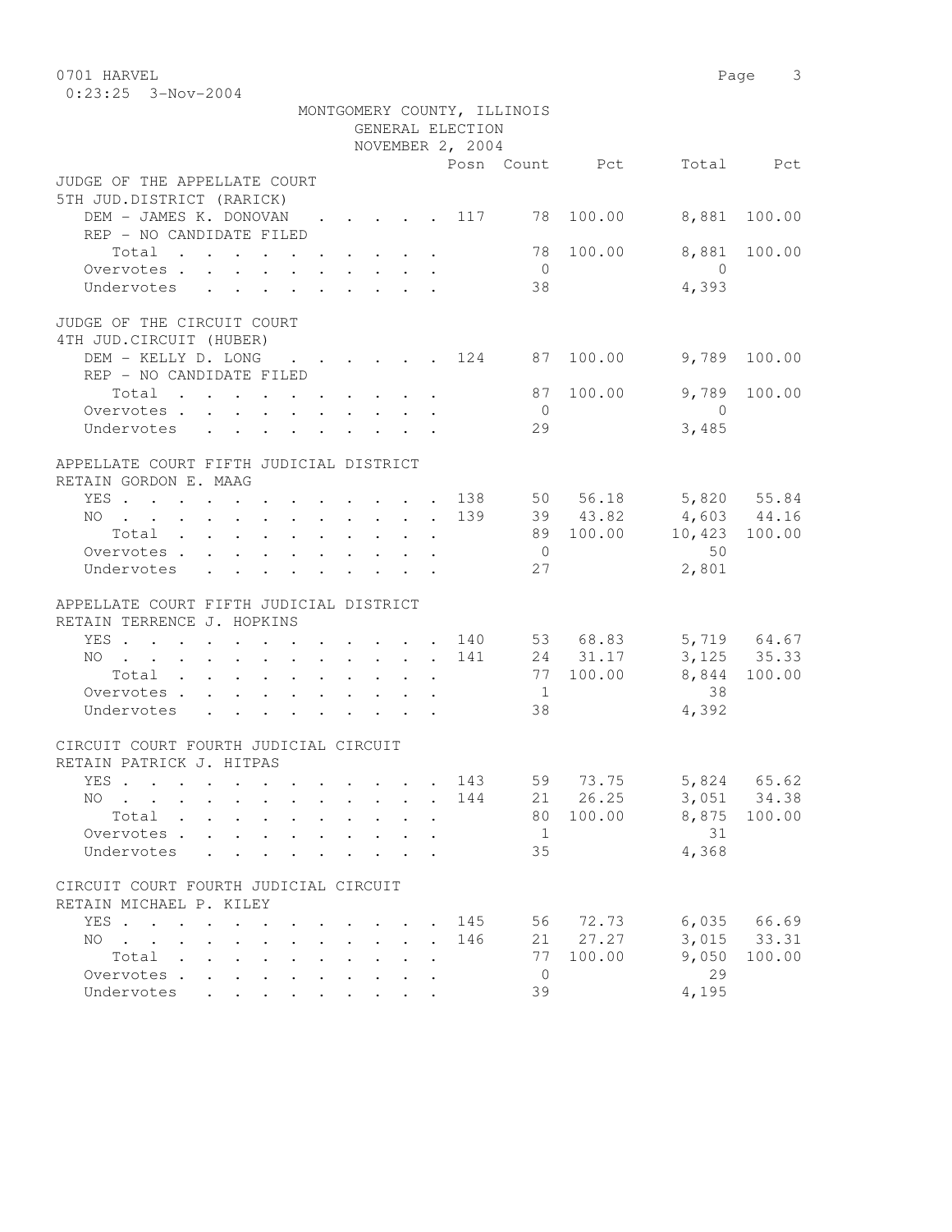MONTGOMERY COUNTY, ILLINOIS
GENERAL ELECTION
NOVEMBER 2, 2004

| | Posn | Count | Pct | Total | Pct |
|---|---|---|---|---|---|
| **JUDGE OF THE APPELLATE COURT** | | | | | |
| **5TH JUD.DISTRICT (RARICK)** | | | | | |
| DEM - JAMES K. DONOVAN | 117 | 78 | 100.00 | 8,881 | 100.00 |
| REP - NO CANDIDATE FILED | | | | | |
| Total | | 78 | 100.00 | 8,881 | 100.00 |
| Overvotes | | 0 | | 0 | |
| Undervotes | | 38 | | 4,393 | |
| **JUDGE OF THE CIRCUIT COURT** | | | | | |
| **4TH JUD.CIRCUIT (HUBER)** | | | | | |
| DEM - KELLY D. LONG | 124 | 87 | 100.00 | 9,789 | 100.00 |
| REP - NO CANDIDATE FILED | | | | | |
| Total | | 87 | 100.00 | 9,789 | 100.00 |
| Overvotes | | 0 | | 0 | |
| Undervotes | | 29 | | 3,485 | |
| **APPELLATE COURT FIFTH JUDICIAL DISTRICT** | | | | | |
| **RETAIN GORDON E. MAAG** | | | | | |
| YES | 138 | 50 | 56.18 | 5,820 | 55.84 |
| NO | 139 | 39 | 43.82 | 4,603 | 44.16 |
| Total | | 89 | 100.00 | 10,423 | 100.00 |
| Overvotes | | 0 | | 50 | |
| Undervotes | | 27 | | 2,801 | |
| **APPELLATE COURT FIFTH JUDICIAL DISTRICT** | | | | | |
| **RETAIN TERRENCE J. HOPKINS** | | | | | |
| YES | 140 | 53 | 68.83 | 5,719 | 64.67 |
| NO | 141 | 24 | 31.17 | 3,125 | 35.33 |
| Total | | 77 | 100.00 | 8,844 | 100.00 |
| Overvotes | | 1 | | 38 | |
| Undervotes | | 38 | | 4,392 | |
| **CIRCUIT COURT FOURTH JUDICIAL CIRCUIT** | | | | | |
| **RETAIN PATRICK J. HITPAS** | | | | | |
| YES | 143 | 59 | 73.75 | 5,824 | 65.62 |
| NO | 144 | 21 | 26.25 | 3,051 | 34.38 |
| Total | | 80 | 100.00 | 8,875 | 100.00 |
| Overvotes | | 1 | | 31 | |
| Undervotes | | 35 | | 4,368 | |
| **CIRCUIT COURT FOURTH JUDICIAL CIRCUIT** | | | | | |
| **RETAIN MICHAEL P. KILEY** | | | | | |
| YES | 145 | 56 | 72.73 | 6,035 | 66.69 |
| NO | 146 | 21 | 27.27 | 3,015 | 33.31 |
| Total | | 77 | 100.00 | 9,050 | 100.00 |
| Overvotes | | 0 | | 29 | |
| Undervotes | | 39 | | 4,195 | |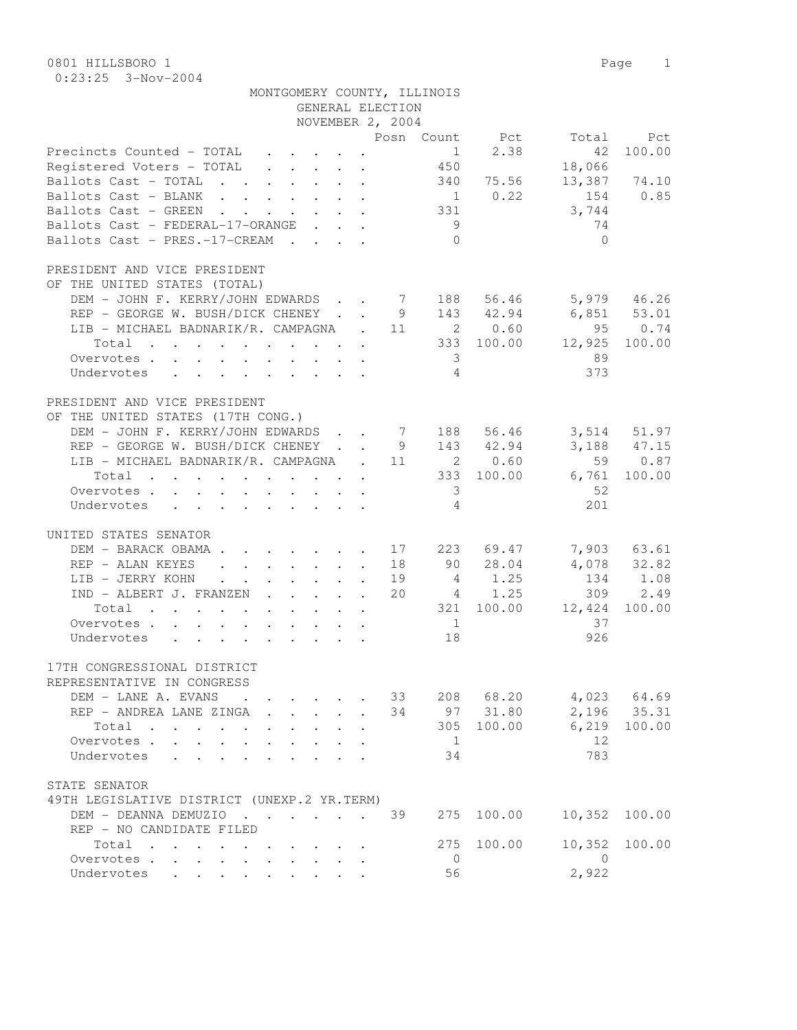0801 HILLSBORO 1

0:23:25 3-Nov-2004

MONTGOMERY COUNTY, ILLINOIS
GENERAL ELECTION
NOVEMBER 2, 2004

| | Posn | Count | Pct | Total | Pct |
|---|---|---|---|---|---|
| Precincts Counted - TOTAL | | 1 | 2.38 | 42 | 100.00 |
| Registered Voters - TOTAL | | 450 | | 18,066 | |
| Ballots Cast - TOTAL | | 340 | 75.56 | 13,387 | 74.10 |
| Ballots Cast - BLANK | | 1 | 0.22 | 154 | 0.85 |
| Ballots Cast - GREEN | | 331 | | 3,744 | |
| Ballots Cast - FEDERAL-17-ORANGE | | 9 | | 74 | |
| Ballots Cast - PRES.-17-CREAM | | 0 | | 0 | |

PRESIDENT AND VICE PRESIDENT
OF THE UNITED STATES (TOTAL)

| | Posn | Count | Pct | Total | Pct |
|---|---|---|---|---|---|
| DEM - JOHN F. KERRY/JOHN EDWARDS | 7 | 188 | 56.46 | 5,979 | 46.26 |
| REP - GEORGE W. BUSH/DICK CHENEY | 9 | 143 | 42.94 | 6,851 | 53.01 |
| LIB - MICHAEL BADNARIK/R. CAMPAGNA | 11 | 2 | 0.60 | 95 | 0.74 |
| Total | | 333 | 100.00 | 12,925 | 100.00 |
| Overvotes | | 3 | | 89 | |
| Undervotes | | 4 | | 373 | |

PRESIDENT AND VICE PRESIDENT
OF THE UNITED STATES (17TH CONG.)

| | Posn | Count | Pct | Total | Pct |
|---|---|---|---|---|---|
| DEM - JOHN F. KERRY/JOHN EDWARDS | 7 | 188 | 56.46 | 3,514 | 51.97 |
| REP - GEORGE W. BUSH/DICK CHENEY | 9 | 143 | 42.94 | 3,188 | 47.15 |
| LIB - MICHAEL BADNARIK/R. CAMPAGNA | 11 | 2 | 0.60 | 59 | 0.87 |
| Total | | 333 | 100.00 | 6,761 | 100.00 |
| Overvotes | | 3 | | 52 | |
| Undervotes | | 4 | | 201 | |

UNITED STATES SENATOR

| | Posn | Count | Pct | Total | Pct |
|---|---|---|---|---|---|
| DEM - BARACK OBAMA | 17 | 223 | 69.47 | 7,903 | 63.61 |
| REP - ALAN KEYES | 18 | 90 | 28.04 | 4,078 | 32.82 |
| LIB - JERRY KOHN | 19 | 4 | 1.25 | 134 | 1.08 |
| IND - ALBERT J. FRANZEN | 20 | 4 | 1.25 | 309 | 2.49 |
| Total | | 321 | 100.00 | 12,424 | 100.00 |
| Overvotes | | 1 | | 37 | |
| Undervotes | | 18 | | 926 | |

17TH CONGRESSIONAL DISTRICT
REPRESENTATIVE IN CONGRESS

| | Posn | Count | Pct | Total | Pct |
|---|---|---|---|---|---|
| DEM - LANE A. EVANS | 33 | 208 | 68.20 | 4,023 | 64.69 |
| REP - ANDREA LANE ZINGA | 34 | 97 | 31.80 | 2,196 | 35.31 |
| Total | | 305 | 100.00 | 6,219 | 100.00 |
| Overvotes | | 1 | | 12 | |
| Undervotes | | 34 | | 783 | |

STATE SENATOR
49TH LEGISLATIVE DISTRICT (UNEXP.2 YR.TERM)

| | Posn | Count | Pct | Total | Pct |
|---|---|---|---|---|---|
| DEM - DEANNA DEMUZIO | 39 | 275 | 100.00 | 10,352 | 100.00 |
| REP - NO CANDIDATE FILED | | | | | |
| Total | | 275 | 100.00 | 10,352 | 100.00 |
| Overvotes | | 0 | | 0 | |
| Undervotes | | 56 | | 2,922 | |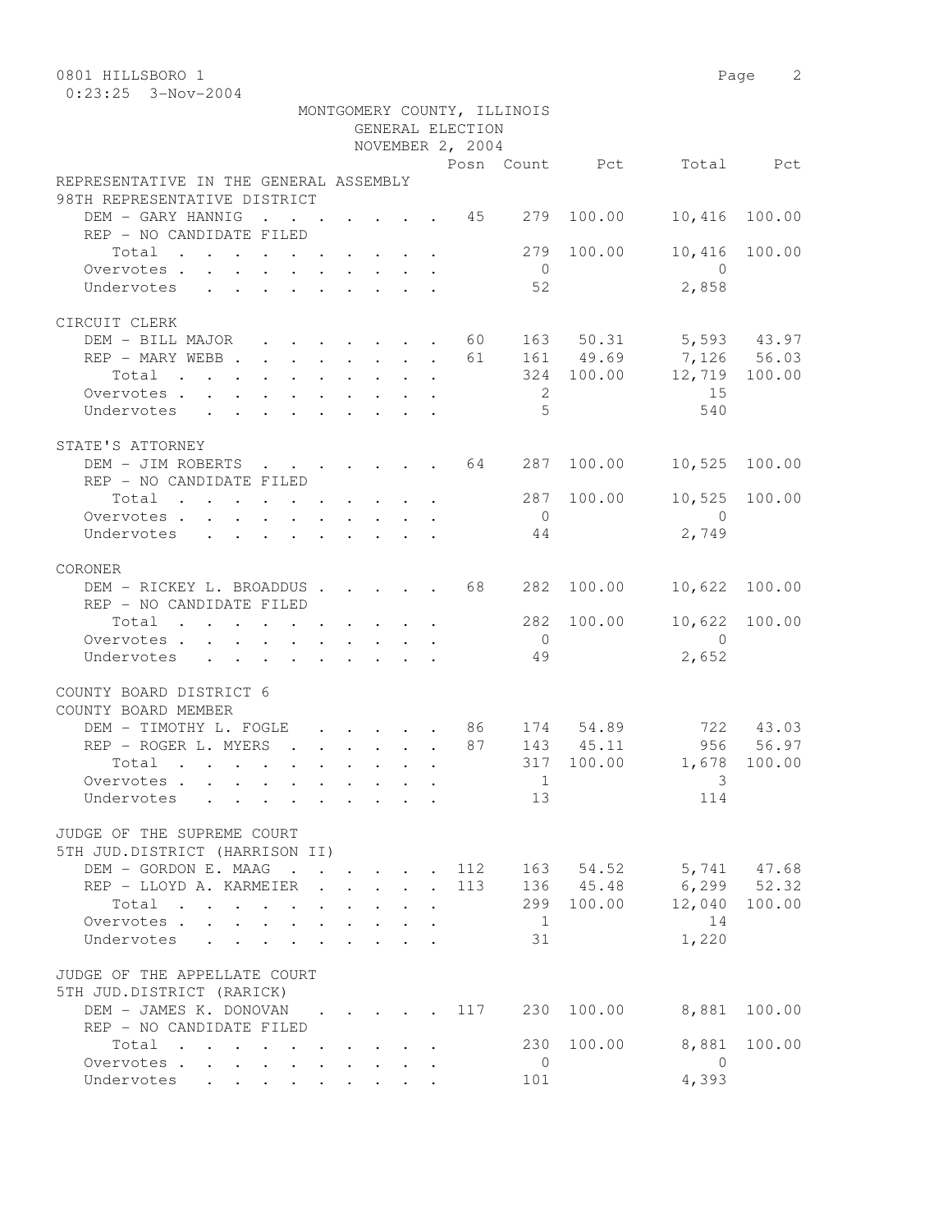MONTGOMERY COUNTY, ILLINOIS
GENERAL ELECTION
NOVEMBER 2, 2004

| | Posn | Count | Pct | Total | Pct |
|---|---|---|---|---|---|
| **REPRESENTATIVE IN THE GENERAL ASSEMBLY** | | | | | |
| **98TH REPRESENTATIVE DISTRICT** | | | | | |
| DEM - GARY HANNIG | 45 | 279 | 100.00 | 10,416 | 100.00 |
| REP - NO CANDIDATE FILED | | | | | |
| Total | | 279 | 100.00 | 10,416 | 100.00 |
| Overvotes | | 0 | | 0 | |
| Undervotes | | 52 | | 2,858 | |
| **CIRCUIT CLERK** | | | | | |
| DEM - BILL MAJOR | 60 | 163 | 50.31 | 5,593 | 43.97 |
| REP - MARY WEBB | 61 | 161 | 49.69 | 7,126 | 56.03 |
| Total | | 324 | 100.00 | 12,719 | 100.00 |
| Overvotes | | 2 | | 15 | |
| Undervotes | | 5 | | 540 | |
| **STATE'S ATTORNEY** | | | | | |
| DEM - JIM ROBERTS | 64 | 287 | 100.00 | 10,525 | 100.00 |
| REP - NO CANDIDATE FILED | | | | | |
| Total | | 287 | 100.00 | 10,525 | 100.00 |
| Overvotes | | 0 | | 0 | |
| Undervotes | | 44 | | 2,749 | |
| **CORONER** | | | | | |
| DEM - RICKEY L. BROADDUS | 68 | 282 | 100.00 | 10,622 | 100.00 |
| REP - NO CANDIDATE FILED | | | | | |
| Total | | 282 | 100.00 | 10,622 | 100.00 |
| Overvotes | | 0 | | 0 | |
| Undervotes | | 49 | | 2,652 | |
| **COUNTY BOARD DISTRICT 6** | | | | | |
| **COUNTY BOARD MEMBER** | | | | | |
| DEM - TIMOTHY L. FOGLE | 86 | 174 | 54.89 | 722 | 43.03 |
| REP - ROGER L. MYERS | 87 | 143 | 45.11 | 956 | 56.97 |
| Total | | 317 | 100.00 | 1,678 | 100.00 |
| Overvotes | | 1 | | 3 | |
| Undervotes | | 13 | | 114 | |
| **JUDGE OF THE SUPREME COURT** | | | | | |
| **5TH JUD.DISTRICT (HARRISON II)** | | | | | |
| DEM - GORDON E. MAAG | 112 | 163 | 54.52 | 5,741 | 47.68 |
| REP - LLOYD A. KARMEIER | 113 | 136 | 45.48 | 6,299 | 52.32 |
| Total | | 299 | 100.00 | 12,040 | 100.00 |
| Overvotes | | 1 | | 14 | |
| Undervotes | | 31 | | 1,220 | |
| **JUDGE OF THE APPELLATE COURT** | | | | | |
| **5TH JUD.DISTRICT (RARICK)** | | | | | |
| DEM - JAMES K. DONOVAN | 117 | 230 | 100.00 | 8,881 | 100.00 |
| REP - NO CANDIDATE FILED | | | | | |
| Total | | 230 | 100.00 | 8,881 | 100.00 |
| Overvotes | | 0 | | 0 | |
| Undervotes | | 101 | | 4,393 | |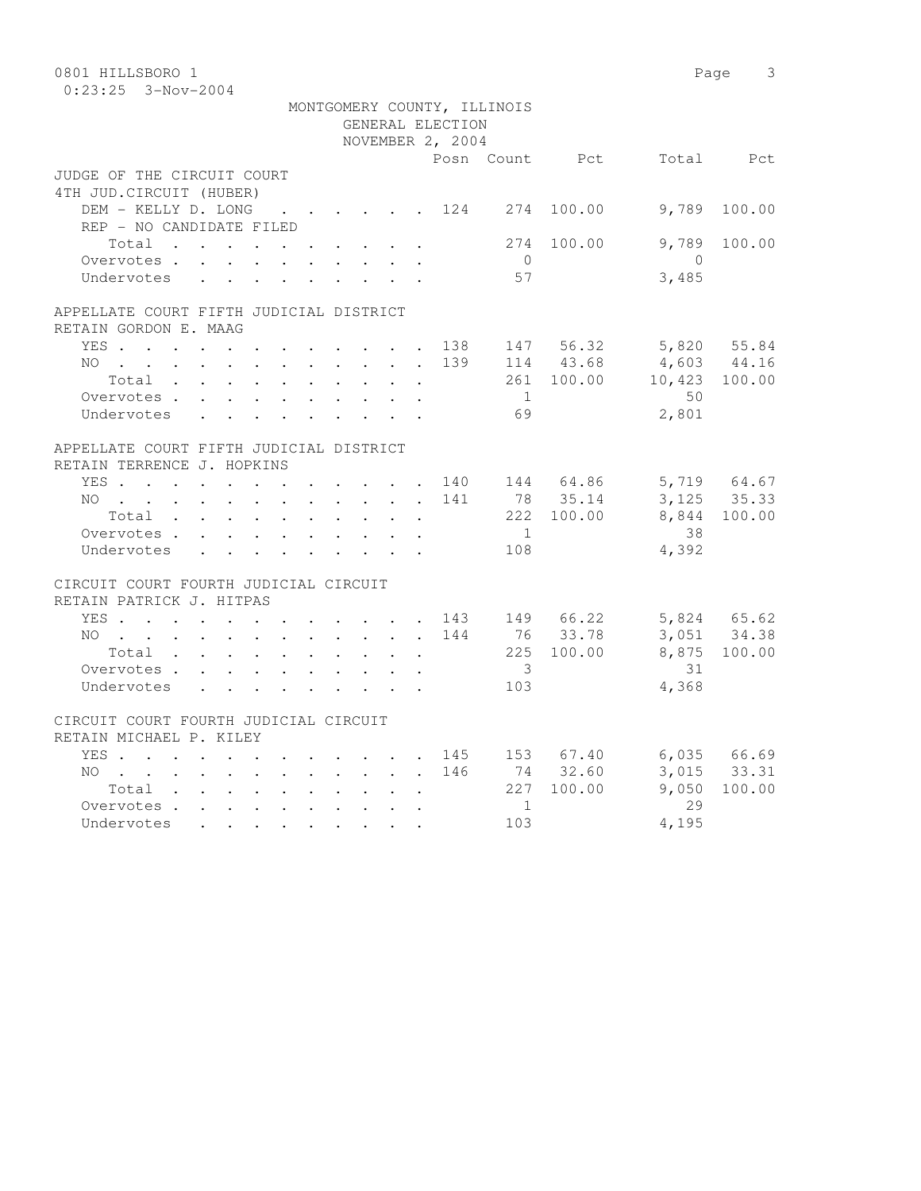0801 HILLSBORO 1

0:23:25 3-Nov-2004

MONTGOMERY COUNTY, ILLINOIS
GENERAL ELECTION
NOVEMBER 2, 2004

| | Posn | Count | Pct | Total | Pct |
|---|---|---|---|---|---|
| **JUDGE OF THE CIRCUIT COURT** | | | | | |
| **4TH JUD.CIRCUIT (HUBER)** | | | | | |
| DEM - KELLY D. LONG | 124 | 274 | 100.00 | 9,789 | 100.00 |
| REP - NO CANDIDATE FILED | | | | | |
| Total | | 274 | 100.00 | 9,789 | 100.00 |
| Overvotes | | 0 | | 0 | |
| Undervotes | | 57 | | 3,485 | |
| **APPELLATE COURT FIFTH JUDICIAL DISTRICT** | | | | | |
| **RETAIN GORDON E. MAAG** | | | | | |
| YES | 138 | 147 | 56.32 | 5,820 | 55.84 |
| NO | 139 | 114 | 43.68 | 4,603 | 44.16 |
| Total | | 261 | 100.00 | 10,423 | 100.00 |
| Overvotes | | 1 | | 50 | |
| Undervotes | | 69 | | 2,801 | |
| **APPELLATE COURT FIFTH JUDICIAL DISTRICT** | | | | | |
| **RETAIN TERRENCE J. HOPKINS** | | | | | |
| YES | 140 | 144 | 64.86 | 5,719 | 64.67 |
| NO | 141 | 78 | 35.14 | 3,125 | 35.33 |
| Total | | 222 | 100.00 | 8,844 | 100.00 |
| Overvotes | | 1 | | 38 | |
| Undervotes | | 108 | | 4,392 | |
| **CIRCUIT COURT FOURTH JUDICIAL CIRCUIT** | | | | | |
| **RETAIN PATRICK J. HITPAS** | | | | | |
| YES | 143 | 149 | 66.22 | 5,824 | 65.62 |
| NO | 144 | 76 | 33.78 | 3,051 | 34.38 |
| Total | | 225 | 100.00 | 8,875 | 100.00 |
| Overvotes | | 3 | | 31 | |
| Undervotes | | 103 | | 4,368 | |
| **CIRCUIT COURT FOURTH JUDICIAL CIRCUIT** | | | | | |
| **RETAIN MICHAEL P. KILEY** | | | | | |
| YES | 145 | 153 | 67.40 | 6,035 | 66.69 |
| NO | 146 | 74 | 32.60 | 3,015 | 33.31 |
| Total | | 227 | 100.00 | 9,050 | 100.00 |
| Overvotes | | 1 | | 29 | |
| Undervotes | | 103 | | 4,195 | |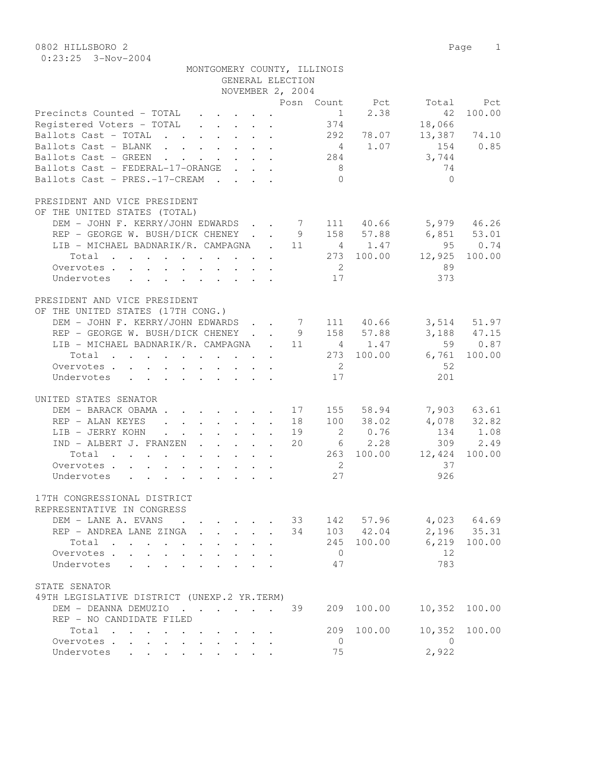0802 HILLSBORO 2

0:23:25 3-Nov-2004

MONTGOMERY COUNTY, ILLINOIS
GENERAL ELECTION
NOVEMBER 2, 2004

| | Posn | Count | Pct | Total | Pct |
|---|---|---|---|---|---|
| Precincts Counted - TOTAL | | 1 | 2.38 | 42 | 100.00 |
| Registered Voters - TOTAL | | 374 | | 18,066 | |
| Ballots Cast - TOTAL | | 292 | 78.07 | 13,387 | 74.10 |
| Ballots Cast - BLANK | | 4 | 1.07 | 154 | 0.85 |
| Ballots Cast - GREEN | | 284 | | 3,744 | |
| Ballots Cast - FEDERAL-17-ORANGE | | 8 | | 74 | |
| Ballots Cast - PRES.-17-CREAM | | 0 | | 0 | |

PRESIDENT AND VICE PRESIDENT
OF THE UNITED STATES (TOTAL)

| | Posn | Count | Pct | Total | Pct |
|---|---|---|---|---|---|
| DEM - JOHN F. KERRY/JOHN EDWARDS | 7 | 111 | 40.66 | 5,979 | 46.26 |
| REP - GEORGE W. BUSH/DICK CHENEY | 9 | 158 | 57.88 | 6,851 | 53.01 |
| LIB - MICHAEL BADNARIK/R. CAMPAGNA | 11 | 4 | 1.47 | 95 | 0.74 |
| Total | | 273 | 100.00 | 12,925 | 100.00 |
| Overvotes | | 2 | | 89 | |
| Undervotes | | 17 | | 373 | |

PRESIDENT AND VICE PRESIDENT
OF THE UNITED STATES (17TH CONG.)

| | Posn | Count | Pct | Total | Pct |
|---|---|---|---|---|---|
| DEM - JOHN F. KERRY/JOHN EDWARDS | 7 | 111 | 40.66 | 3,514 | 51.97 |
| REP - GEORGE W. BUSH/DICK CHENEY | 9 | 158 | 57.88 | 3,188 | 47.15 |
| LIB - MICHAEL BADNARIK/R. CAMPAGNA | 11 | 4 | 1.47 | 59 | 0.87 |
| Total | | 273 | 100.00 | 6,761 | 100.00 |
| Overvotes | | 2 | | 52 | |
| Undervotes | | 17 | | 201 | |

UNITED STATES SENATOR

| | Posn | Count | Pct | Total | Pct |
|---|---|---|---|---|---|
| DEM - BARACK OBAMA | 17 | 155 | 58.94 | 7,903 | 63.61 |
| REP - ALAN KEYES | 18 | 100 | 38.02 | 4,078 | 32.82 |
| LIB - JERRY KOHN | 19 | 2 | 0.76 | 134 | 1.08 |
| IND - ALBERT J. FRANZEN | 20 | 6 | 2.28 | 309 | 2.49 |
| Total | | 263 | 100.00 | 12,424 | 100.00 |
| Overvotes | | 2 | | 37 | |
| Undervotes | | 27 | | 926 | |

17TH CONGRESSIONAL DISTRICT
REPRESENTATIVE IN CONGRESS

| | Posn | Count | Pct | Total | Pct |
|---|---|---|---|---|---|
| DEM - LANE A. EVANS | 33 | 142 | 57.96 | 4,023 | 64.69 |
| REP - ANDREA LANE ZINGA | 34 | 103 | 42.04 | 2,196 | 35.31 |
| Total | | 245 | 100.00 | 6,219 | 100.00 |
| Overvotes | | 0 | | 12 | |
| Undervotes | | 47 | | 783 | |

STATE SENATOR
49TH LEGISLATIVE DISTRICT (UNEXP.2 YR.TERM)

| | Posn | Count | Pct | Total | Pct |
|---|---|---|---|---|---|
| DEM - DEANNA DEMUZIO | 39 | 209 | 100.00 | 10,352 | 100.00 |
| REP - NO CANDIDATE FILED | | | | | |
| Total | | 209 | 100.00 | 10,352 | 100.00 |
| Overvotes | | 0 | | 0 | |
| Undervotes | | 75 | | 2,922 | |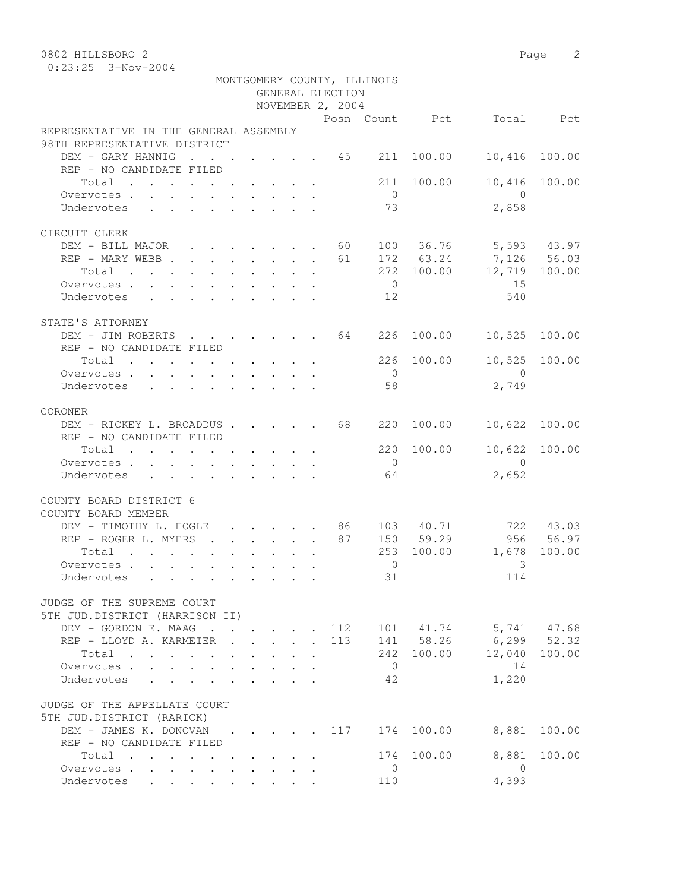0802 HILLSBORO 2

0:23:25 3-Nov-2004

MONTGOMERY COUNTY, ILLINOIS
GENERAL ELECTION
NOVEMBER 2, 2004

| | Posn | Count | Pct | Total | Pct |
|---|---|---|---|---|---|
| **REPRESENTATIVE IN THE GENERAL ASSEMBLY** | | | | | |
| **98TH REPRESENTATIVE DISTRICT** | | | | | |
| DEM - GARY HANNIG | 45 | 211 | 100.00 | 10,416 | 100.00 |
| REP - NO CANDIDATE FILED | | | | | |
| Total | | 211 | 100.00 | 10,416 | 100.00 |
| Overvotes | | 0 | | 0 | |
| Undervotes | | 73 | | 2,858 | |
| **CIRCUIT CLERK** | | | | | |
| DEM - BILL MAJOR | 60 | 100 | 36.76 | 5,593 | 43.97 |
| REP - MARY WEBB | 61 | 172 | 63.24 | 7,126 | 56.03 |
| Total | | 272 | 100.00 | 12,719 | 100.00 |
| Overvotes | | 0 | | 15 | |
| Undervotes | | 12 | | 540 | |
| **STATE'S ATTORNEY** | | | | | |
| DEM - JIM ROBERTS | 64 | 226 | 100.00 | 10,525 | 100.00 |
| REP - NO CANDIDATE FILED | | | | | |
| Total | | 226 | 100.00 | 10,525 | 100.00 |
| Overvotes | | 0 | | 0 | |
| Undervotes | | 58 | | 2,749 | |
| **CORONER** | | | | | |
| DEM - RICKEY L. BROADDUS | 68 | 220 | 100.00 | 10,622 | 100.00 |
| REP - NO CANDIDATE FILED | | | | | |
| Total | | 220 | 100.00 | 10,622 | 100.00 |
| Overvotes | | 0 | | 0 | |
| Undervotes | | 64 | | 2,652 | |
| **COUNTY BOARD DISTRICT 6** | | | | | |
| **COUNTY BOARD MEMBER** | | | | | |
| DEM - TIMOTHY L. FOGLE | 86 | 103 | 40.71 | 722 | 43.03 |
| REP - ROGER L. MYERS | 87 | 150 | 59.29 | 956 | 56.97 |
| Total | | 253 | 100.00 | 1,678 | 100.00 |
| Overvotes | | 0 | | 3 | |
| Undervotes | | 31 | | 114 | |
| **JUDGE OF THE SUPREME COURT** | | | | | |
| **5TH JUD.DISTRICT (HARRISON II)** | | | | | |
| DEM - GORDON E. MAAG | 112 | 101 | 41.74 | 5,741 | 47.68 |
| REP - LLOYD A. KARMEIER | 113 | 141 | 58.26 | 6,299 | 52.32 |
| Total | | 242 | 100.00 | 12,040 | 100.00 |
| Overvotes | | 0 | | 14 | |
| Undervotes | | 42 | | 1,220 | |
| **JUDGE OF THE APPELLATE COURT** | | | | | |
| **5TH JUD.DISTRICT (RARICK)** | | | | | |
| DEM - JAMES K. DONOVAN | 117 | 174 | 100.00 | 8,881 | 100.00 |
| REP - NO CANDIDATE FILED | | | | | |
| Total | | 174 | 100.00 | 8,881 | 100.00 |
| Overvotes | | 0 | | 0 | |
| Undervotes | | 110 | | 4,393 | |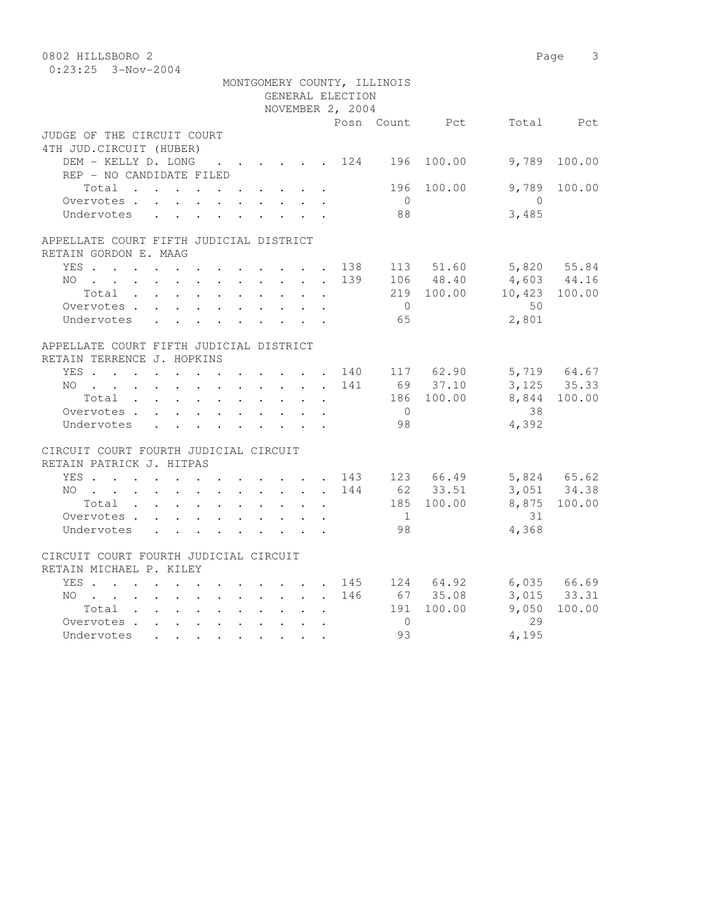0802 HILLSBORO 2

0:23:25 3-Nov-2004

MONTGOMERY COUNTY, ILLINOIS
GENERAL ELECTION
NOVEMBER 2, 2004

| | Posn | Count | Pct | Total | Pct |
|---|---|---|---|---|---|
| **JUDGE OF THE CIRCUIT COURT** | | | | | |
| **4TH JUD.CIRCUIT (HUBER)** | | | | | |
| DEM - KELLY D. LONG | 124 | 196 | 100.00 | 9,789 | 100.00 |
| REP - NO CANDIDATE FILED | | | | | |
| Total | | 196 | 100.00 | 9,789 | 100.00 |
| Overvotes | | 0 | | 0 | |
| Undervotes | | 88 | | 3,485 | |
| **APPELLATE COURT FIFTH JUDICIAL DISTRICT** | | | | | |
| **RETAIN GORDON E. MAAG** | | | | | |
| YES | 138 | 113 | 51.60 | 5,820 | 55.84 |
| NO | 139 | 106 | 48.40 | 4,603 | 44.16 |
| Total | | 219 | 100.00 | 10,423 | 100.00 |
| Overvotes | | 0 | | 50 | |
| Undervotes | | 65 | | 2,801 | |
| **APPELLATE COURT FIFTH JUDICIAL DISTRICT** | | | | | |
| **RETAIN TERRENCE J. HOPKINS** | | | | | |
| YES | 140 | 117 | 62.90 | 5,719 | 64.67 |
| NO | 141 | 69 | 37.10 | 3,125 | 35.33 |
| Total | | 186 | 100.00 | 8,844 | 100.00 |
| Overvotes | | 0 | | 38 | |
| Undervotes | | 98 | | 4,392 | |
| **CIRCUIT COURT FOURTH JUDICIAL CIRCUIT** | | | | | |
| **RETAIN PATRICK J. HITPAS** | | | | | |
| YES | 143 | 123 | 66.49 | 5,824 | 65.62 |
| NO | 144 | 62 | 33.51 | 3,051 | 34.38 |
| Total | | 185 | 100.00 | 8,875 | 100.00 |
| Overvotes | | 1 | | 31 | |
| Undervotes | | 98 | | 4,368 | |
| **CIRCUIT COURT FOURTH JUDICIAL CIRCUIT** | | | | | |
| **RETAIN MICHAEL P. KILEY** | | | | | |
| YES | 145 | 124 | 64.92 | 6,035 | 66.69 |
| NO | 146 | 67 | 35.08 | 3,015 | 33.31 |
| Total | | 191 | 100.00 | 9,050 | 100.00 |
| Overvotes | | 0 | | 29 | |
| Undervotes | | 93 | | 4,195 | |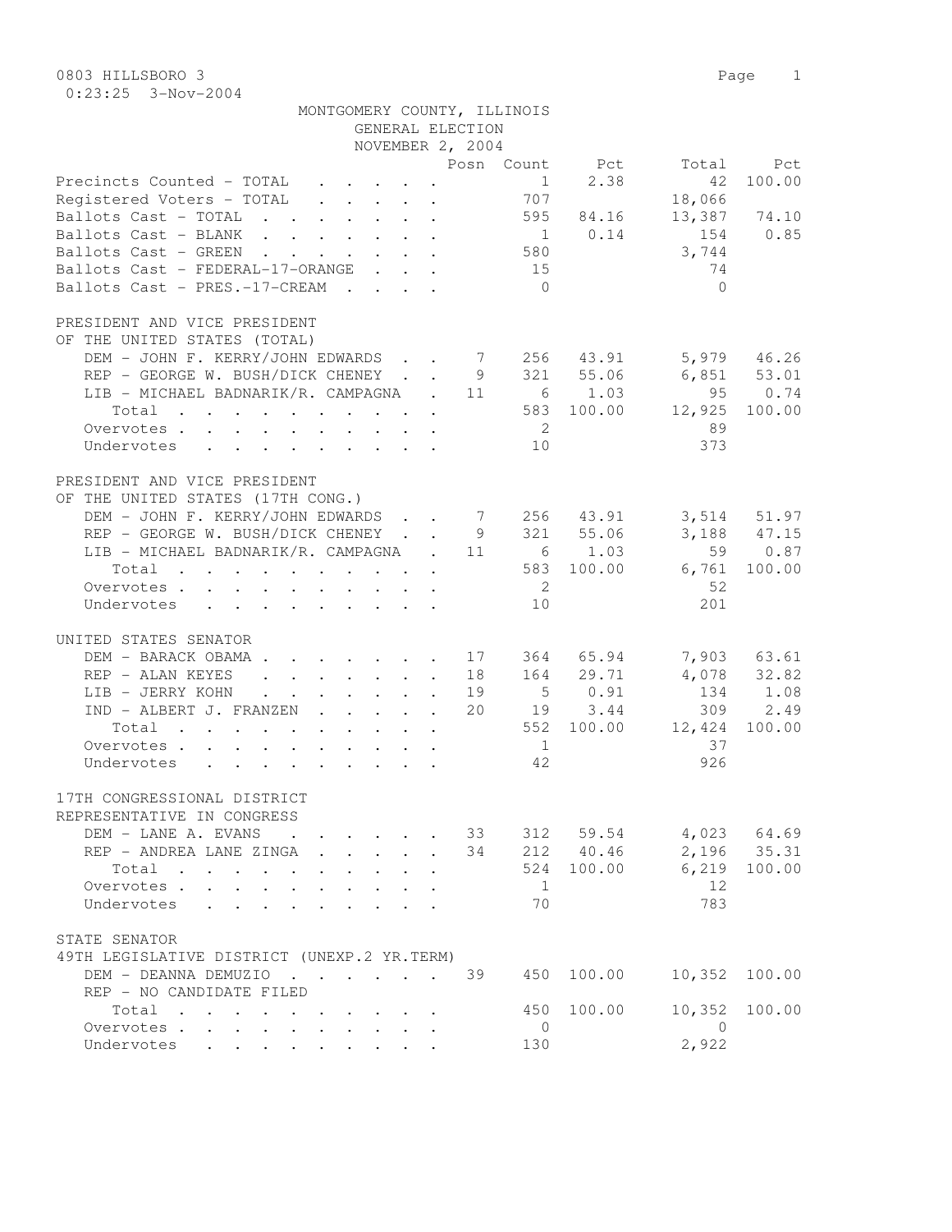0803 HILLSBORO 3

0:23:25 3-Nov-2004

MONTGOMERY COUNTY, ILLINOIS
GENERAL ELECTION
NOVEMBER 2, 2004

| | Posn | Count | Pct | Total | Pct |
|---|---|---|---|---|---|
| Precincts Counted - TOTAL | | 1 | 2.38 | 42 | 100.00 |
| Registered Voters - TOTAL | | 707 | | 18,066 | |
| Ballots Cast - TOTAL | | 595 | 84.16 | 13,387 | 74.10 |
| Ballots Cast - BLANK | | 1 | 0.14 | 154 | 0.85 |
| Ballots Cast - GREEN | | 580 | | 3,744 | |
| Ballots Cast - FEDERAL-17-ORANGE | | 15 | | 74 | |
| Ballots Cast - PRES.-17-CREAM | | 0 | | 0 | |

PRESIDENT AND VICE PRESIDENT
OF THE UNITED STATES (TOTAL)

| | Posn | Count | Pct | Total | Pct |
|---|---|---|---|---|---|
| DEM - JOHN F. KERRY/JOHN EDWARDS | 7 | 256 | 43.91 | 5,979 | 46.26 |
| REP - GEORGE W. BUSH/DICK CHENEY | 9 | 321 | 55.06 | 6,851 | 53.01 |
| LIB - MICHAEL BADNARIK/R. CAMPAGNA | 11 | 6 | 1.03 | 95 | 0.74 |
| Total | | 583 | 100.00 | 12,925 | 100.00 |
| Overvotes | | 2 | | 89 | |
| Undervotes | | 10 | | 373 | |

PRESIDENT AND VICE PRESIDENT
OF THE UNITED STATES (17TH CONG.)

| | Posn | Count | Pct | Total | Pct |
|---|---|---|---|---|---|
| DEM - JOHN F. KERRY/JOHN EDWARDS | 7 | 256 | 43.91 | 3,514 | 51.97 |
| REP - GEORGE W. BUSH/DICK CHENEY | 9 | 321 | 55.06 | 3,188 | 47.15 |
| LIB - MICHAEL BADNARIK/R. CAMPAGNA | 11 | 6 | 1.03 | 59 | 0.87 |
| Total | | 583 | 100.00 | 6,761 | 100.00 |
| Overvotes | | 2 | | 52 | |
| Undervotes | | 10 | | 201 | |

UNITED STATES SENATOR

| | Posn | Count | Pct | Total | Pct |
|---|---|---|---|---|---|
| DEM - BARACK OBAMA | 17 | 364 | 65.94 | 7,903 | 63.61 |
| REP - ALAN KEYES | 18 | 164 | 29.71 | 4,078 | 32.82 |
| LIB - JERRY KOHN | 19 | 5 | 0.91 | 134 | 1.08 |
| IND - ALBERT J. FRANZEN | 20 | 19 | 3.44 | 309 | 2.49 |
| Total | | 552 | 100.00 | 12,424 | 100.00 |
| Overvotes | | 1 | | 37 | |
| Undervotes | | 42 | | 926 | |

17TH CONGRESSIONAL DISTRICT
REPRESENTATIVE IN CONGRESS

| | Posn | Count | Pct | Total | Pct |
|---|---|---|---|---|---|
| DEM - LANE A. EVANS | 33 | 312 | 59.54 | 4,023 | 64.69 |
| REP - ANDREA LANE ZINGA | 34 | 212 | 40.46 | 2,196 | 35.31 |
| Total | | 524 | 100.00 | 6,219 | 100.00 |
| Overvotes | | 1 | | 12 | |
| Undervotes | | 70 | | 783 | |

STATE SENATOR
49TH LEGISLATIVE DISTRICT (UNEXP.2 YR.TERM)

| | Posn | Count | Pct | Total | Pct |
|---|---|---|---|---|---|
| DEM - DEANNA DEMUZIO | 39 | 450 | 100.00 | 10,352 | 100.00 |
| REP - NO CANDIDATE FILED | | | | | |
| Total | | 450 | 100.00 | 10,352 | 100.00 |
| Overvotes | | 0 | | 0 | |
| Undervotes | | 130 | | 2,922 | |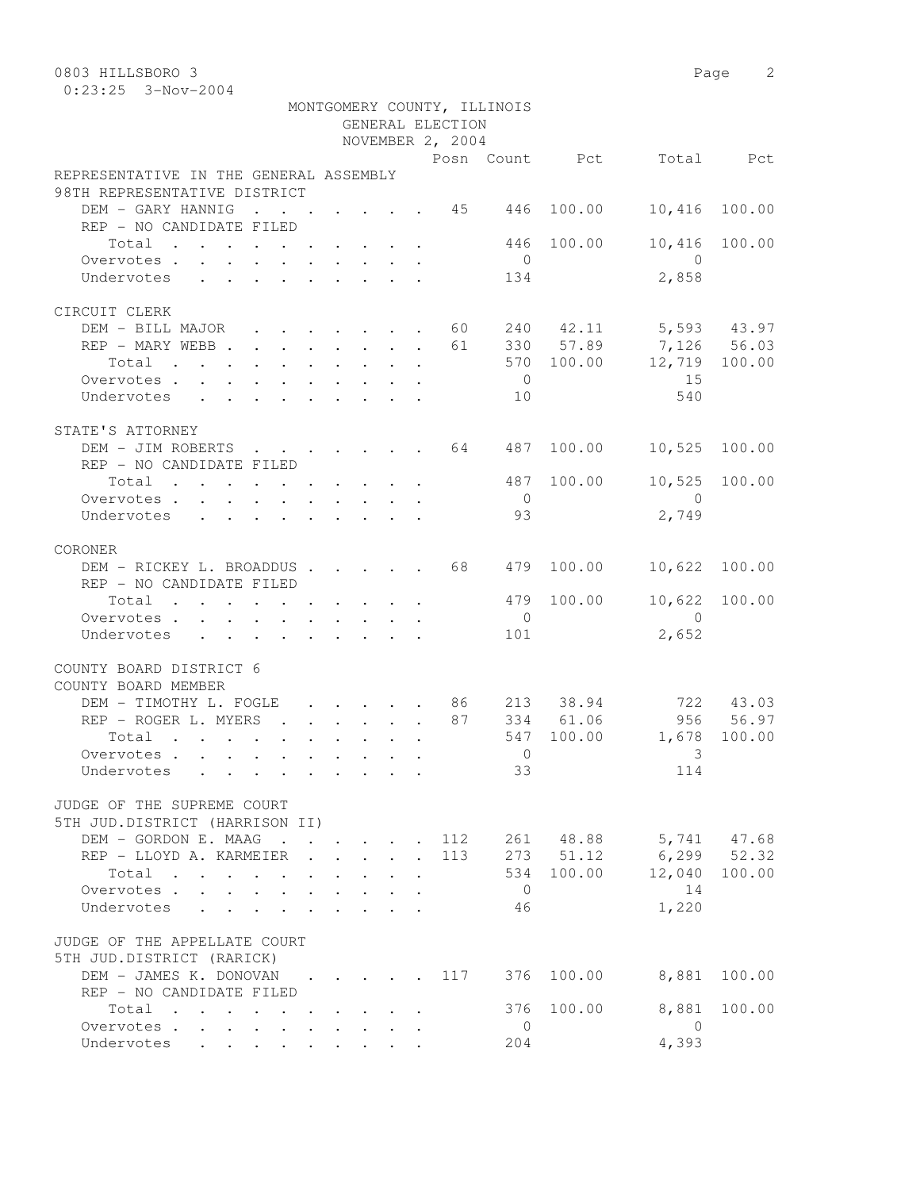0803 HILLSBORO 3

MONTGOMERY COUNTY, ILLINOIS
GENERAL ELECTION
NOVEMBER 2, 2004

| | Posn | Count | Pct | Total | Pct |
|---|---|---|---|---|---|
| **REPRESENTATIVE IN THE GENERAL ASSEMBLY** | | | | | |
| **98TH REPRESENTATIVE DISTRICT** | | | | | |
| DEM - GARY HANNIG | 45 | 446 | 100.00 | 10,416 | 100.00 |
| REP - NO CANDIDATE FILED | | | | | |
| Total | | 446 | 100.00 | 10,416 | 100.00 |
| Overvotes | | 0 | | 0 | |
| Undervotes | | 134 | | 2,858 | |
| **CIRCUIT CLERK** | | | | | |
| DEM - BILL MAJOR | 60 | 240 | 42.11 | 5,593 | 43.97 |
| REP - MARY WEBB | 61 | 330 | 57.89 | 7,126 | 56.03 |
| Total | | 570 | 100.00 | 12,719 | 100.00 |
| Overvotes | | 0 | | 15 | |
| Undervotes | | 10 | | 540 | |
| **STATE'S ATTORNEY** | | | | | |
| DEM - JIM ROBERTS | 64 | 487 | 100.00 | 10,525 | 100.00 |
| REP - NO CANDIDATE FILED | | | | | |
| Total | | 487 | 100.00 | 10,525 | 100.00 |
| Overvotes | | 0 | | 0 | |
| Undervotes | | 93 | | 2,749 | |
| **CORONER** | | | | | |
| DEM - RICKEY L. BROADDUS | 68 | 479 | 100.00 | 10,622 | 100.00 |
| REP - NO CANDIDATE FILED | | | | | |
| Total | | 479 | 100.00 | 10,622 | 100.00 |
| Overvotes | | 0 | | 0 | |
| Undervotes | | 101 | | 2,652 | |
| **COUNTY BOARD DISTRICT 6** | | | | | |
| **COUNTY BOARD MEMBER** | | | | | |
| DEM - TIMOTHY L. FOGLE | 86 | 213 | 38.94 | 722 | 43.03 |
| REP - ROGER L. MYERS | 87 | 334 | 61.06 | 956 | 56.97 |
| Total | | 547 | 100.00 | 1,678 | 100.00 |
| Overvotes | | 0 | | 3 | |
| Undervotes | | 33 | | 114 | |
| **JUDGE OF THE SUPREME COURT** | | | | | |
| **5TH JUD.DISTRICT (HARRISON II)** | | | | | |
| DEM - GORDON E. MAAG | 112 | 261 | 48.88 | 5,741 | 47.68 |
| REP - LLOYD A. KARMEIER | 113 | 273 | 51.12 | 6,299 | 52.32 |
| Total | | 534 | 100.00 | 12,040 | 100.00 |
| Overvotes | | 0 | | 14 | |
| Undervotes | | 46 | | 1,220 | |
| **JUDGE OF THE APPELLATE COURT** | | | | | |
| **5TH JUD.DISTRICT (RARICK)** | | | | | |
| DEM - JAMES K. DONOVAN | 117 | 376 | 100.00 | 8,881 | 100.00 |
| REP - NO CANDIDATE FILED | | | | | |
| Total | | 376 | 100.00 | 8,881 | 100.00 |
| Overvotes | | 0 | | 0 | |
| Undervotes | | 204 | | 4,393 | |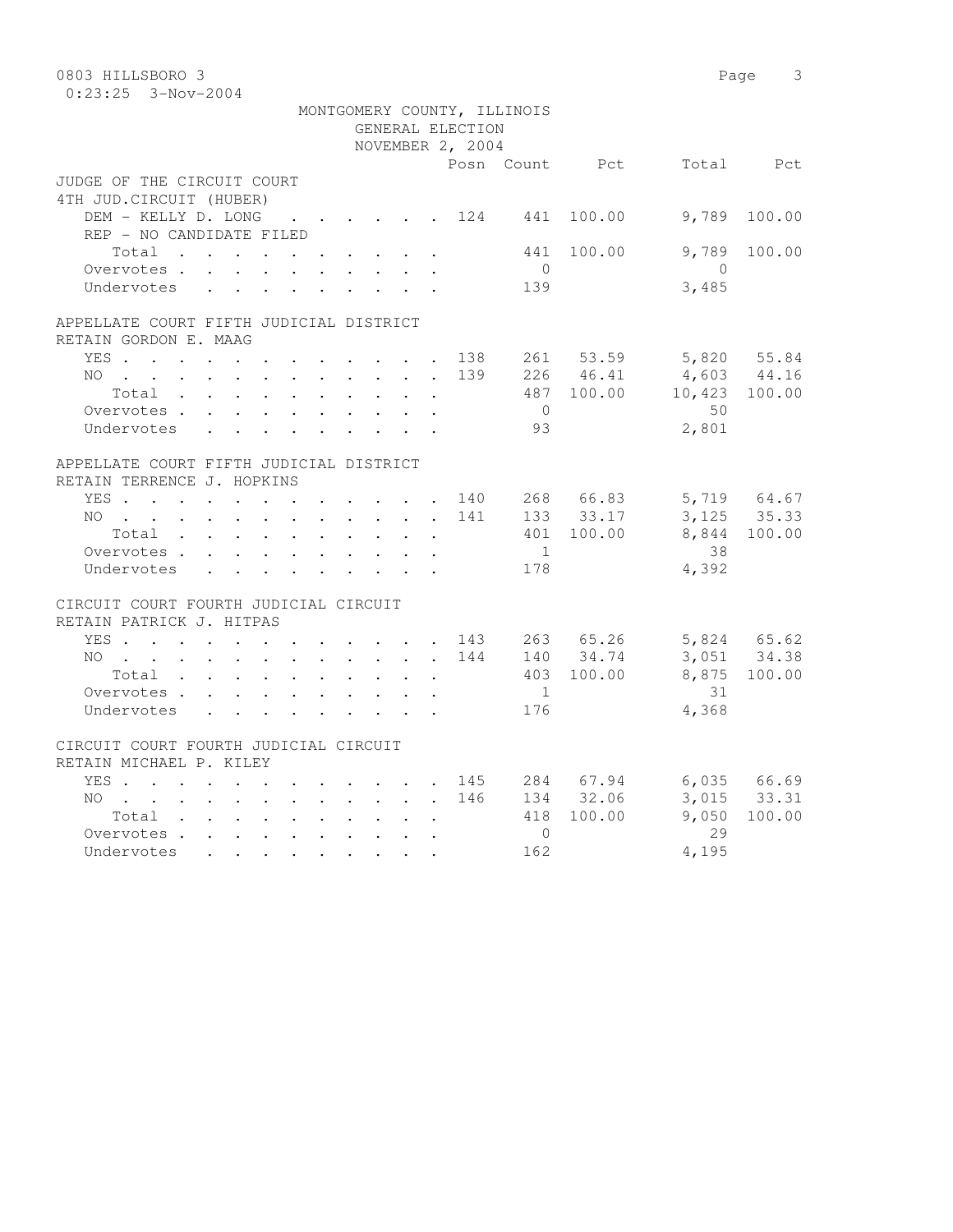0803 HILLSBORO 3

0:23:25 3-Nov-2004

MONTGOMERY COUNTY, ILLINOIS
GENERAL ELECTION
NOVEMBER 2, 2004

| | Posn | Count | Pct | Total | Pct |
|---|---|---|---|---|---|
| **JUDGE OF THE CIRCUIT COURT** | | | | | |
| **4TH JUD.CIRCUIT (HUBER)** | | | | | |
| DEM - KELLY D. LONG | 124 | 441 | 100.00 | 9,789 | 100.00 |
| REP - NO CANDIDATE FILED | | | | | |
| Total | | 441 | 100.00 | 9,789 | 100.00 |
| Overvotes | | 0 | | 0 | |
| Undervotes | | 139 | | 3,485 | |
| **APPELLATE COURT FIFTH JUDICIAL DISTRICT** | | | | | |
| **RETAIN GORDON E. MAAG** | | | | | |
| YES | 138 | 261 | 53.59 | 5,820 | 55.84 |
| NO | 139 | 226 | 46.41 | 4,603 | 44.16 |
| Total | | 487 | 100.00 | 10,423 | 100.00 |
| Overvotes | | 0 | | 50 | |
| Undervotes | | 93 | | 2,801 | |
| **APPELLATE COURT FIFTH JUDICIAL DISTRICT** | | | | | |
| **RETAIN TERRENCE J. HOPKINS** | | | | | |
| YES | 140 | 268 | 66.83 | 5,719 | 64.67 |
| NO | 141 | 133 | 33.17 | 3,125 | 35.33 |
| Total | | 401 | 100.00 | 8,844 | 100.00 |
| Overvotes | | 1 | | 38 | |
| Undervotes | | 178 | | 4,392 | |
| **CIRCUIT COURT FOURTH JUDICIAL CIRCUIT** | | | | | |
| **RETAIN PATRICK J. HITPAS** | | | | | |
| YES | 143 | 263 | 65.26 | 5,824 | 65.62 |
| NO | 144 | 140 | 34.74 | 3,051 | 34.38 |
| Total | | 403 | 100.00 | 8,875 | 100.00 |
| Overvotes | | 1 | | 31 | |
| Undervotes | | 176 | | 4,368 | |
| **CIRCUIT COURT FOURTH JUDICIAL CIRCUIT** | | | | | |
| **RETAIN MICHAEL P. KILEY** | | | | | |
| YES | 145 | 284 | 67.94 | 6,035 | 66.69 |
| NO | 146 | 134 | 32.06 | 3,015 | 33.31 |
| Total | | 418 | 100.00 | 9,050 | 100.00 |
| Overvotes | | 0 | | 29 | |
| Undervotes | | 162 | | 4,195 | |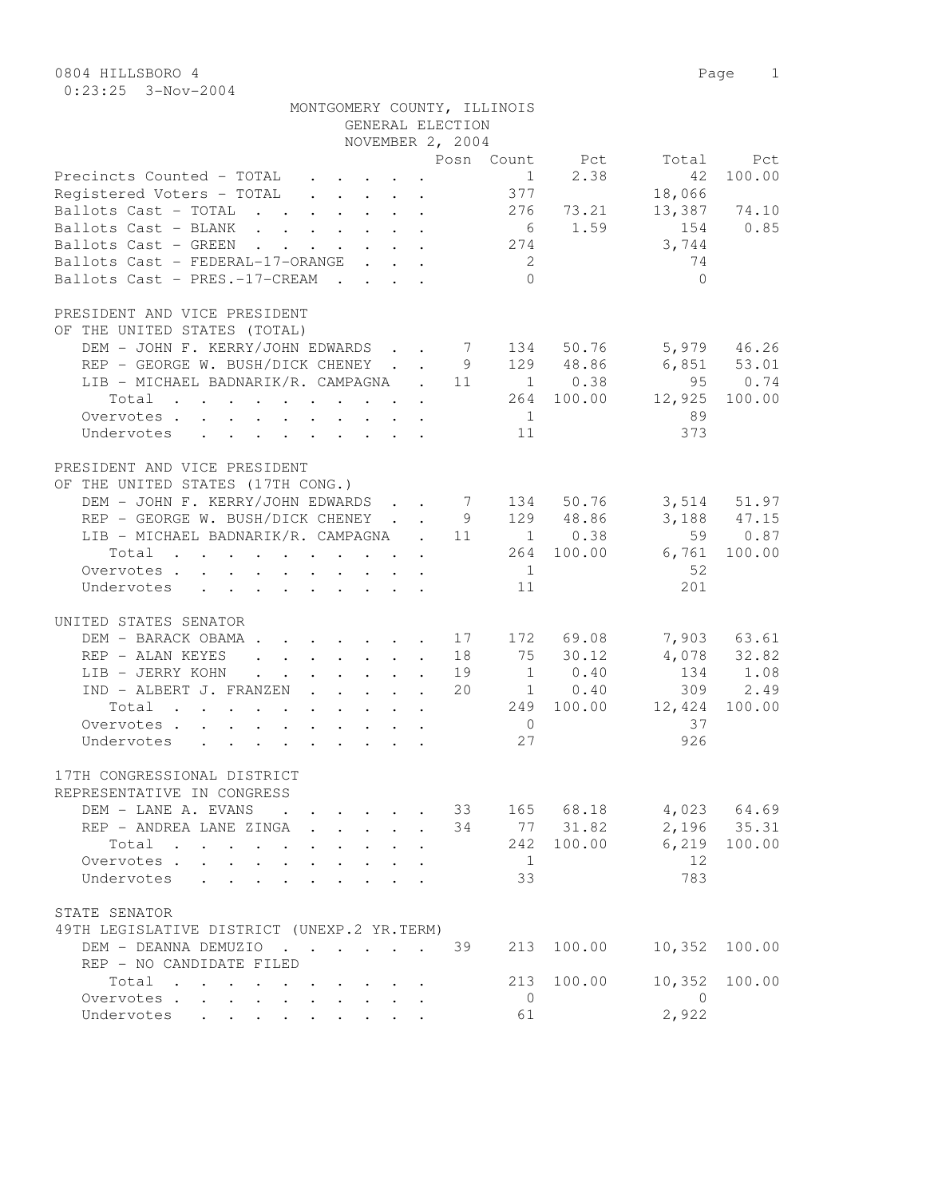0804 HILLSBORO 4

0:23:25 3-Nov-2004

MONTGOMERY COUNTY, ILLINOIS
GENERAL ELECTION
NOVEMBER 2, 2004

| | Posn | Count | Pct | Total | Pct |
|---|---|---|---|---|---|
| Precincts Counted - TOTAL | | 1 | 2.38 | 42 | 100.00 |
| Registered Voters - TOTAL | | 377 | | 18,066 | |
| Ballots Cast - TOTAL | | 276 | 73.21 | 13,387 | 74.10 |
| Ballots Cast - BLANK | | 6 | 1.59 | 154 | 0.85 |
| Ballots Cast - GREEN | | 274 | | 3,744 | |
| Ballots Cast - FEDERAL-17-ORANGE | | 2 | | 74 | |
| Ballots Cast - PRES.-17-CREAM | | 0 | | 0 | |

PRESIDENT AND VICE PRESIDENT
OF THE UNITED STATES (TOTAL)

| | Posn | Count | Pct | Total | Pct |
|---|---|---|---|---|---|
| DEM - JOHN F. KERRY/JOHN EDWARDS | 7 | 134 | 50.76 | 5,979 | 46.26 |
| REP - GEORGE W. BUSH/DICK CHENEY | 9 | 129 | 48.86 | 6,851 | 53.01 |
| LIB - MICHAEL BADNARIK/R. CAMPAGNA | 11 | 1 | 0.38 | 95 | 0.74 |
| Total | | 264 | 100.00 | 12,925 | 100.00 |
| Overvotes | | 1 | | 89 | |
| Undervotes | | 11 | | 373 | |

PRESIDENT AND VICE PRESIDENT
OF THE UNITED STATES (17TH CONG.)

| | Posn | Count | Pct | Total | Pct |
|---|---|---|---|---|---|
| DEM - JOHN F. KERRY/JOHN EDWARDS | 7 | 134 | 50.76 | 3,514 | 51.97 |
| REP - GEORGE W. BUSH/DICK CHENEY | 9 | 129 | 48.86 | 3,188 | 47.15 |
| LIB - MICHAEL BADNARIK/R. CAMPAGNA | 11 | 1 | 0.38 | 59 | 0.87 |
| Total | | 264 | 100.00 | 6,761 | 100.00 |
| Overvotes | | 1 | | 52 | |
| Undervotes | | 11 | | 201 | |

UNITED STATES SENATOR

| | Posn | Count | Pct | Total | Pct |
|---|---|---|---|---|---|
| DEM - BARACK OBAMA | 17 | 172 | 69.08 | 7,903 | 63.61 |
| REP - ALAN KEYES | 18 | 75 | 30.12 | 4,078 | 32.82 |
| LIB - JERRY KOHN | 19 | 1 | 0.40 | 134 | 1.08 |
| IND - ALBERT J. FRANZEN | 20 | 1 | 0.40 | 309 | 2.49 |
| Total | | 249 | 100.00 | 12,424 | 100.00 |
| Overvotes | | 0 | | 37 | |
| Undervotes | | 27 | | 926 | |

17TH CONGRESSIONAL DISTRICT
REPRESENTATIVE IN CONGRESS

| | Posn | Count | Pct | Total | Pct |
|---|---|---|---|---|---|
| DEM - LANE A. EVANS | 33 | 165 | 68.18 | 4,023 | 64.69 |
| REP - ANDREA LANE ZINGA | 34 | 77 | 31.82 | 2,196 | 35.31 |
| Total | | 242 | 100.00 | 6,219 | 100.00 |
| Overvotes | | 1 | | 12 | |
| Undervotes | | 33 | | 783 | |

STATE SENATOR
49TH LEGISLATIVE DISTRICT (UNEXP.2 YR.TERM)

| | Posn | Count | Pct | Total | Pct |
|---|---|---|---|---|---|
| DEM - DEANNA DEMUZIO | 39 | 213 | 100.00 | 10,352 | 100.00 |
| REP - NO CANDIDATE FILED | | | | | |
| Total | | 213 | 100.00 | 10,352 | 100.00 |
| Overvotes | | 0 | | 0 | |
| Undervotes | | 61 | | 2,922 | |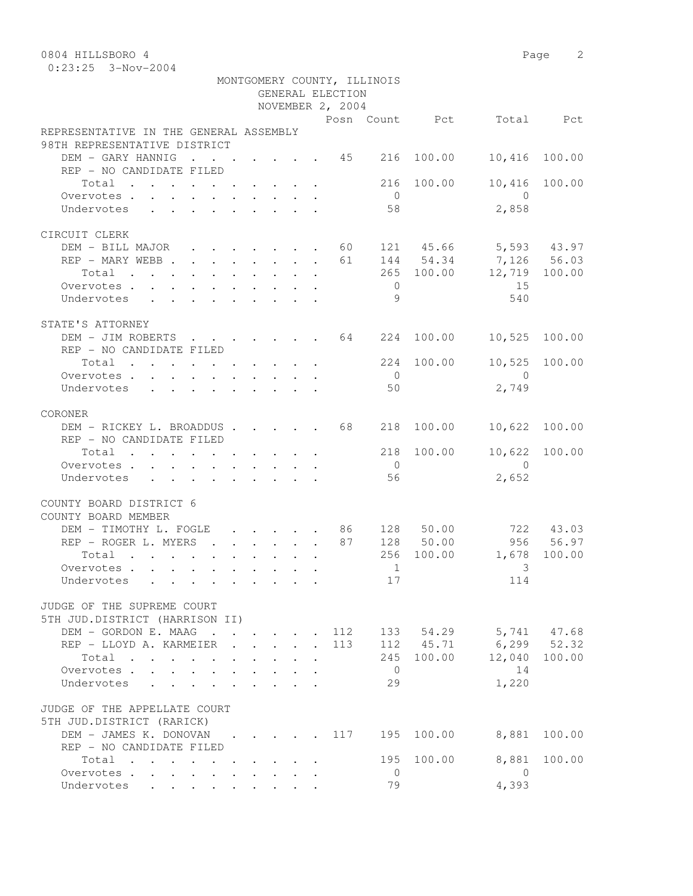0804 HILLSBORO 4

MONTGOMERY COUNTY, ILLINOIS
GENERAL ELECTION
NOVEMBER 2, 2004

| | Posn | Count | Pct | Total | Pct |
|---|---|---|---|---|---|
| **REPRESENTATIVE IN THE GENERAL ASSEMBLY** | | | | | |
| **98TH REPRESENTATIVE DISTRICT** | | | | | |
| DEM - GARY HANNIG | 45 | 216 | 100.00 | 10,416 | 100.00 |
| REP - NO CANDIDATE FILED | | | | | |
| Total | | 216 | 100.00 | 10,416 | 100.00 |
| Overvotes | | 0 | | 0 | |
| Undervotes | | 58 | | 2,858 | |
| **CIRCUIT CLERK** | | | | | |
| DEM - BILL MAJOR | 60 | 121 | 45.66 | 5,593 | 43.97 |
| REP - MARY WEBB | 61 | 144 | 54.34 | 7,126 | 56.03 |
| Total | | 265 | 100.00 | 12,719 | 100.00 |
| Overvotes | | 0 | | 15 | |
| Undervotes | | 9 | | 540 | |
| **STATE'S ATTORNEY** | | | | | |
| DEM - JIM ROBERTS | 64 | 224 | 100.00 | 10,525 | 100.00 |
| REP - NO CANDIDATE FILED | | | | | |
| Total | | 224 | 100.00 | 10,525 | 100.00 |
| Overvotes | | 0 | | 0 | |
| Undervotes | | 50 | | 2,749 | |
| **CORONER** | | | | | |
| DEM - RICKEY L. BROADDUS | 68 | 218 | 100.00 | 10,622 | 100.00 |
| REP - NO CANDIDATE FILED | | | | | |
| Total | | 218 | 100.00 | 10,622 | 100.00 |
| Overvotes | | 0 | | 0 | |
| Undervotes | | 56 | | 2,652 | |
| **COUNTY BOARD DISTRICT 6** | | | | | |
| **COUNTY BOARD MEMBER** | | | | | |
| DEM - TIMOTHY L. FOGLE | 86 | 128 | 50.00 | 722 | 43.03 |
| REP - ROGER L. MYERS | 87 | 128 | 50.00 | 956 | 56.97 |
| Total | | 256 | 100.00 | 1,678 | 100.00 |
| Overvotes | | 1 | | 3 | |
| Undervotes | | 17 | | 114 | |
| **JUDGE OF THE SUPREME COURT** | | | | | |
| **5TH JUD.DISTRICT (HARRISON II)** | | | | | |
| DEM - GORDON E. MAAG | 112 | 133 | 54.29 | 5,741 | 47.68 |
| REP - LLOYD A. KARMEIER | 113 | 112 | 45.71 | 6,299 | 52.32 |
| Total | | 245 | 100.00 | 12,040 | 100.00 |
| Overvotes | | 0 | | 14 | |
| Undervotes | | 29 | | 1,220 | |
| **JUDGE OF THE APPELLATE COURT** | | | | | |
| **5TH JUD.DISTRICT (RARICK)** | | | | | |
| DEM - JAMES K. DONOVAN | 117 | 195 | 100.00 | 8,881 | 100.00 |
| REP - NO CANDIDATE FILED | | | | | |
| Total | | 195 | 100.00 | 8,881 | 100.00 |
| Overvotes | | 0 | | 0 | |
| Undervotes | | 79 | | 4,393 | |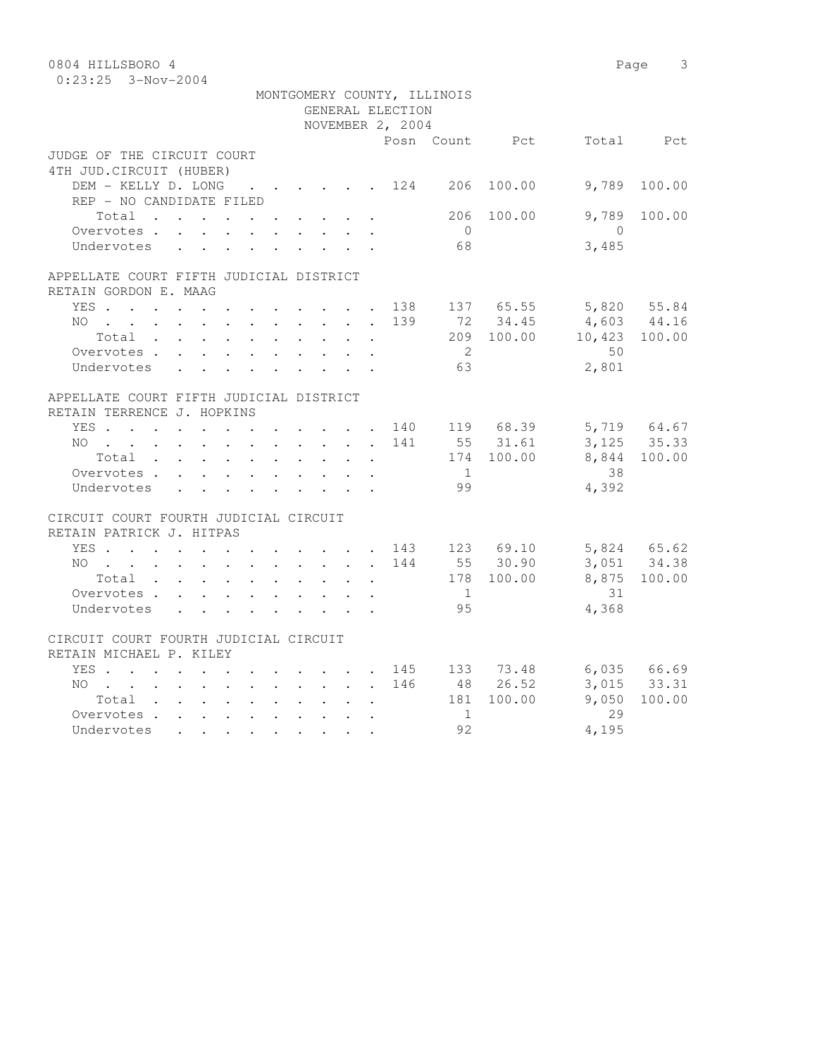MONTGOMERY COUNTY, ILLINOIS
GENERAL ELECTION
NOVEMBER 2, 2004

| | Posn | Count | Pct | Total | Pct |
|---|---|---|---|---|---|
| **JUDGE OF THE CIRCUIT COURT** | | | | | |
| **4TH JUD.CIRCUIT (HUBER)** | | | | | |
| DEM - KELLY D. LONG | 124 | 206 | 100.00 | 9,789 | 100.00 |
| REP - NO CANDIDATE FILED | | | | | |
| Total | | 206 | 100.00 | 9,789 | 100.00 |
| Overvotes | | 0 | | 0 | |
| Undervotes | | 68 | | 3,485 | |
| **APPELLATE COURT FIFTH JUDICIAL DISTRICT** | | | | | |
| **RETAIN GORDON E. MAAG** | | | | | |
| YES | 138 | 137 | 65.55 | 5,820 | 55.84 |
| NO | 139 | 72 | 34.45 | 4,603 | 44.16 |
| Total | | 209 | 100.00 | 10,423 | 100.00 |
| Overvotes | | 2 | | 50 | |
| Undervotes | | 63 | | 2,801 | |
| **APPELLATE COURT FIFTH JUDICIAL DISTRICT** | | | | | |
| **RETAIN TERRENCE J. HOPKINS** | | | | | |
| YES | 140 | 119 | 68.39 | 5,719 | 64.67 |
| NO | 141 | 55 | 31.61 | 3,125 | 35.33 |
| Total | | 174 | 100.00 | 8,844 | 100.00 |
| Overvotes | | 1 | | 38 | |
| Undervotes | | 99 | | 4,392 | |
| **CIRCUIT COURT FOURTH JUDICIAL CIRCUIT** | | | | | |
| **RETAIN PATRICK J. HITPAS** | | | | | |
| YES | 143 | 123 | 69.10 | 5,824 | 65.62 |
| NO | 144 | 55 | 30.90 | 3,051 | 34.38 |
| Total | | 178 | 100.00 | 8,875 | 100.00 |
| Overvotes | | 1 | | 31 | |
| Undervotes | | 95 | | 4,368 | |
| **CIRCUIT COURT FOURTH JUDICIAL CIRCUIT** | | | | | |
| **RETAIN MICHAEL P. KILEY** | | | | | |
| YES | 145 | 133 | 73.48 | 6,035 | 66.69 |
| NO | 146 | 48 | 26.52 | 3,015 | 33.31 |
| Total | | 181 | 100.00 | 9,050 | 100.00 |
| Overvotes | | 1 | | 29 | |
| Undervotes | | 92 | | 4,195 | |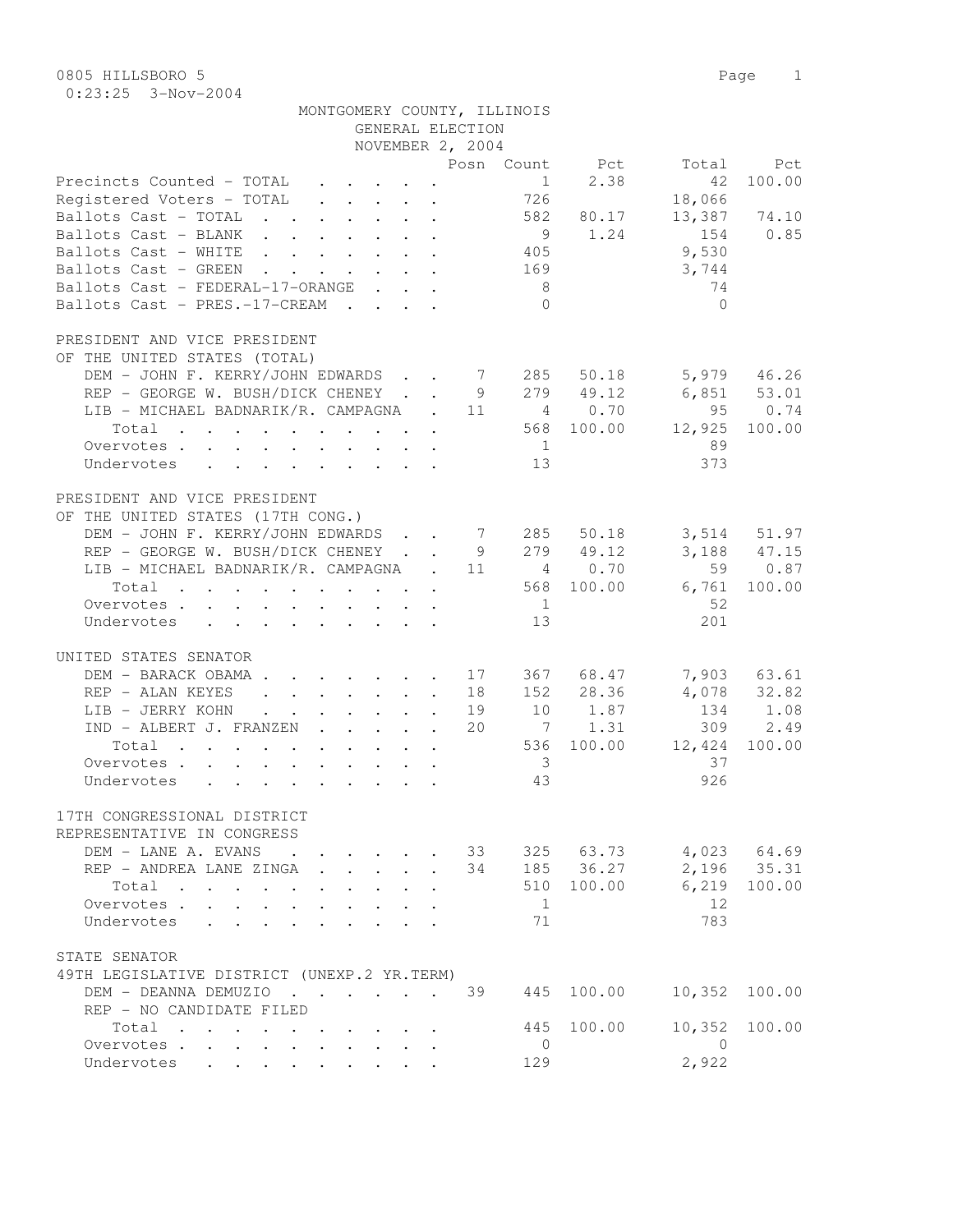0805 HILLSBORO 5

0:23:25 3-Nov-2004

MONTGOMERY COUNTY, ILLINOIS
GENERAL ELECTION
NOVEMBER 2, 2004

| | Posn | Count | Pct | Total | Pct |
|---|---|---|---|---|---|
| Precincts Counted - TOTAL | | 1 | 2.38 | 42 | 100.00 |
| Registered Voters - TOTAL | | 726 | | 18,066 | |
| Ballots Cast - TOTAL | | 582 | 80.17 | 13,387 | 74.10 |
| Ballots Cast - BLANK | | 9 | 1.24 | 154 | 0.85 |
| Ballots Cast - WHITE | | 405 | | 9,530 | |
| Ballots Cast - GREEN | | 169 | | 3,744 | |
| Ballots Cast - FEDERAL-17-ORANGE | | 8 | | 74 | |
| Ballots Cast - PRES.-17-CREAM | | 0 | | 0 | |

PRESIDENT AND VICE PRESIDENT
OF THE UNITED STATES (TOTAL)

| | Posn | Count | Pct | Total | Pct |
|---|---|---|---|---|---|
| DEM - JOHN F. KERRY/JOHN EDWARDS | 7 | 285 | 50.18 | 5,979 | 46.26 |
| REP - GEORGE W. BUSH/DICK CHENEY | 9 | 279 | 49.12 | 6,851 | 53.01 |
| LIB - MICHAEL BADNARIK/R. CAMPAGNA | 11 | 4 | 0.70 | 95 | 0.74 |
| Total | | 568 | 100.00 | 12,925 | 100.00 |
| Overvotes | | 1 | | 89 | |
| Undervotes | | 13 | | 373 | |

PRESIDENT AND VICE PRESIDENT
OF THE UNITED STATES (17TH CONG.)

| | Posn | Count | Pct | Total | Pct |
|---|---|---|---|---|---|
| DEM - JOHN F. KERRY/JOHN EDWARDS | 7 | 285 | 50.18 | 3,514 | 51.97 |
| REP - GEORGE W. BUSH/DICK CHENEY | 9 | 279 | 49.12 | 3,188 | 47.15 |
| LIB - MICHAEL BADNARIK/R. CAMPAGNA | 11 | 4 | 0.70 | 59 | 0.87 |
| Total | | 568 | 100.00 | 6,761 | 100.00 |
| Overvotes | | 1 | | 52 | |
| Undervotes | | 13 | | 201 | |

UNITED STATES SENATOR

| | Posn | Count | Pct | Total | Pct |
|---|---|---|---|---|---|
| DEM - BARACK OBAMA | 17 | 367 | 68.47 | 7,903 | 63.61 |
| REP - ALAN KEYES | 18 | 152 | 28.36 | 4,078 | 32.82 |
| LIB - JERRY KOHN | 19 | 10 | 1.87 | 134 | 1.08 |
| IND - ALBERT J. FRANZEN | 20 | 7 | 1.31 | 309 | 2.49 |
| Total | | 536 | 100.00 | 12,424 | 100.00 |
| Overvotes | | 3 | | 37 | |
| Undervotes | | 43 | | 926 | |

17TH CONGRESSIONAL DISTRICT
REPRESENTATIVE IN CONGRESS

| | Posn | Count | Pct | Total | Pct |
|---|---|---|---|---|---|
| DEM - LANE A. EVANS | 33 | 325 | 63.73 | 4,023 | 64.69 |
| REP - ANDREA LANE ZINGA | 34 | 185 | 36.27 | 2,196 | 35.31 |
| Total | | 510 | 100.00 | 6,219 | 100.00 |
| Overvotes | | 1 | | 12 | |
| Undervotes | | 71 | | 783 | |

STATE SENATOR
49TH LEGISLATIVE DISTRICT (UNEXP.2 YR.TERM)

| | Posn | Count | Pct | Total | Pct |
|---|---|---|---|---|---|
| DEM - DEANNA DEMUZIO | 39 | 445 | 100.00 | 10,352 | 100.00 |
| REP - NO CANDIDATE FILED | | | | | |
| Total | | 445 | 100.00 | 10,352 | 100.00 |
| Overvotes | | 0 | | 0 | |
| Undervotes | | 129 | | 2,922 | |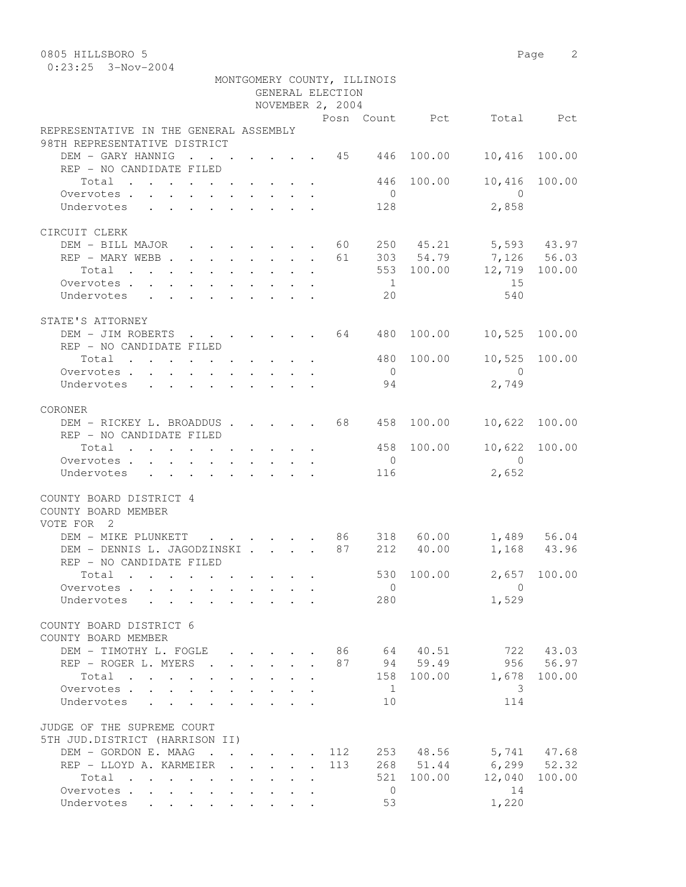0805 HILLSBORO 5

0:23:25 3-Nov-2004

MONTGOMERY COUNTY, ILLINOIS
GENERAL ELECTION
NOVEMBER 2, 2004

| | Posn | Count | Pct | Total | Pct |
|---|---|---|---|---|---|
| **REPRESENTATIVE IN THE GENERAL ASSEMBLY** | | | | | |
| **98TH REPRESENTATIVE DISTRICT** | | | | | |
| DEM - GARY HANNIG | 45 | 446 | 100.00 | 10,416 | 100.00 |
| REP - NO CANDIDATE FILED | | | | | |
| Total | | 446 | 100.00 | 10,416 | 100.00 |
| Overvotes | | 0 | | 0 | |
| Undervotes | | 128 | | 2,858 | |
| **CIRCUIT CLERK** | | | | | |
| DEM - BILL MAJOR | 60 | 250 | 45.21 | 5,593 | 43.97 |
| REP - MARY WEBB | 61 | 303 | 54.79 | 7,126 | 56.03 |
| Total | | 553 | 100.00 | 12,719 | 100.00 |
| Overvotes | | 1 | | 15 | |
| Undervotes | | 20 | | 540 | |
| **STATE'S ATTORNEY** | | | | | |
| DEM - JIM ROBERTS | 64 | 480 | 100.00 | 10,525 | 100.00 |
| REP - NO CANDIDATE FILED | | | | | |
| Total | | 480 | 100.00 | 10,525 | 100.00 |
| Overvotes | | 0 | | 0 | |
| Undervotes | | 94 | | 2,749 | |
| **CORONER** | | | | | |
| DEM - RICKEY L. BROADDUS | 68 | 458 | 100.00 | 10,622 | 100.00 |
| REP - NO CANDIDATE FILED | | | | | |
| Total | | 458 | 100.00 | 10,622 | 100.00 |
| Overvotes | | 0 | | 0 | |
| Undervotes | | 116 | | 2,652 | |
| **COUNTY BOARD DISTRICT 4** | | | | | |
| **COUNTY BOARD MEMBER** | | | | | |
| **VOTE FOR 2** | | | | | |
| DEM - MIKE PLUNKETT | 86 | 318 | 60.00 | 1,489 | 56.04 |
| DEM - DENNIS L. JAGODZINSKI | 87 | 212 | 40.00 | 1,168 | 43.96 |
| REP - NO CANDIDATE FILED | | | | | |
| Total | | 530 | 100.00 | 2,657 | 100.00 |
| Overvotes | | 0 | | 0 | |
| Undervotes | | 280 | | 1,529 | |
| **COUNTY BOARD DISTRICT 6** | | | | | |
| **COUNTY BOARD MEMBER** | | | | | |
| DEM - TIMOTHY L. FOGLE | 86 | 64 | 40.51 | 722 | 43.03 |
| REP - ROGER L. MYERS | 87 | 94 | 59.49 | 956 | 56.97 |
| Total | | 158 | 100.00 | 1,678 | 100.00 |
| Overvotes | | 1 | | 3 | |
| Undervotes | | 10 | | 114 | |
| **JUDGE OF THE SUPREME COURT** | | | | | |
| **5TH JUD.DISTRICT (HARRISON II)** | | | | | |
| DEM - GORDON E. MAAG | 112 | 253 | 48.56 | 5,741 | 47.68 |
| REP - LLOYD A. KARMEIER | 113 | 268 | 51.44 | 6,299 | 52.32 |
| Total | | 521 | 100.00 | 12,040 | 100.00 |
| Overvotes | | 0 | | 14 | |
| Undervotes | | 53 | | 1,220 | |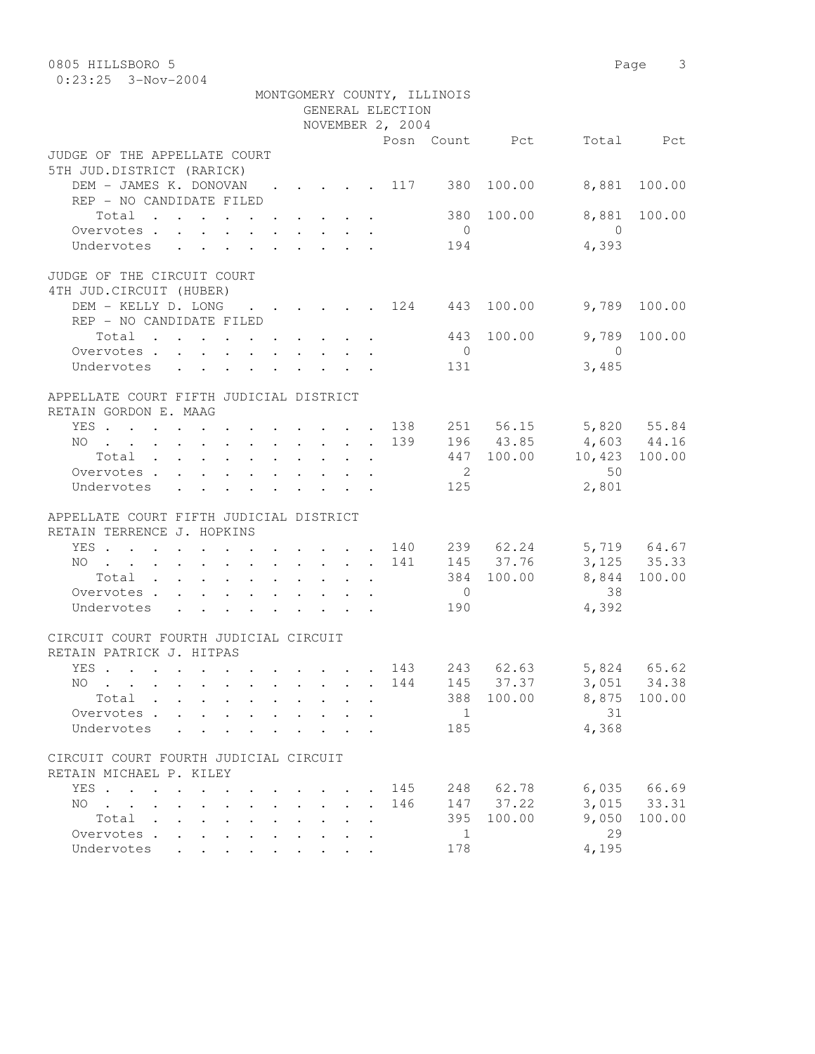0805 HILLSBORO 5

0:23:25 3-Nov-2004

MONTGOMERY COUNTY, ILLINOIS
GENERAL ELECTION
NOVEMBER 2, 2004

| | Posn | Count | Pct | Total | Pct |
|---|---|---|---|---|---|
| **JUDGE OF THE APPELLATE COURT 5TH JUD.DISTRICT (RARICK)** | | | | | |
| DEM - JAMES K. DONOVAN | 117 | 380 | 100.00 | 8,881 | 100.00 |
| REP - NO CANDIDATE FILED | | | | | |
| Total | | 380 | 100.00 | 8,881 | 100.00 |
| Overvotes | | 0 | | 0 | |
| Undervotes | | 194 | | 4,393 | |
| **JUDGE OF THE CIRCUIT COURT 4TH JUD.CIRCUIT (HUBER)** | | | | | |
| DEM - KELLY D. LONG | 124 | 443 | 100.00 | 9,789 | 100.00 |
| REP - NO CANDIDATE FILED | | | | | |
| Total | | 443 | 100.00 | 9,789 | 100.00 |
| Overvotes | | 0 | | 0 | |
| Undervotes | | 131 | | 3,485 | |
| **APPELLATE COURT FIFTH JUDICIAL DISTRICT RETAIN GORDON E. MAAG** | | | | | |
| YES | 138 | 251 | 56.15 | 5,820 | 55.84 |
| NO | 139 | 196 | 43.85 | 4,603 | 44.16 |
| Total | | 447 | 100.00 | 10,423 | 100.00 |
| Overvotes | | 2 | | 50 | |
| Undervotes | | 125 | | 2,801 | |
| **APPELLATE COURT FIFTH JUDICIAL DISTRICT RETAIN TERRENCE J. HOPKINS** | | | | | |
| YES | 140 | 239 | 62.24 | 5,719 | 64.67 |
| NO | 141 | 145 | 37.76 | 3,125 | 35.33 |
| Total | | 384 | 100.00 | 8,844 | 100.00 |
| Overvotes | | 0 | | 38 | |
| Undervotes | | 190 | | 4,392 | |
| **CIRCUIT COURT FOURTH JUDICIAL CIRCUIT RETAIN PATRICK J. HITPAS** | | | | | |
| YES | 143 | 243 | 62.63 | 5,824 | 65.62 |
| NO | 144 | 145 | 37.37 | 3,051 | 34.38 |
| Total | | 388 | 100.00 | 8,875 | 100.00 |
| Overvotes | | 1 | | 31 | |
| Undervotes | | 185 | | 4,368 | |
| **CIRCUIT COURT FOURTH JUDICIAL CIRCUIT RETAIN MICHAEL P. KILEY** | | | | | |
| YES | 145 | 248 | 62.78 | 6,035 | 66.69 |
| NO | 146 | 147 | 37.22 | 3,015 | 33.31 |
| Total | | 395 | 100.00 | 9,050 | 100.00 |
| Overvotes | | 1 | | 29 | |
| Undervotes | | 178 | | 4,195 | |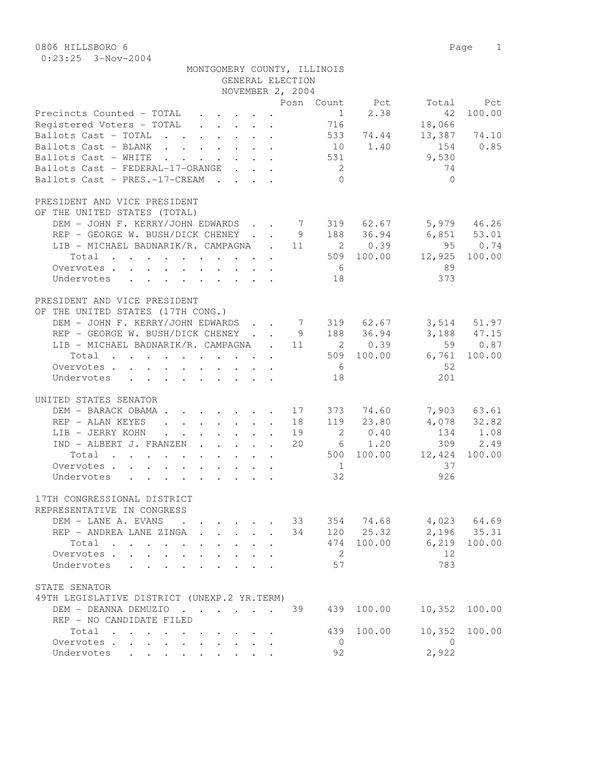0806 HILLSBORO 6

0:23:25 3-Nov-2004

MONTGOMERY COUNTY, ILLINOIS
GENERAL ELECTION
NOVEMBER 2, 2004

| | Posn | Count | Pct | Total | Pct |
|---|---|---|---|---|---|
| Precincts Counted - TOTAL | | 1 | 2.38 | 42 | 100.00 |
| Registered Voters - TOTAL | | 716 | | 18,066 | |
| Ballots Cast - TOTAL | | 533 | 74.44 | 13,387 | 74.10 |
| Ballots Cast - BLANK | | 10 | 1.40 | 154 | 0.85 |
| Ballots Cast - WHITE | | 531 | | 9,530 | |
| Ballots Cast - FEDERAL-17-ORANGE | | 2 | | 74 | |
| Ballots Cast - PRES.-17-CREAM | | 0 | | 0 | |

PRESIDENT AND VICE PRESIDENT
OF THE UNITED STATES (TOTAL)

| | Posn | Count | Pct | Total | Pct |
|---|---|---|---|---|---|
| DEM - JOHN F. KERRY/JOHN EDWARDS | 7 | 319 | 62.67 | 5,979 | 46.26 |
| REP - GEORGE W. BUSH/DICK CHENEY | 9 | 188 | 36.94 | 6,851 | 53.01 |
| LIB - MICHAEL BADNARIK/R. CAMPAGNA | 11 | 2 | 0.39 | 95 | 0.74 |
| Total | | 509 | 100.00 | 12,925 | 100.00 |
| Overvotes | | 6 | | 89 | |
| Undervotes | | 18 | | 373 | |

PRESIDENT AND VICE PRESIDENT
OF THE UNITED STATES (17TH CONG.)

| | Posn | Count | Pct | Total | Pct |
|---|---|---|---|---|---|
| DEM - JOHN F. KERRY/JOHN EDWARDS | 7 | 319 | 62.67 | 3,514 | 51.97 |
| REP - GEORGE W. BUSH/DICK CHENEY | 9 | 188 | 36.94 | 3,188 | 47.15 |
| LIB - MICHAEL BADNARIK/R. CAMPAGNA | 11 | 2 | 0.39 | 59 | 0.87 |
| Total | | 509 | 100.00 | 6,761 | 100.00 |
| Overvotes | | 6 | | 52 | |
| Undervotes | | 18 | | 201 | |

UNITED STATES SENATOR

| | Posn | Count | Pct | Total | Pct |
|---|---|---|---|---|---|
| DEM - BARACK OBAMA | 17 | 373 | 74.60 | 7,903 | 63.61 |
| REP - ALAN KEYES | 18 | 119 | 23.80 | 4,078 | 32.82 |
| LIB - JERRY KOHN | 19 | 2 | 0.40 | 134 | 1.08 |
| IND - ALBERT J. FRANZEN | 20 | 6 | 1.20 | 309 | 2.49 |
| Total | | 500 | 100.00 | 12,424 | 100.00 |
| Overvotes | | 1 | | 37 | |
| Undervotes | | 32 | | 926 | |

17TH CONGRESSIONAL DISTRICT
REPRESENTATIVE IN CONGRESS

| | Posn | Count | Pct | Total | Pct |
|---|---|---|---|---|---|
| DEM - LANE A. EVANS | 33 | 354 | 74.68 | 4,023 | 64.69 |
| REP - ANDREA LANE ZINGA | 34 | 120 | 25.32 | 2,196 | 35.31 |
| Total | | 474 | 100.00 | 6,219 | 100.00 |
| Overvotes | | 2 | | 12 | |
| Undervotes | | 57 | | 783 | |

STATE SENATOR
49TH LEGISLATIVE DISTRICT (UNEXP.2 YR.TERM)

| | Posn | Count | Pct | Total | Pct |
|---|---|---|---|---|---|
| DEM - DEANNA DEMUZIO | 39 | 439 | 100.00 | 10,352 | 100.00 |
| REP - NO CANDIDATE FILED | | | | | |
| Total | | 439 | 100.00 | 10,352 | 100.00 |
| Overvotes | | 0 | | 0 | |
| Undervotes | | 92 | | 2,922 | |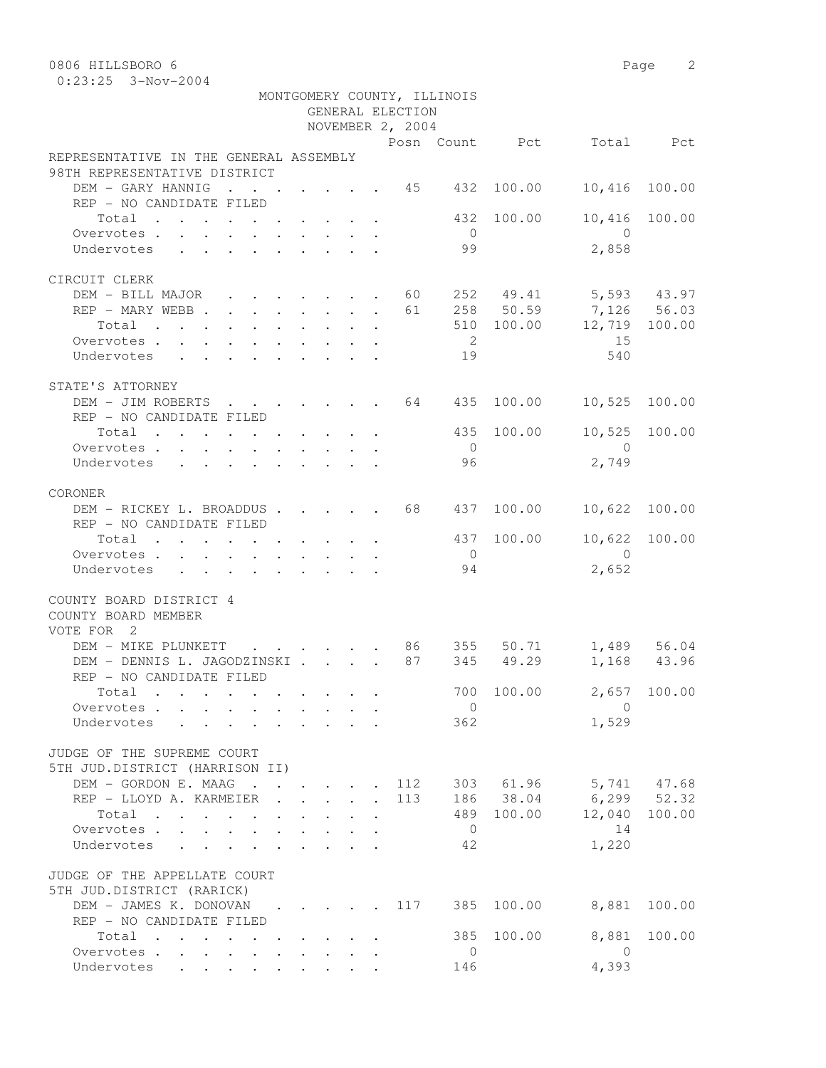0806 HILLSBORO 6

0:23:25 3-Nov-2004

MONTGOMERY COUNTY, ILLINOIS
GENERAL ELECTION
NOVEMBER 2, 2004

| | Posn | Count | Pct | Total | Pct |
|---|---|---|---|---|---|
| **REPRESENTATIVE IN THE GENERAL ASSEMBLY** | | | | | |
| **98TH REPRESENTATIVE DISTRICT** | | | | | |
| DEM - GARY HANNIG | 45 | 432 | 100.00 | 10,416 | 100.00 |
| REP - NO CANDIDATE FILED | | | | | |
| Total | | 432 | 100.00 | 10,416 | 100.00 |
| Overvotes | | 0 | | 0 | |
| Undervotes | | 99 | | 2,858 | |
| **CIRCUIT CLERK** | | | | | |
| DEM - BILL MAJOR | 60 | 252 | 49.41 | 5,593 | 43.97 |
| REP - MARY WEBB | 61 | 258 | 50.59 | 7,126 | 56.03 |
| Total | | 510 | 100.00 | 12,719 | 100.00 |
| Overvotes | | 2 | | 15 | |
| Undervotes | | 19 | | 540 | |
| **STATE'S ATTORNEY** | | | | | |
| DEM - JIM ROBERTS | 64 | 435 | 100.00 | 10,525 | 100.00 |
| REP - NO CANDIDATE FILED | | | | | |
| Total | | 435 | 100.00 | 10,525 | 100.00 |
| Overvotes | | 0 | | 0 | |
| Undervotes | | 96 | | 2,749 | |
| **CORONER** | | | | | |
| DEM - RICKEY L. BROADDUS | 68 | 437 | 100.00 | 10,622 | 100.00 |
| REP - NO CANDIDATE FILED | | | | | |
| Total | | 437 | 100.00 | 10,622 | 100.00 |
| Overvotes | | 0 | | 0 | |
| Undervotes | | 94 | | 2,652 | |
| **COUNTY BOARD DISTRICT 4** | | | | | |
| **COUNTY BOARD MEMBER** | | | | | |
| **VOTE FOR 2** | | | | | |
| DEM - MIKE PLUNKETT | 86 | 355 | 50.71 | 1,489 | 56.04 |
| DEM - DENNIS L. JAGODZINSKI | 87 | 345 | 49.29 | 1,168 | 43.96 |
| REP - NO CANDIDATE FILED | | | | | |
| Total | | 700 | 100.00 | 2,657 | 100.00 |
| Overvotes | | 0 | | 0 | |
| Undervotes | | 362 | | 1,529 | |
| **JUDGE OF THE SUPREME COURT** | | | | | |
| **5TH JUD.DISTRICT (HARRISON II)** | | | | | |
| DEM - GORDON E. MAAG | 112 | 303 | 61.96 | 5,741 | 47.68 |
| REP - LLOYD A. KARMEIER | 113 | 186 | 38.04 | 6,299 | 52.32 |
| Total | | 489 | 100.00 | 12,040 | 100.00 |
| Overvotes | | 0 | | 14 | |
| Undervotes | | 42 | | 1,220 | |
| **JUDGE OF THE APPELLATE COURT** | | | | | |
| **5TH JUD.DISTRICT (RARICK)** | | | | | |
| DEM - JAMES K. DONOVAN | 117 | 385 | 100.00 | 8,881 | 100.00 |
| REP - NO CANDIDATE FILED | | | | | |
| Total | | 385 | 100.00 | 8,881 | 100.00 |
| Overvotes | | 0 | | 0 | |
| Undervotes | | 146 | | 4,393 | |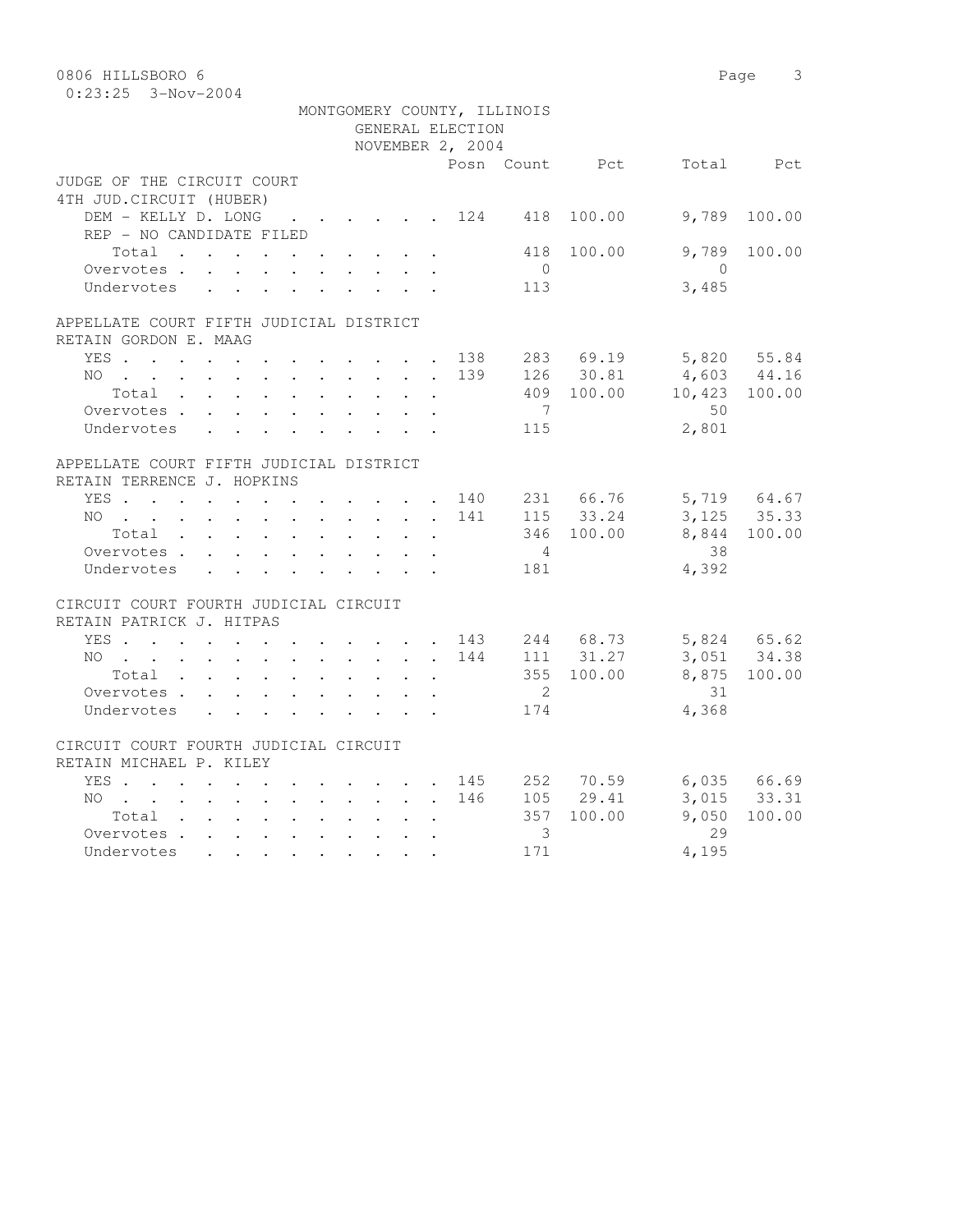0806 HILLSBORO 6

0:23:25 3-Nov-2004

MONTGOMERY COUNTY, ILLINOIS
GENERAL ELECTION
NOVEMBER 2, 2004

| | Posn | Count | Pct | Total | Pct |
|---|---|---|---|---|---|
| **JUDGE OF THE CIRCUIT COURT** | | | | | |
| **4TH JUD.CIRCUIT (HUBER)** | | | | | |
| DEM - KELLY D. LONG | 124 | 418 | 100.00 | 9,789 | 100.00 |
| REP - NO CANDIDATE FILED | | | | | |
| Total | | 418 | 100.00 | 9,789 | 100.00 |
| Overvotes | | 0 | | 0 | |
| Undervotes | | 113 | | 3,485 | |
| **APPELLATE COURT FIFTH JUDICIAL DISTRICT** | | | | | |
| **RETAIN GORDON E. MAAG** | | | | | |
| YES | 138 | 283 | 69.19 | 5,820 | 55.84 |
| NO | 139 | 126 | 30.81 | 4,603 | 44.16 |
| Total | | 409 | 100.00 | 10,423 | 100.00 |
| Overvotes | | 7 | | 50 | |
| Undervotes | | 115 | | 2,801 | |
| **APPELLATE COURT FIFTH JUDICIAL DISTRICT** | | | | | |
| **RETAIN TERRENCE J. HOPKINS** | | | | | |
| YES | 140 | 231 | 66.76 | 5,719 | 64.67 |
| NO | 141 | 115 | 33.24 | 3,125 | 35.33 |
| Total | | 346 | 100.00 | 8,844 | 100.00 |
| Overvotes | | 4 | | 38 | |
| Undervotes | | 181 | | 4,392 | |
| **CIRCUIT COURT FOURTH JUDICIAL CIRCUIT** | | | | | |
| **RETAIN PATRICK J. HITPAS** | | | | | |
| YES | 143 | 244 | 68.73 | 5,824 | 65.62 |
| NO | 144 | 111 | 31.27 | 3,051 | 34.38 |
| Total | | 355 | 100.00 | 8,875 | 100.00 |
| Overvotes | | 2 | | 31 | |
| Undervotes | | 174 | | 4,368 | |
| **CIRCUIT COURT FOURTH JUDICIAL CIRCUIT** | | | | | |
| **RETAIN MICHAEL P. KILEY** | | | | | |
| YES | 145 | 252 | 70.59 | 6,035 | 66.69 |
| NO | 146 | 105 | 29.41 | 3,015 | 33.31 |
| Total | | 357 | 100.00 | 9,050 | 100.00 |
| Overvotes | | 3 | | 29 | |
| Undervotes | | 171 | | 4,195 | |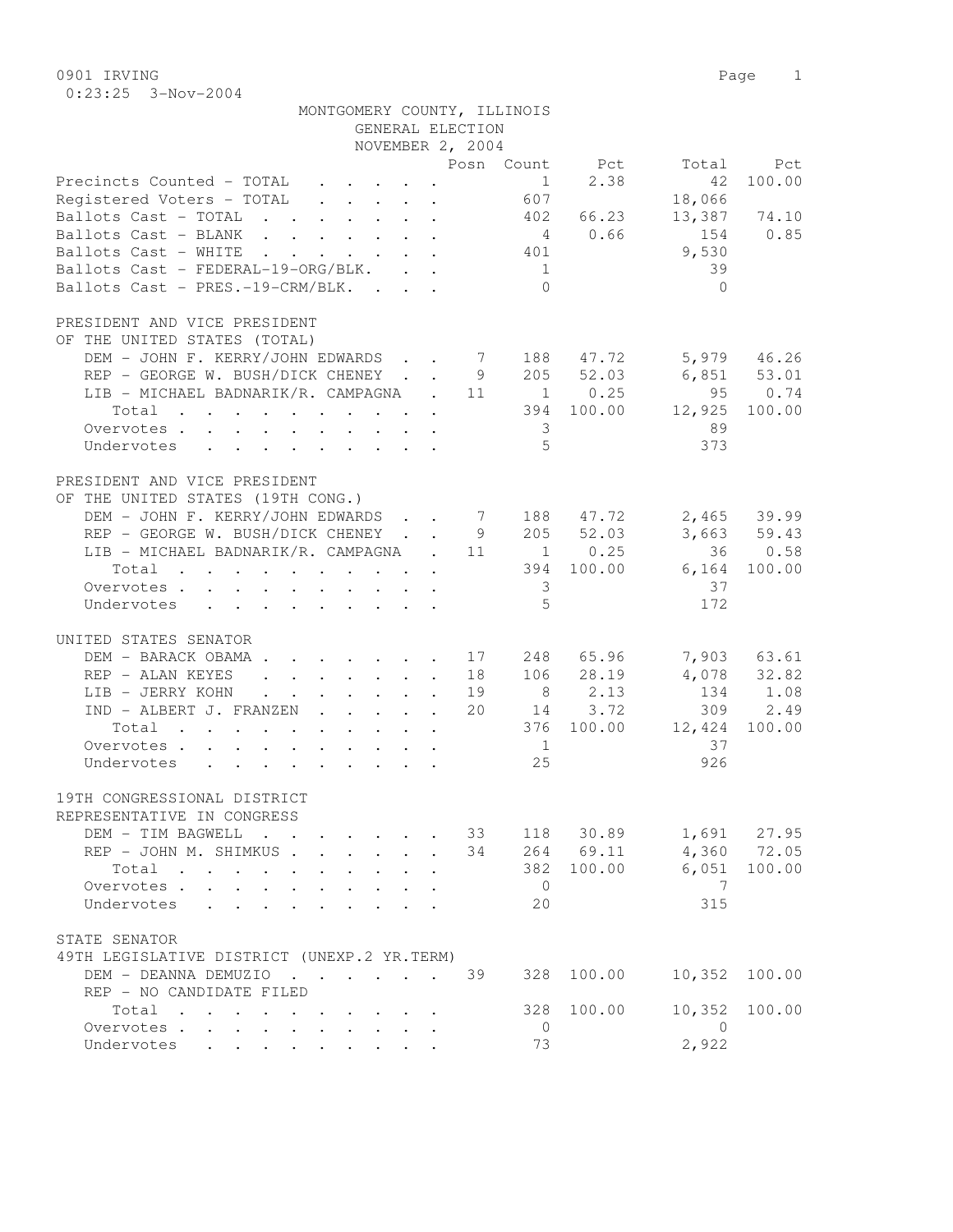0901 IRVING

0:23:25 3-Nov-2004

MONTGOMERY COUNTY, ILLINOIS
GENERAL ELECTION
NOVEMBER 2, 2004

| | Posn | Count | Pct | Total | Pct |
|---|---|---|---|---|---|
| Precincts Counted - TOTAL | | 1 | 2.38 | 42 | 100.00 |
| Registered Voters - TOTAL | | 607 | | 18,066 | |
| Ballots Cast - TOTAL | | 402 | 66.23 | 13,387 | 74.10 |
| Ballots Cast - BLANK | | 4 | 0.66 | 154 | 0.85 |
| Ballots Cast - WHITE | | 401 | | 9,530 | |
| Ballots Cast - FEDERAL-19-ORG/BLK. | | 1 | | 39 | |
| Ballots Cast - PRES.-19-CRM/BLK. | | 0 | | 0 | |

PRESIDENT AND VICE PRESIDENT
OF THE UNITED STATES (TOTAL)

| | Posn | Count | Pct | Total | Pct |
|---|---|---|---|---|---|
| DEM - JOHN F. KERRY/JOHN EDWARDS | 7 | 188 | 47.72 | 5,979 | 46.26 |
| REP - GEORGE W. BUSH/DICK CHENEY | 9 | 205 | 52.03 | 6,851 | 53.01 |
| LIB - MICHAEL BADNARIK/R. CAMPAGNA | 11 | 1 | 0.25 | 95 | 0.74 |
| Total | | 394 | 100.00 | 12,925 | 100.00 |
| Overvotes | | 3 | | 89 | |
| Undervotes | | 5 | | 373 | |

PRESIDENT AND VICE PRESIDENT
OF THE UNITED STATES (19TH CONG.)

| | Posn | Count | Pct | Total | Pct |
|---|---|---|---|---|---|
| DEM - JOHN F. KERRY/JOHN EDWARDS | 7 | 188 | 47.72 | 2,465 | 39.99 |
| REP - GEORGE W. BUSH/DICK CHENEY | 9 | 205 | 52.03 | 3,663 | 59.43 |
| LIB - MICHAEL BADNARIK/R. CAMPAGNA | 11 | 1 | 0.25 | 36 | 0.58 |
| Total | | 394 | 100.00 | 6,164 | 100.00 |
| Overvotes | | 3 | | 37 | |
| Undervotes | | 5 | | 172 | |

UNITED STATES SENATOR

| | Posn | Count | Pct | Total | Pct |
|---|---|---|---|---|---|
| DEM - BARACK OBAMA | 17 | 248 | 65.96 | 7,903 | 63.61 |
| REP - ALAN KEYES | 18 | 106 | 28.19 | 4,078 | 32.82 |
| LIB - JERRY KOHN | 19 | 8 | 2.13 | 134 | 1.08 |
| IND - ALBERT J. FRANZEN | 20 | 14 | 3.72 | 309 | 2.49 |
| Total | | 376 | 100.00 | 12,424 | 100.00 |
| Overvotes | | 1 | | 37 | |
| Undervotes | | 25 | | 926 | |

19TH CONGRESSIONAL DISTRICT
REPRESENTATIVE IN CONGRESS

| | Posn | Count | Pct | Total | Pct |
|---|---|---|---|---|---|
| DEM - TIM BAGWELL | 33 | 118 | 30.89 | 1,691 | 27.95 |
| REP - JOHN M. SHIMKUS | 34 | 264 | 69.11 | 4,360 | 72.05 |
| Total | | 382 | 100.00 | 6,051 | 100.00 |
| Overvotes | | 0 | | 7 | |
| Undervotes | | 20 | | 315 | |

STATE SENATOR
49TH LEGISLATIVE DISTRICT (UNEXP.2 YR.TERM)

| | Posn | Count | Pct | Total | Pct |
|---|---|---|---|---|---|
| DEM - DEANNA DEMUZIO | 39 | 328 | 100.00 | 10,352 | 100.00 |
| REP - NO CANDIDATE FILED | | | | | |
| Total | | 328 | 100.00 | 10,352 | 100.00 |
| Overvotes | | 0 | | 0 | |
| Undervotes | | 73 | | 2,922 | |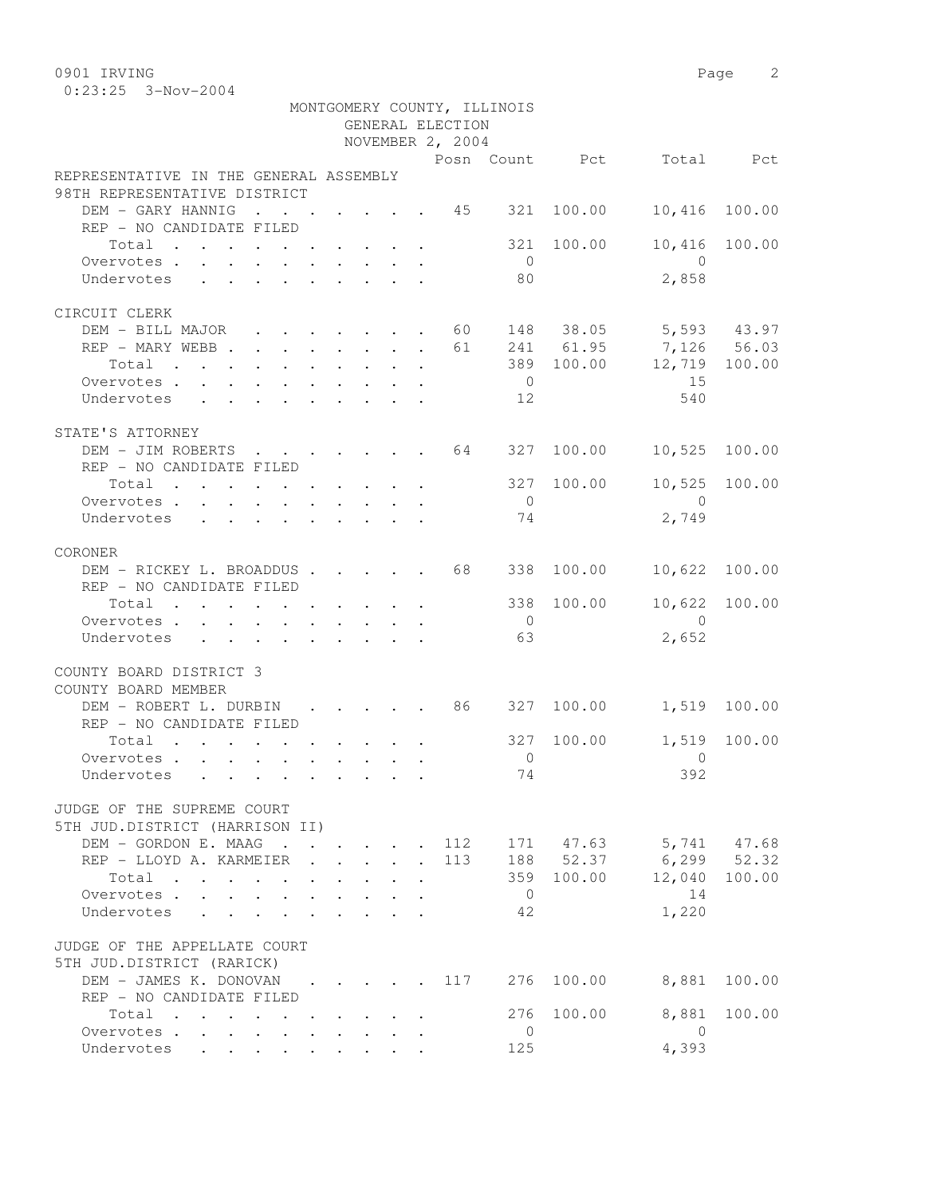0901 IRVING
0:23:25 3-Nov-2004

MONTGOMERY COUNTY, ILLINOIS
GENERAL ELECTION
NOVEMBER 2, 2004

| | Posn | Count | Pct | Total | Pct |
|---|---|---|---|---|---|
| **REPRESENTATIVE IN THE GENERAL ASSEMBLY** | | | | | |
| **98TH REPRESENTATIVE DISTRICT** | | | | | |
| DEM - GARY HANNIG | 45 | 321 | 100.00 | 10,416 | 100.00 |
| REP - NO CANDIDATE FILED | | | | | |
| Total | | 321 | 100.00 | 10,416 | 100.00 |
| Overvotes | | 0 | | 0 | |
| Undervotes | | 80 | | 2,858 | |
| **CIRCUIT CLERK** | | | | | |
| DEM - BILL MAJOR | 60 | 148 | 38.05 | 5,593 | 43.97 |
| REP - MARY WEBB | 61 | 241 | 61.95 | 7,126 | 56.03 |
| Total | | 389 | 100.00 | 12,719 | 100.00 |
| Overvotes | | 0 | | 15 | |
| Undervotes | | 12 | | 540 | |
| **STATE'S ATTORNEY** | | | | | |
| DEM - JIM ROBERTS | 64 | 327 | 100.00 | 10,525 | 100.00 |
| REP - NO CANDIDATE FILED | | | | | |
| Total | | 327 | 100.00 | 10,525 | 100.00 |
| Overvotes | | 0 | | 0 | |
| Undervotes | | 74 | | 2,749 | |
| **CORONER** | | | | | |
| DEM - RICKEY L. BROADDUS | 68 | 338 | 100.00 | 10,622 | 100.00 |
| REP - NO CANDIDATE FILED | | | | | |
| Total | | 338 | 100.00 | 10,622 | 100.00 |
| Overvotes | | 0 | | 0 | |
| Undervotes | | 63 | | 2,652 | |
| **COUNTY BOARD DISTRICT 3** | | | | | |
| **COUNTY BOARD MEMBER** | | | | | |
| DEM - ROBERT L. DURBIN | 86 | 327 | 100.00 | 1,519 | 100.00 |
| REP - NO CANDIDATE FILED | | | | | |
| Total | | 327 | 100.00 | 1,519 | 100.00 |
| Overvotes | | 0 | | 0 | |
| Undervotes | | 74 | | 392 | |
| **JUDGE OF THE SUPREME COURT** | | | | | |
| **5TH JUD.DISTRICT (HARRISON II)** | | | | | |
| DEM - GORDON E. MAAG | 112 | 171 | 47.63 | 5,741 | 47.68 |
| REP - LLOYD A. KARMEIER | 113 | 188 | 52.37 | 6,299 | 52.32 |
| Total | | 359 | 100.00 | 12,040 | 100.00 |
| Overvotes | | 0 | | 14 | |
| Undervotes | | 42 | | 1,220 | |
| **JUDGE OF THE APPELLATE COURT** | | | | | |
| **5TH JUD.DISTRICT (RARICK)** | | | | | |
| DEM - JAMES K. DONOVAN | 117 | 276 | 100.00 | 8,881 | 100.00 |
| REP - NO CANDIDATE FILED | | | | | |
| Total | | 276 | 100.00 | 8,881 | 100.00 |
| Overvotes | | 0 | | 0 | |
| Undervotes | | 125 | | 4,393 | |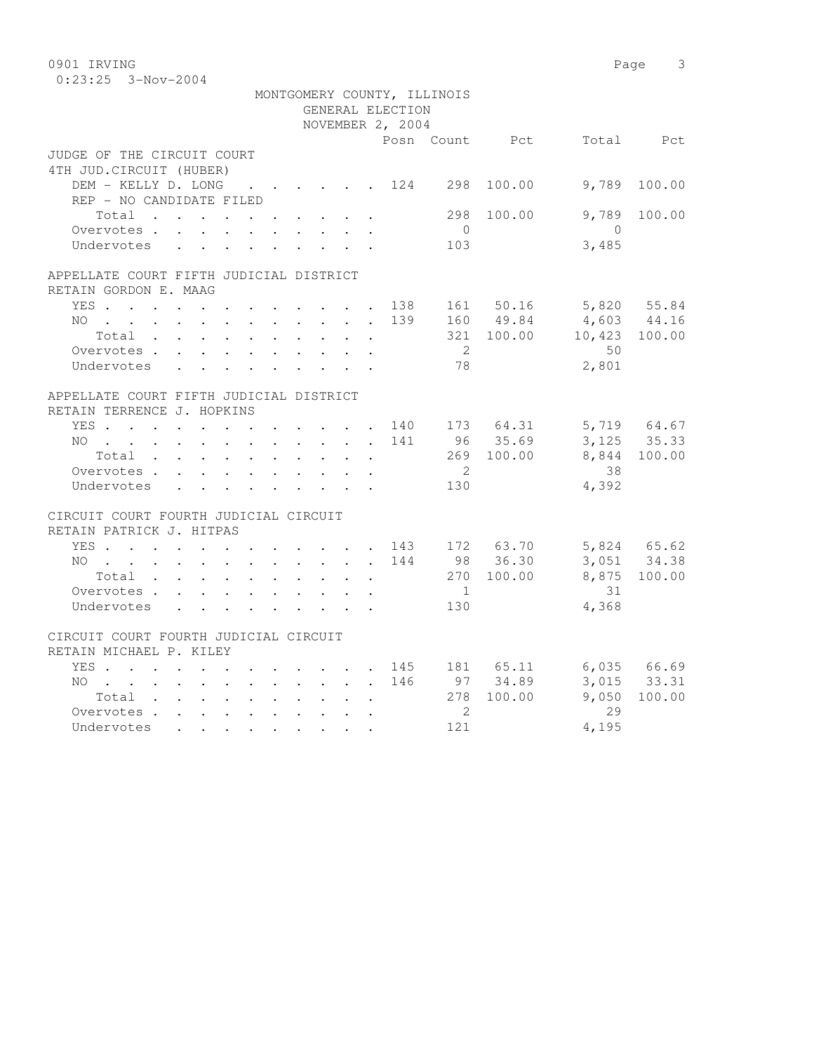0901 IRVING
0:23:25 3-Nov-2004

MONTGOMERY COUNTY, ILLINOIS
GENERAL ELECTION
NOVEMBER 2, 2004

| | Posn | Count | Pct | Total | Pct |
|---|---|---|---|---|---|
| **JUDGE OF THE CIRCUIT COURT** | | | | | |
| **4TH JUD.CIRCUIT (HUBER)** | | | | | |
| DEM - KELLY D. LONG | 124 | 298 | 100.00 | 9,789 | 100.00 |
| REP - NO CANDIDATE FILED | | | | | |
| Total | | 298 | 100.00 | 9,789 | 100.00 |
| Overvotes | | 0 | | 0 | |
| Undervotes | | 103 | | 3,485 | |
| **APPELLATE COURT FIFTH JUDICIAL DISTRICT** | | | | | |
| **RETAIN GORDON E. MAAG** | | | | | |
| YES | 138 | 161 | 50.16 | 5,820 | 55.84 |
| NO | 139 | 160 | 49.84 | 4,603 | 44.16 |
| Total | | 321 | 100.00 | 10,423 | 100.00 |
| Overvotes | | 2 | | 50 | |
| Undervotes | | 78 | | 2,801 | |
| **APPELLATE COURT FIFTH JUDICIAL DISTRICT** | | | | | |
| **RETAIN TERRENCE J. HOPKINS** | | | | | |
| YES | 140 | 173 | 64.31 | 5,719 | 64.67 |
| NO | 141 | 96 | 35.69 | 3,125 | 35.33 |
| Total | | 269 | 100.00 | 8,844 | 100.00 |
| Overvotes | | 2 | | 38 | |
| Undervotes | | 130 | | 4,392 | |
| **CIRCUIT COURT FOURTH JUDICIAL CIRCUIT** | | | | | |
| **RETAIN PATRICK J. HITPAS** | | | | | |
| YES | 143 | 172 | 63.70 | 5,824 | 65.62 |
| NO | 144 | 98 | 36.30 | 3,051 | 34.38 |
| Total | | 270 | 100.00 | 8,875 | 100.00 |
| Overvotes | | 1 | | 31 | |
| Undervotes | | 130 | | 4,368 | |
| **CIRCUIT COURT FOURTH JUDICIAL CIRCUIT** | | | | | |
| **RETAIN MICHAEL P. KILEY** | | | | | |
| YES | 145 | 181 | 65.11 | 6,035 | 66.69 |
| NO | 146 | 97 | 34.89 | 3,015 | 33.31 |
| Total | | 278 | 100.00 | 9,050 | 100.00 |
| Overvotes | | 2 | | 29 | |
| Undervotes | | 121 | | 4,195 | |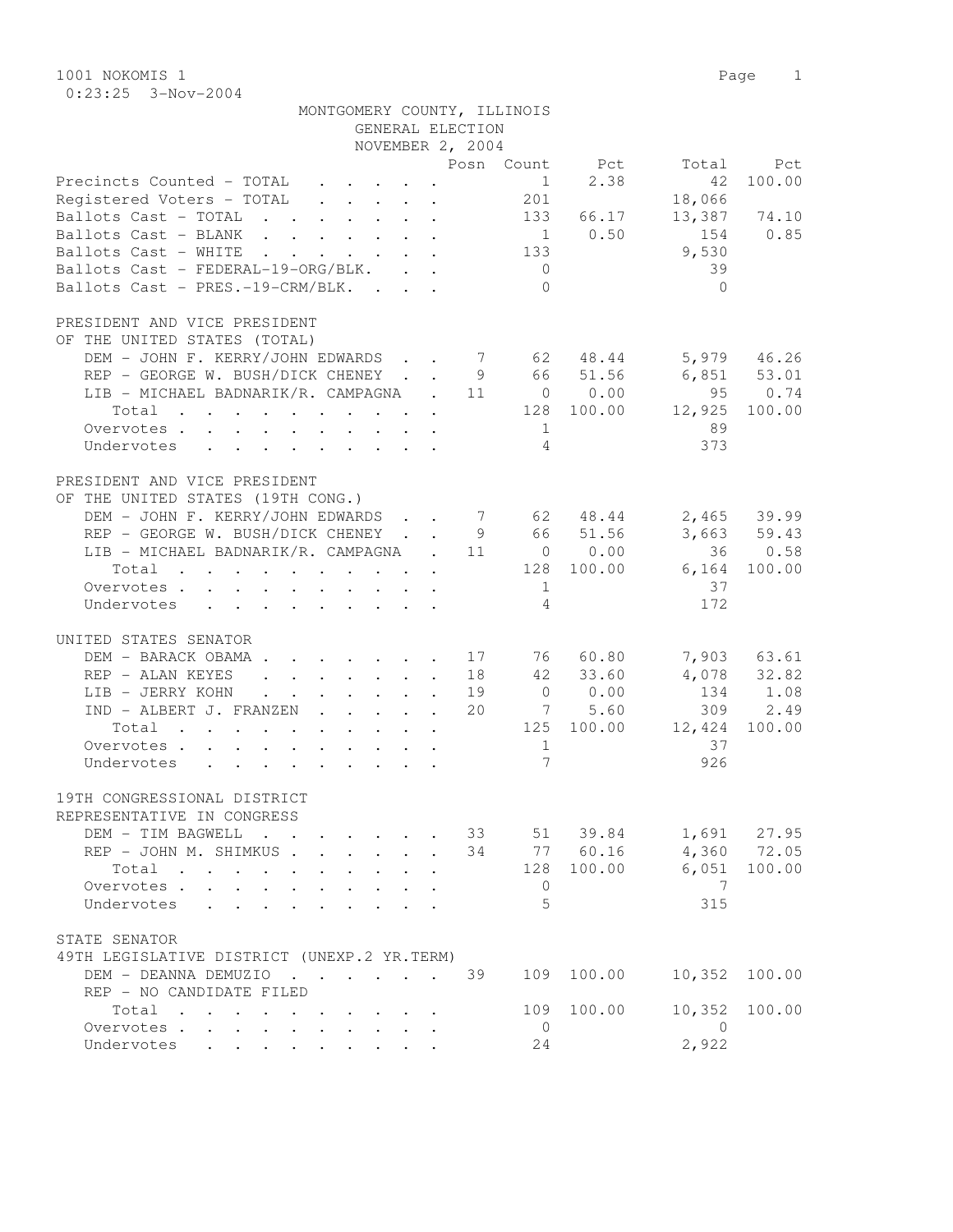1001 NOKOMIS 1

0:23:25 3-Nov-2004

MONTGOMERY COUNTY, ILLINOIS
GENERAL ELECTION
NOVEMBER 2, 2004

| | Posn | Count | Pct | Total | Pct |
|---|---|---|---|---|---|
| Precincts Counted - TOTAL | | 1 | 2.38 | 42 | 100.00 |
| Registered Voters - TOTAL | | 201 | | 18,066 | |
| Ballots Cast - TOTAL | | 133 | 66.17 | 13,387 | 74.10 |
| Ballots Cast - BLANK | | 1 | 0.50 | 154 | 0.85 |
| Ballots Cast - WHITE | | 133 | | 9,530 | |
| Ballots Cast - FEDERAL-19-ORG/BLK. | | 0 | | 39 | |
| Ballots Cast - PRES.-19-CRM/BLK. | | 0 | | 0 | |

PRESIDENT AND VICE PRESIDENT
OF THE UNITED STATES (TOTAL)

| | Posn | Count | Pct | Total | Pct |
|---|---|---|---|---|---|
| DEM - JOHN F. KERRY/JOHN EDWARDS | 7 | 62 | 48.44 | 5,979 | 46.26 |
| REP - GEORGE W. BUSH/DICK CHENEY | 9 | 66 | 51.56 | 6,851 | 53.01 |
| LIB - MICHAEL BADNARIK/R. CAMPAGNA | 11 | 0 | 0.00 | 95 | 0.74 |
| Total | | 128 | 100.00 | 12,925 | 100.00 |
| Overvotes | | 1 | | 89 | |
| Undervotes | | 4 | | 373 | |

PRESIDENT AND VICE PRESIDENT
OF THE UNITED STATES (19TH CONG.)

| | Posn | Count | Pct | Total | Pct |
|---|---|---|---|---|---|
| DEM - JOHN F. KERRY/JOHN EDWARDS | 7 | 62 | 48.44 | 2,465 | 39.99 |
| REP - GEORGE W. BUSH/DICK CHENEY | 9 | 66 | 51.56 | 3,663 | 59.43 |
| LIB - MICHAEL BADNARIK/R. CAMPAGNA | 11 | 0 | 0.00 | 36 | 0.58 |
| Total | | 128 | 100.00 | 6,164 | 100.00 |
| Overvotes | | 1 | | 37 | |
| Undervotes | | 4 | | 172 | |

UNITED STATES SENATOR

| | Posn | Count | Pct | Total | Pct |
|---|---|---|---|---|---|
| DEM - BARACK OBAMA | 17 | 76 | 60.80 | 7,903 | 63.61 |
| REP - ALAN KEYES | 18 | 42 | 33.60 | 4,078 | 32.82 |
| LIB - JERRY KOHN | 19 | 0 | 0.00 | 134 | 1.08 |
| IND - ALBERT J. FRANZEN | 20 | 7 | 5.60 | 309 | 2.49 |
| Total | | 125 | 100.00 | 12,424 | 100.00 |
| Overvotes | | 1 | | 37 | |
| Undervotes | | 7 | | 926 | |

19TH CONGRESSIONAL DISTRICT
REPRESENTATIVE IN CONGRESS

| | Posn | Count | Pct | Total | Pct |
|---|---|---|---|---|---|
| DEM - TIM BAGWELL | 33 | 51 | 39.84 | 1,691 | 27.95 |
| REP - JOHN M. SHIMKUS | 34 | 77 | 60.16 | 4,360 | 72.05 |
| Total | | 128 | 100.00 | 6,051 | 100.00 |
| Overvotes | | 0 | | 7 | |
| Undervotes | | 5 | | 315 | |

STATE SENATOR
49TH LEGISLATIVE DISTRICT (UNEXP.2 YR.TERM)

| | Posn | Count | Pct | Total | Pct |
|---|---|---|---|---|---|
| DEM - DEANNA DEMUZIO | 39 | 109 | 100.00 | 10,352 | 100.00 |
| REP - NO CANDIDATE FILED | | | | | |
| Total | | 109 | 100.00 | 10,352 | 100.00 |
| Overvotes | | 0 | | 0 | |
| Undervotes | | 24 | | 2,922 | |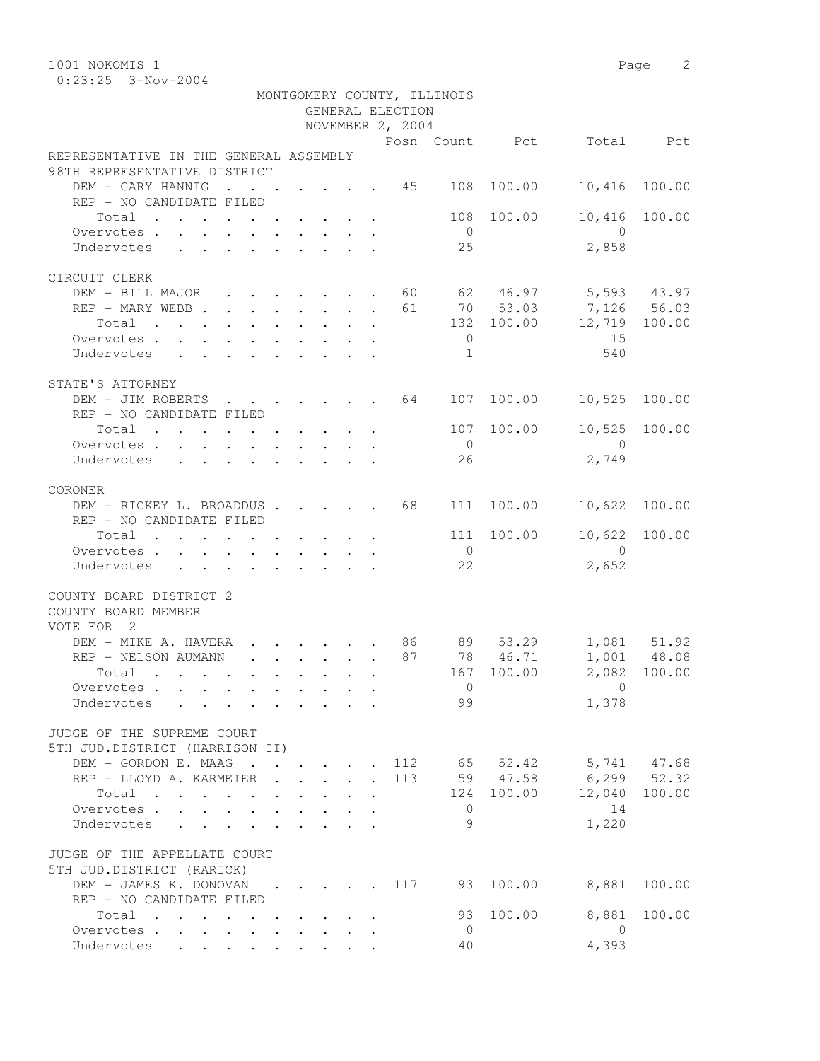1001 NOKOMIS 1

0:23:25 3-Nov-2004

MONTGOMERY COUNTY, ILLINOIS
GENERAL ELECTION
NOVEMBER 2, 2004

| | Posn | Count | Pct | Total | Pct |
|---|---|---|---|---|---|
| **REPRESENTATIVE IN THE GENERAL ASSEMBLY** | | | | | |
| **98TH REPRESENTATIVE DISTRICT** | | | | | |
| DEM - GARY HANNIG | 45 | 108 | 100.00 | 10,416 | 100.00 |
| REP - NO CANDIDATE FILED | | | | | |
| Total | | 108 | 100.00 | 10,416 | 100.00 |
| Overvotes | | 0 | | 0 | |
| Undervotes | | 25 | | 2,858 | |
| **CIRCUIT CLERK** | | | | | |
| DEM - BILL MAJOR | 60 | 62 | 46.97 | 5,593 | 43.97 |
| REP - MARY WEBB | 61 | 70 | 53.03 | 7,126 | 56.03 |
| Total | | 132 | 100.00 | 12,719 | 100.00 |
| Overvotes | | 0 | | 15 | |
| Undervotes | | 1 | | 540 | |
| **STATE'S ATTORNEY** | | | | | |
| DEM - JIM ROBERTS | 64 | 107 | 100.00 | 10,525 | 100.00 |
| REP - NO CANDIDATE FILED | | | | | |
| Total | | 107 | 100.00 | 10,525 | 100.00 |
| Overvotes | | 0 | | 0 | |
| Undervotes | | 26 | | 2,749 | |
| **CORONER** | | | | | |
| DEM - RICKEY L. BROADDUS | 68 | 111 | 100.00 | 10,622 | 100.00 |
| REP - NO CANDIDATE FILED | | | | | |
| Total | | 111 | 100.00 | 10,622 | 100.00 |
| Overvotes | | 0 | | 0 | |
| Undervotes | | 22 | | 2,652 | |
| **COUNTY BOARD DISTRICT 2** | | | | | |
| **COUNTY BOARD MEMBER** | | | | | |
| **VOTE FOR 2** | | | | | |
| DEM - MIKE A. HAVERA | 86 | 89 | 53.29 | 1,081 | 51.92 |
| REP - NELSON AUMANN | 87 | 78 | 46.71 | 1,001 | 48.08 |
| Total | | 167 | 100.00 | 2,082 | 100.00 |
| Overvotes | | 0 | | 0 | |
| Undervotes | | 99 | | 1,378 | |
| **JUDGE OF THE SUPREME COURT** | | | | | |
| **5TH JUD.DISTRICT (HARRISON II)** | | | | | |
| DEM - GORDON E. MAAG | 112 | 65 | 52.42 | 5,741 | 47.68 |
| REP - LLOYD A. KARMEIER | 113 | 59 | 47.58 | 6,299 | 52.32 |
| Total | | 124 | 100.00 | 12,040 | 100.00 |
| Overvotes | | 0 | | 14 | |
| Undervotes | | 9 | | 1,220 | |
| **JUDGE OF THE APPELLATE COURT** | | | | | |
| **5TH JUD.DISTRICT (RARICK)** | | | | | |
| DEM - JAMES K. DONOVAN | 117 | 93 | 100.00 | 8,881 | 100.00 |
| REP - NO CANDIDATE FILED | | | | | |
| Total | | 93 | 100.00 | 8,881 | 100.00 |
| Overvotes | | 0 | | 0 | |
| Undervotes | | 40 | | 4,393 | |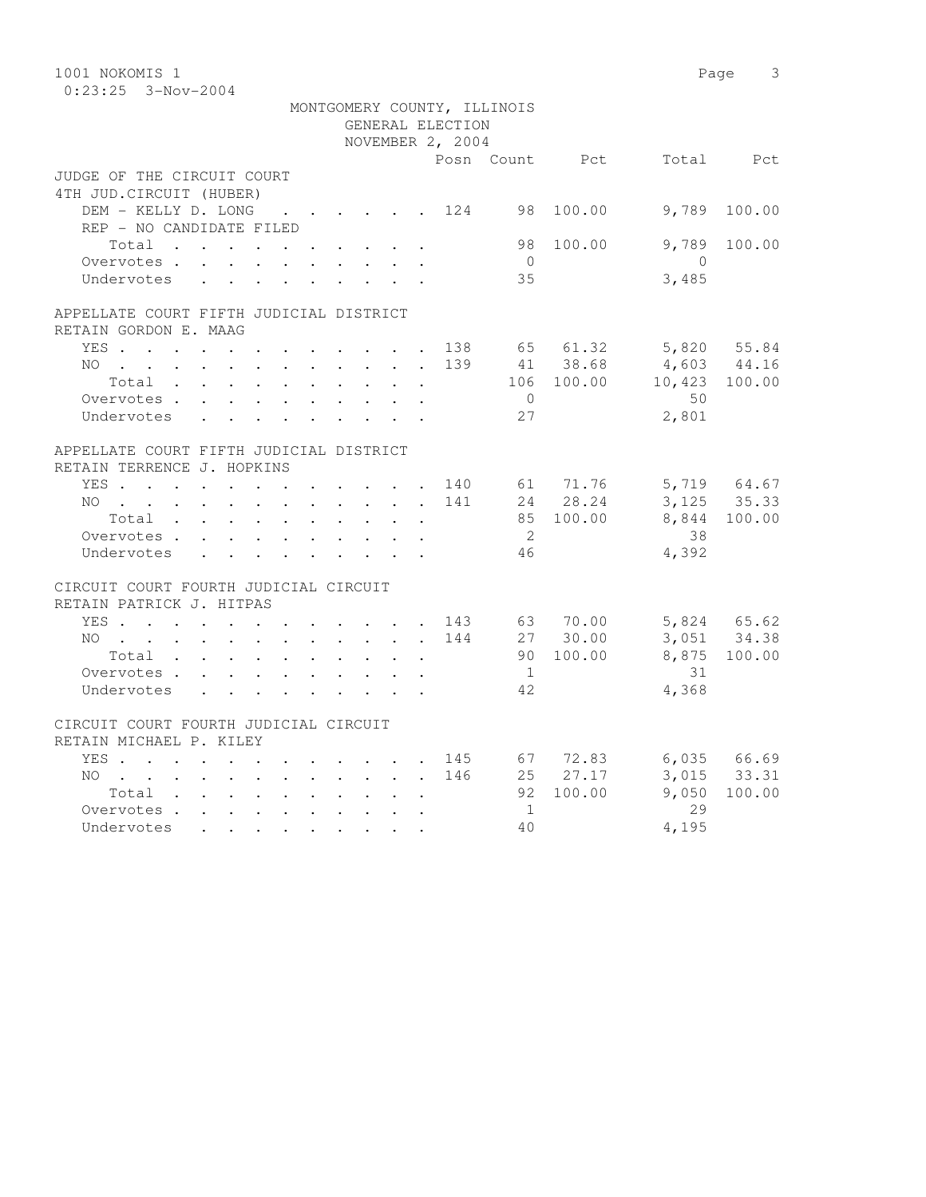1001 NOKOMIS 1

0:23:25 3-Nov-2004

MONTGOMERY COUNTY, ILLINOIS
GENERAL ELECTION
NOVEMBER 2, 2004

| | Posn | Count | Pct | Total | Pct |
|---|---|---|---|---|---|
| **JUDGE OF THE CIRCUIT COURT 4TH JUD.CIRCUIT (HUBER)** | | | | | |
| DEM - KELLY D. LONG | 124 | 98 | 100.00 | 9,789 | 100.00 |
| REP - NO CANDIDATE FILED | | | | | |
| Total | | 98 | 100.00 | 9,789 | 100.00 |
| Overvotes | | 0 | | 0 | |
| Undervotes | | 35 | | 3,485 | |
| **APPELLATE COURT FIFTH JUDICIAL DISTRICT RETAIN GORDON E. MAAG** | | | | | |
| YES | 138 | 65 | 61.32 | 5,820 | 55.84 |
| NO | 139 | 41 | 38.68 | 4,603 | 44.16 |
| Total | | 106 | 100.00 | 10,423 | 100.00 |
| Overvotes | | 0 | | 50 | |
| Undervotes | | 27 | | 2,801 | |
| **APPELLATE COURT FIFTH JUDICIAL DISTRICT RETAIN TERRENCE J. HOPKINS** | | | | | |
| YES | 140 | 61 | 71.76 | 5,719 | 64.67 |
| NO | 141 | 24 | 28.24 | 3,125 | 35.33 |
| Total | | 85 | 100.00 | 8,844 | 100.00 |
| Overvotes | | 2 | | 38 | |
| Undervotes | | 46 | | 4,392 | |
| **CIRCUIT COURT FOURTH JUDICIAL CIRCUIT RETAIN PATRICK J. HITPAS** | | | | | |
| YES | 143 | 63 | 70.00 | 5,824 | 65.62 |
| NO | 144 | 27 | 30.00 | 3,051 | 34.38 |
| Total | | 90 | 100.00 | 8,875 | 100.00 |
| Overvotes | | 1 | | 31 | |
| Undervotes | | 42 | | 4,368 | |
| **CIRCUIT COURT FOURTH JUDICIAL CIRCUIT RETAIN MICHAEL P. KILEY** | | | | | |
| YES | 145 | 67 | 72.83 | 6,035 | 66.69 |
| NO | 146 | 25 | 27.17 | 3,015 | 33.31 |
| Total | | 92 | 100.00 | 9,050 | 100.00 |
| Overvotes | | 1 | | 29 | |
| Undervotes | | 40 | | 4,195 | |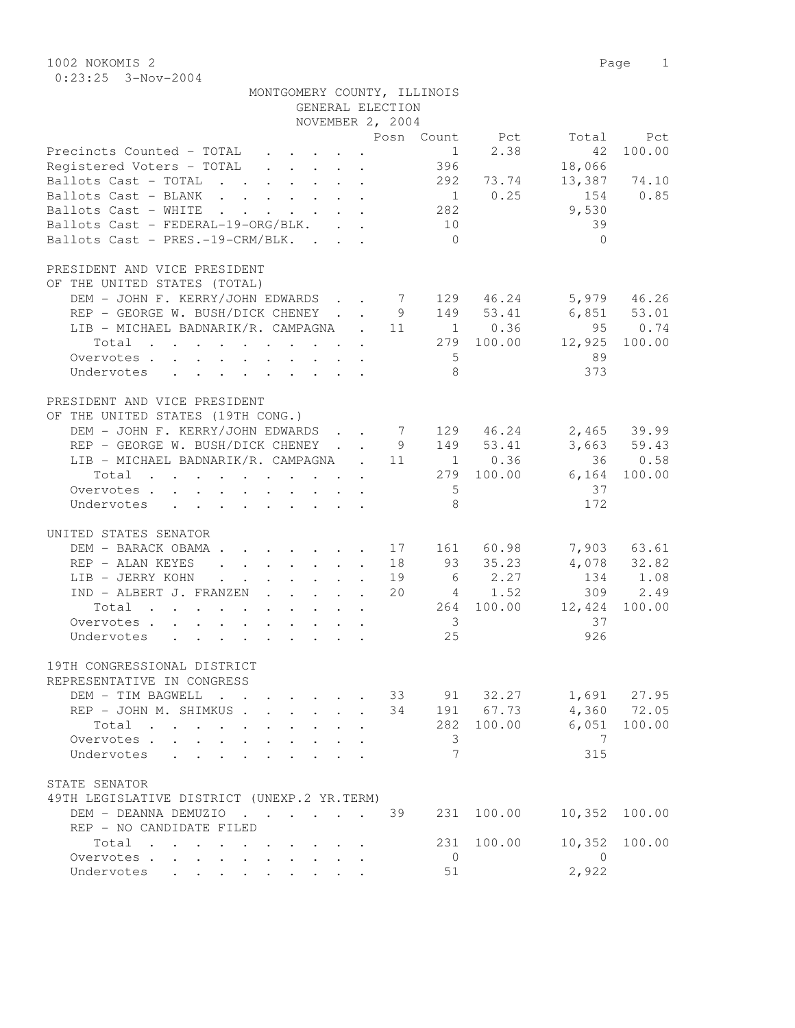1002 NOKOMIS 2

0:23:25 3-Nov-2004

MONTGOMERY COUNTY, ILLINOIS
GENERAL ELECTION
NOVEMBER 2, 2004

| | Posn | Count | Pct | Total | Pct |
|---|---|---|---|---|---|
| Precincts Counted - TOTAL | | 1 | 2.38 | 42 | 100.00 |
| Registered Voters - TOTAL | | 396 | | 18,066 | |
| Ballots Cast - TOTAL | | 292 | 73.74 | 13,387 | 74.10 |
| Ballots Cast - BLANK | | 1 | 0.25 | 154 | 0.85 |
| Ballots Cast - WHITE | | 282 | | 9,530 | |
| Ballots Cast - FEDERAL-19-ORG/BLK. | | 10 | | 39 | |
| Ballots Cast - PRES.-19-CRM/BLK. | | 0 | | 0 | |

PRESIDENT AND VICE PRESIDENT
OF THE UNITED STATES (TOTAL)

| | Posn | Count | Pct | Total | Pct |
|---|---|---|---|---|---|
| DEM - JOHN F. KERRY/JOHN EDWARDS | 7 | 129 | 46.24 | 5,979 | 46.26 |
| REP - GEORGE W. BUSH/DICK CHENEY | 9 | 149 | 53.41 | 6,851 | 53.01 |
| LIB - MICHAEL BADNARIK/R. CAMPAGNA | 11 | 1 | 0.36 | 95 | 0.74 |
| Total | | 279 | 100.00 | 12,925 | 100.00 |
| Overvotes | | 5 | | 89 | |
| Undervotes | | 8 | | 373 | |

PRESIDENT AND VICE PRESIDENT
OF THE UNITED STATES (19TH CONG.)

| | Posn | Count | Pct | Total | Pct |
|---|---|---|---|---|---|
| DEM - JOHN F. KERRY/JOHN EDWARDS | 7 | 129 | 46.24 | 2,465 | 39.99 |
| REP - GEORGE W. BUSH/DICK CHENEY | 9 | 149 | 53.41 | 3,663 | 59.43 |
| LIB - MICHAEL BADNARIK/R. CAMPAGNA | 11 | 1 | 0.36 | 36 | 0.58 |
| Total | | 279 | 100.00 | 6,164 | 100.00 |
| Overvotes | | 5 | | 37 | |
| Undervotes | | 8 | | 172 | |

UNITED STATES SENATOR

| | Posn | Count | Pct | Total | Pct |
|---|---|---|---|---|---|
| DEM - BARACK OBAMA | 17 | 161 | 60.98 | 7,903 | 63.61 |
| REP - ALAN KEYES | 18 | 93 | 35.23 | 4,078 | 32.82 |
| LIB - JERRY KOHN | 19 | 6 | 2.27 | 134 | 1.08 |
| IND - ALBERT J. FRANZEN | 20 | 4 | 1.52 | 309 | 2.49 |
| Total | | 264 | 100.00 | 12,424 | 100.00 |
| Overvotes | | 3 | | 37 | |
| Undervotes | | 25 | | 926 | |

19TH CONGRESSIONAL DISTRICT
REPRESENTATIVE IN CONGRESS

| | Posn | Count | Pct | Total | Pct |
|---|---|---|---|---|---|
| DEM - TIM BAGWELL | 33 | 91 | 32.27 | 1,691 | 27.95 |
| REP - JOHN M. SHIMKUS | 34 | 191 | 67.73 | 4,360 | 72.05 |
| Total | | 282 | 100.00 | 6,051 | 100.00 |
| Overvotes | | 3 | | 7 | |
| Undervotes | | 7 | | 315 | |

STATE SENATOR
49TH LEGISLATIVE DISTRICT (UNEXP.2 YR.TERM)

| | Posn | Count | Pct | Total | Pct |
|---|---|---|---|---|---|
| DEM - DEANNA DEMUZIO | 39 | 231 | 100.00 | 10,352 | 100.00 |
| REP - NO CANDIDATE FILED | | | | | |
| Total | | 231 | 100.00 | 10,352 | 100.00 |
| Overvotes | | 0 | | 0 | |
| Undervotes | | 51 | | 2,922 | |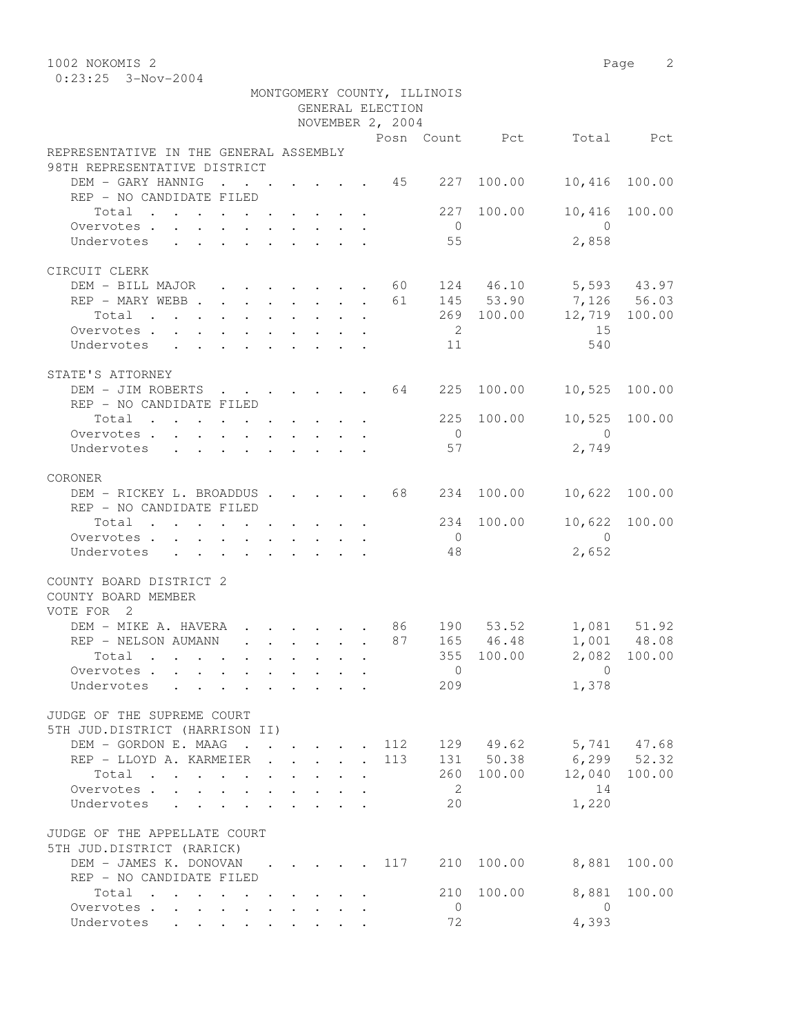1002 NOKOMIS 2
0:23:25 3-Nov-2004

MONTGOMERY COUNTY, ILLINOIS
GENERAL ELECTION
NOVEMBER 2, 2004

| | Posn | Count | Pct | Total | Pct |
|---|---|---|---|---|---|
| **REPRESENTATIVE IN THE GENERAL ASSEMBLY** | | | | | |
| **98TH REPRESENTATIVE DISTRICT** | | | | | |
| DEM - GARY HANNIG | 45 | 227 | 100.00 | 10,416 | 100.00 |
| REP - NO CANDIDATE FILED | | | | | |
| Total | | 227 | 100.00 | 10,416 | 100.00 |
| Overvotes | | 0 | | 0 | |
| Undervotes | | 55 | | 2,858 | |
| **CIRCUIT CLERK** | | | | | |
| DEM - BILL MAJOR | 60 | 124 | 46.10 | 5,593 | 43.97 |
| REP - MARY WEBB | 61 | 145 | 53.90 | 7,126 | 56.03 |
| Total | | 269 | 100.00 | 12,719 | 100.00 |
| Overvotes | | 2 | | 15 | |
| Undervotes | | 11 | | 540 | |
| **STATE'S ATTORNEY** | | | | | |
| DEM - JIM ROBERTS | 64 | 225 | 100.00 | 10,525 | 100.00 |
| REP - NO CANDIDATE FILED | | | | | |
| Total | | 225 | 100.00 | 10,525 | 100.00 |
| Overvotes | | 0 | | 0 | |
| Undervotes | | 57 | | 2,749 | |
| **CORONER** | | | | | |
| DEM - RICKEY L. BROADDUS | 68 | 234 | 100.00 | 10,622 | 100.00 |
| REP - NO CANDIDATE FILED | | | | | |
| Total | | 234 | 100.00 | 10,622 | 100.00 |
| Overvotes | | 0 | | 0 | |
| Undervotes | | 48 | | 2,652 | |
| **COUNTY BOARD DISTRICT 2** | | | | | |
| **COUNTY BOARD MEMBER** | | | | | |
| **VOTE FOR 2** | | | | | |
| DEM - MIKE A. HAVERA | 86 | 190 | 53.52 | 1,081 | 51.92 |
| REP - NELSON AUMANN | 87 | 165 | 46.48 | 1,001 | 48.08 |
| Total | | 355 | 100.00 | 2,082 | 100.00 |
| Overvotes | | 0 | | 0 | |
| Undervotes | | 209 | | 1,378 | |
| **JUDGE OF THE SUPREME COURT** | | | | | |
| **5TH JUD.DISTRICT (HARRISON II)** | | | | | |
| DEM - GORDON E. MAAG | 112 | 129 | 49.62 | 5,741 | 47.68 |
| REP - LLOYD A. KARMEIER | 113 | 131 | 50.38 | 6,299 | 52.32 |
| Total | | 260 | 100.00 | 12,040 | 100.00 |
| Overvotes | | 2 | | 14 | |
| Undervotes | | 20 | | 1,220 | |
| **JUDGE OF THE APPELLATE COURT** | | | | | |
| **5TH JUD.DISTRICT (RARICK)** | | | | | |
| DEM - JAMES K. DONOVAN | 117 | 210 | 100.00 | 8,881 | 100.00 |
| REP - NO CANDIDATE FILED | | | | | |
| Total | | 210 | 100.00 | 8,881 | 100.00 |
| Overvotes | | 0 | | 0 | |
| Undervotes | | 72 | | 4,393 | |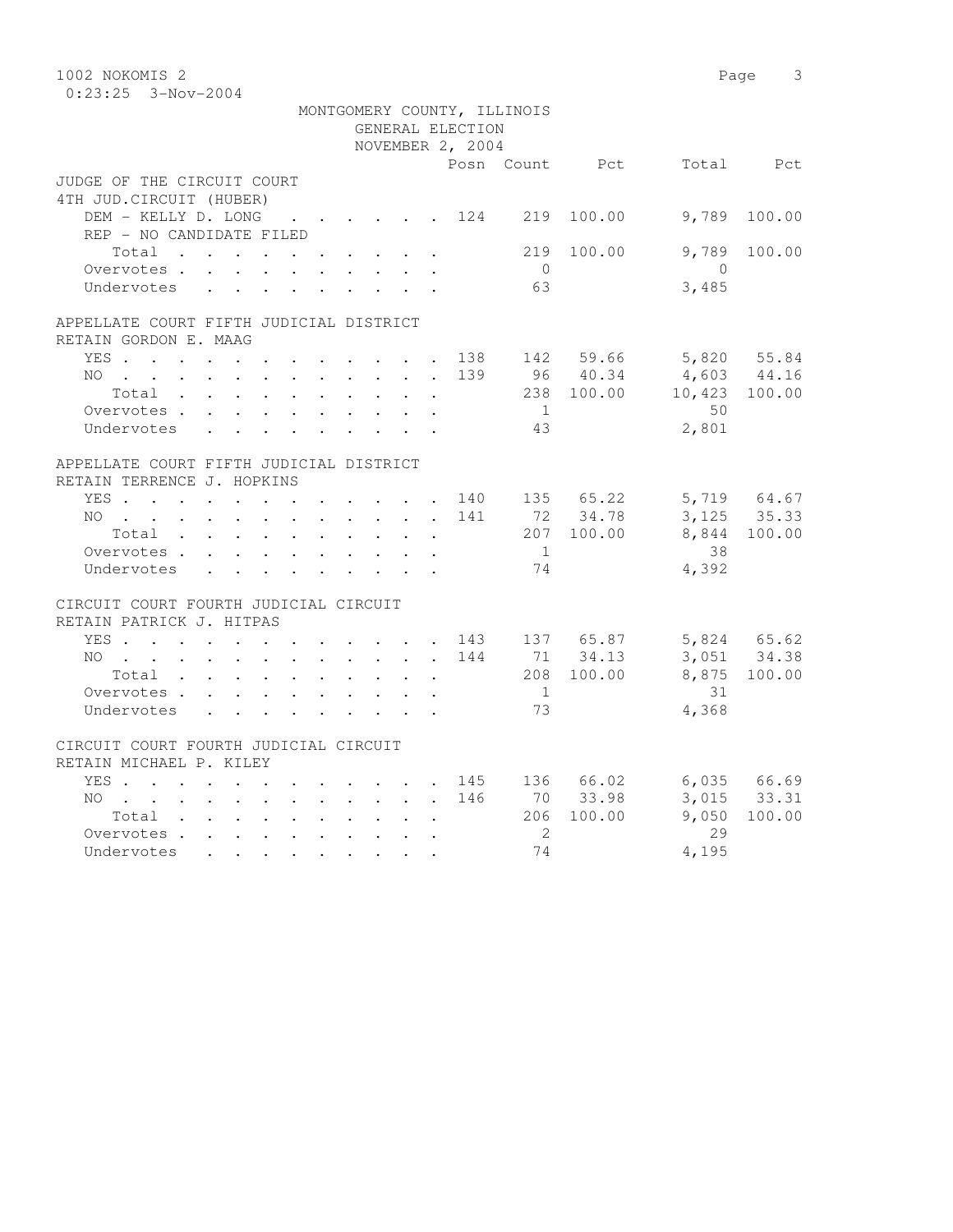1002 NOKOMIS 2

0:23:25 3-Nov-2004

MONTGOMERY COUNTY, ILLINOIS
GENERAL ELECTION
NOVEMBER 2, 2004

| | Posn | Count | Pct | Total | Pct |
|---|---|---|---|---|---|
| **JUDGE OF THE CIRCUIT COURT** | | | | | |
| **4TH JUD.CIRCUIT (HUBER)** | | | | | |
| DEM - KELLY D. LONG | 124 | 219 | 100.00 | 9,789 | 100.00 |
| REP - NO CANDIDATE FILED | | | | | |
| Total | | 219 | 100.00 | 9,789 | 100.00 |
| Overvotes | | 0 | | 0 | |
| Undervotes | | 63 | | 3,485 | |
| **APPELLATE COURT FIFTH JUDICIAL DISTRICT** | | | | | |
| **RETAIN GORDON E. MAAG** | | | | | |
| YES | 138 | 142 | 59.66 | 5,820 | 55.84 |
| NO | 139 | 96 | 40.34 | 4,603 | 44.16 |
| Total | | 238 | 100.00 | 10,423 | 100.00 |
| Overvotes | | 1 | | 50 | |
| Undervotes | | 43 | | 2,801 | |
| **APPELLATE COURT FIFTH JUDICIAL DISTRICT** | | | | | |
| **RETAIN TERRENCE J. HOPKINS** | | | | | |
| YES | 140 | 135 | 65.22 | 5,719 | 64.67 |
| NO | 141 | 72 | 34.78 | 3,125 | 35.33 |
| Total | | 207 | 100.00 | 8,844 | 100.00 |
| Overvotes | | 1 | | 38 | |
| Undervotes | | 74 | | 4,392 | |
| **CIRCUIT COURT FOURTH JUDICIAL CIRCUIT** | | | | | |
| **RETAIN PATRICK J. HITPAS** | | | | | |
| YES | 143 | 137 | 65.87 | 5,824 | 65.62 |
| NO | 144 | 71 | 34.13 | 3,051 | 34.38 |
| Total | | 208 | 100.00 | 8,875 | 100.00 |
| Overvotes | | 1 | | 31 | |
| Undervotes | | 73 | | 4,368 | |
| **CIRCUIT COURT FOURTH JUDICIAL CIRCUIT** | | | | | |
| **RETAIN MICHAEL P. KILEY** | | | | | |
| YES | 145 | 136 | 66.02 | 6,035 | 66.69 |
| NO | 146 | 70 | 33.98 | 3,015 | 33.31 |
| Total | | 206 | 100.00 | 9,050 | 100.00 |
| Overvotes | | 2 | | 29 | |
| Undervotes | | 74 | | 4,195 | |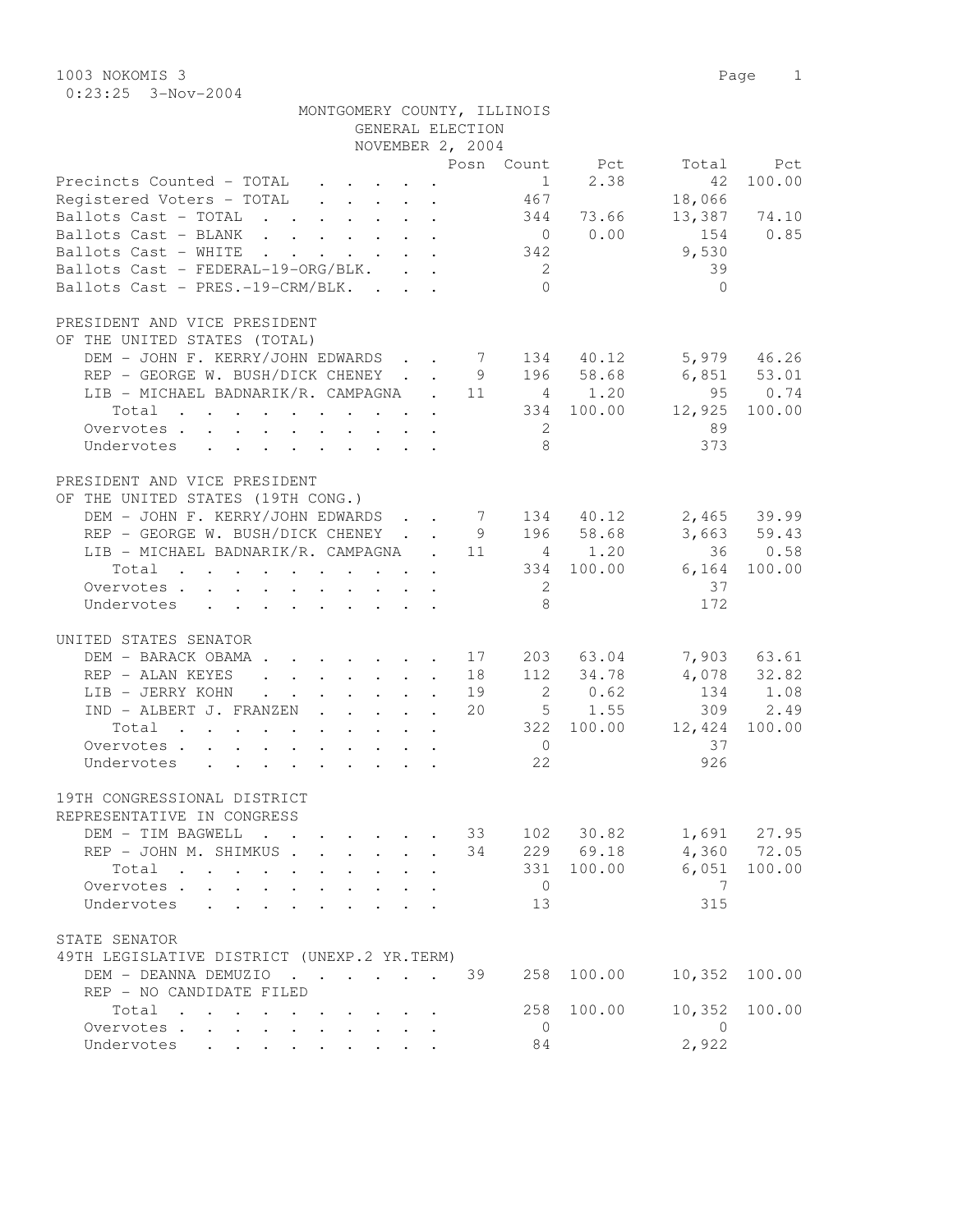1003 NOKOMIS 3

0:23:25 3-Nov-2004

MONTGOMERY COUNTY, ILLINOIS
GENERAL ELECTION
NOVEMBER 2, 2004

| | Posn | Count | Pct | Total | Pct |
|---|---|---|---|---|---|
| Precincts Counted - TOTAL | | 1 | 2.38 | 42 | 100.00 |
| Registered Voters - TOTAL | | 467 | | 18,066 | |
| Ballots Cast - TOTAL | | 344 | 73.66 | 13,387 | 74.10 |
| Ballots Cast - BLANK | | 0 | 0.00 | 154 | 0.85 |
| Ballots Cast - WHITE | | 342 | | 9,530 | |
| Ballots Cast - FEDERAL-19-ORG/BLK. | | 2 | | 39 | |
| Ballots Cast - PRES.-19-CRM/BLK. | | 0 | | 0 | |

PRESIDENT AND VICE PRESIDENT
OF THE UNITED STATES (TOTAL)

| | Posn | Count | Pct | Total | Pct |
|---|---|---|---|---|---|
| DEM - JOHN F. KERRY/JOHN EDWARDS | 7 | 134 | 40.12 | 5,979 | 46.26 |
| REP - GEORGE W. BUSH/DICK CHENEY | 9 | 196 | 58.68 | 6,851 | 53.01 |
| LIB - MICHAEL BADNARIK/R. CAMPAGNA | 11 | 4 | 1.20 | 95 | 0.74 |
| Total | | 334 | 100.00 | 12,925 | 100.00 |
| Overvotes | | 2 | | 89 | |
| Undervotes | | 8 | | 373 | |

PRESIDENT AND VICE PRESIDENT
OF THE UNITED STATES (19TH CONG.)

| | Posn | Count | Pct | Total | Pct |
|---|---|---|---|---|---|
| DEM - JOHN F. KERRY/JOHN EDWARDS | 7 | 134 | 40.12 | 2,465 | 39.99 |
| REP - GEORGE W. BUSH/DICK CHENEY | 9 | 196 | 58.68 | 3,663 | 59.43 |
| LIB - MICHAEL BADNARIK/R. CAMPAGNA | 11 | 4 | 1.20 | 36 | 0.58 |
| Total | | 334 | 100.00 | 6,164 | 100.00 |
| Overvotes | | 2 | | 37 | |
| Undervotes | | 8 | | 172 | |

UNITED STATES SENATOR

| | Posn | Count | Pct | Total | Pct |
|---|---|---|---|---|---|
| DEM - BARACK OBAMA | 17 | 203 | 63.04 | 7,903 | 63.61 |
| REP - ALAN KEYES | 18 | 112 | 34.78 | 4,078 | 32.82 |
| LIB - JERRY KOHN | 19 | 2 | 0.62 | 134 | 1.08 |
| IND - ALBERT J. FRANZEN | 20 | 5 | 1.55 | 309 | 2.49 |
| Total | | 322 | 100.00 | 12,424 | 100.00 |
| Overvotes | | 0 | | 37 | |
| Undervotes | | 22 | | 926 | |

19TH CONGRESSIONAL DISTRICT
REPRESENTATIVE IN CONGRESS

| | Posn | Count | Pct | Total | Pct |
|---|---|---|---|---|---|
| DEM - TIM BAGWELL | 33 | 102 | 30.82 | 1,691 | 27.95 |
| REP - JOHN M. SHIMKUS | 34 | 229 | 69.18 | 4,360 | 72.05 |
| Total | | 331 | 100.00 | 6,051 | 100.00 |
| Overvotes | | 0 | | 7 | |
| Undervotes | | 13 | | 315 | |

STATE SENATOR
49TH LEGISLATIVE DISTRICT (UNEXP.2 YR.TERM)

| | Posn | Count | Pct | Total | Pct |
|---|---|---|---|---|---|
| DEM - DEANNA DEMUZIO | 39 | 258 | 100.00 | 10,352 | 100.00 |
| REP - NO CANDIDATE FILED | | | | | |
| Total | | 258 | 100.00 | 10,352 | 100.00 |
| Overvotes | | 0 | | 0 | |
| Undervotes | | 84 | | 2,922 | |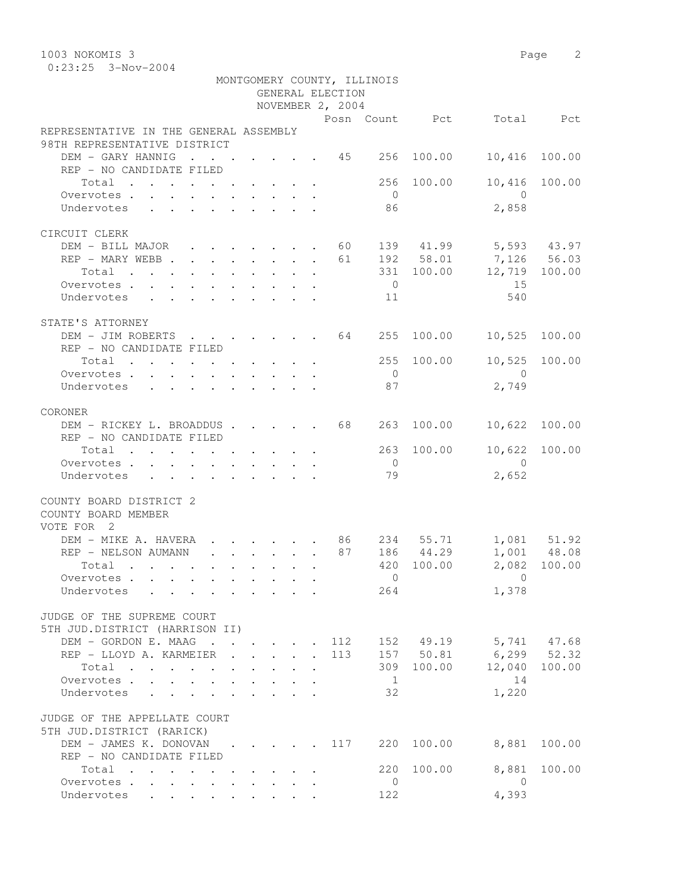1003 NOKOMIS 3
0:23:25 3-Nov-2004

MONTGOMERY COUNTY, ILLINOIS
GENERAL ELECTION
NOVEMBER 2, 2004

| | Posn | Count | Pct | Total | Pct |
|---|---|---|---|---|---|
| **REPRESENTATIVE IN THE GENERAL ASSEMBLY** | | | | | |
| **98TH REPRESENTATIVE DISTRICT** | | | | | |
| DEM - GARY HANNIG | 45 | 256 | 100.00 | 10,416 | 100.00 |
| REP - NO CANDIDATE FILED | | | | | |
| Total | | 256 | 100.00 | 10,416 | 100.00 |
| Overvotes | | 0 | | 0 | |
| Undervotes | | 86 | | 2,858 | |
| **CIRCUIT CLERK** | | | | | |
| DEM - BILL MAJOR | 60 | 139 | 41.99 | 5,593 | 43.97 |
| REP - MARY WEBB | 61 | 192 | 58.01 | 7,126 | 56.03 |
| Total | | 331 | 100.00 | 12,719 | 100.00 |
| Overvotes | | 0 | | 15 | |
| Undervotes | | 11 | | 540 | |
| **STATE'S ATTORNEY** | | | | | |
| DEM - JIM ROBERTS | 64 | 255 | 100.00 | 10,525 | 100.00 |
| REP - NO CANDIDATE FILED | | | | | |
| Total | | 255 | 100.00 | 10,525 | 100.00 |
| Overvotes | | 0 | | 0 | |
| Undervotes | | 87 | | 2,749 | |
| **CORONER** | | | | | |
| DEM - RICKEY L. BROADDUS | 68 | 263 | 100.00 | 10,622 | 100.00 |
| REP - NO CANDIDATE FILED | | | | | |
| Total | | 263 | 100.00 | 10,622 | 100.00 |
| Overvotes | | 0 | | 0 | |
| Undervotes | | 79 | | 2,652 | |
| **COUNTY BOARD DISTRICT 2** | | | | | |
| **COUNTY BOARD MEMBER** | | | | | |
| **VOTE FOR 2** | | | | | |
| DEM - MIKE A. HAVERA | 86 | 234 | 55.71 | 1,081 | 51.92 |
| REP - NELSON AUMANN | 87 | 186 | 44.29 | 1,001 | 48.08 |
| Total | | 420 | 100.00 | 2,082 | 100.00 |
| Overvotes | | 0 | | 0 | |
| Undervotes | | 264 | | 1,378 | |
| **JUDGE OF THE SUPREME COURT** | | | | | |
| **5TH JUD.DISTRICT (HARRISON II)** | | | | | |
| DEM - GORDON E. MAAG | 112 | 152 | 49.19 | 5,741 | 47.68 |
| REP - LLOYD A. KARMEIER | 113 | 157 | 50.81 | 6,299 | 52.32 |
| Total | | 309 | 100.00 | 12,040 | 100.00 |
| Overvotes | | 1 | | 14 | |
| Undervotes | | 32 | | 1,220 | |
| **JUDGE OF THE APPELLATE COURT** | | | | | |
| **5TH JUD.DISTRICT (RARICK)** | | | | | |
| DEM - JAMES K. DONOVAN | 117 | 220 | 100.00 | 8,881 | 100.00 |
| REP - NO CANDIDATE FILED | | | | | |
| Total | | 220 | 100.00 | 8,881 | 100.00 |
| Overvotes | | 0 | | 0 | |
| Undervotes | | 122 | | 4,393 | |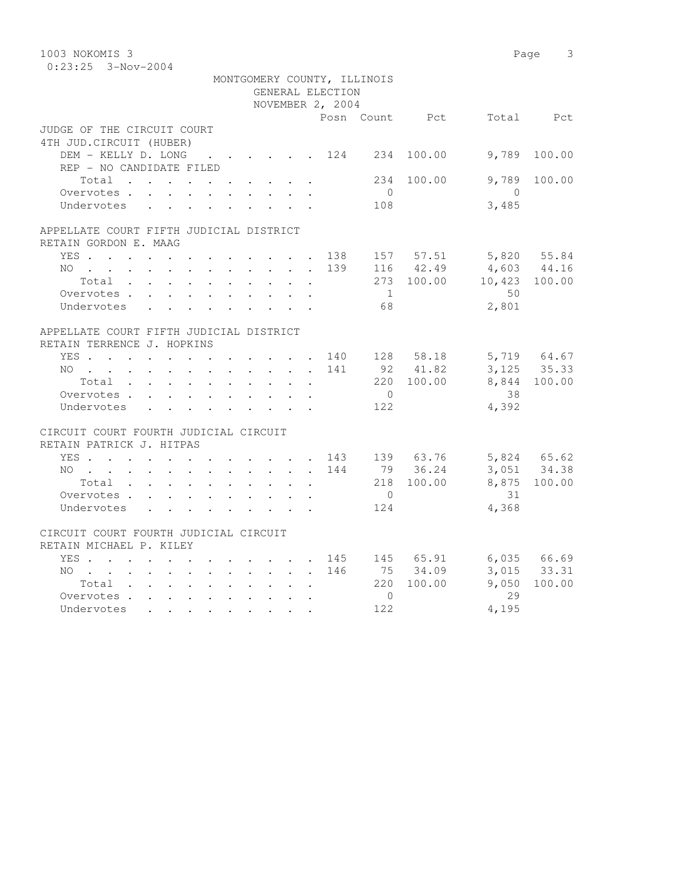1003 NOKOMIS 3
0:23:25 3-Nov-2004

MONTGOMERY COUNTY, ILLINOIS
GENERAL ELECTION
NOVEMBER 2, 2004

| | Posn | Count | Pct | Total | Pct |
|---|---|---|---|---|---|
| **JUDGE OF THE CIRCUIT COURT 4TH JUD.CIRCUIT (HUBER)** | | | | | |
| DEM - KELLY D. LONG | 124 | 234 | 100.00 | 9,789 | 100.00 |
| REP - NO CANDIDATE FILED | | | | | |
| Total | | 234 | 100.00 | 9,789 | 100.00 |
| Overvotes | | 0 | | 0 | |
| Undervotes | | 108 | | 3,485 | |
| **APPELLATE COURT FIFTH JUDICIAL DISTRICT RETAIN GORDON E. MAAG** | | | | | |
| YES | 138 | 157 | 57.51 | 5,820 | 55.84 |
| NO | 139 | 116 | 42.49 | 4,603 | 44.16 |
| Total | | 273 | 100.00 | 10,423 | 100.00 |
| Overvotes | | 1 | | 50 | |
| Undervotes | | 68 | | 2,801 | |
| **APPELLATE COURT FIFTH JUDICIAL DISTRICT RETAIN TERRENCE J. HOPKINS** | | | | | |
| YES | 140 | 128 | 58.18 | 5,719 | 64.67 |
| NO | 141 | 92 | 41.82 | 3,125 | 35.33 |
| Total | | 220 | 100.00 | 8,844 | 100.00 |
| Overvotes | | 0 | | 38 | |
| Undervotes | | 122 | | 4,392 | |
| **CIRCUIT COURT FOURTH JUDICIAL CIRCUIT RETAIN PATRICK J. HITPAS** | | | | | |
| YES | 143 | 139 | 63.76 | 5,824 | 65.62 |
| NO | 144 | 79 | 36.24 | 3,051 | 34.38 |
| Total | | 218 | 100.00 | 8,875 | 100.00 |
| Overvotes | | 0 | | 31 | |
| Undervotes | | 124 | | 4,368 | |
| **CIRCUIT COURT FOURTH JUDICIAL CIRCUIT RETAIN MICHAEL P. KILEY** | | | | | |
| YES | 145 | 145 | 65.91 | 6,035 | 66.69 |
| NO | 146 | 75 | 34.09 | 3,015 | 33.31 |
| Total | | 220 | 100.00 | 9,050 | 100.00 |
| Overvotes | | 0 | | 29 | |
| Undervotes | | 122 | | 4,195 | |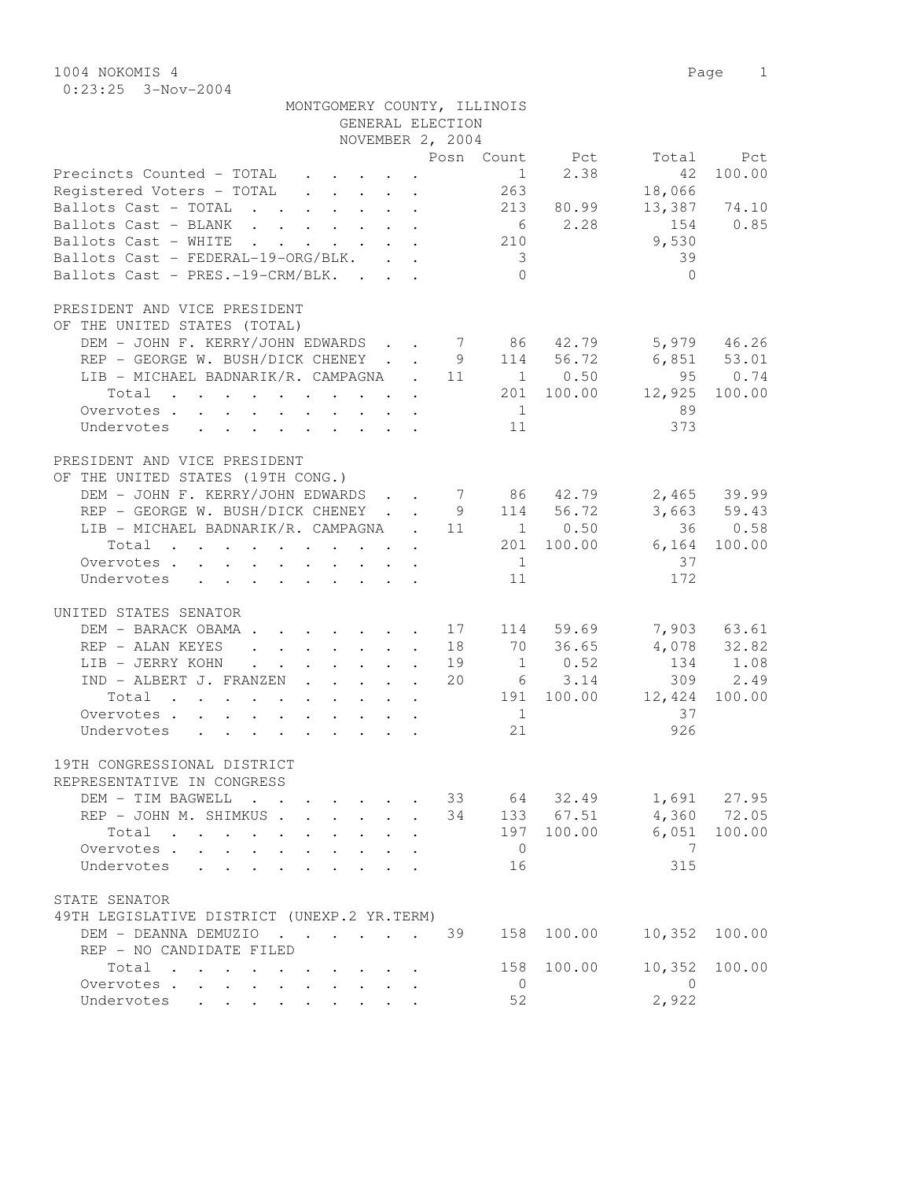1004 NOKOMIS 4

0:23:25 3-Nov-2004

MONTGOMERY COUNTY, ILLINOIS
GENERAL ELECTION
NOVEMBER 2, 2004

| | Posn | Count | Pct | Total | Pct |
|---|---|---|---|---|---|
| Precincts Counted - TOTAL | | 1 | 2.38 | 42 | 100.00 |
| Registered Voters - TOTAL | | 263 | | 18,066 | |
| Ballots Cast - TOTAL | | 213 | 80.99 | 13,387 | 74.10 |
| Ballots Cast - BLANK | | 6 | 2.28 | 154 | 0.85 |
| Ballots Cast - WHITE | | 210 | | 9,530 | |
| Ballots Cast - FEDERAL-19-ORG/BLK. | | 3 | | 39 | |
| Ballots Cast - PRES.-19-CRM/BLK. | | 0 | | 0 | |

PRESIDENT AND VICE PRESIDENT
OF THE UNITED STATES (TOTAL)

| | Posn | Count | Pct | Total | Pct |
|---|---|---|---|---|---|
| DEM - JOHN F. KERRY/JOHN EDWARDS | 7 | 86 | 42.79 | 5,979 | 46.26 |
| REP - GEORGE W. BUSH/DICK CHENEY | 9 | 114 | 56.72 | 6,851 | 53.01 |
| LIB - MICHAEL BADNARIK/R. CAMPAGNA | 11 | 1 | 0.50 | 95 | 0.74 |
| Total | | 201 | 100.00 | 12,925 | 100.00 |
| Overvotes | | 1 | | 89 | |
| Undervotes | | 11 | | 373 | |

PRESIDENT AND VICE PRESIDENT
OF THE UNITED STATES (19TH CONG.)

| | Posn | Count | Pct | Total | Pct |
|---|---|---|---|---|---|
| DEM - JOHN F. KERRY/JOHN EDWARDS | 7 | 86 | 42.79 | 2,465 | 39.99 |
| REP - GEORGE W. BUSH/DICK CHENEY | 9 | 114 | 56.72 | 3,663 | 59.43 |
| LIB - MICHAEL BADNARIK/R. CAMPAGNA | 11 | 1 | 0.50 | 36 | 0.58 |
| Total | | 201 | 100.00 | 6,164 | 100.00 |
| Overvotes | | 1 | | 37 | |
| Undervotes | | 11 | | 172 | |

UNITED STATES SENATOR

| | Posn | Count | Pct | Total | Pct |
|---|---|---|---|---|---|
| DEM - BARACK OBAMA | 17 | 114 | 59.69 | 7,903 | 63.61 |
| REP - ALAN KEYES | 18 | 70 | 36.65 | 4,078 | 32.82 |
| LIB - JERRY KOHN | 19 | 1 | 0.52 | 134 | 1.08 |
| IND - ALBERT J. FRANZEN | 20 | 6 | 3.14 | 309 | 2.49 |
| Total | | 191 | 100.00 | 12,424 | 100.00 |
| Overvotes | | 1 | | 37 | |
| Undervotes | | 21 | | 926 | |

19TH CONGRESSIONAL DISTRICT
REPRESENTATIVE IN CONGRESS

| | Posn | Count | Pct | Total | Pct |
|---|---|---|---|---|---|
| DEM - TIM BAGWELL | 33 | 64 | 32.49 | 1,691 | 27.95 |
| REP - JOHN M. SHIMKUS | 34 | 133 | 67.51 | 4,360 | 72.05 |
| Total | | 197 | 100.00 | 6,051 | 100.00 |
| Overvotes | | 0 | | 7 | |
| Undervotes | | 16 | | 315 | |

STATE SENATOR
49TH LEGISLATIVE DISTRICT (UNEXP.2 YR.TERM)

| | Posn | Count | Pct | Total | Pct |
|---|---|---|---|---|---|
| DEM - DEANNA DEMUZIO | 39 | 158 | 100.00 | 10,352 | 100.00 |
| REP - NO CANDIDATE FILED | | | | | |
| Total | | 158 | 100.00 | 10,352 | 100.00 |
| Overvotes | | 0 | | 0 | |
| Undervotes | | 52 | | 2,922 | |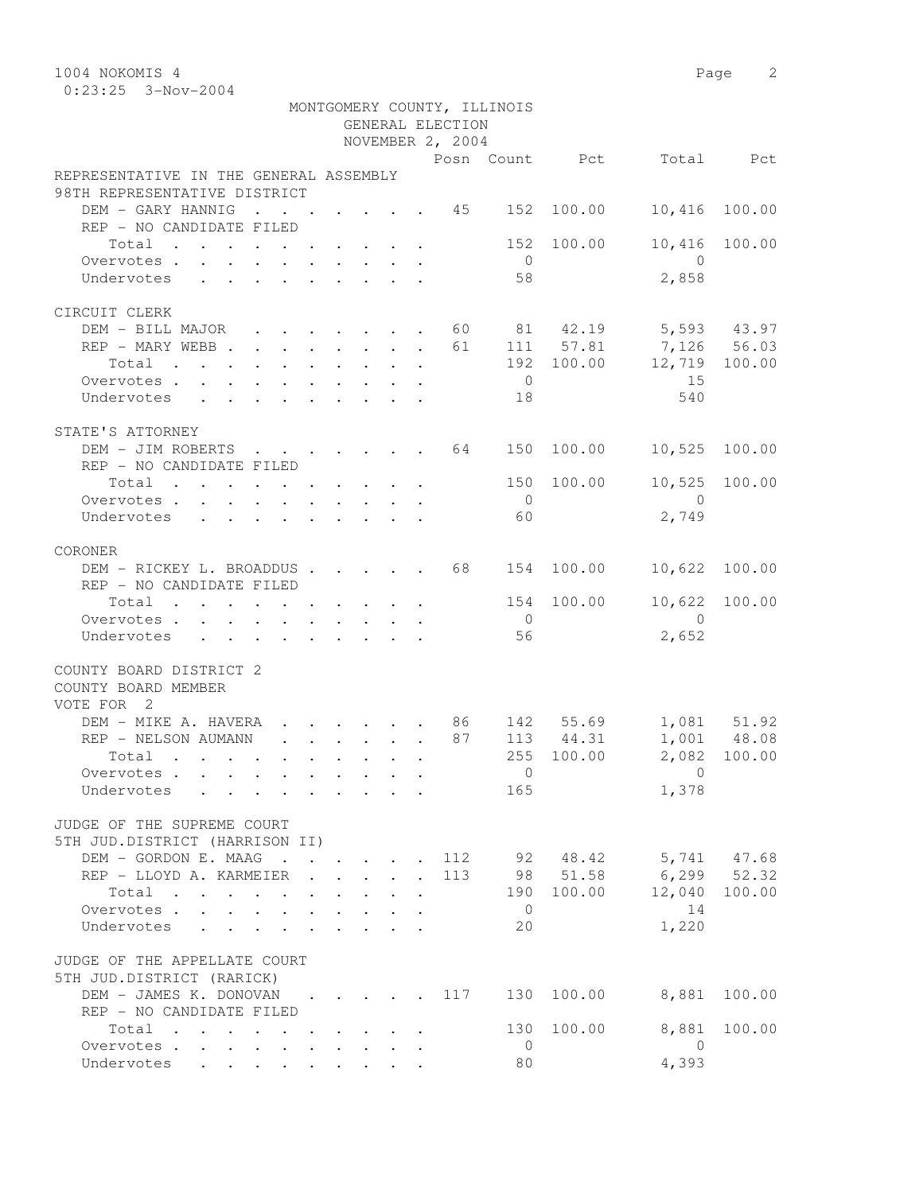1004 NOKOMIS 4

0:23:25 3-Nov-2004

MONTGOMERY COUNTY, ILLINOIS
GENERAL ELECTION
NOVEMBER 2, 2004

| | Posn | Count | Pct | Total | Pct |
|---|---|---|---|---|---|
| **REPRESENTATIVE IN THE GENERAL ASSEMBLY** | | | | | |
| **98TH REPRESENTATIVE DISTRICT** | | | | | |
| DEM - GARY HANNIG | 45 | 152 | 100.00 | 10,416 | 100.00 |
| REP - NO CANDIDATE FILED | | | | | |
| Total | | 152 | 100.00 | 10,416 | 100.00 |
| Overvotes | | 0 | | 0 | |
| Undervotes | | 58 | | 2,858 | |
| **CIRCUIT CLERK** | | | | | |
| DEM - BILL MAJOR | 60 | 81 | 42.19 | 5,593 | 43.97 |
| REP - MARY WEBB | 61 | 111 | 57.81 | 7,126 | 56.03 |
| Total | | 192 | 100.00 | 12,719 | 100.00 |
| Overvotes | | 0 | | 15 | |
| Undervotes | | 18 | | 540 | |
| **STATE'S ATTORNEY** | | | | | |
| DEM - JIM ROBERTS | 64 | 150 | 100.00 | 10,525 | 100.00 |
| REP - NO CANDIDATE FILED | | | | | |
| Total | | 150 | 100.00 | 10,525 | 100.00 |
| Overvotes | | 0 | | 0 | |
| Undervotes | | 60 | | 2,749 | |
| **CORONER** | | | | | |
| DEM - RICKEY L. BROADDUS | 68 | 154 | 100.00 | 10,622 | 100.00 |
| REP - NO CANDIDATE FILED | | | | | |
| Total | | 154 | 100.00 | 10,622 | 100.00 |
| Overvotes | | 0 | | 0 | |
| Undervotes | | 56 | | 2,652 | |
| **COUNTY BOARD DISTRICT 2** | | | | | |
| **COUNTY BOARD MEMBER** | | | | | |
| **VOTE FOR 2** | | | | | |
| DEM - MIKE A. HAVERA | 86 | 142 | 55.69 | 1,081 | 51.92 |
| REP - NELSON AUMANN | 87 | 113 | 44.31 | 1,001 | 48.08 |
| Total | | 255 | 100.00 | 2,082 | 100.00 |
| Overvotes | | 0 | | 0 | |
| Undervotes | | 165 | | 1,378 | |
| **JUDGE OF THE SUPREME COURT** | | | | | |
| **5TH JUD.DISTRICT (HARRISON II)** | | | | | |
| DEM - GORDON E. MAAG | 112 | 92 | 48.42 | 5,741 | 47.68 |
| REP - LLOYD A. KARMEIER | 113 | 98 | 51.58 | 6,299 | 52.32 |
| Total | | 190 | 100.00 | 12,040 | 100.00 |
| Overvotes | | 0 | | 14 | |
| Undervotes | | 20 | | 1,220 | |
| **JUDGE OF THE APPELLATE COURT** | | | | | |
| **5TH JUD.DISTRICT (RARICK)** | | | | | |
| DEM - JAMES K. DONOVAN | 117 | 130 | 100.00 | 8,881 | 100.00 |
| REP - NO CANDIDATE FILED | | | | | |
| Total | | 130 | 100.00 | 8,881 | 100.00 |
| Overvotes | | 0 | | 0 | |
| Undervotes | | 80 | | 4,393 | |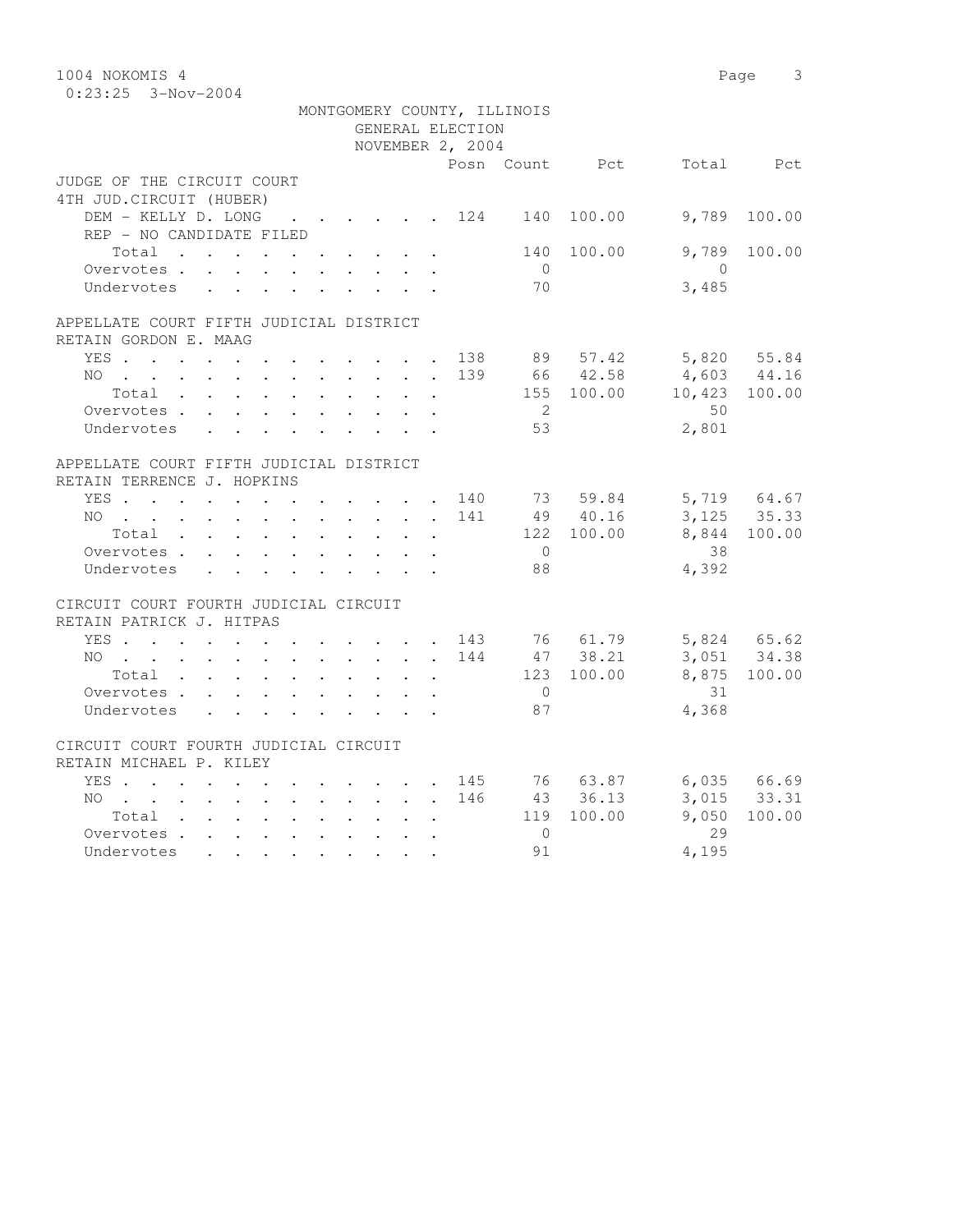1004 NOKOMIS 4
0:23:25 3-Nov-2004

MONTGOMERY COUNTY, ILLINOIS
GENERAL ELECTION
NOVEMBER 2, 2004

| | Posn | Count | Pct | Total | Pct |
|---|---|---|---|---|---|
| **JUDGE OF THE CIRCUIT COURT** | | | | | |
| **4TH JUD.CIRCUIT (HUBER)** | | | | | |
| DEM - KELLY D. LONG | 124 | 140 | 100.00 | 9,789 | 100.00 |
| REP - NO CANDIDATE FILED | | | | | |
| Total | | 140 | 100.00 | 9,789 | 100.00 |
| Overvotes | | 0 | | 0 | |
| Undervotes | | 70 | | 3,485 | |
| **APPELLATE COURT FIFTH JUDICIAL DISTRICT** | | | | | |
| **RETAIN GORDON E. MAAG** | | | | | |
| YES | 138 | 89 | 57.42 | 5,820 | 55.84 |
| NO | 139 | 66 | 42.58 | 4,603 | 44.16 |
| Total | | 155 | 100.00 | 10,423 | 100.00 |
| Overvotes | | 2 | | 50 | |
| Undervotes | | 53 | | 2,801 | |
| **APPELLATE COURT FIFTH JUDICIAL DISTRICT** | | | | | |
| **RETAIN TERRENCE J. HOPKINS** | | | | | |
| YES | 140 | 73 | 59.84 | 5,719 | 64.67 |
| NO | 141 | 49 | 40.16 | 3,125 | 35.33 |
| Total | | 122 | 100.00 | 8,844 | 100.00 |
| Overvotes | | 0 | | 38 | |
| Undervotes | | 88 | | 4,392 | |
| **CIRCUIT COURT FOURTH JUDICIAL CIRCUIT** | | | | | |
| **RETAIN PATRICK J. HITPAS** | | | | | |
| YES | 143 | 76 | 61.79 | 5,824 | 65.62 |
| NO | 144 | 47 | 38.21 | 3,051 | 34.38 |
| Total | | 123 | 100.00 | 8,875 | 100.00 |
| Overvotes | | 0 | | 31 | |
| Undervotes | | 87 | | 4,368 | |
| **CIRCUIT COURT FOURTH JUDICIAL CIRCUIT** | | | | | |
| **RETAIN MICHAEL P. KILEY** | | | | | |
| YES | 145 | 76 | 63.87 | 6,035 | 66.69 |
| NO | 146 | 43 | 36.13 | 3,015 | 33.31 |
| Total | | 119 | 100.00 | 9,050 | 100.00 |
| Overvotes | | 0 | | 29 | |
| Undervotes | | 91 | | 4,195 | |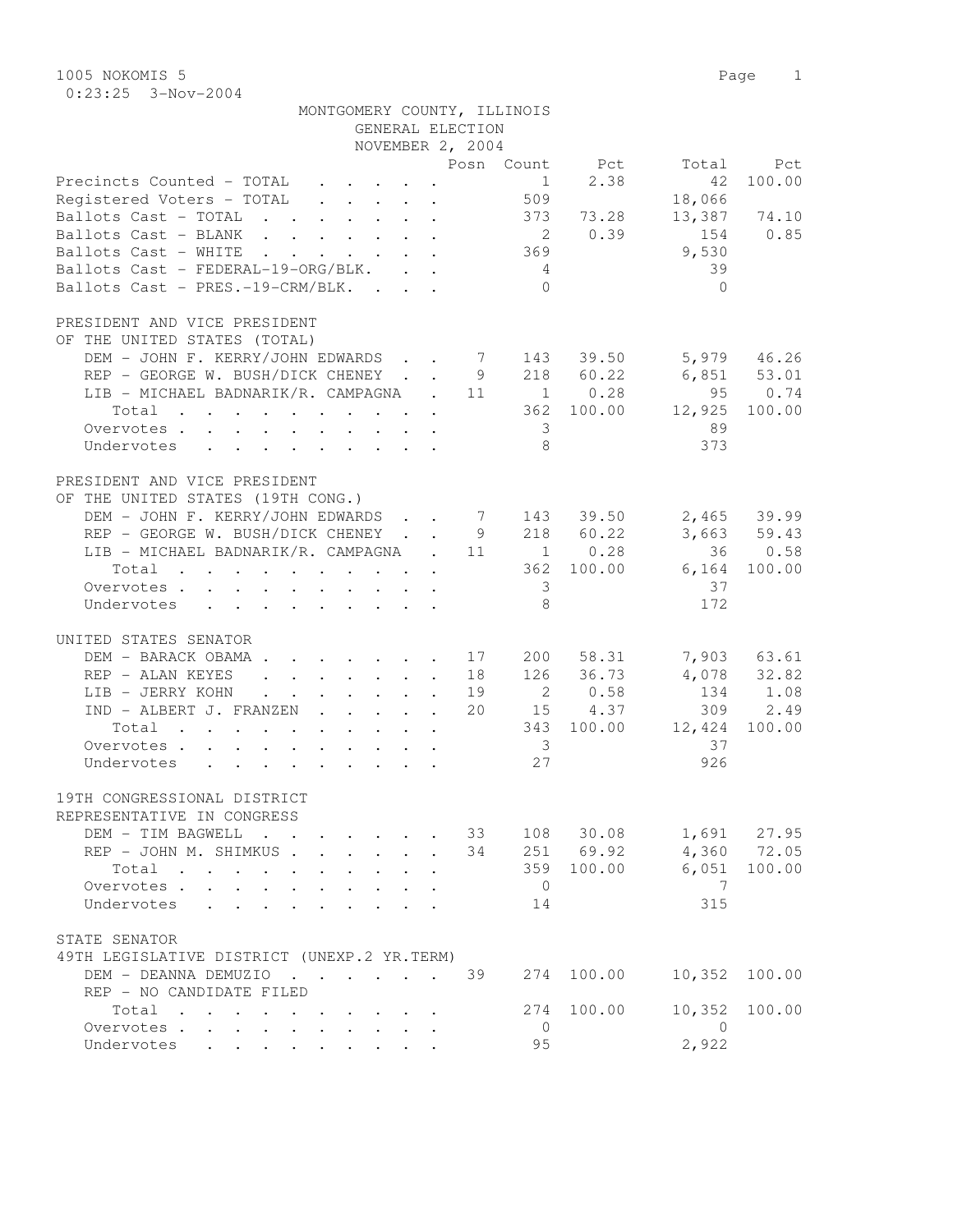1005 NOKOMIS 5

0:23:25 3-Nov-2004

MONTGOMERY COUNTY, ILLINOIS
GENERAL ELECTION
NOVEMBER 2, 2004

| | Posn | Count | Pct | Total | Pct |
|---|---|---|---|---|---|
| Precincts Counted - TOTAL | | 1 | 2.38 | 42 | 100.00 |
| Registered Voters - TOTAL | | 509 | | 18,066 | |
| Ballots Cast - TOTAL | | 373 | 73.28 | 13,387 | 74.10 |
| Ballots Cast - BLANK | | 2 | 0.39 | 154 | 0.85 |
| Ballots Cast - WHITE | | 369 | | 9,530 | |
| Ballots Cast - FEDERAL-19-ORG/BLK. | | 4 | | 39 | |
| Ballots Cast - PRES.-19-CRM/BLK. | | 0 | | 0 | |

PRESIDENT AND VICE PRESIDENT
OF THE UNITED STATES (TOTAL)

| | Posn | Count | Pct | Total | Pct |
|---|---|---|---|---|---|
| DEM - JOHN F. KERRY/JOHN EDWARDS | 7 | 143 | 39.50 | 5,979 | 46.26 |
| REP - GEORGE W. BUSH/DICK CHENEY | 9 | 218 | 60.22 | 6,851 | 53.01 |
| LIB - MICHAEL BADNARIK/R. CAMPAGNA | 11 | 1 | 0.28 | 95 | 0.74 |
| Total | | 362 | 100.00 | 12,925 | 100.00 |
| Overvotes | | 3 | | 89 | |
| Undervotes | | 8 | | 373 | |

PRESIDENT AND VICE PRESIDENT
OF THE UNITED STATES (19TH CONG.)

| | Posn | Count | Pct | Total | Pct |
|---|---|---|---|---|---|
| DEM - JOHN F. KERRY/JOHN EDWARDS | 7 | 143 | 39.50 | 2,465 | 39.99 |
| REP - GEORGE W. BUSH/DICK CHENEY | 9 | 218 | 60.22 | 3,663 | 59.43 |
| LIB - MICHAEL BADNARIK/R. CAMPAGNA | 11 | 1 | 0.28 | 36 | 0.58 |
| Total | | 362 | 100.00 | 6,164 | 100.00 |
| Overvotes | | 3 | | 37 | |
| Undervotes | | 8 | | 172 | |

UNITED STATES SENATOR

| | Posn | Count | Pct | Total | Pct |
|---|---|---|---|---|---|
| DEM - BARACK OBAMA | 17 | 200 | 58.31 | 7,903 | 63.61 |
| REP - ALAN KEYES | 18 | 126 | 36.73 | 4,078 | 32.82 |
| LIB - JERRY KOHN | 19 | 2 | 0.58 | 134 | 1.08 |
| IND - ALBERT J. FRANZEN | 20 | 15 | 4.37 | 309 | 2.49 |
| Total | | 343 | 100.00 | 12,424 | 100.00 |
| Overvotes | | 3 | | 37 | |
| Undervotes | | 27 | | 926 | |

19TH CONGRESSIONAL DISTRICT
REPRESENTATIVE IN CONGRESS

| | Posn | Count | Pct | Total | Pct |
|---|---|---|---|---|---|
| DEM - TIM BAGWELL | 33 | 108 | 30.08 | 1,691 | 27.95 |
| REP - JOHN M. SHIMKUS | 34 | 251 | 69.92 | 4,360 | 72.05 |
| Total | | 359 | 100.00 | 6,051 | 100.00 |
| Overvotes | | 0 | | 7 | |
| Undervotes | | 14 | | 315 | |

STATE SENATOR
49TH LEGISLATIVE DISTRICT (UNEXP.2 YR.TERM)

| | Posn | Count | Pct | Total | Pct |
|---|---|---|---|---|---|
| DEM - DEANNA DEMUZIO | 39 | 274 | 100.00 | 10,352 | 100.00 |
| REP - NO CANDIDATE FILED | | | | | |
| Total | | 274 | 100.00 | 10,352 | 100.00 |
| Overvotes | | 0 | | 0 | |
| Undervotes | | 95 | | 2,922 | |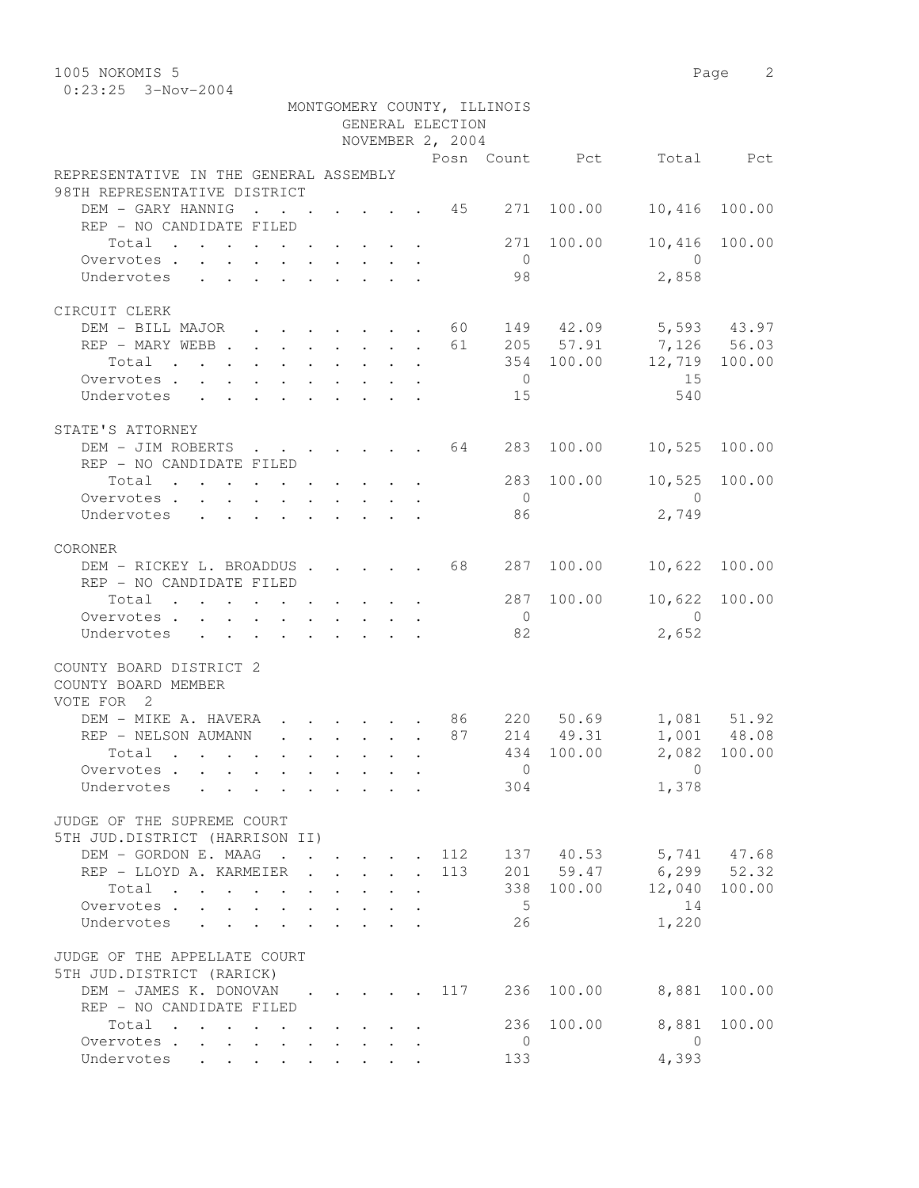MONTGOMERY COUNTY, ILLINOIS
GENERAL ELECTION
NOVEMBER 2, 2004

| | Posn | Count | Pct | Total | Pct |
|---|---|---|---|---|---|
| **REPRESENTATIVE IN THE GENERAL ASSEMBLY** | | | | | |
| **98TH REPRESENTATIVE DISTRICT** | | | | | |
| DEM - GARY HANNIG | 45 | 271 | 100.00 | 10,416 | 100.00 |
| REP - NO CANDIDATE FILED | | | | | |
| Total | | 271 | 100.00 | 10,416 | 100.00 |
| Overvotes | | 0 | | 0 | |
| Undervotes | | 98 | | 2,858 | |
| **CIRCUIT CLERK** | | | | | |
| DEM - BILL MAJOR | 60 | 149 | 42.09 | 5,593 | 43.97 |
| REP - MARY WEBB | 61 | 205 | 57.91 | 7,126 | 56.03 |
| Total | | 354 | 100.00 | 12,719 | 100.00 |
| Overvotes | | 0 | | 15 | |
| Undervotes | | 15 | | 540 | |
| **STATE'S ATTORNEY** | | | | | |
| DEM - JIM ROBERTS | 64 | 283 | 100.00 | 10,525 | 100.00 |
| REP - NO CANDIDATE FILED | | | | | |
| Total | | 283 | 100.00 | 10,525 | 100.00 |
| Overvotes | | 0 | | 0 | |
| Undervotes | | 86 | | 2,749 | |
| **CORONER** | | | | | |
| DEM - RICKEY L. BROADDUS | 68 | 287 | 100.00 | 10,622 | 100.00 |
| REP - NO CANDIDATE FILED | | | | | |
| Total | | 287 | 100.00 | 10,622 | 100.00 |
| Overvotes | | 0 | | 0 | |
| Undervotes | | 82 | | 2,652 | |
| **COUNTY BOARD DISTRICT 2** | | | | | |
| **COUNTY BOARD MEMBER** | | | | | |
| **VOTE FOR 2** | | | | | |
| DEM - MIKE A. HAVERA | 86 | 220 | 50.69 | 1,081 | 51.92 |
| REP - NELSON AUMANN | 87 | 214 | 49.31 | 1,001 | 48.08 |
| Total | | 434 | 100.00 | 2,082 | 100.00 |
| Overvotes | | 0 | | 0 | |
| Undervotes | | 304 | | 1,378 | |
| **JUDGE OF THE SUPREME COURT** | | | | | |
| **5TH JUD.DISTRICT (HARRISON II)** | | | | | |
| DEM - GORDON E. MAAG | 112 | 137 | 40.53 | 5,741 | 47.68 |
| REP - LLOYD A. KARMEIER | 113 | 201 | 59.47 | 6,299 | 52.32 |
| Total | | 338 | 100.00 | 12,040 | 100.00 |
| Overvotes | | 5 | | 14 | |
| Undervotes | | 26 | | 1,220 | |
| **JUDGE OF THE APPELLATE COURT** | | | | | |
| **5TH JUD.DISTRICT (RARICK)** | | | | | |
| DEM - JAMES K. DONOVAN | 117 | 236 | 100.00 | 8,881 | 100.00 |
| REP - NO CANDIDATE FILED | | | | | |
| Total | | 236 | 100.00 | 8,881 | 100.00 |
| Overvotes | | 0 | | 0 | |
| Undervotes | | 133 | | 4,393 | |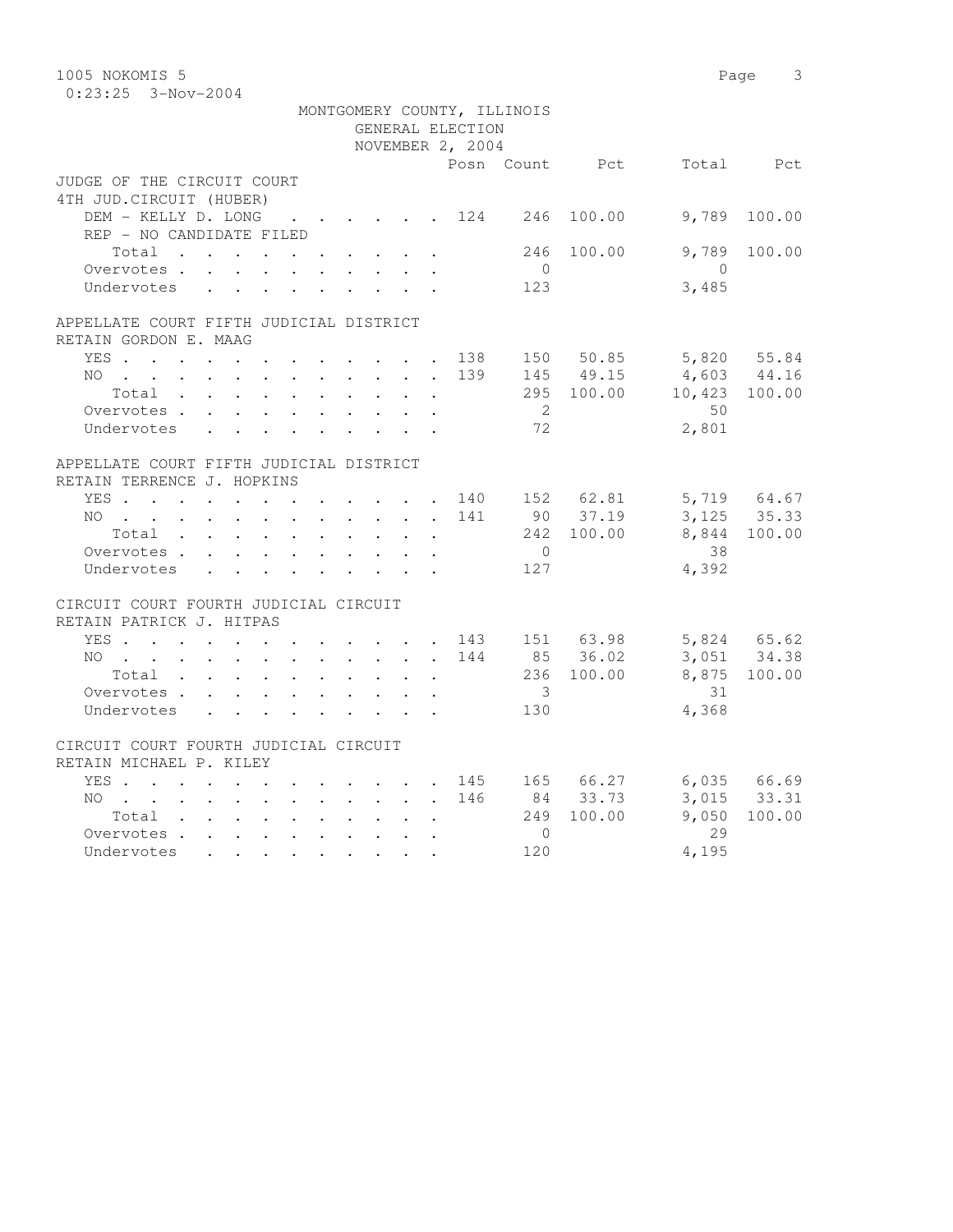1005 NOKOMIS 5

0:23:25 3-Nov-2004

MONTGOMERY COUNTY, ILLINOIS
GENERAL ELECTION
NOVEMBER 2, 2004

| | Posn | Count | Pct | Total | Pct |
|---|---|---|---|---|---|
| **JUDGE OF THE CIRCUIT COURT 4TH JUD.CIRCUIT (HUBER)** | | | | | |
| DEM - KELLY D. LONG | 124 | 246 | 100.00 | 9,789 | 100.00 |
| REP - NO CANDIDATE FILED | | | | | |
| Total | | 246 | 100.00 | 9,789 | 100.00 |
| Overvotes | | 0 | | 0 | |
| Undervotes | | 123 | | 3,485 | |
| **APPELLATE COURT FIFTH JUDICIAL DISTRICT RETAIN GORDON E. MAAG** | | | | | |
| YES | 138 | 150 | 50.85 | 5,820 | 55.84 |
| NO | 139 | 145 | 49.15 | 4,603 | 44.16 |
| Total | | 295 | 100.00 | 10,423 | 100.00 |
| Overvotes | | 2 | | 50 | |
| Undervotes | | 72 | | 2,801 | |
| **APPELLATE COURT FIFTH JUDICIAL DISTRICT RETAIN TERRENCE J. HOPKINS** | | | | | |
| YES | 140 | 152 | 62.81 | 5,719 | 64.67 |
| NO | 141 | 90 | 37.19 | 3,125 | 35.33 |
| Total | | 242 | 100.00 | 8,844 | 100.00 |
| Overvotes | | 0 | | 38 | |
| Undervotes | | 127 | | 4,392 | |
| **CIRCUIT COURT FOURTH JUDICIAL CIRCUIT RETAIN PATRICK J. HITPAS** | | | | | |
| YES | 143 | 151 | 63.98 | 5,824 | 65.62 |
| NO | 144 | 85 | 36.02 | 3,051 | 34.38 |
| Total | | 236 | 100.00 | 8,875 | 100.00 |
| Overvotes | | 3 | | 31 | |
| Undervotes | | 130 | | 4,368 | |
| **CIRCUIT COURT FOURTH JUDICIAL CIRCUIT RETAIN MICHAEL P. KILEY** | | | | | |
| YES | 145 | 165 | 66.27 | 6,035 | 66.69 |
| NO | 146 | 84 | 33.73 | 3,015 | 33.31 |
| Total | | 249 | 100.00 | 9,050 | 100.00 |
| Overvotes | | 0 | | 29 | |
| Undervotes | | 120 | | 4,195 | |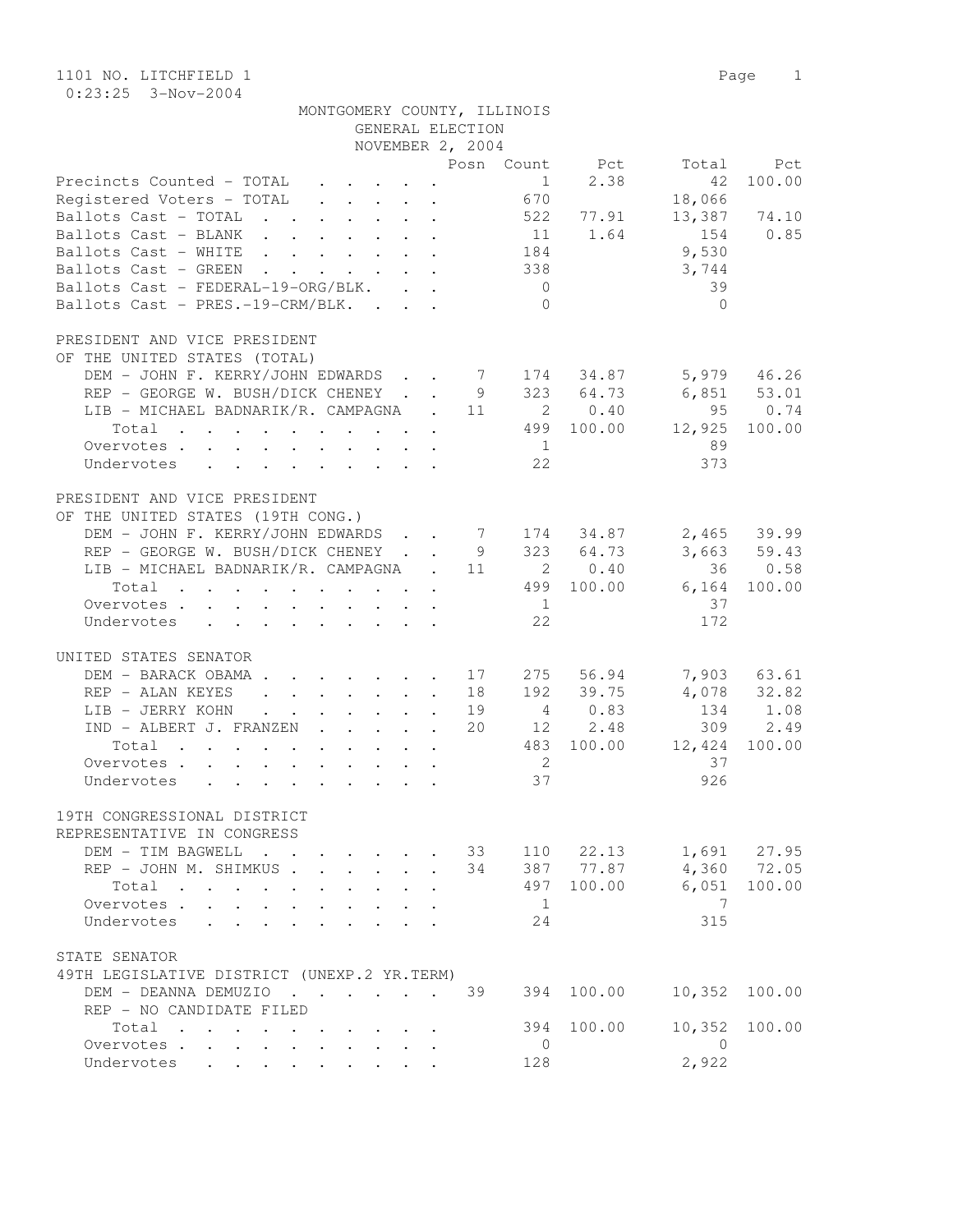1101 NO. LITCHFIELD 1

0:23:25 3-Nov-2004

MONTGOMERY COUNTY, ILLINOIS
GENERAL ELECTION
NOVEMBER 2, 2004

| | Posn | Count | Pct | Total | Pct |
|---|---|---|---|---|---|
| Precincts Counted - TOTAL | | 1 | 2.38 | 42 | 100.00 |
| Registered Voters - TOTAL | | 670 | | 18,066 | |
| Ballots Cast - TOTAL | | 522 | 77.91 | 13,387 | 74.10 |
| Ballots Cast - BLANK | | 11 | 1.64 | 154 | 0.85 |
| Ballots Cast - WHITE | | 184 | | 9,530 | |
| Ballots Cast - GREEN | | 338 | | 3,744 | |
| Ballots Cast - FEDERAL-19-ORG/BLK. | | 0 | | 39 | |
| Ballots Cast - PRES.-19-CRM/BLK. | | 0 | | 0 | |

PRESIDENT AND VICE PRESIDENT
OF THE UNITED STATES (TOTAL)

| | Posn | Count | Pct | Total | Pct |
|---|---|---|---|---|---|
| DEM - JOHN F. KERRY/JOHN EDWARDS | 7 | 174 | 34.87 | 5,979 | 46.26 |
| REP - GEORGE W. BUSH/DICK CHENEY | 9 | 323 | 64.73 | 6,851 | 53.01 |
| LIB - MICHAEL BADNARIK/R. CAMPAGNA | 11 | 2 | 0.40 | 95 | 0.74 |
| Total | | 499 | 100.00 | 12,925 | 100.00 |
| Overvotes | | 1 | | 89 | |
| Undervotes | | 22 | | 373 | |

PRESIDENT AND VICE PRESIDENT
OF THE UNITED STATES (19TH CONG.)

| | Posn | Count | Pct | Total | Pct |
|---|---|---|---|---|---|
| DEM - JOHN F. KERRY/JOHN EDWARDS | 7 | 174 | 34.87 | 2,465 | 39.99 |
| REP - GEORGE W. BUSH/DICK CHENEY | 9 | 323 | 64.73 | 3,663 | 59.43 |
| LIB - MICHAEL BADNARIK/R. CAMPAGNA | 11 | 2 | 0.40 | 36 | 0.58 |
| Total | | 499 | 100.00 | 6,164 | 100.00 |
| Overvotes | | 1 | | 37 | |
| Undervotes | | 22 | | 172 | |

UNITED STATES SENATOR

| | Posn | Count | Pct | Total | Pct |
|---|---|---|---|---|---|
| DEM - BARACK OBAMA | 17 | 275 | 56.94 | 7,903 | 63.61 |
| REP - ALAN KEYES | 18 | 192 | 39.75 | 4,078 | 32.82 |
| LIB - JERRY KOHN | 19 | 4 | 0.83 | 134 | 1.08 |
| IND - ALBERT J. FRANZEN | 20 | 12 | 2.48 | 309 | 2.49 |
| Total | | 483 | 100.00 | 12,424 | 100.00 |
| Overvotes | | 2 | | 37 | |
| Undervotes | | 37 | | 926 | |

19TH CONGRESSIONAL DISTRICT
REPRESENTATIVE IN CONGRESS

| | Posn | Count | Pct | Total | Pct |
|---|---|---|---|---|---|
| DEM - TIM BAGWELL | 33 | 110 | 22.13 | 1,691 | 27.95 |
| REP - JOHN M. SHIMKUS | 34 | 387 | 77.87 | 4,360 | 72.05 |
| Total | | 497 | 100.00 | 6,051 | 100.00 |
| Overvotes | | 1 | | 7 | |
| Undervotes | | 24 | | 315 | |

STATE SENATOR
49TH LEGISLATIVE DISTRICT (UNEXP.2 YR.TERM)

| | Posn | Count | Pct | Total | Pct |
|---|---|---|---|---|---|
| DEM - DEANNA DEMUZIO | 39 | 394 | 100.00 | 10,352 | 100.00 |
| REP - NO CANDIDATE FILED | | | | | |
| Total | | 394 | 100.00 | 10,352 | 100.00 |
| Overvotes | | 0 | | 0 | |
| Undervotes | | 128 | | 2,922 | |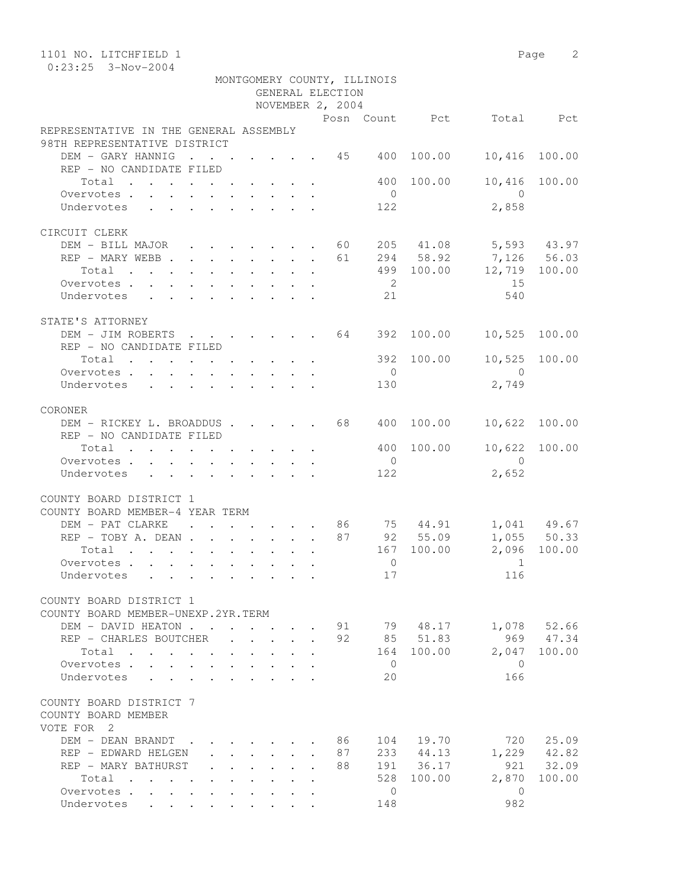1101 NO. LITCHFIELD 1
0:23:25 3-Nov-2004

MONTGOMERY COUNTY, ILLINOIS
GENERAL ELECTION
NOVEMBER 2, 2004

| | Posn | Count | Pct | Total | Pct |
|---|---|---|---|---|---|
| **REPRESENTATIVE IN THE GENERAL ASSEMBLY** | | | | | |
| **98TH REPRESENTATIVE DISTRICT** | | | | | |
| DEM - GARY HANNIG | 45 | 400 | 100.00 | 10,416 | 100.00 |
| REP - NO CANDIDATE FILED | | | | | |
| Total | | 400 | 100.00 | 10,416 | 100.00 |
| Overvotes | | 0 | | 0 | |
| Undervotes | | 122 | | 2,858 | |
| **CIRCUIT CLERK** | | | | | |
| DEM - BILL MAJOR | 60 | 205 | 41.08 | 5,593 | 43.97 |
| REP - MARY WEBB | 61 | 294 | 58.92 | 7,126 | 56.03 |
| Total | | 499 | 100.00 | 12,719 | 100.00 |
| Overvotes | | 2 | | 15 | |
| Undervotes | | 21 | | 540 | |
| **STATE'S ATTORNEY** | | | | | |
| DEM - JIM ROBERTS | 64 | 392 | 100.00 | 10,525 | 100.00 |
| REP - NO CANDIDATE FILED | | | | | |
| Total | | 392 | 100.00 | 10,525 | 100.00 |
| Overvotes | | 0 | | 0 | |
| Undervotes | | 130 | | 2,749 | |
| **CORONER** | | | | | |
| DEM - RICKEY L. BROADDUS | 68 | 400 | 100.00 | 10,622 | 100.00 |
| REP - NO CANDIDATE FILED | | | | | |
| Total | | 400 | 100.00 | 10,622 | 100.00 |
| Overvotes | | 0 | | 0 | |
| Undervotes | | 122 | | 2,652 | |
| **COUNTY BOARD DISTRICT 1** | | | | | |
| **COUNTY BOARD MEMBER-4 YEAR TERM** | | | | | |
| DEM - PAT CLARKE | 86 | 75 | 44.91 | 1,041 | 49.67 |
| REP - TOBY A. DEAN | 87 | 92 | 55.09 | 1,055 | 50.33 |
| Total | | 167 | 100.00 | 2,096 | 100.00 |
| Overvotes | | 0 | | 1 | |
| Undervotes | | 17 | | 116 | |
| **COUNTY BOARD DISTRICT 1** | | | | | |
| **COUNTY BOARD MEMBER-UNEXP.2YR.TERM** | | | | | |
| DEM - DAVID HEATON | 91 | 79 | 48.17 | 1,078 | 52.66 |
| REP - CHARLES BOUTCHER | 92 | 85 | 51.83 | 969 | 47.34 |
| Total | | 164 | 100.00 | 2,047 | 100.00 |
| Overvotes | | 0 | | 0 | |
| Undervotes | | 20 | | 166 | |
| **COUNTY BOARD DISTRICT 7** | | | | | |
| **COUNTY BOARD MEMBER** | | | | | |
| VOTE FOR 2 | | | | | |
| DEM - DEAN BRANDT | 86 | 104 | 19.70 | 720 | 25.09 |
| REP - EDWARD HELGEN | 87 | 233 | 44.13 | 1,229 | 42.82 |
| REP - MARY BATHURST | 88 | 191 | 36.17 | 921 | 32.09 |
| Total | | 528 | 100.00 | 2,870 | 100.00 |
| Overvotes | | 0 | | 0 | |
| Undervotes | | 148 | | 982 | |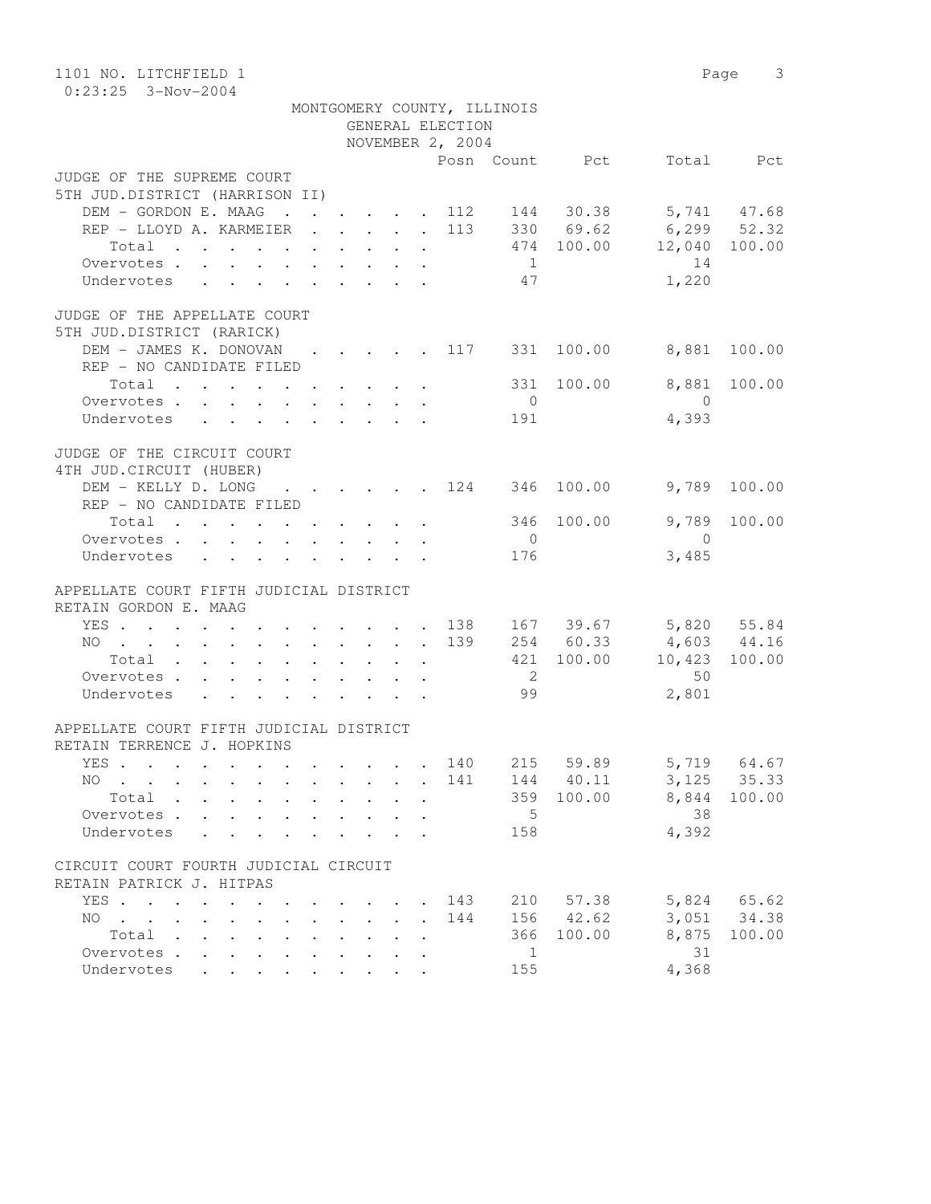MONTGOMERY COUNTY, ILLINOIS
GENERAL ELECTION
NOVEMBER 2, 2004

| | Posn | Count | Pct | Total | Pct |
|---|---|---|---|---|---|
| **JUDGE OF THE SUPREME COURT** | | | | | |
| **5TH JUD.DISTRICT (HARRISON II)** | | | | | |
| DEM - GORDON E. MAAG | 112 | 144 | 30.38 | 5,741 | 47.68 |
| REP - LLOYD A. KARMEIER | 113 | 330 | 69.62 | 6,299 | 52.32 |
| Total | | 474 | 100.00 | 12,040 | 100.00 |
| Overvotes | | 1 | | 14 | |
| Undervotes | | 47 | | 1,220 | |
| **JUDGE OF THE APPELLATE COURT** | | | | | |
| **5TH JUD.DISTRICT (RARICK)** | | | | | |
| DEM - JAMES K. DONOVAN | 117 | 331 | 100.00 | 8,881 | 100.00 |
| REP - NO CANDIDATE FILED | | | | | |
| Total | | 331 | 100.00 | 8,881 | 100.00 |
| Overvotes | | 0 | | 0 | |
| Undervotes | | 191 | | 4,393 | |
| **JUDGE OF THE CIRCUIT COURT** | | | | | |
| **4TH JUD.CIRCUIT (HUBER)** | | | | | |
| DEM - KELLY D. LONG | 124 | 346 | 100.00 | 9,789 | 100.00 |
| REP - NO CANDIDATE FILED | | | | | |
| Total | | 346 | 100.00 | 9,789 | 100.00 |
| Overvotes | | 0 | | 0 | |
| Undervotes | | 176 | | 3,485 | |
| **APPELLATE COURT FIFTH JUDICIAL DISTRICT** | | | | | |
| **RETAIN GORDON E. MAAG** | | | | | |
| YES | 138 | 167 | 39.67 | 5,820 | 55.84 |
| NO | 139 | 254 | 60.33 | 4,603 | 44.16 |
| Total | | 421 | 100.00 | 10,423 | 100.00 |
| Overvotes | | 2 | | 50 | |
| Undervotes | | 99 | | 2,801 | |
| **APPELLATE COURT FIFTH JUDICIAL DISTRICT** | | | | | |
| **RETAIN TERRENCE J. HOPKINS** | | | | | |
| YES | 140 | 215 | 59.89 | 5,719 | 64.67 |
| NO | 141 | 144 | 40.11 | 3,125 | 35.33 |
| Total | | 359 | 100.00 | 8,844 | 100.00 |
| Overvotes | | 5 | | 38 | |
| Undervotes | | 158 | | 4,392 | |
| **CIRCUIT COURT FOURTH JUDICIAL CIRCUIT** | | | | | |
| **RETAIN PATRICK J. HITPAS** | | | | | |
| YES | 143 | 210 | 57.38 | 5,824 | 65.62 |
| NO | 144 | 156 | 42.62 | 3,051 | 34.38 |
| Total | | 366 | 100.00 | 8,875 | 100.00 |
| Overvotes | | 1 | | 31 | |
| Undervotes | | 155 | | 4,368 | |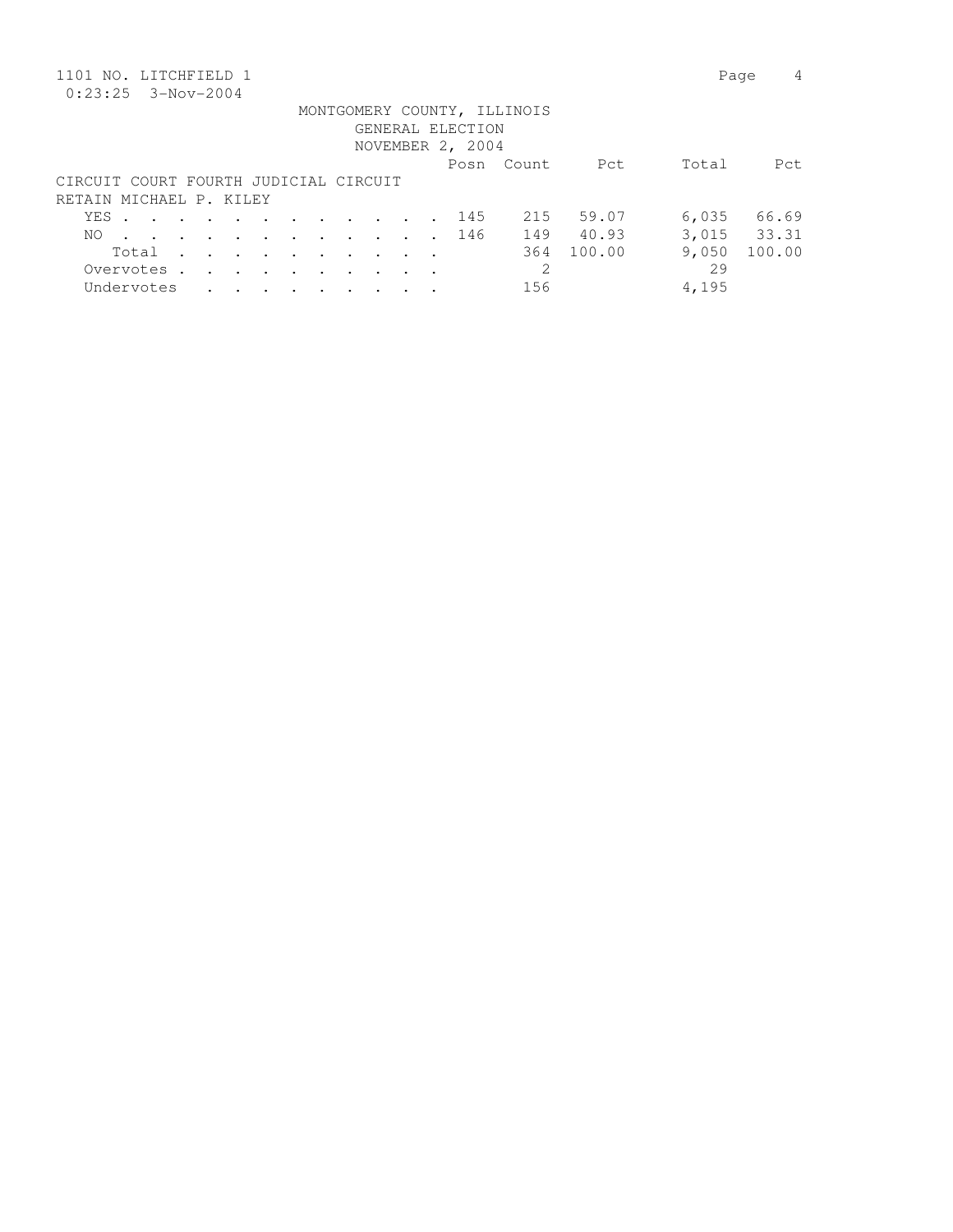MONTGOMERY COUNTY, ILLINOIS
GENERAL ELECTION
NOVEMBER 2, 2004

CIRCUIT COURT FOURTH JUDICIAL CIRCUIT
RETAIN MICHAEL P. KILEY

| | Posn | Count | Pct | Total | Pct |
|---|---|---|---|---|---|
| YES | 145 | 215 | 59.07 | 6,035 | 66.69 |
| NO | 146 | 149 | 40.93 | 3,015 | 33.31 |
| Total | | 364 | 100.00 | 9,050 | 100.00 |
| Overvotes | | 2 | | 29 | |
| Undervotes | | 156 | | 4,195 | |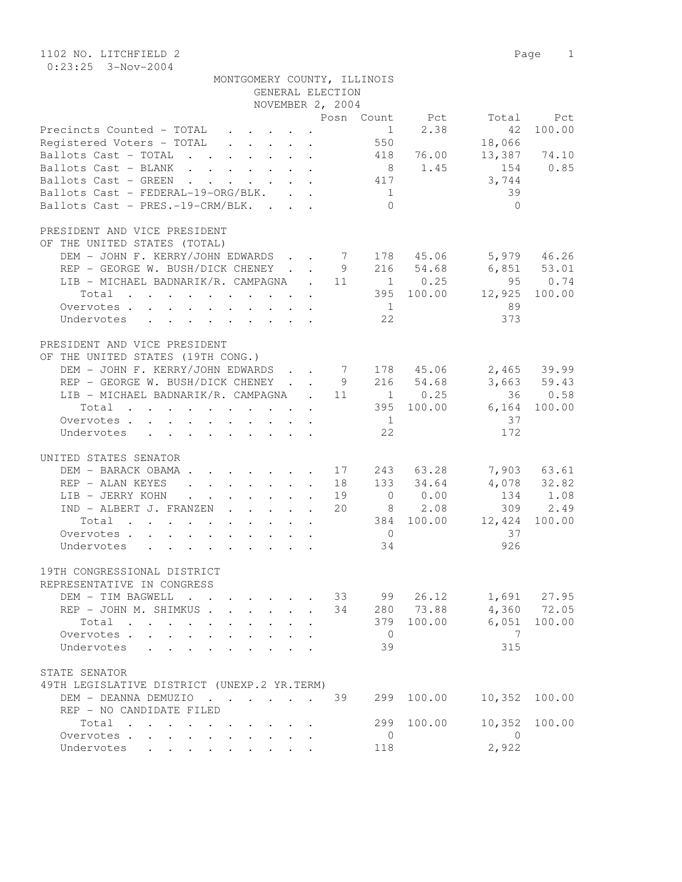1102 NO. LITCHFIELD 2

0:23:25 3-Nov-2004

MONTGOMERY COUNTY, ILLINOIS
GENERAL ELECTION
NOVEMBER 2, 2004

| | Posn | Count | Pct | Total | Pct |
|---|---|---|---|---|---|
| Precincts Counted - TOTAL | | 1 | 2.38 | 42 | 100.00 |
| Registered Voters - TOTAL | | 550 | | 18,066 | |
| Ballots Cast - TOTAL | | 418 | 76.00 | 13,387 | 74.10 |
| Ballots Cast - BLANK | | 8 | 1.45 | 154 | 0.85 |
| Ballots Cast - GREEN | | 417 | | 3,744 | |
| Ballots Cast - FEDERAL-19-ORG/BLK. | | 1 | | 39 | |
| Ballots Cast - PRES.-19-CRM/BLK. | | 0 | | 0 | |

PRESIDENT AND VICE PRESIDENT
OF THE UNITED STATES (TOTAL)

| | Posn | Count | Pct | Total | Pct |
|---|---|---|---|---|---|
| DEM - JOHN F. KERRY/JOHN EDWARDS | 7 | 178 | 45.06 | 5,979 | 46.26 |
| REP - GEORGE W. BUSH/DICK CHENEY | 9 | 216 | 54.68 | 6,851 | 53.01 |
| LIB - MICHAEL BADNARIK/R. CAMPAGNA | 11 | 1 | 0.25 | 95 | 0.74 |
| Total | | 395 | 100.00 | 12,925 | 100.00 |
| Overvotes | | 1 | | 89 | |
| Undervotes | | 22 | | 373 | |

PRESIDENT AND VICE PRESIDENT
OF THE UNITED STATES (19TH CONG.)

| | Posn | Count | Pct | Total | Pct |
|---|---|---|---|---|---|
| DEM - JOHN F. KERRY/JOHN EDWARDS | 7 | 178 | 45.06 | 2,465 | 39.99 |
| REP - GEORGE W. BUSH/DICK CHENEY | 9 | 216 | 54.68 | 3,663 | 59.43 |
| LIB - MICHAEL BADNARIK/R. CAMPAGNA | 11 | 1 | 0.25 | 36 | 0.58 |
| Total | | 395 | 100.00 | 6,164 | 100.00 |
| Overvotes | | 1 | | 37 | |
| Undervotes | | 22 | | 172 | |

UNITED STATES SENATOR

| | Posn | Count | Pct | Total | Pct |
|---|---|---|---|---|---|
| DEM - BARACK OBAMA | 17 | 243 | 63.28 | 7,903 | 63.61 |
| REP - ALAN KEYES | 18 | 133 | 34.64 | 4,078 | 32.82 |
| LIB - JERRY KOHN | 19 | 0 | 0.00 | 134 | 1.08 |
| IND - ALBERT J. FRANZEN | 20 | 8 | 2.08 | 309 | 2.49 |
| Total | | 384 | 100.00 | 12,424 | 100.00 |
| Overvotes | | 0 | | 37 | |
| Undervotes | | 34 | | 926 | |

19TH CONGRESSIONAL DISTRICT
REPRESENTATIVE IN CONGRESS

| | Posn | Count | Pct | Total | Pct |
|---|---|---|---|---|---|
| DEM - TIM BAGWELL | 33 | 99 | 26.12 | 1,691 | 27.95 |
| REP - JOHN M. SHIMKUS | 34 | 280 | 73.88 | 4,360 | 72.05 |
| Total | | 379 | 100.00 | 6,051 | 100.00 |
| Overvotes | | 0 | | 7 | |
| Undervotes | | 39 | | 315 | |

STATE SENATOR
49TH LEGISLATIVE DISTRICT (UNEXP.2 YR.TERM)

| | Posn | Count | Pct | Total | Pct |
|---|---|---|---|---|---|
| DEM - DEANNA DEMUZIO | 39 | 299 | 100.00 | 10,352 | 100.00 |
| REP - NO CANDIDATE FILED | | | | | |
| Total | | 299 | 100.00 | 10,352 | 100.00 |
| Overvotes | | 0 | | 0 | |
| Undervotes | | 118 | | 2,922 | |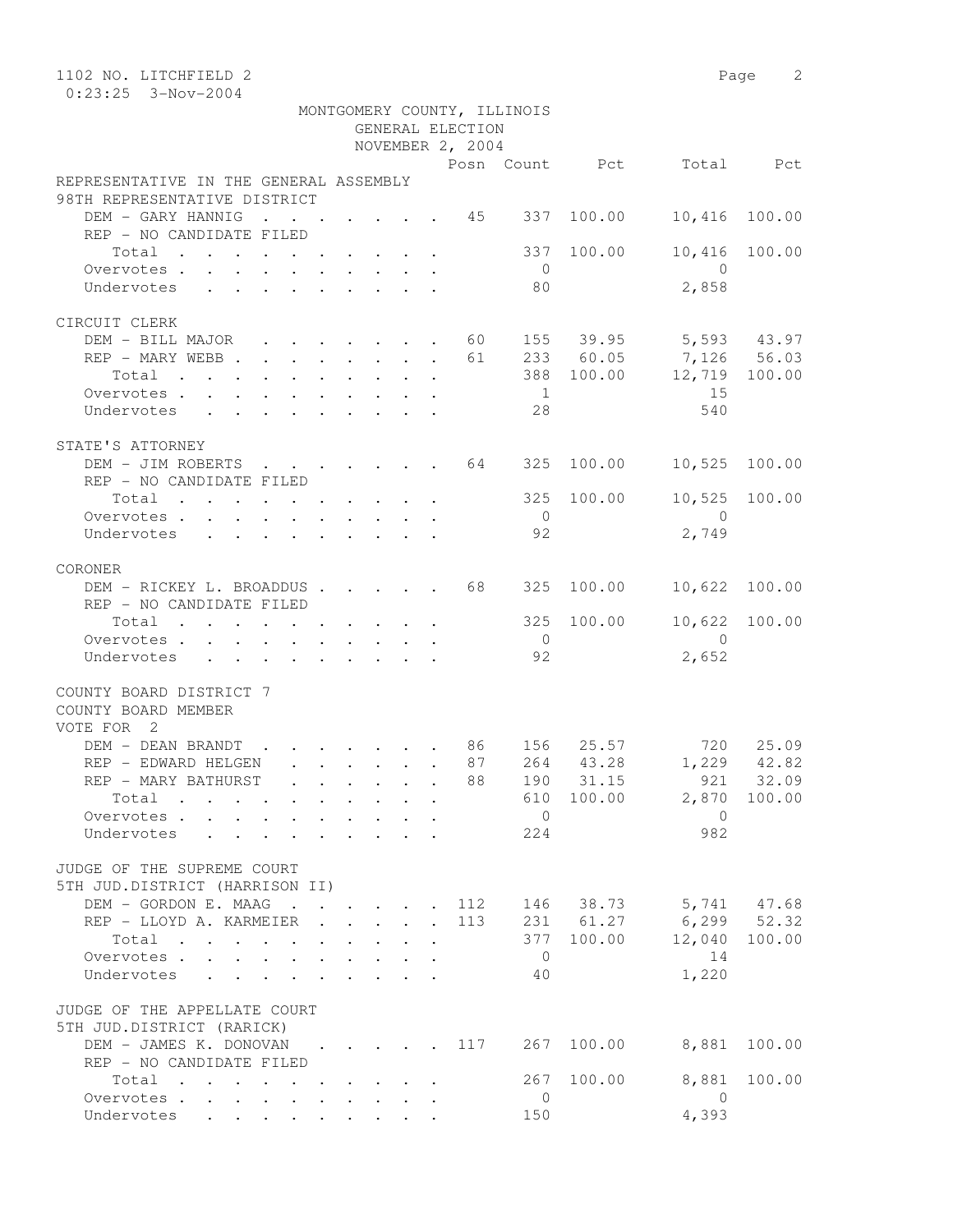1102 NO. LITCHFIELD 2

0:23:25 3-Nov-2004

MONTGOMERY COUNTY, ILLINOIS
GENERAL ELECTION
NOVEMBER 2, 2004

| | Posn | Count | Pct | Total | Pct |
|---|---|---|---|---|---|
| **REPRESENTATIVE IN THE GENERAL ASSEMBLY** | | | | | |
| **98TH REPRESENTATIVE DISTRICT** | | | | | |
| DEM - GARY HANNIG | 45 | 337 | 100.00 | 10,416 | 100.00 |
| REP - NO CANDIDATE FILED | | | | | |
| Total | | 337 | 100.00 | 10,416 | 100.00 |
| Overvotes | | 0 | | 0 | |
| Undervotes | | 80 | | 2,858 | |
| **CIRCUIT CLERK** | | | | | |
| DEM - BILL MAJOR | 60 | 155 | 39.95 | 5,593 | 43.97 |
| REP - MARY WEBB | 61 | 233 | 60.05 | 7,126 | 56.03 |
| Total | | 388 | 100.00 | 12,719 | 100.00 |
| Overvotes | | 1 | | 15 | |
| Undervotes | | 28 | | 540 | |
| **STATE'S ATTORNEY** | | | | | |
| DEM - JIM ROBERTS | 64 | 325 | 100.00 | 10,525 | 100.00 |
| REP - NO CANDIDATE FILED | | | | | |
| Total | | 325 | 100.00 | 10,525 | 100.00 |
| Overvotes | | 0 | | 0 | |
| Undervotes | | 92 | | 2,749 | |
| **CORONER** | | | | | |
| DEM - RICKEY L. BROADDUS | 68 | 325 | 100.00 | 10,622 | 100.00 |
| REP - NO CANDIDATE FILED | | | | | |
| Total | | 325 | 100.00 | 10,622 | 100.00 |
| Overvotes | | 0 | | 0 | |
| Undervotes | | 92 | | 2,652 | |
| **COUNTY BOARD DISTRICT 7** | | | | | |
| **COUNTY BOARD MEMBER** | | | | | |
| **VOTE FOR 2** | | | | | |
| DEM - DEAN BRANDT | 86 | 156 | 25.57 | 720 | 25.09 |
| REP - EDWARD HELGEN | 87 | 264 | 43.28 | 1,229 | 42.82 |
| REP - MARY BATHURST | 88 | 190 | 31.15 | 921 | 32.09 |
| Total | | 610 | 100.00 | 2,870 | 100.00 |
| Overvotes | | 0 | | 0 | |
| Undervotes | | 224 | | 982 | |
| **JUDGE OF THE SUPREME COURT** | | | | | |
| **5TH JUD.DISTRICT (HARRISON II)** | | | | | |
| DEM - GORDON E. MAAG | 112 | 146 | 38.73 | 5,741 | 47.68 |
| REP - LLOYD A. KARMEIER | 113 | 231 | 61.27 | 6,299 | 52.32 |
| Total | | 377 | 100.00 | 12,040 | 100.00 |
| Overvotes | | 0 | | 14 | |
| Undervotes | | 40 | | 1,220 | |
| **JUDGE OF THE APPELLATE COURT** | | | | | |
| **5TH JUD.DISTRICT (RARICK)** | | | | | |
| DEM - JAMES K. DONOVAN | 117 | 267 | 100.00 | 8,881 | 100.00 |
| REP - NO CANDIDATE FILED | | | | | |
| Total | | 267 | 100.00 | 8,881 | 100.00 |
| Overvotes | | 0 | | 0 | |
| Undervotes | | 150 | | 4,393 | |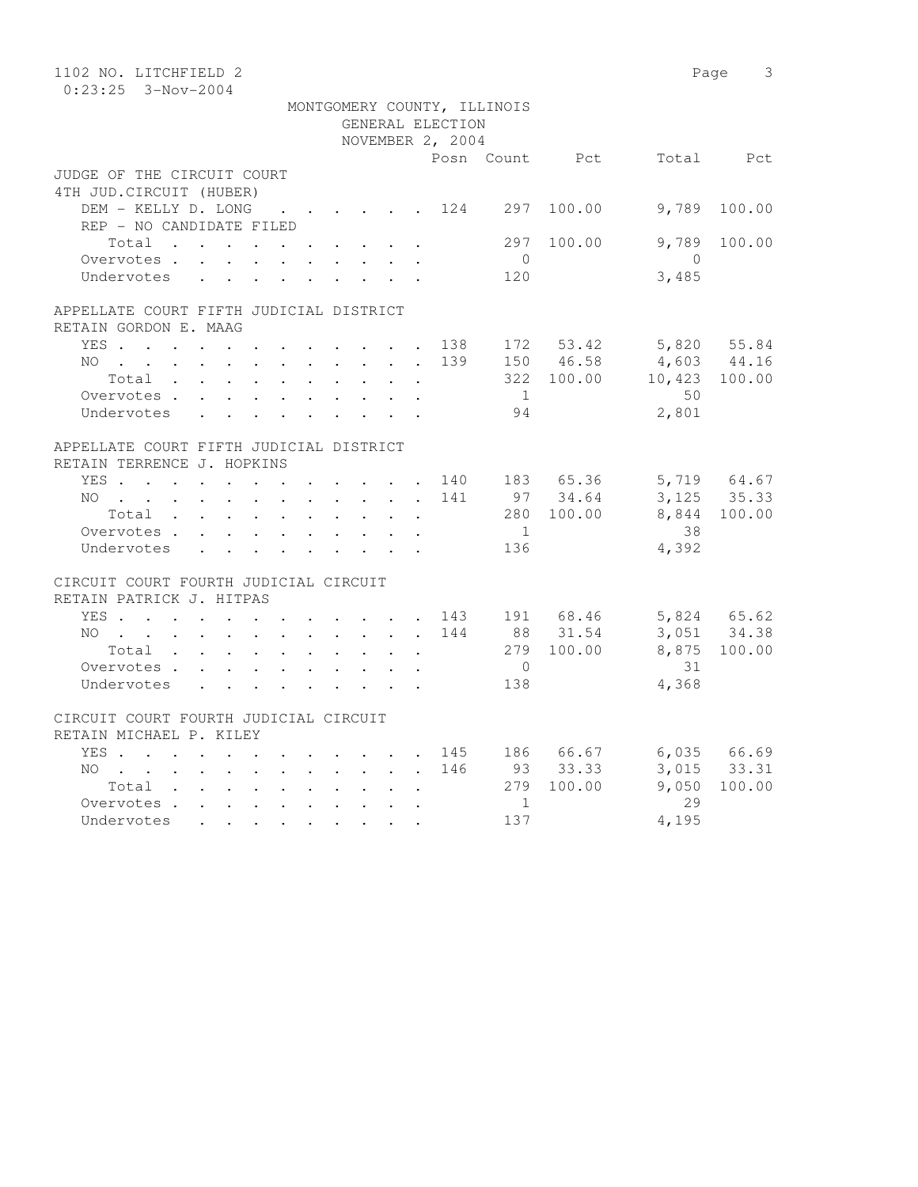1102 NO. LITCHFIELD 2

0:23:25 3-Nov-2004

MONTGOMERY COUNTY, ILLINOIS
GENERAL ELECTION
NOVEMBER 2, 2004

| | Posn | Count | Pct | Total | Pct |
|---|---|---|---|---|---|
| **JUDGE OF THE CIRCUIT COURT** | | | | | |
| **4TH JUD.CIRCUIT (HUBER)** | | | | | |
| DEM - KELLY D. LONG | 124 | 297 | 100.00 | 9,789 | 100.00 |
| REP - NO CANDIDATE FILED | | | | | |
| Total | | 297 | 100.00 | 9,789 | 100.00 |
| Overvotes | | 0 | | 0 | |
| Undervotes | | 120 | | 3,485 | |
| **APPELLATE COURT FIFTH JUDICIAL DISTRICT** | | | | | |
| **RETAIN GORDON E. MAAG** | | | | | |
| YES | 138 | 172 | 53.42 | 5,820 | 55.84 |
| NO | 139 | 150 | 46.58 | 4,603 | 44.16 |
| Total | | 322 | 100.00 | 10,423 | 100.00 |
| Overvotes | | 1 | | 50 | |
| Undervotes | | 94 | | 2,801 | |
| **APPELLATE COURT FIFTH JUDICIAL DISTRICT** | | | | | |
| **RETAIN TERRENCE J. HOPKINS** | | | | | |
| YES | 140 | 183 | 65.36 | 5,719 | 64.67 |
| NO | 141 | 97 | 34.64 | 3,125 | 35.33 |
| Total | | 280 | 100.00 | 8,844 | 100.00 |
| Overvotes | | 1 | | 38 | |
| Undervotes | | 136 | | 4,392 | |
| **CIRCUIT COURT FOURTH JUDICIAL CIRCUIT** | | | | | |
| **RETAIN PATRICK J. HITPAS** | | | | | |
| YES | 143 | 191 | 68.46 | 5,824 | 65.62 |
| NO | 144 | 88 | 31.54 | 3,051 | 34.38 |
| Total | | 279 | 100.00 | 8,875 | 100.00 |
| Overvotes | | 0 | | 31 | |
| Undervotes | | 138 | | 4,368 | |
| **CIRCUIT COURT FOURTH JUDICIAL CIRCUIT** | | | | | |
| **RETAIN MICHAEL P. KILEY** | | | | | |
| YES | 145 | 186 | 66.67 | 6,035 | 66.69 |
| NO | 146 | 93 | 33.33 | 3,015 | 33.31 |
| Total | | 279 | 100.00 | 9,050 | 100.00 |
| Overvotes | | 1 | | 29 | |
| Undervotes | | 137 | | 4,195 | |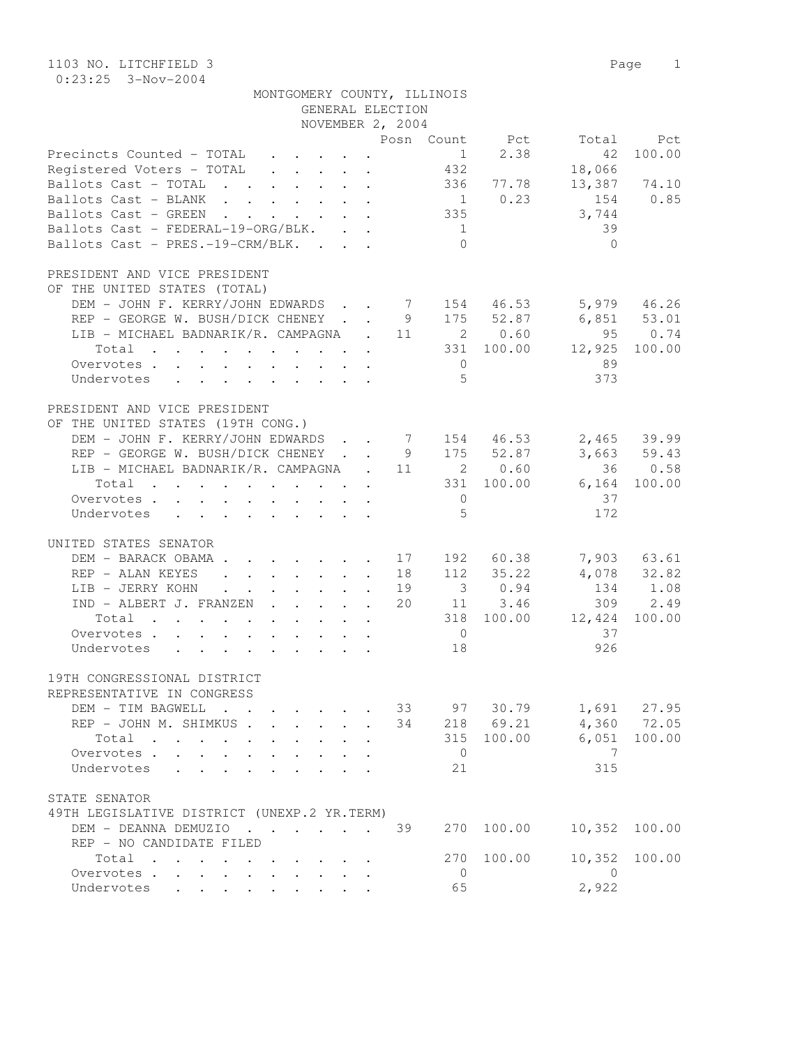1103 NO. LITCHFIELD 3
0:23:25 3-Nov-2004

MONTGOMERY COUNTY, ILLINOIS
GENERAL ELECTION
NOVEMBER 2, 2004

| | Posn | Count | Pct | Total | Pct |
|---|---|---|---|---|---|
| Precincts Counted - TOTAL | | 1 | 2.38 | 42 | 100.00 |
| Registered Voters - TOTAL | | 432 | | 18,066 | |
| Ballots Cast - TOTAL | | 336 | 77.78 | 13,387 | 74.10 |
| Ballots Cast - BLANK | | 1 | 0.23 | 154 | 0.85 |
| Ballots Cast - GREEN | | 335 | | 3,744 | |
| Ballots Cast - FEDERAL-19-ORG/BLK. | | 1 | | 39 | |
| Ballots Cast - PRES.-19-CRM/BLK. | | 0 | | 0 | |

PRESIDENT AND VICE PRESIDENT
OF THE UNITED STATES (TOTAL)

| | Posn | Count | Pct | Total | Pct |
|---|---|---|---|---|---|
| DEM - JOHN F. KERRY/JOHN EDWARDS | 7 | 154 | 46.53 | 5,979 | 46.26 |
| REP - GEORGE W. BUSH/DICK CHENEY | 9 | 175 | 52.87 | 6,851 | 53.01 |
| LIB - MICHAEL BADNARIK/R. CAMPAGNA | 11 | 2 | 0.60 | 95 | 0.74 |
| Total | | 331 | 100.00 | 12,925 | 100.00 |
| Overvotes | | 0 | | 89 | |
| Undervotes | | 5 | | 373 | |

PRESIDENT AND VICE PRESIDENT
OF THE UNITED STATES (19TH CONG.)

| | Posn | Count | Pct | Total | Pct |
|---|---|---|---|---|---|
| DEM - JOHN F. KERRY/JOHN EDWARDS | 7 | 154 | 46.53 | 2,465 | 39.99 |
| REP - GEORGE W. BUSH/DICK CHENEY | 9 | 175 | 52.87 | 3,663 | 59.43 |
| LIB - MICHAEL BADNARIK/R. CAMPAGNA | 11 | 2 | 0.60 | 36 | 0.58 |
| Total | | 331 | 100.00 | 6,164 | 100.00 |
| Overvotes | | 0 | | 37 | |
| Undervotes | | 5 | | 172 | |

UNITED STATES SENATOR

| | Posn | Count | Pct | Total | Pct |
|---|---|---|---|---|---|
| DEM - BARACK OBAMA | 17 | 192 | 60.38 | 7,903 | 63.61 |
| REP - ALAN KEYES | 18 | 112 | 35.22 | 4,078 | 32.82 |
| LIB - JERRY KOHN | 19 | 3 | 0.94 | 134 | 1.08 |
| IND - ALBERT J. FRANZEN | 20 | 11 | 3.46 | 309 | 2.49 |
| Total | | 318 | 100.00 | 12,424 | 100.00 |
| Overvotes | | 0 | | 37 | |
| Undervotes | | 18 | | 926 | |

19TH CONGRESSIONAL DISTRICT
REPRESENTATIVE IN CONGRESS

| | Posn | Count | Pct | Total | Pct |
|---|---|---|---|---|---|
| DEM - TIM BAGWELL | 33 | 97 | 30.79 | 1,691 | 27.95 |
| REP - JOHN M. SHIMKUS | 34 | 218 | 69.21 | 4,360 | 72.05 |
| Total | | 315 | 100.00 | 6,051 | 100.00 |
| Overvotes | | 0 | | 7 | |
| Undervotes | | 21 | | 315 | |

STATE SENATOR
49TH LEGISLATIVE DISTRICT (UNEXP.2 YR.TERM)

| | Posn | Count | Pct | Total | Pct |
|---|---|---|---|---|---|
| DEM - DEANNA DEMUZIO | 39 | 270 | 100.00 | 10,352 | 100.00 |
| REP - NO CANDIDATE FILED | | | | | |
| Total | | 270 | 100.00 | 10,352 | 100.00 |
| Overvotes | | 0 | | 0 | |
| Undervotes | | 65 | | 2,922 | |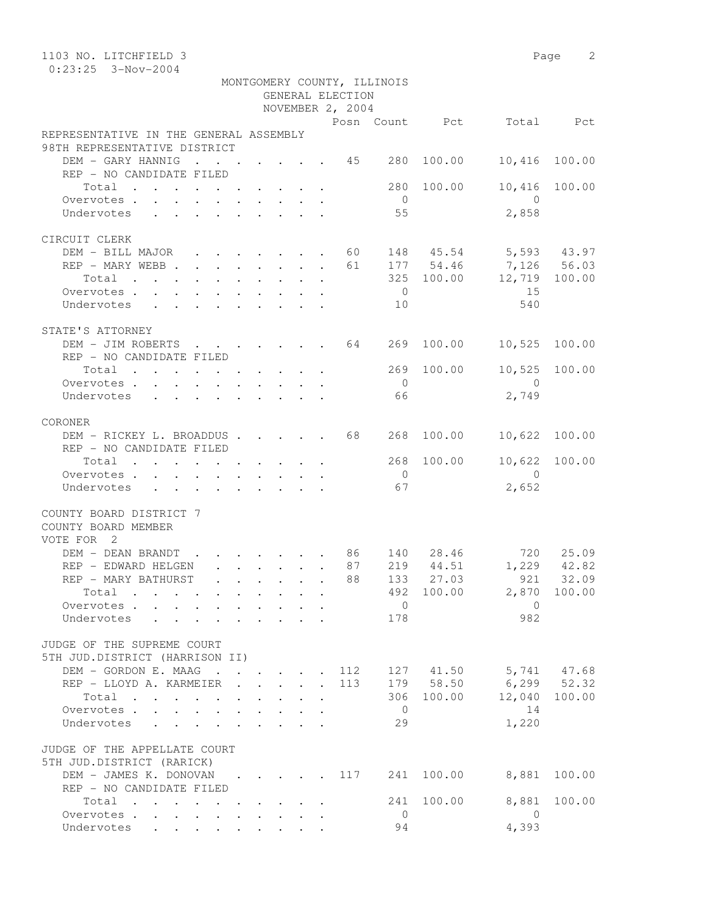MONTGOMERY COUNTY, ILLINOIS
GENERAL ELECTION
NOVEMBER 2, 2004

| | Posn | Count | Pct | Total | Pct |
|---|---|---|---|---|---|
| **REPRESENTATIVE IN THE GENERAL ASSEMBLY** | | | | | |
| **98TH REPRESENTATIVE DISTRICT** | | | | | |
| DEM - GARY HANNIG | 45 | 280 | 100.00 | 10,416 | 100.00 |
| REP - NO CANDIDATE FILED | | | | | |
| Total | | 280 | 100.00 | 10,416 | 100.00 |
| Overvotes | | 0 | | 0 | |
| Undervotes | | 55 | | 2,858 | |
| **CIRCUIT CLERK** | | | | | |
| DEM - BILL MAJOR | 60 | 148 | 45.54 | 5,593 | 43.97 |
| REP - MARY WEBB | 61 | 177 | 54.46 | 7,126 | 56.03 |
| Total | | 325 | 100.00 | 12,719 | 100.00 |
| Overvotes | | 0 | | 15 | |
| Undervotes | | 10 | | 540 | |
| **STATE'S ATTORNEY** | | | | | |
| DEM - JIM ROBERTS | 64 | 269 | 100.00 | 10,525 | 100.00 |
| REP - NO CANDIDATE FILED | | | | | |
| Total | | 269 | 100.00 | 10,525 | 100.00 |
| Overvotes | | 0 | | 0 | |
| Undervotes | | 66 | | 2,749 | |
| **CORONER** | | | | | |
| DEM - RICKEY L. BROADDUS | 68 | 268 | 100.00 | 10,622 | 100.00 |
| REP - NO CANDIDATE FILED | | | | | |
| Total | | 268 | 100.00 | 10,622 | 100.00 |
| Overvotes | | 0 | | 0 | |
| Undervotes | | 67 | | 2,652 | |
| **COUNTY BOARD DISTRICT 7** | | | | | |
| **COUNTY BOARD MEMBER** | | | | | |
| **VOTE FOR 2** | | | | | |
| DEM - DEAN BRANDT | 86 | 140 | 28.46 | 720 | 25.09 |
| REP - EDWARD HELGEN | 87 | 219 | 44.51 | 1,229 | 42.82 |
| REP - MARY BATHURST | 88 | 133 | 27.03 | 921 | 32.09 |
| Total | | 492 | 100.00 | 2,870 | 100.00 |
| Overvotes | | 0 | | 0 | |
| Undervotes | | 178 | | 982 | |
| **JUDGE OF THE SUPREME COURT** | | | | | |
| **5TH JUD.DISTRICT (HARRISON II)** | | | | | |
| DEM - GORDON E. MAAG | 112 | 127 | 41.50 | 5,741 | 47.68 |
| REP - LLOYD A. KARMEIER | 113 | 179 | 58.50 | 6,299 | 52.32 |
| Total | | 306 | 100.00 | 12,040 | 100.00 |
| Overvotes | | 0 | | 14 | |
| Undervotes | | 29 | | 1,220 | |
| **JUDGE OF THE APPELLATE COURT** | | | | | |
| **5TH JUD.DISTRICT (RARICK)** | | | | | |
| DEM - JAMES K. DONOVAN | 117 | 241 | 100.00 | 8,881 | 100.00 |
| REP - NO CANDIDATE FILED | | | | | |
| Total | | 241 | 100.00 | 8,881 | 100.00 |
| Overvotes | | 0 | | 0 | |
| Undervotes | | 94 | | 4,393 | |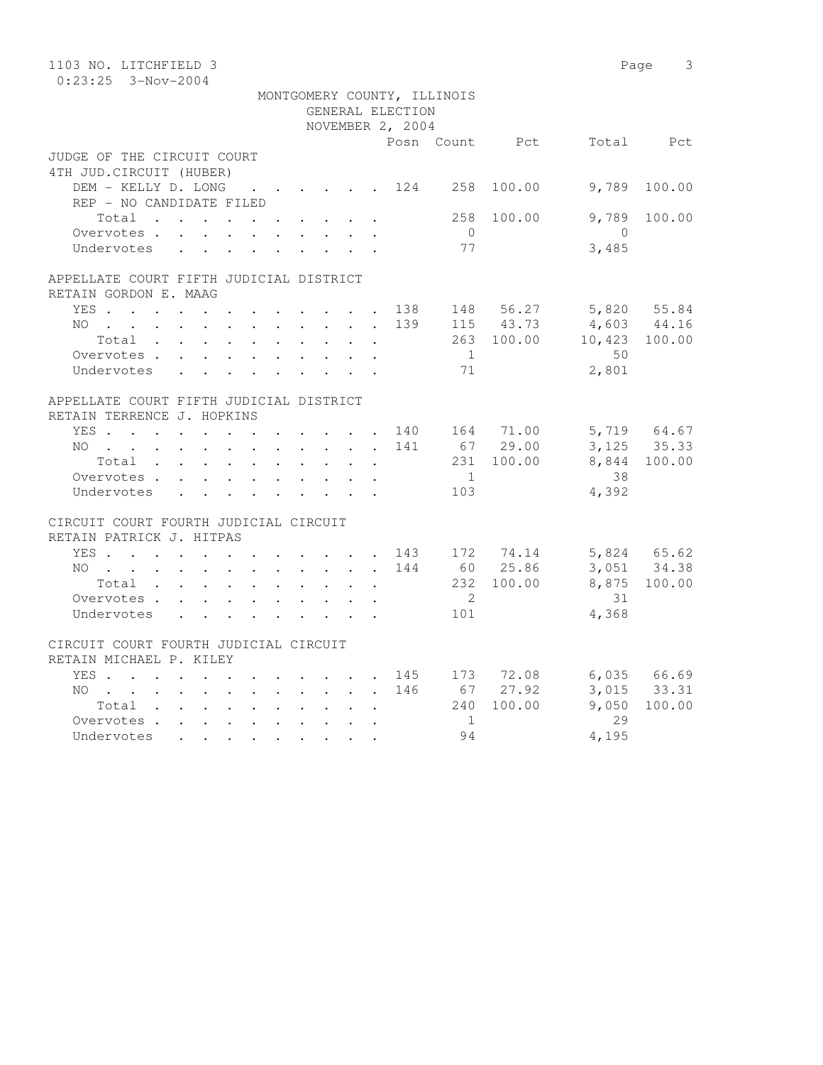MONTGOMERY COUNTY, ILLINOIS
GENERAL ELECTION
NOVEMBER 2, 2004

| | Posn | Count | Pct | Total | Pct |
|---|---|---|---|---|---|
| **JUDGE OF THE CIRCUIT COURT** | | | | | |
| **4TH JUD.CIRCUIT (HUBER)** | | | | | |
| DEM - KELLY D. LONG | 124 | 258 | 100.00 | 9,789 | 100.00 |
| REP - NO CANDIDATE FILED | | | | | |
| Total | | 258 | 100.00 | 9,789 | 100.00 |
| Overvotes | | 0 | | 0 | |
| Undervotes | | 77 | | 3,485 | |
| **APPELLATE COURT FIFTH JUDICIAL DISTRICT** | | | | | |
| **RETAIN GORDON E. MAAG** | | | | | |
| YES | 138 | 148 | 56.27 | 5,820 | 55.84 |
| NO | 139 | 115 | 43.73 | 4,603 | 44.16 |
| Total | | 263 | 100.00 | 10,423 | 100.00 |
| Overvotes | | 1 | | 50 | |
| Undervotes | | 71 | | 2,801 | |
| **APPELLATE COURT FIFTH JUDICIAL DISTRICT** | | | | | |
| **RETAIN TERRENCE J. HOPKINS** | | | | | |
| YES | 140 | 164 | 71.00 | 5,719 | 64.67 |
| NO | 141 | 67 | 29.00 | 3,125 | 35.33 |
| Total | | 231 | 100.00 | 8,844 | 100.00 |
| Overvotes | | 1 | | 38 | |
| Undervotes | | 103 | | 4,392 | |
| **CIRCUIT COURT FOURTH JUDICIAL CIRCUIT** | | | | | |
| **RETAIN PATRICK J. HITPAS** | | | | | |
| YES | 143 | 172 | 74.14 | 5,824 | 65.62 |
| NO | 144 | 60 | 25.86 | 3,051 | 34.38 |
| Total | | 232 | 100.00 | 8,875 | 100.00 |
| Overvotes | | 2 | | 31 | |
| Undervotes | | 101 | | 4,368 | |
| **CIRCUIT COURT FOURTH JUDICIAL CIRCUIT** | | | | | |
| **RETAIN MICHAEL P. KILEY** | | | | | |
| YES | 145 | 173 | 72.08 | 6,035 | 66.69 |
| NO | 146 | 67 | 27.92 | 3,015 | 33.31 |
| Total | | 240 | 100.00 | 9,050 | 100.00 |
| Overvotes | | 1 | | 29 | |
| Undervotes | | 94 | | 4,195 | |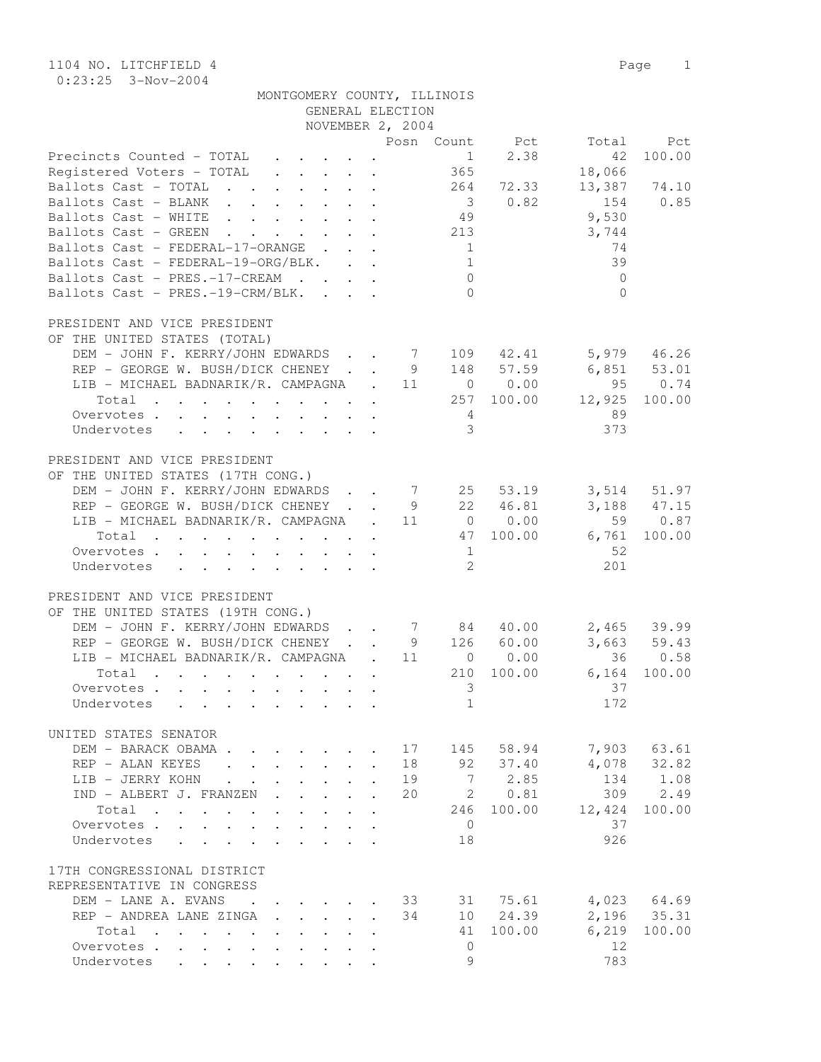1104 NO. LITCHFIELD 4

0:23:25 3-Nov-2004

MONTGOMERY COUNTY, ILLINOIS
GENERAL ELECTION
NOVEMBER 2, 2004

| | Posn | Count | Pct | Total | Pct |
|---|---|---|---|---|---|
| Precincts Counted - TOTAL | | 1 | 2.38 | 42 | 100.00 |
| Registered Voters - TOTAL | | 365 | | 18,066 | |
| Ballots Cast - TOTAL | | 264 | 72.33 | 13,387 | 74.10 |
| Ballots Cast - BLANK | | 3 | 0.82 | 154 | 0.85 |
| Ballots Cast - WHITE | | 49 | | 9,530 | |
| Ballots Cast - GREEN | | 213 | | 3,744 | |
| Ballots Cast - FEDERAL-17-ORANGE | | 1 | | 74 | |
| Ballots Cast - FEDERAL-19-ORG/BLK. | | 1 | | 39 | |
| Ballots Cast - PRES.-17-CREAM | | 0 | | 0 | |
| Ballots Cast - PRES.-19-CRM/BLK. | | 0 | | 0 | |

PRESIDENT AND VICE PRESIDENT
OF THE UNITED STATES (TOTAL)

| | Posn | Count | Pct | Total | Pct |
|---|---|---|---|---|---|
| DEM - JOHN F. KERRY/JOHN EDWARDS | 7 | 109 | 42.41 | 5,979 | 46.26 |
| REP - GEORGE W. BUSH/DICK CHENEY | 9 | 148 | 57.59 | 6,851 | 53.01 |
| LIB - MICHAEL BADNARIK/R. CAMPAGNA | 11 | 0 | 0.00 | 95 | 0.74 |
| Total | | 257 | 100.00 | 12,925 | 100.00 |
| Overvotes | | 4 | | 89 | |
| Undervotes | | 3 | | 373 | |

PRESIDENT AND VICE PRESIDENT
OF THE UNITED STATES (17TH CONG.)

| | Posn | Count | Pct | Total | Pct |
|---|---|---|---|---|---|
| DEM - JOHN F. KERRY/JOHN EDWARDS | 7 | 25 | 53.19 | 3,514 | 51.97 |
| REP - GEORGE W. BUSH/DICK CHENEY | 9 | 22 | 46.81 | 3,188 | 47.15 |
| LIB - MICHAEL BADNARIK/R. CAMPAGNA | 11 | 0 | 0.00 | 59 | 0.87 |
| Total | | 47 | 100.00 | 6,761 | 100.00 |
| Overvotes | | 1 | | 52 | |
| Undervotes | | 2 | | 201 | |

PRESIDENT AND VICE PRESIDENT
OF THE UNITED STATES (19TH CONG.)

| | Posn | Count | Pct | Total | Pct |
|---|---|---|---|---|---|
| DEM - JOHN F. KERRY/JOHN EDWARDS | 7 | 84 | 40.00 | 2,465 | 39.99 |
| REP - GEORGE W. BUSH/DICK CHENEY | 9 | 126 | 60.00 | 3,663 | 59.43 |
| LIB - MICHAEL BADNARIK/R. CAMPAGNA | 11 | 0 | 0.00 | 36 | 0.58 |
| Total | | 210 | 100.00 | 6,164 | 100.00 |
| Overvotes | | 3 | | 37 | |
| Undervotes | | 1 | | 172 | |

UNITED STATES SENATOR

| | Posn | Count | Pct | Total | Pct |
|---|---|---|---|---|---|
| DEM - BARACK OBAMA | 17 | 145 | 58.94 | 7,903 | 63.61 |
| REP - ALAN KEYES | 18 | 92 | 37.40 | 4,078 | 32.82 |
| LIB - JERRY KOHN | 19 | 7 | 2.85 | 134 | 1.08 |
| IND - ALBERT J. FRANZEN | 20 | 2 | 0.81 | 309 | 2.49 |
| Total | | 246 | 100.00 | 12,424 | 100.00 |
| Overvotes | | 0 | | 37 | |
| Undervotes | | 18 | | 926 | |

17TH CONGRESSIONAL DISTRICT
REPRESENTATIVE IN CONGRESS

| | Posn | Count | Pct | Total | Pct |
|---|---|---|---|---|---|
| DEM - LANE A. EVANS | 33 | 31 | 75.61 | 4,023 | 64.69 |
| REP - ANDREA LANE ZINGA | 34 | 10 | 24.39 | 2,196 | 35.31 |
| Total | | 41 | 100.00 | 6,219 | 100.00 |
| Overvotes | | 0 | | 12 | |
| Undervotes | | 9 | | 783 | |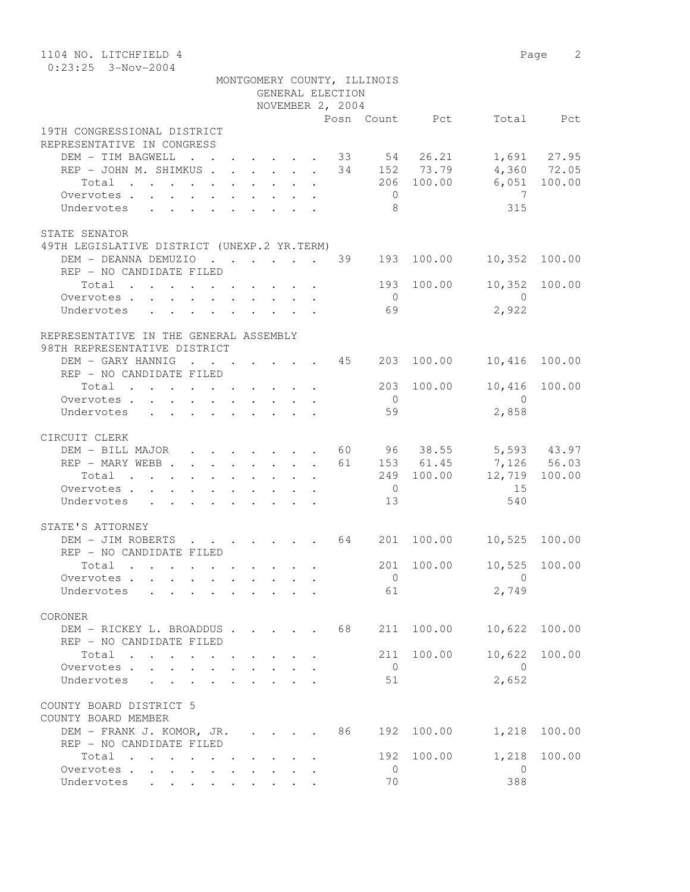1104 NO. LITCHFIELD 4

0:23:25 3-Nov-2004

MONTGOMERY COUNTY, ILLINOIS
GENERAL ELECTION
NOVEMBER 2, 2004

| | Posn | Count | Pct | Total | Pct |
|---|---|---|---|---|---|
| **19TH CONGRESSIONAL DISTRICT** | | | | | |
| **REPRESENTATIVE IN CONGRESS** | | | | | |
| DEM - TIM BAGWELL | 33 | 54 | 26.21 | 1,691 | 27.95 |
| REP - JOHN M. SHIMKUS | 34 | 152 | 73.79 | 4,360 | 72.05 |
| Total | | 206 | 100.00 | 6,051 | 100.00 |
| Overvotes | | 0 | | 7 | |
| Undervotes | | 8 | | 315 | |
| **STATE SENATOR** | | | | | |
| **49TH LEGISLATIVE DISTRICT (UNEXP.2 YR.TERM)** | | | | | |
| DEM - DEANNA DEMUZIO | 39 | 193 | 100.00 | 10,352 | 100.00 |
| REP - NO CANDIDATE FILED | | | | | |
| Total | | 193 | 100.00 | 10,352 | 100.00 |
| Overvotes | | 0 | | 0 | |
| Undervotes | | 69 | | 2,922 | |
| **REPRESENTATIVE IN THE GENERAL ASSEMBLY** | | | | | |
| **98TH REPRESENTATIVE DISTRICT** | | | | | |
| DEM - GARY HANNIG | 45 | 203 | 100.00 | 10,416 | 100.00 |
| REP - NO CANDIDATE FILED | | | | | |
| Total | | 203 | 100.00 | 10,416 | 100.00 |
| Overvotes | | 0 | | 0 | |
| Undervotes | | 59 | | 2,858 | |
| **CIRCUIT CLERK** | | | | | |
| DEM - BILL MAJOR | 60 | 96 | 38.55 | 5,593 | 43.97 |
| REP - MARY WEBB | 61 | 153 | 61.45 | 7,126 | 56.03 |
| Total | | 249 | 100.00 | 12,719 | 100.00 |
| Overvotes | | 0 | | 15 | |
| Undervotes | | 13 | | 540 | |
| **STATE'S ATTORNEY** | | | | | |
| DEM - JIM ROBERTS | 64 | 201 | 100.00 | 10,525 | 100.00 |
| REP - NO CANDIDATE FILED | | | | | |
| Total | | 201 | 100.00 | 10,525 | 100.00 |
| Overvotes | | 0 | | 0 | |
| Undervotes | | 61 | | 2,749 | |
| **CORONER** | | | | | |
| DEM - RICKEY L. BROADDUS | 68 | 211 | 100.00 | 10,622 | 100.00 |
| REP - NO CANDIDATE FILED | | | | | |
| Total | | 211 | 100.00 | 10,622 | 100.00 |
| Overvotes | | 0 | | 0 | |
| Undervotes | | 51 | | 2,652 | |
| **COUNTY BOARD DISTRICT 5** | | | | | |
| **COUNTY BOARD MEMBER** | | | | | |
| DEM - FRANK J. KOMOR, JR. | 86 | 192 | 100.00 | 1,218 | 100.00 |
| REP - NO CANDIDATE FILED | | | | | |
| Total | | 192 | 100.00 | 1,218 | 100.00 |
| Overvotes | | 0 | | 0 | |
| Undervotes | | 70 | | 388 | |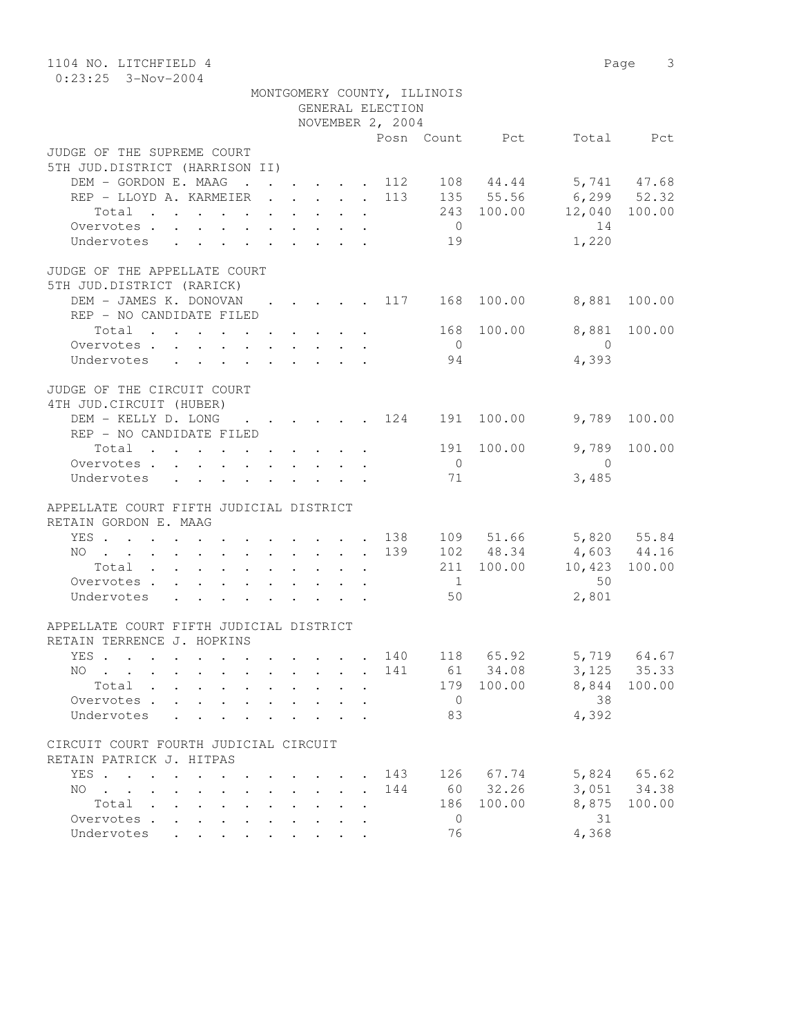1104 NO. LITCHFIELD 4

0:23:25 3-Nov-2004

MONTGOMERY COUNTY, ILLINOIS
GENERAL ELECTION
NOVEMBER 2, 2004

| | Posn | Count | Pct | Total | Pct |
|---|---|---|---|---|---|
| **JUDGE OF THE SUPREME COURT** | | | | | |
| **5TH JUD.DISTRICT (HARRISON II)** | | | | | |
| DEM - GORDON E. MAAG | 112 | 108 | 44.44 | 5,741 | 47.68 |
| REP - LLOYD A. KARMEIER | 113 | 135 | 55.56 | 6,299 | 52.32 |
| Total | | 243 | 100.00 | 12,040 | 100.00 |
| Overvotes | | 0 | | 14 | |
| Undervotes | | 19 | | 1,220 | |
| **JUDGE OF THE APPELLATE COURT** | | | | | |
| **5TH JUD.DISTRICT (RARICK)** | | | | | |
| DEM - JAMES K. DONOVAN | 117 | 168 | 100.00 | 8,881 | 100.00 |
| REP - NO CANDIDATE FILED | | | | | |
| Total | | 168 | 100.00 | 8,881 | 100.00 |
| Overvotes | | 0 | | 0 | |
| Undervotes | | 94 | | 4,393 | |
| **JUDGE OF THE CIRCUIT COURT** | | | | | |
| **4TH JUD.CIRCUIT (HUBER)** | | | | | |
| DEM - KELLY D. LONG | 124 | 191 | 100.00 | 9,789 | 100.00 |
| REP - NO CANDIDATE FILED | | | | | |
| Total | | 191 | 100.00 | 9,789 | 100.00 |
| Overvotes | | 0 | | 0 | |
| Undervotes | | 71 | | 3,485 | |
| **APPELLATE COURT FIFTH JUDICIAL DISTRICT** | | | | | |
| **RETAIN GORDON E. MAAG** | | | | | |
| YES | 138 | 109 | 51.66 | 5,820 | 55.84 |
| NO | 139 | 102 | 48.34 | 4,603 | 44.16 |
| Total | | 211 | 100.00 | 10,423 | 100.00 |
| Overvotes | | 1 | | 50 | |
| Undervotes | | 50 | | 2,801 | |
| **APPELLATE COURT FIFTH JUDICIAL DISTRICT** | | | | | |
| **RETAIN TERRENCE J. HOPKINS** | | | | | |
| YES | 140 | 118 | 65.92 | 5,719 | 64.67 |
| NO | 141 | 61 | 34.08 | 3,125 | 35.33 |
| Total | | 179 | 100.00 | 8,844 | 100.00 |
| Overvotes | | 0 | | 38 | |
| Undervotes | | 83 | | 4,392 | |
| **CIRCUIT COURT FOURTH JUDICIAL CIRCUIT** | | | | | |
| **RETAIN PATRICK J. HITPAS** | | | | | |
| YES | 143 | 126 | 67.74 | 5,824 | 65.62 |
| NO | 144 | 60 | 32.26 | 3,051 | 34.38 |
| Total | | 186 | 100.00 | 8,875 | 100.00 |
| Overvotes | | 0 | | 31 | |
| Undervotes | | 76 | | 4,368 | |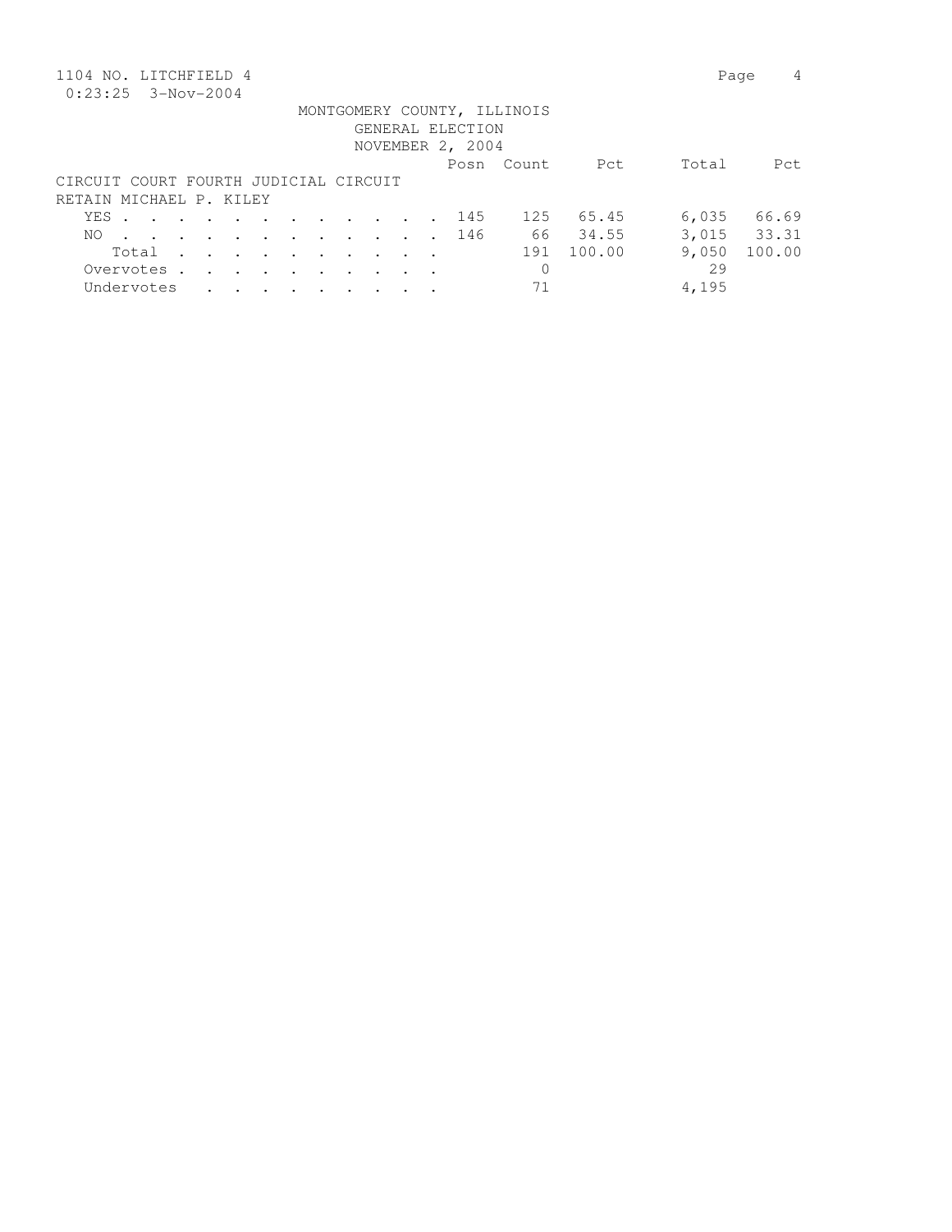1104 NO. LITCHFIELD 4
0:23:25 3-Nov-2004

MONTGOMERY COUNTY, ILLINOIS
GENERAL ELECTION
NOVEMBER 2, 2004

CIRCUIT COURT FOURTH JUDICIAL CIRCUIT
RETAIN MICHAEL P. KILEY

| | Posn | Count | Pct | Total | Pct |
|---|---|---|---|---|---|
| YES | 145 | 125 | 65.45 | 6,035 | 66.69 |
| NO | 146 | 66 | 34.55 | 3,015 | 33.31 |
| Total | | 191 | 100.00 | 9,050 | 100.00 |
| Overvotes | | 0 | | 29 | |
| Undervotes | | 71 | | 4,195 | |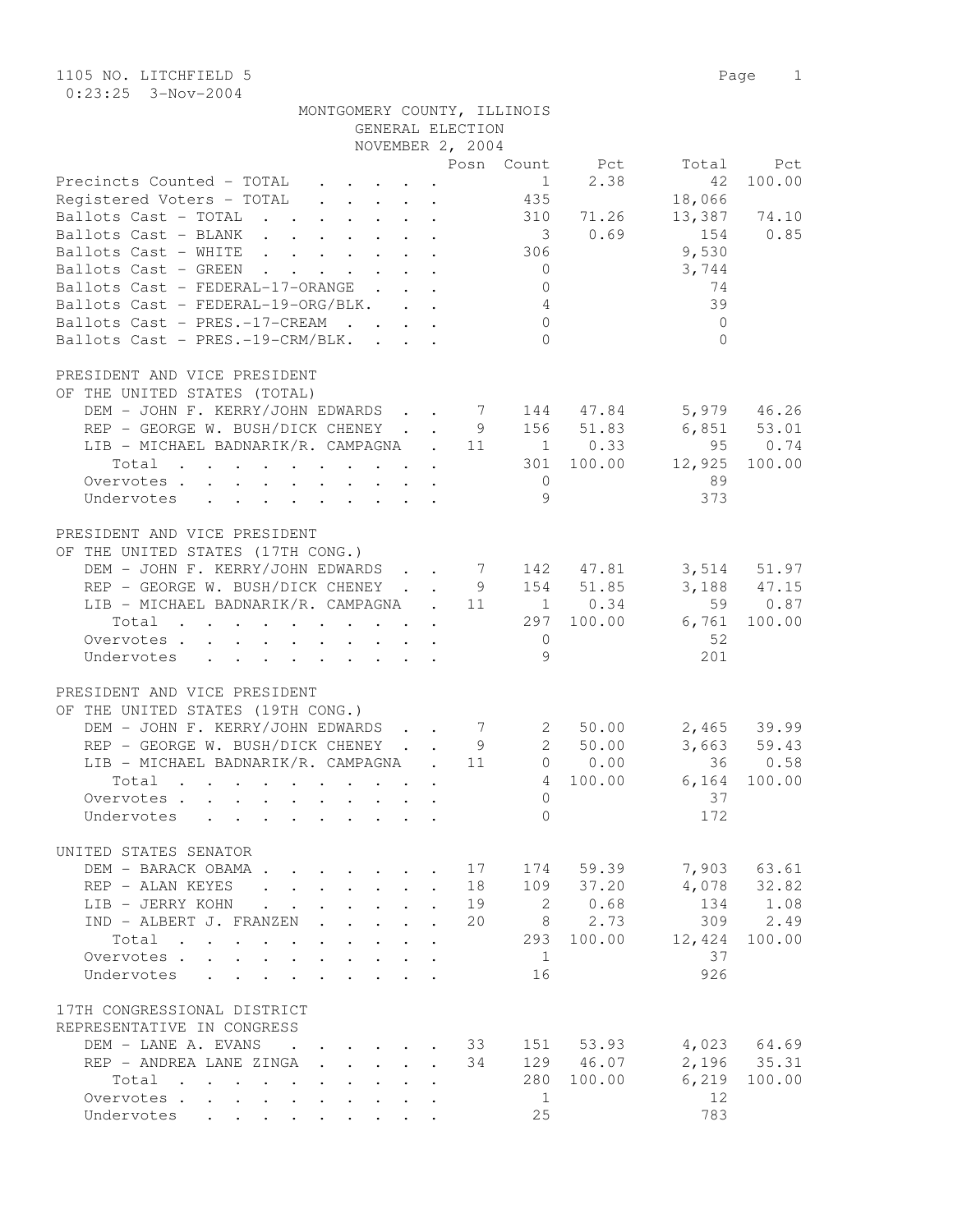1105 NO. LITCHFIELD 5

0:23:25 3-Nov-2004

MONTGOMERY COUNTY, ILLINOIS
GENERAL ELECTION
NOVEMBER 2, 2004

| | Posn | Count | Pct | Total | Pct |
|---|---|---|---|---|---|
| Precincts Counted - TOTAL | | 1 | 2.38 | 42 | 100.00 |
| Registered Voters - TOTAL | | 435 | | 18,066 | |
| Ballots Cast - TOTAL | | 310 | 71.26 | 13,387 | 74.10 |
| Ballots Cast - BLANK | | 3 | 0.69 | 154 | 0.85 |
| Ballots Cast - WHITE | | 306 | | 9,530 | |
| Ballots Cast - GREEN | | 0 | | 3,744 | |
| Ballots Cast - FEDERAL-17-ORANGE | | 0 | | 74 | |
| Ballots Cast - FEDERAL-19-ORG/BLK. | | 4 | | 39 | |
| Ballots Cast - PRES.-17-CREAM | | 0 | | 0 | |
| Ballots Cast - PRES.-19-CRM/BLK. | | 0 | | 0 | |

PRESIDENT AND VICE PRESIDENT
OF THE UNITED STATES (TOTAL)

| | Posn | Count | Pct | Total | Pct |
|---|---|---|---|---|---|
| DEM - JOHN F. KERRY/JOHN EDWARDS | 7 | 144 | 47.84 | 5,979 | 46.26 |
| REP - GEORGE W. BUSH/DICK CHENEY | 9 | 156 | 51.83 | 6,851 | 53.01 |
| LIB - MICHAEL BADNARIK/R. CAMPAGNA | 11 | 1 | 0.33 | 95 | 0.74 |
| Total | | 301 | 100.00 | 12,925 | 100.00 |
| Overvotes | | 0 | | 89 | |
| Undervotes | | 9 | | 373 | |

PRESIDENT AND VICE PRESIDENT
OF THE UNITED STATES (17TH CONG.)

| | Posn | Count | Pct | Total | Pct |
|---|---|---|---|---|---|
| DEM - JOHN F. KERRY/JOHN EDWARDS | 7 | 142 | 47.81 | 3,514 | 51.97 |
| REP - GEORGE W. BUSH/DICK CHENEY | 9 | 154 | 51.85 | 3,188 | 47.15 |
| LIB - MICHAEL BADNARIK/R. CAMPAGNA | 11 | 1 | 0.34 | 59 | 0.87 |
| Total | | 297 | 100.00 | 6,761 | 100.00 |
| Overvotes | | 0 | | 52 | |
| Undervotes | | 9 | | 201 | |

PRESIDENT AND VICE PRESIDENT
OF THE UNITED STATES (19TH CONG.)

| | Posn | Count | Pct | Total | Pct |
|---|---|---|---|---|---|
| DEM - JOHN F. KERRY/JOHN EDWARDS | 7 | 2 | 50.00 | 2,465 | 39.99 |
| REP - GEORGE W. BUSH/DICK CHENEY | 9 | 2 | 50.00 | 3,663 | 59.43 |
| LIB - MICHAEL BADNARIK/R. CAMPAGNA | 11 | 0 | 0.00 | 36 | 0.58 |
| Total | | 4 | 100.00 | 6,164 | 100.00 |
| Overvotes | | 0 | | 37 | |
| Undervotes | | 0 | | 172 | |

UNITED STATES SENATOR

| | Posn | Count | Pct | Total | Pct |
|---|---|---|---|---|---|
| DEM - BARACK OBAMA | 17 | 174 | 59.39 | 7,903 | 63.61 |
| REP - ALAN KEYES | 18 | 109 | 37.20 | 4,078 | 32.82 |
| LIB - JERRY KOHN | 19 | 2 | 0.68 | 134 | 1.08 |
| IND - ALBERT J. FRANZEN | 20 | 8 | 2.73 | 309 | 2.49 |
| Total | | 293 | 100.00 | 12,424 | 100.00 |
| Overvotes | | 1 | | 37 | |
| Undervotes | | 16 | | 926 | |

17TH CONGRESSIONAL DISTRICT
REPRESENTATIVE IN CONGRESS

| | Posn | Count | Pct | Total | Pct |
|---|---|---|---|---|---|
| DEM - LANE A. EVANS | 33 | 151 | 53.93 | 4,023 | 64.69 |
| REP - ANDREA LANE ZINGA | 34 | 129 | 46.07 | 2,196 | 35.31 |
| Total | | 280 | 100.00 | 6,219 | 100.00 |
| Overvotes | | 1 | | 12 | |
| Undervotes | | 25 | | 783 | |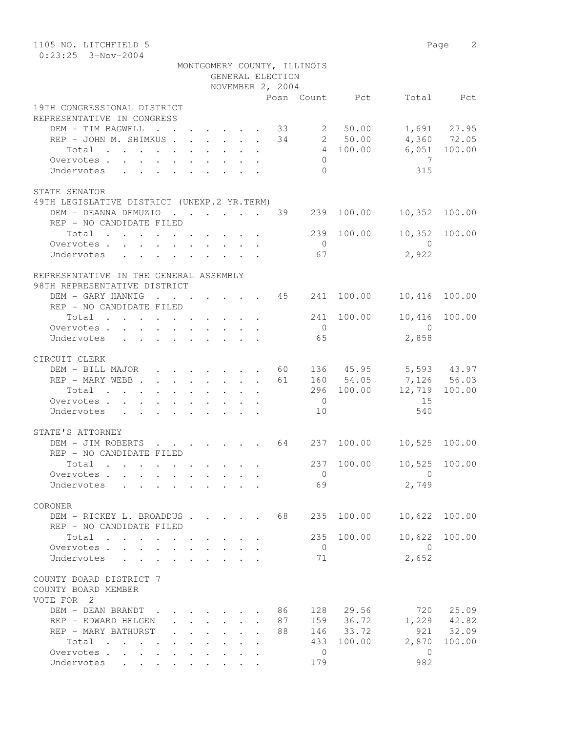1105 NO. LITCHFIELD 5

0:23:25 3-Nov-2004

MONTGOMERY COUNTY, ILLINOIS
GENERAL ELECTION
NOVEMBER 2, 2004

| | Posn | Count | Pct | Total | Pct |
|---|---|---|---|---|---|
| **19TH CONGRESSIONAL DISTRICT** | | | | | |
| **REPRESENTATIVE IN CONGRESS** | | | | | |
| DEM - TIM BAGWELL | 33 | 2 | 50.00 | 1,691 | 27.95 |
| REP - JOHN M. SHIMKUS | 34 | 2 | 50.00 | 4,360 | 72.05 |
| Total | | 4 | 100.00 | 6,051 | 100.00 |
| Overvotes | | 0 | | 7 | |
| Undervotes | | 0 | | 315 | |
| **STATE SENATOR** | | | | | |
| **49TH LEGISLATIVE DISTRICT (UNEXP.2 YR.TERM)** | | | | | |
| DEM - DEANNA DEMUZIO | 39 | 239 | 100.00 | 10,352 | 100.00 |
| REP - NO CANDIDATE FILED | | | | | |
| Total | | 239 | 100.00 | 10,352 | 100.00 |
| Overvotes | | 0 | | 0 | |
| Undervotes | | 67 | | 2,922 | |
| **REPRESENTATIVE IN THE GENERAL ASSEMBLY** | | | | | |
| **98TH REPRESENTATIVE DISTRICT** | | | | | |
| DEM - GARY HANNIG | 45 | 241 | 100.00 | 10,416 | 100.00 |
| REP - NO CANDIDATE FILED | | | | | |
| Total | | 241 | 100.00 | 10,416 | 100.00 |
| Overvotes | | 0 | | 0 | |
| Undervotes | | 65 | | 2,858 | |
| **CIRCUIT CLERK** | | | | | |
| DEM - BILL MAJOR | 60 | 136 | 45.95 | 5,593 | 43.97 |
| REP - MARY WEBB | 61 | 160 | 54.05 | 7,126 | 56.03 |
| Total | | 296 | 100.00 | 12,719 | 100.00 |
| Overvotes | | 0 | | 15 | |
| Undervotes | | 10 | | 540 | |
| **STATE'S ATTORNEY** | | | | | |
| DEM - JIM ROBERTS | 64 | 237 | 100.00 | 10,525 | 100.00 |
| REP - NO CANDIDATE FILED | | | | | |
| Total | | 237 | 100.00 | 10,525 | 100.00 |
| Overvotes | | 0 | | 0 | |
| Undervotes | | 69 | | 2,749 | |
| **CORONER** | | | | | |
| DEM - RICKEY L. BROADDUS | 68 | 235 | 100.00 | 10,622 | 100.00 |
| REP - NO CANDIDATE FILED | | | | | |
| Total | | 235 | 100.00 | 10,622 | 100.00 |
| Overvotes | | 0 | | 0 | |
| Undervotes | | 71 | | 2,652 | |
| **COUNTY BOARD DISTRICT 7** | | | | | |
| **COUNTY BOARD MEMBER** | | | | | |
| VOTE FOR 2 | | | | | |
| DEM - DEAN BRANDT | 86 | 128 | 29.56 | 720 | 25.09 |
| REP - EDWARD HELGEN | 87 | 159 | 36.72 | 1,229 | 42.82 |
| REP - MARY BATHURST | 88 | 146 | 33.72 | 921 | 32.09 |
| Total | | 433 | 100.00 | 2,870 | 100.00 |
| Overvotes | | 0 | | 0 | |
| Undervotes | | 179 | | 982 | |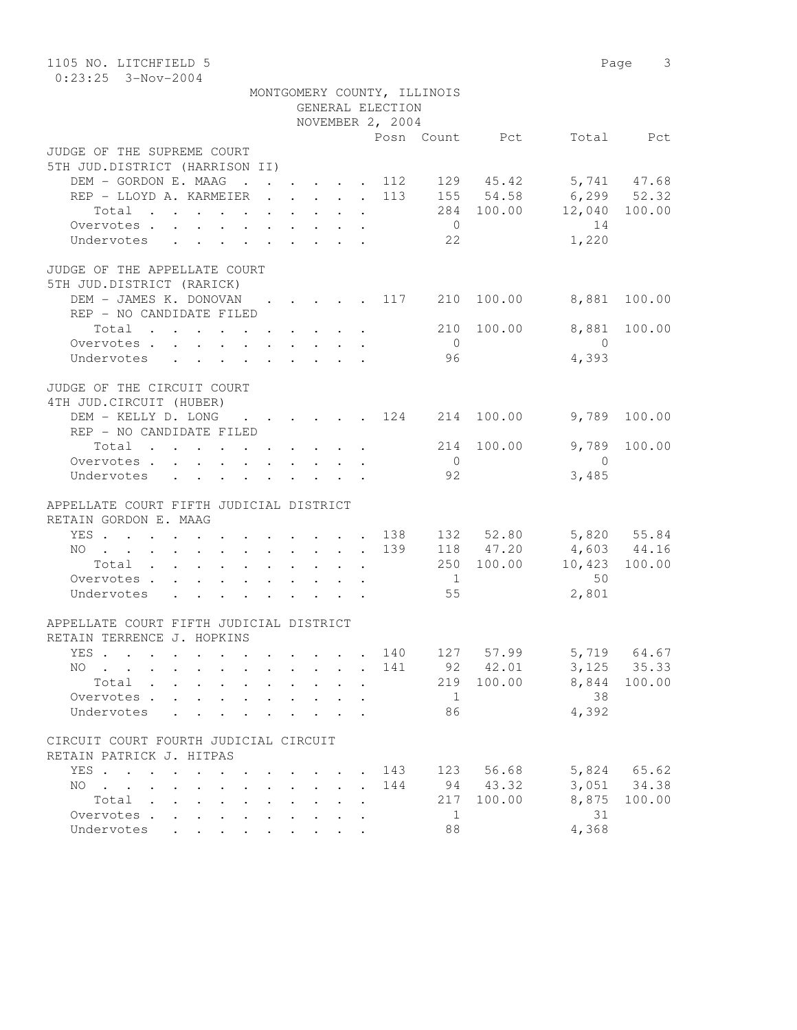1105 NO. LITCHFIELD 5
0:23:25 3-Nov-2004

MONTGOMERY COUNTY, ILLINOIS
GENERAL ELECTION
NOVEMBER 2, 2004

| | Posn | Count | Pct | Total | Pct |
|---|---|---|---|---|---|
| **JUDGE OF THE SUPREME COURT** | | | | | |
| **5TH JUD.DISTRICT (HARRISON II)** | | | | | |
| DEM - GORDON E. MAAG | 112 | 129 | 45.42 | 5,741 | 47.68 |
| REP - LLOYD A. KARMEIER | 113 | 155 | 54.58 | 6,299 | 52.32 |
| Total | | 284 | 100.00 | 12,040 | 100.00 |
| Overvotes | | 0 | | 14 | |
| Undervotes | | 22 | | 1,220 | |
| **JUDGE OF THE APPELLATE COURT** | | | | | |
| **5TH JUD.DISTRICT (RARICK)** | | | | | |
| DEM - JAMES K. DONOVAN | 117 | 210 | 100.00 | 8,881 | 100.00 |
| REP - NO CANDIDATE FILED | | | | | |
| Total | | 210 | 100.00 | 8,881 | 100.00 |
| Overvotes | | 0 | | 0 | |
| Undervotes | | 96 | | 4,393 | |
| **JUDGE OF THE CIRCUIT COURT** | | | | | |
| **4TH JUD.CIRCUIT (HUBER)** | | | | | |
| DEM - KELLY D. LONG | 124 | 214 | 100.00 | 9,789 | 100.00 |
| REP - NO CANDIDATE FILED | | | | | |
| Total | | 214 | 100.00 | 9,789 | 100.00 |
| Overvotes | | 0 | | 0 | |
| Undervotes | | 92 | | 3,485 | |
| **APPELLATE COURT FIFTH JUDICIAL DISTRICT** | | | | | |
| **RETAIN GORDON E. MAAG** | | | | | |
| YES | 138 | 132 | 52.80 | 5,820 | 55.84 |
| NO | 139 | 118 | 47.20 | 4,603 | 44.16 |
| Total | | 250 | 100.00 | 10,423 | 100.00 |
| Overvotes | | 1 | | 50 | |
| Undervotes | | 55 | | 2,801 | |
| **APPELLATE COURT FIFTH JUDICIAL DISTRICT** | | | | | |
| **RETAIN TERRENCE J. HOPKINS** | | | | | |
| YES | 140 | 127 | 57.99 | 5,719 | 64.67 |
| NO | 141 | 92 | 42.01 | 3,125 | 35.33 |
| Total | | 219 | 100.00 | 8,844 | 100.00 |
| Overvotes | | 1 | | 38 | |
| Undervotes | | 86 | | 4,392 | |
| **CIRCUIT COURT FOURTH JUDICIAL CIRCUIT** | | | | | |
| **RETAIN PATRICK J. HITPAS** | | | | | |
| YES | 143 | 123 | 56.68 | 5,824 | 65.62 |
| NO | 144 | 94 | 43.32 | 3,051 | 34.38 |
| Total | | 217 | 100.00 | 8,875 | 100.00 |
| Overvotes | | 1 | | 31 | |
| Undervotes | | 88 | | 4,368 | |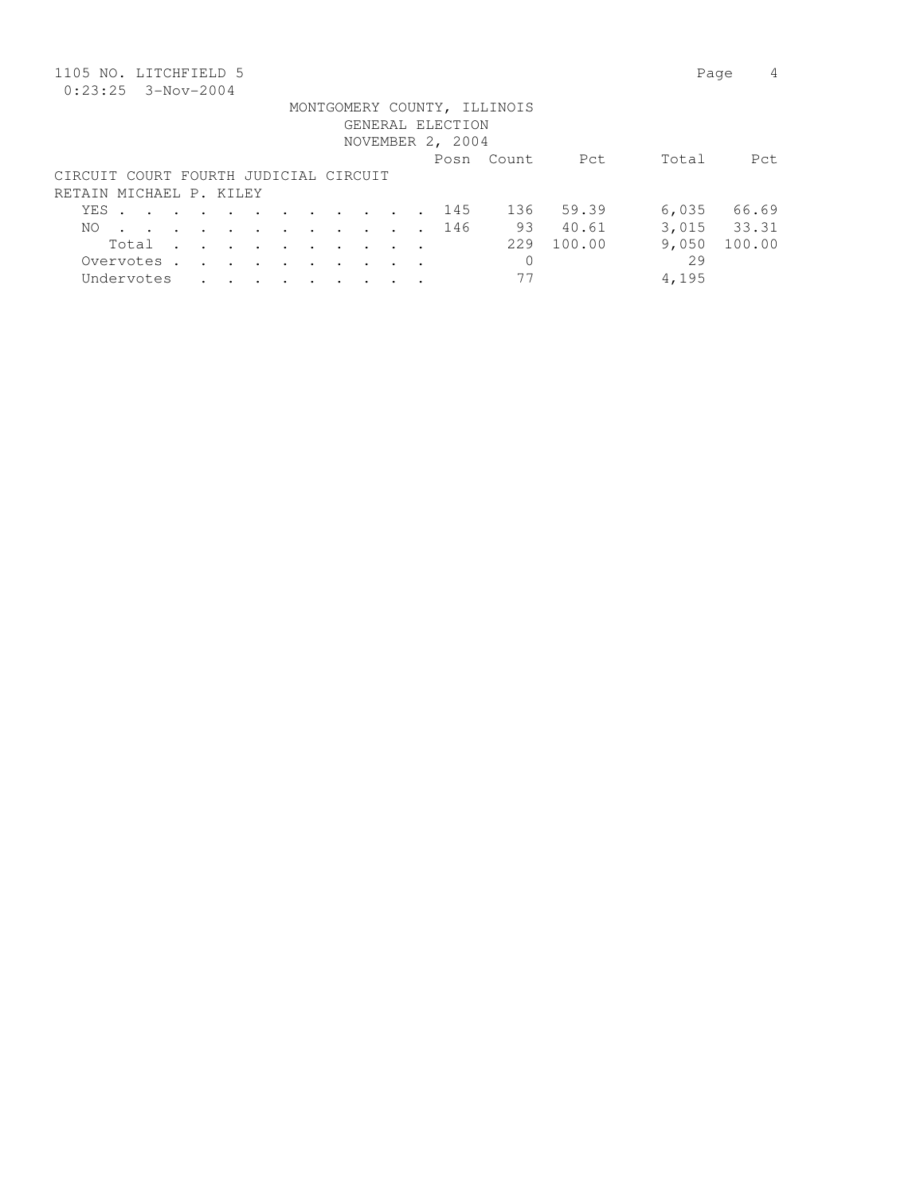1105 NO. LITCHFIELD 5
0:23:25 3-Nov-2004

MONTGOMERY COUNTY, ILLINOIS
GENERAL ELECTION
NOVEMBER 2, 2004

CIRCUIT COURT FOURTH JUDICIAL CIRCUIT
RETAIN MICHAEL P. KILEY

| | Posn | Count | Pct | Total | Pct |
|---|---|---|---|---|---|
| YES | 145 | 136 | 59.39 | 6,035 | 66.69 |
| NO | 146 | 93 | 40.61 | 3,015 | 33.31 |
| Total | | 229 | 100.00 | 9,050 | 100.00 |
| Overvotes | | 0 | | 29 | |
| Undervotes | | 77 | | 4,195 | |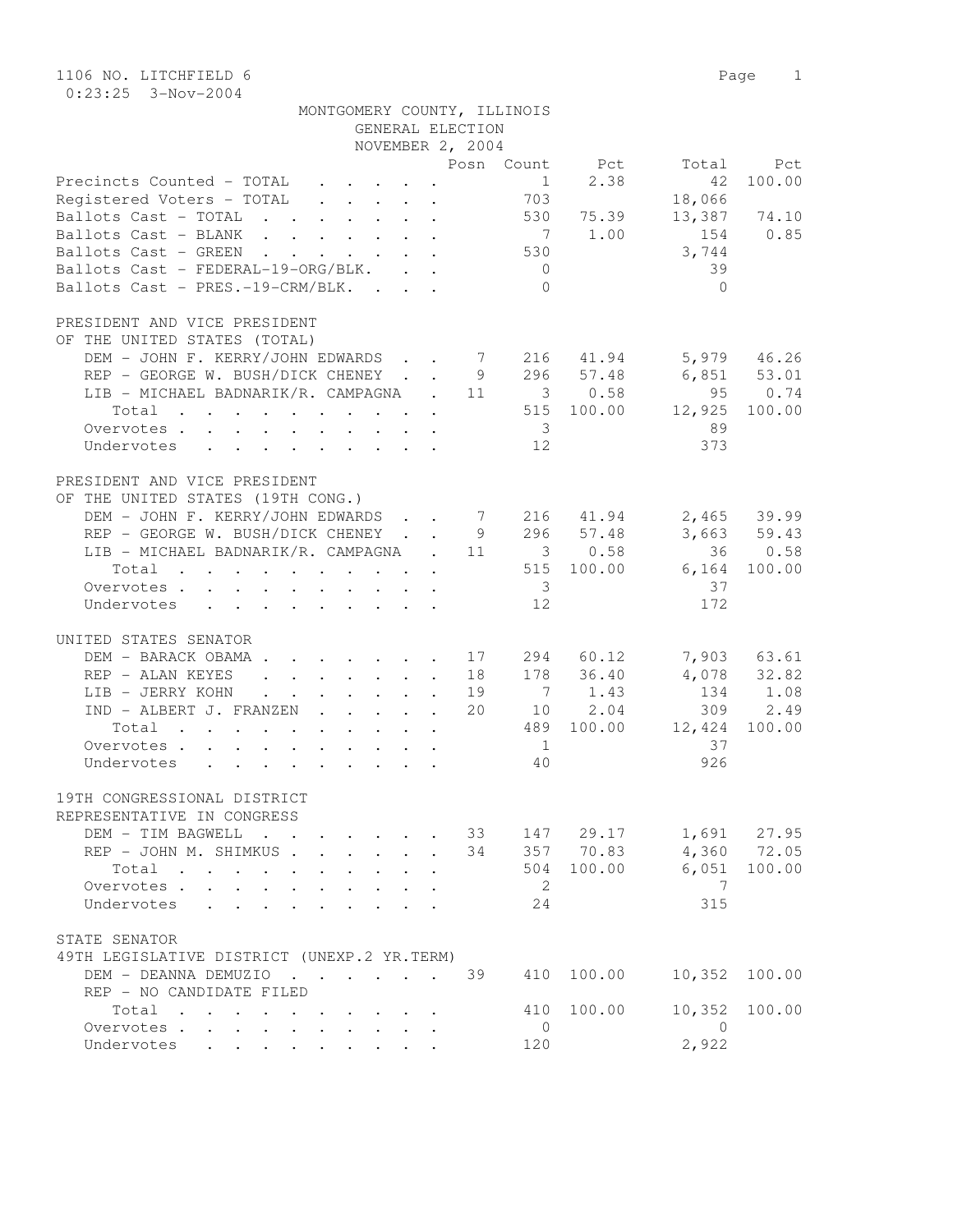1106 NO. LITCHFIELD 6

0:23:25 3-Nov-2004

MONTGOMERY COUNTY, ILLINOIS
GENERAL ELECTION
NOVEMBER 2, 2004

| | Posn | Count | Pct | Total | Pct |
|---|---|---|---|---|---|
| Precincts Counted - TOTAL | | 1 | 2.38 | 42 | 100.00 |
| Registered Voters - TOTAL | | 703 | | 18,066 | |
| Ballots Cast - TOTAL | | 530 | 75.39 | 13,387 | 74.10 |
| Ballots Cast - BLANK | | 7 | 1.00 | 154 | 0.85 |
| Ballots Cast - GREEN | | 530 | | 3,744 | |
| Ballots Cast - FEDERAL-19-ORG/BLK. | | 0 | | 39 | |
| Ballots Cast - PRES.-19-CRM/BLK. | | 0 | | 0 | |

PRESIDENT AND VICE PRESIDENT
OF THE UNITED STATES (TOTAL)

| | Posn | Count | Pct | Total | Pct |
|---|---|---|---|---|---|
| DEM - JOHN F. KERRY/JOHN EDWARDS | 7 | 216 | 41.94 | 5,979 | 46.26 |
| REP - GEORGE W. BUSH/DICK CHENEY | 9 | 296 | 57.48 | 6,851 | 53.01 |
| LIB - MICHAEL BADNARIK/R. CAMPAGNA | 11 | 3 | 0.58 | 95 | 0.74 |
| Total | | 515 | 100.00 | 12,925 | 100.00 |
| Overvotes | | 3 | | 89 | |
| Undervotes | | 12 | | 373 | |

PRESIDENT AND VICE PRESIDENT
OF THE UNITED STATES (19TH CONG.)

| | Posn | Count | Pct | Total | Pct |
|---|---|---|---|---|---|
| DEM - JOHN F. KERRY/JOHN EDWARDS | 7 | 216 | 41.94 | 2,465 | 39.99 |
| REP - GEORGE W. BUSH/DICK CHENEY | 9 | 296 | 57.48 | 3,663 | 59.43 |
| LIB - MICHAEL BADNARIK/R. CAMPAGNA | 11 | 3 | 0.58 | 36 | 0.58 |
| Total | | 515 | 100.00 | 6,164 | 100.00 |
| Overvotes | | 3 | | 37 | |
| Undervotes | | 12 | | 172 | |

UNITED STATES SENATOR

| | Posn | Count | Pct | Total | Pct |
|---|---|---|---|---|---|
| DEM - BARACK OBAMA | 17 | 294 | 60.12 | 7,903 | 63.61 |
| REP - ALAN KEYES | 18 | 178 | 36.40 | 4,078 | 32.82 |
| LIB - JERRY KOHN | 19 | 7 | 1.43 | 134 | 1.08 |
| IND - ALBERT J. FRANZEN | 20 | 10 | 2.04 | 309 | 2.49 |
| Total | | 489 | 100.00 | 12,424 | 100.00 |
| Overvotes | | 1 | | 37 | |
| Undervotes | | 40 | | 926 | |

19TH CONGRESSIONAL DISTRICT
REPRESENTATIVE IN CONGRESS

| | Posn | Count | Pct | Total | Pct |
|---|---|---|---|---|---|
| DEM - TIM BAGWELL | 33 | 147 | 29.17 | 1,691 | 27.95 |
| REP - JOHN M. SHIMKUS | 34 | 357 | 70.83 | 4,360 | 72.05 |
| Total | | 504 | 100.00 | 6,051 | 100.00 |
| Overvotes | | 2 | | 7 | |
| Undervotes | | 24 | | 315 | |

STATE SENATOR
49TH LEGISLATIVE DISTRICT (UNEXP.2 YR.TERM)

| | Posn | Count | Pct | Total | Pct |
|---|---|---|---|---|---|
| DEM - DEANNA DEMUZIO | 39 | 410 | 100.00 | 10,352 | 100.00 |
| REP - NO CANDIDATE FILED | | | | | |
| Total | | 410 | 100.00 | 10,352 | 100.00 |
| Overvotes | | 0 | | 0 | |
| Undervotes | | 120 | | 2,922 | |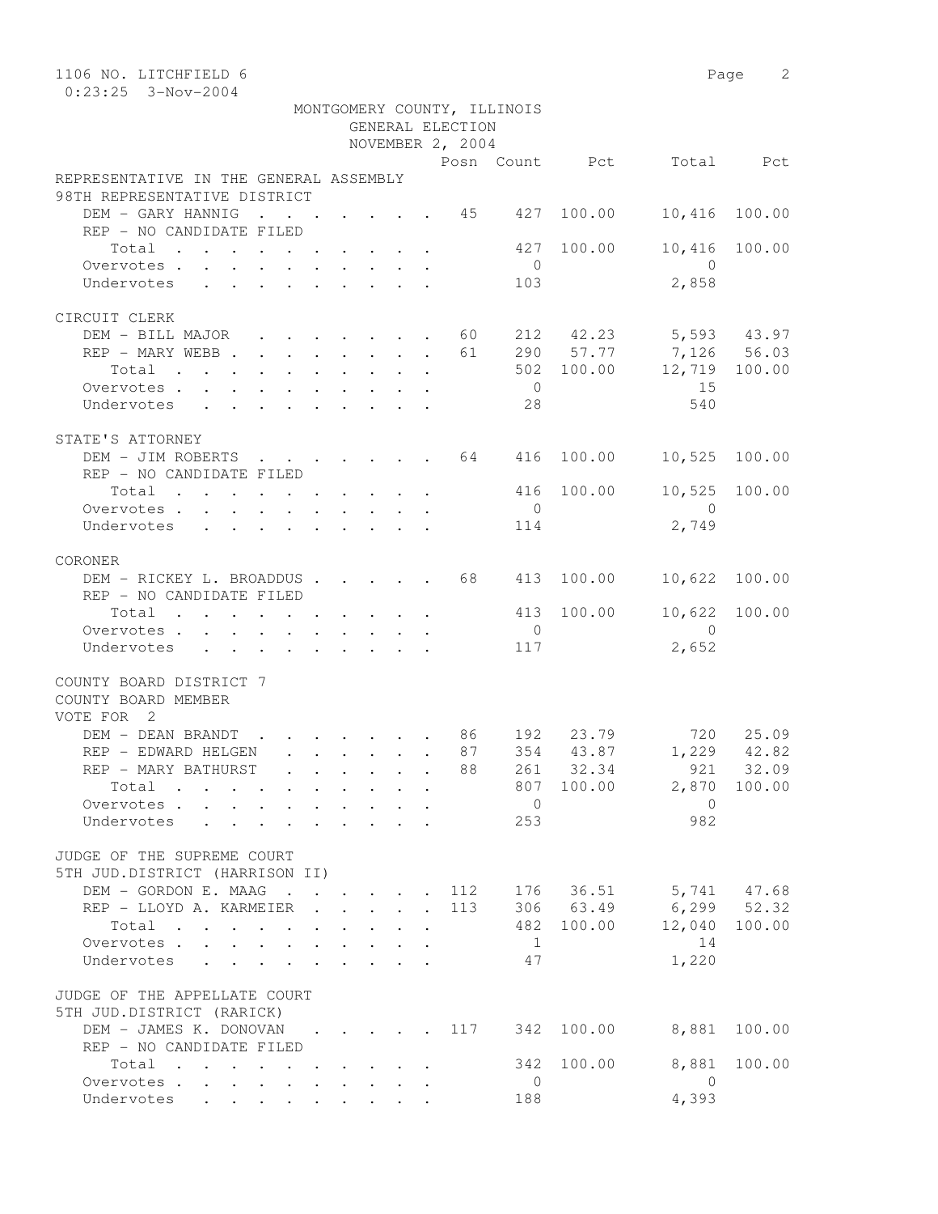1106 NO. LITCHFIELD 6
0:23:25 3-Nov-2004

MONTGOMERY COUNTY, ILLINOIS
GENERAL ELECTION
NOVEMBER 2, 2004

| | Posn | Count | Pct | Total | Pct |
|---|---|---|---|---|---|
| **REPRESENTATIVE IN THE GENERAL ASSEMBLY** | | | | | |
| **98TH REPRESENTATIVE DISTRICT** | | | | | |
| DEM - GARY HANNIG | 45 | 427 | 100.00 | 10,416 | 100.00 |
| REP - NO CANDIDATE FILED | | | | | |
| Total | | 427 | 100.00 | 10,416 | 100.00 |
| Overvotes | | 0 | | 0 | |
| Undervotes | | 103 | | 2,858 | |
| **CIRCUIT CLERK** | | | | | |
| DEM - BILL MAJOR | 60 | 212 | 42.23 | 5,593 | 43.97 |
| REP - MARY WEBB | 61 | 290 | 57.77 | 7,126 | 56.03 |
| Total | | 502 | 100.00 | 12,719 | 100.00 |
| Overvotes | | 0 | | 15 | |
| Undervotes | | 28 | | 540 | |
| **STATE'S ATTORNEY** | | | | | |
| DEM - JIM ROBERTS | 64 | 416 | 100.00 | 10,525 | 100.00 |
| REP - NO CANDIDATE FILED | | | | | |
| Total | | 416 | 100.00 | 10,525 | 100.00 |
| Overvotes | | 0 | | 0 | |
| Undervotes | | 114 | | 2,749 | |
| **CORONER** | | | | | |
| DEM - RICKEY L. BROADDUS | 68 | 413 | 100.00 | 10,622 | 100.00 |
| REP - NO CANDIDATE FILED | | | | | |
| Total | | 413 | 100.00 | 10,622 | 100.00 |
| Overvotes | | 0 | | 0 | |
| Undervotes | | 117 | | 2,652 | |
| **COUNTY BOARD DISTRICT 7** | | | | | |
| **COUNTY BOARD MEMBER** | | | | | |
| **VOTE FOR 2** | | | | | |
| DEM - DEAN BRANDT | 86 | 192 | 23.79 | 720 | 25.09 |
| REP - EDWARD HELGEN | 87 | 354 | 43.87 | 1,229 | 42.82 |
| REP - MARY BATHURST | 88 | 261 | 32.34 | 921 | 32.09 |
| Total | | 807 | 100.00 | 2,870 | 100.00 |
| Overvotes | | 0 | | 0 | |
| Undervotes | | 253 | | 982 | |
| **JUDGE OF THE SUPREME COURT** | | | | | |
| **5TH JUD.DISTRICT (HARRISON II)** | | | | | |
| DEM - GORDON E. MAAG | 112 | 176 | 36.51 | 5,741 | 47.68 |
| REP - LLOYD A. KARMEIER | 113 | 306 | 63.49 | 6,299 | 52.32 |
| Total | | 482 | 100.00 | 12,040 | 100.00 |
| Overvotes | | 1 | | 14 | |
| Undervotes | | 47 | | 1,220 | |
| **JUDGE OF THE APPELLATE COURT** | | | | | |
| **5TH JUD.DISTRICT (RARICK)** | | | | | |
| DEM - JAMES K. DONOVAN | 117 | 342 | 100.00 | 8,881 | 100.00 |
| REP - NO CANDIDATE FILED | | | | | |
| Total | | 342 | 100.00 | 8,881 | 100.00 |
| Overvotes | | 0 | | 0 | |
| Undervotes | | 188 | | 4,393 | |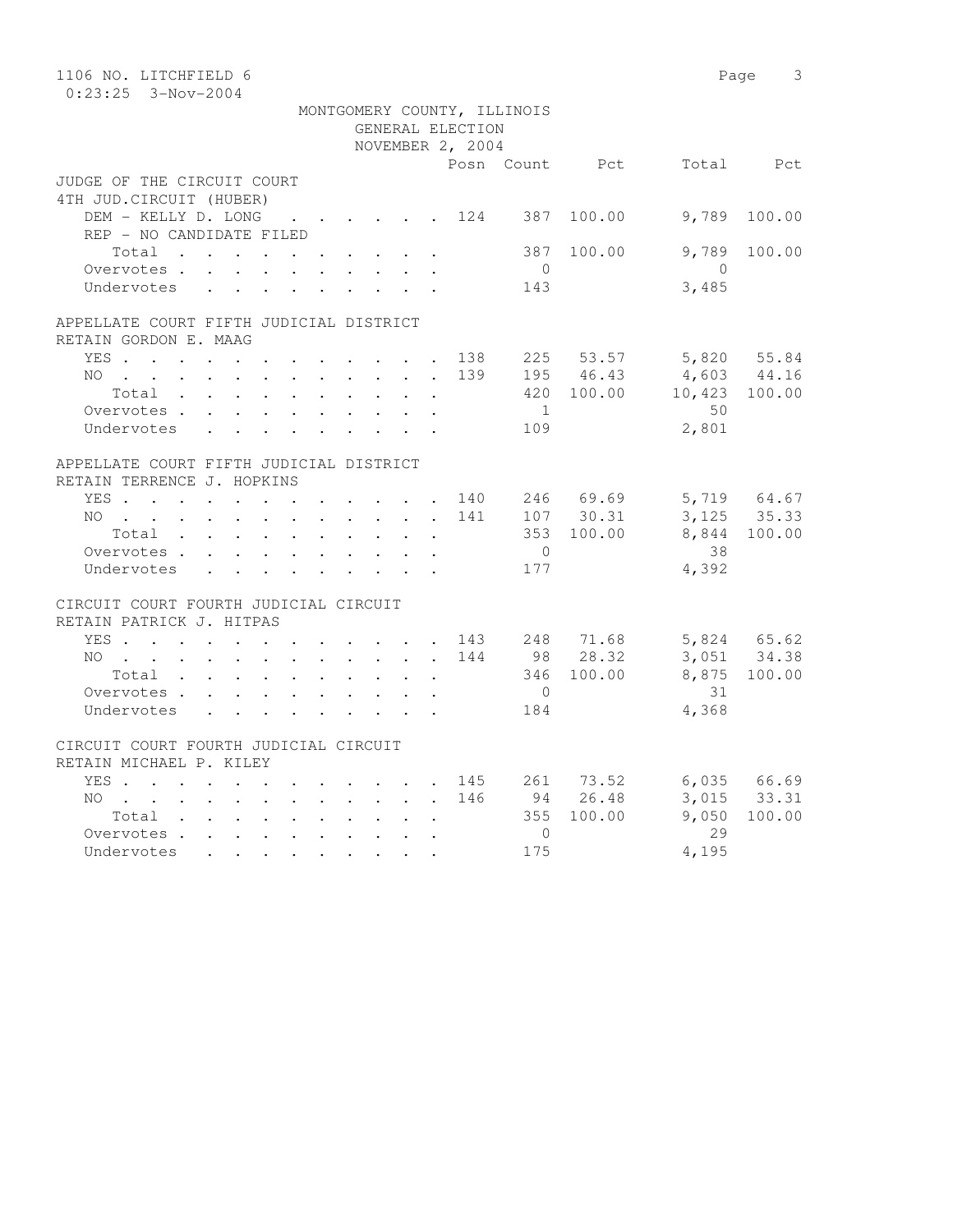1106 NO. LITCHFIELD 6
0:23:25 3-Nov-2004

MONTGOMERY COUNTY, ILLINOIS
GENERAL ELECTION
NOVEMBER 2, 2004

| | Posn | Count | Pct | Total | Pct |
|---|---|---|---|---|---|
| **JUDGE OF THE CIRCUIT COURT** | | | | | |
| **4TH JUD.CIRCUIT (HUBER)** | | | | | |
| DEM - KELLY D. LONG | 124 | 387 | 100.00 | 9,789 | 100.00 |
| REP - NO CANDIDATE FILED | | | | | |
| Total | | 387 | 100.00 | 9,789 | 100.00 |
| Overvotes | | 0 | | 0 | |
| Undervotes | | 143 | | 3,485 | |
| **APPELLATE COURT FIFTH JUDICIAL DISTRICT** | | | | | |
| **RETAIN GORDON E. MAAG** | | | | | |
| YES | 138 | 225 | 53.57 | 5,820 | 55.84 |
| NO | 139 | 195 | 46.43 | 4,603 | 44.16 |
| Total | | 420 | 100.00 | 10,423 | 100.00 |
| Overvotes | | 1 | | 50 | |
| Undervotes | | 109 | | 2,801 | |
| **APPELLATE COURT FIFTH JUDICIAL DISTRICT** | | | | | |
| **RETAIN TERRENCE J. HOPKINS** | | | | | |
| YES | 140 | 246 | 69.69 | 5,719 | 64.67 |
| NO | 141 | 107 | 30.31 | 3,125 | 35.33 |
| Total | | 353 | 100.00 | 8,844 | 100.00 |
| Overvotes | | 0 | | 38 | |
| Undervotes | | 177 | | 4,392 | |
| **CIRCUIT COURT FOURTH JUDICIAL CIRCUIT** | | | | | |
| **RETAIN PATRICK J. HITPAS** | | | | | |
| YES | 143 | 248 | 71.68 | 5,824 | 65.62 |
| NO | 144 | 98 | 28.32 | 3,051 | 34.38 |
| Total | | 346 | 100.00 | 8,875 | 100.00 |
| Overvotes | | 0 | | 31 | |
| Undervotes | | 184 | | 4,368 | |
| **CIRCUIT COURT FOURTH JUDICIAL CIRCUIT** | | | | | |
| **RETAIN MICHAEL P. KILEY** | | | | | |
| YES | 145 | 261 | 73.52 | 6,035 | 66.69 |
| NO | 146 | 94 | 26.48 | 3,015 | 33.31 |
| Total | | 355 | 100.00 | 9,050 | 100.00 |
| Overvotes | | 0 | | 29 | |
| Undervotes | | 175 | | 4,195 | |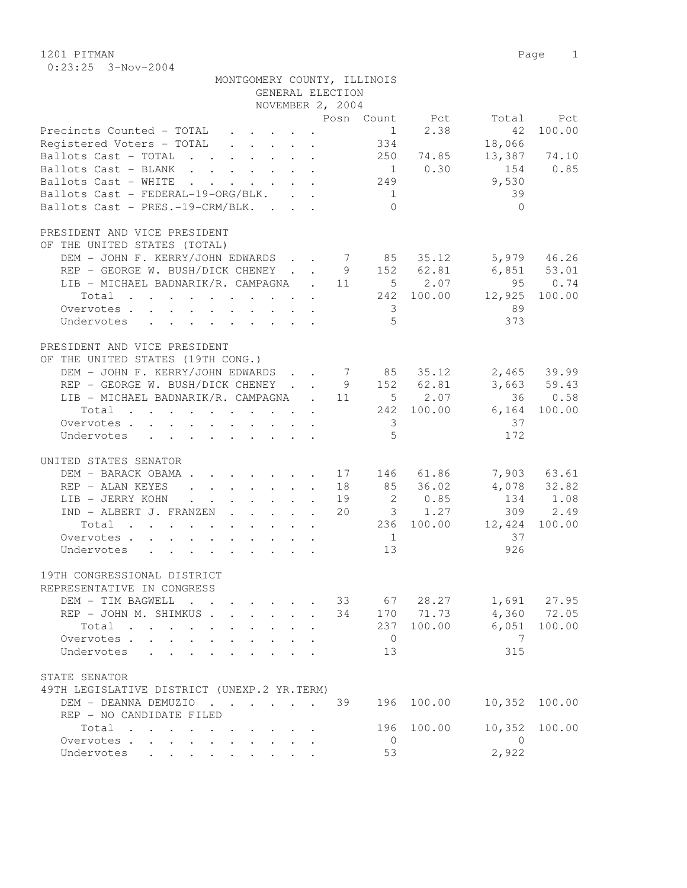1201 PITMAN
0:23:25 3-Nov-2004

MONTGOMERY COUNTY, ILLINOIS
GENERAL ELECTION
NOVEMBER 2, 2004

| | Posn | Count | Pct | Total | Pct |
|---|---|---|---|---|---|
| Precincts Counted - TOTAL | | 1 | 2.38 | 42 | 100.00 |
| Registered Voters - TOTAL | | 334 | | 18,066 | |
| Ballots Cast - TOTAL | | 250 | 74.85 | 13,387 | 74.10 |
| Ballots Cast - BLANK | | 1 | 0.30 | 154 | 0.85 |
| Ballots Cast - WHITE | | 249 | | 9,530 | |
| Ballots Cast - FEDERAL-19-ORG/BLK. | | 1 | | 39 | |
| Ballots Cast - PRES.-19-CRM/BLK. | | 0 | | 0 | |

PRESIDENT AND VICE PRESIDENT
OF THE UNITED STATES (TOTAL)

| | Posn | Count | Pct | Total | Pct |
|---|---|---|---|---|---|
| DEM - JOHN F. KERRY/JOHN EDWARDS | 7 | 85 | 35.12 | 5,979 | 46.26 |
| REP - GEORGE W. BUSH/DICK CHENEY | 9 | 152 | 62.81 | 6,851 | 53.01 |
| LIB - MICHAEL BADNARIK/R. CAMPAGNA | 11 | 5 | 2.07 | 95 | 0.74 |
| Total | | 242 | 100.00 | 12,925 | 100.00 |
| Overvotes | | 3 | | 89 | |
| Undervotes | | 5 | | 373 | |

PRESIDENT AND VICE PRESIDENT
OF THE UNITED STATES (19TH CONG.)

| | Posn | Count | Pct | Total | Pct |
|---|---|---|---|---|---|
| DEM - JOHN F. KERRY/JOHN EDWARDS | 7 | 85 | 35.12 | 2,465 | 39.99 |
| REP - GEORGE W. BUSH/DICK CHENEY | 9 | 152 | 62.81 | 3,663 | 59.43 |
| LIB - MICHAEL BADNARIK/R. CAMPAGNA | 11 | 5 | 2.07 | 36 | 0.58 |
| Total | | 242 | 100.00 | 6,164 | 100.00 |
| Overvotes | | 3 | | 37 | |
| Undervotes | | 5 | | 172 | |

UNITED STATES SENATOR

| | Posn | Count | Pct | Total | Pct |
|---|---|---|---|---|---|
| DEM - BARACK OBAMA | 17 | 146 | 61.86 | 7,903 | 63.61 |
| REP - ALAN KEYES | 18 | 85 | 36.02 | 4,078 | 32.82 |
| LIB - JERRY KOHN | 19 | 2 | 0.85 | 134 | 1.08 |
| IND - ALBERT J. FRANZEN | 20 | 3 | 1.27 | 309 | 2.49 |
| Total | | 236 | 100.00 | 12,424 | 100.00 |
| Overvotes | | 1 | | 37 | |
| Undervotes | | 13 | | 926 | |

19TH CONGRESSIONAL DISTRICT
REPRESENTATIVE IN CONGRESS

| | Posn | Count | Pct | Total | Pct |
|---|---|---|---|---|---|
| DEM - TIM BAGWELL | 33 | 67 | 28.27 | 1,691 | 27.95 |
| REP - JOHN M. SHIMKUS | 34 | 170 | 71.73 | 4,360 | 72.05 |
| Total | | 237 | 100.00 | 6,051 | 100.00 |
| Overvotes | | 0 | | 7 | |
| Undervotes | | 13 | | 315 | |

STATE SENATOR
49TH LEGISLATIVE DISTRICT (UNEXP.2 YR.TERM)

| | Posn | Count | Pct | Total | Pct |
|---|---|---|---|---|---|
| DEM - DEANNA DEMUZIO | 39 | 196 | 100.00 | 10,352 | 100.00 |
| REP - NO CANDIDATE FILED | | | | | |
| Total | | 196 | 100.00 | 10,352 | 100.00 |
| Overvotes | | 0 | | 0 | |
| Undervotes | | 53 | | 2,922 | |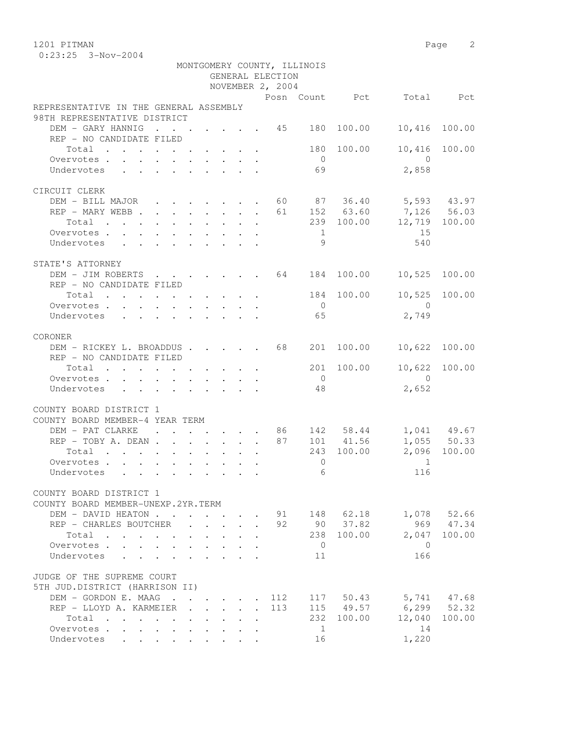MONTGOMERY COUNTY, ILLINOIS
GENERAL ELECTION
NOVEMBER 2, 2004

| | Posn | Count | Pct | Total | Pct |
|---|---|---|---|---|---|
| **REPRESENTATIVE IN THE GENERAL ASSEMBLY** | | | | | |
| **98TH REPRESENTATIVE DISTRICT** | | | | | |
| DEM - GARY HANNIG | 45 | 180 | 100.00 | 10,416 | 100.00 |
| REP - NO CANDIDATE FILED | | | | | |
| Total | | 180 | 100.00 | 10,416 | 100.00 |
| Overvotes | | 0 | | 0 | |
| Undervotes | | 69 | | 2,858 | |
| **CIRCUIT CLERK** | | | | | |
| DEM - BILL MAJOR | 60 | 87 | 36.40 | 5,593 | 43.97 |
| REP - MARY WEBB | 61 | 152 | 63.60 | 7,126 | 56.03 |
| Total | | 239 | 100.00 | 12,719 | 100.00 |
| Overvotes | | 1 | | 15 | |
| Undervotes | | 9 | | 540 | |
| **STATE'S ATTORNEY** | | | | | |
| DEM - JIM ROBERTS | 64 | 184 | 100.00 | 10,525 | 100.00 |
| REP - NO CANDIDATE FILED | | | | | |
| Total | | 184 | 100.00 | 10,525 | 100.00 |
| Overvotes | | 0 | | 0 | |
| Undervotes | | 65 | | 2,749 | |
| **CORONER** | | | | | |
| DEM - RICKEY L. BROADDUS | 68 | 201 | 100.00 | 10,622 | 100.00 |
| REP - NO CANDIDATE FILED | | | | | |
| Total | | 201 | 100.00 | 10,622 | 100.00 |
| Overvotes | | 0 | | 0 | |
| Undervotes | | 48 | | 2,652 | |
| **COUNTY BOARD DISTRICT 1** | | | | | |
| **COUNTY BOARD MEMBER-4 YEAR TERM** | | | | | |
| DEM - PAT CLARKE | 86 | 142 | 58.44 | 1,041 | 49.67 |
| REP - TOBY A. DEAN | 87 | 101 | 41.56 | 1,055 | 50.33 |
| Total | | 243 | 100.00 | 2,096 | 100.00 |
| Overvotes | | 0 | | 1 | |
| Undervotes | | 6 | | 116 | |
| **COUNTY BOARD DISTRICT 1** | | | | | |
| **COUNTY BOARD MEMBER-UNEXP.2YR.TERM** | | | | | |
| DEM - DAVID HEATON | 91 | 148 | 62.18 | 1,078 | 52.66 |
| REP - CHARLES BOUTCHER | 92 | 90 | 37.82 | 969 | 47.34 |
| Total | | 238 | 100.00 | 2,047 | 100.00 |
| Overvotes | | 0 | | 0 | |
| Undervotes | | 11 | | 166 | |
| **JUDGE OF THE SUPREME COURT** | | | | | |
| **5TH JUD.DISTRICT (HARRISON II)** | | | | | |
| DEM - GORDON E. MAAG | 112 | 117 | 50.43 | 5,741 | 47.68 |
| REP - LLOYD A. KARMEIER | 113 | 115 | 49.57 | 6,299 | 52.32 |
| Total | | 232 | 100.00 | 12,040 | 100.00 |
| Overvotes | | 1 | | 14 | |
| Undervotes | | 16 | | 1,220 | |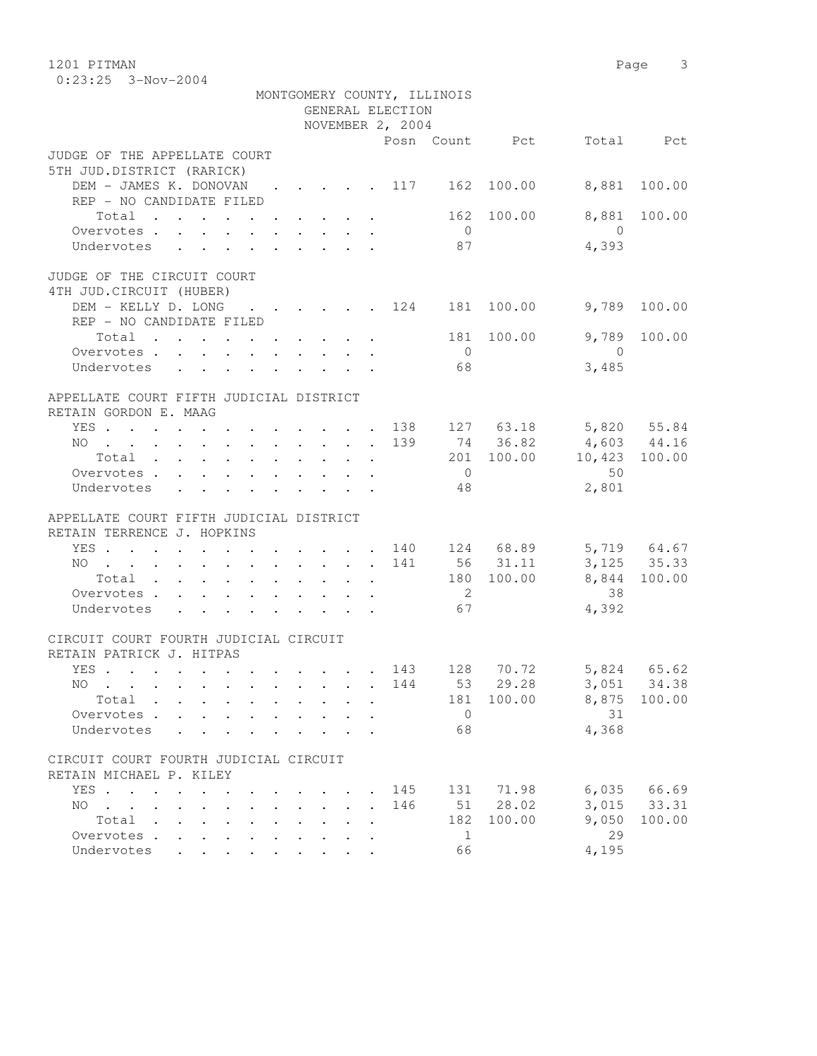MONTGOMERY COUNTY, ILLINOIS
GENERAL ELECTION
NOVEMBER 2, 2004

1201 PITMAN
0:23:25 3-Nov-2004

| | Posn | Count | Pct | Total | Pct |
|---|---|---|---|---|---|
| **JUDGE OF THE APPELLATE COURT** | | | | | |
| **5TH JUD.DISTRICT (RARICK)** | | | | | |
| DEM - JAMES K. DONOVAN | 117 | 162 | 100.00 | 8,881 | 100.00 |
| REP - NO CANDIDATE FILED | | | | | |
| Total | | 162 | 100.00 | 8,881 | 100.00 |
| Overvotes | | 0 | | 0 | |
| Undervotes | | 87 | | 4,393 | |
| **JUDGE OF THE CIRCUIT COURT** | | | | | |
| **4TH JUD.CIRCUIT (HUBER)** | | | | | |
| DEM - KELLY D. LONG | 124 | 181 | 100.00 | 9,789 | 100.00 |
| REP - NO CANDIDATE FILED | | | | | |
| Total | | 181 | 100.00 | 9,789 | 100.00 |
| Overvotes | | 0 | | 0 | |
| Undervotes | | 68 | | 3,485 | |
| **APPELLATE COURT FIFTH JUDICIAL DISTRICT** | | | | | |
| **RETAIN GORDON E. MAAG** | | | | | |
| YES | 138 | 127 | 63.18 | 5,820 | 55.84 |
| NO | 139 | 74 | 36.82 | 4,603 | 44.16 |
| Total | | 201 | 100.00 | 10,423 | 100.00 |
| Overvotes | | 0 | | 50 | |
| Undervotes | | 48 | | 2,801 | |
| **APPELLATE COURT FIFTH JUDICIAL DISTRICT** | | | | | |
| **RETAIN TERRENCE J. HOPKINS** | | | | | |
| YES | 140 | 124 | 68.89 | 5,719 | 64.67 |
| NO | 141 | 56 | 31.11 | 3,125 | 35.33 |
| Total | | 180 | 100.00 | 8,844 | 100.00 |
| Overvotes | | 2 | | 38 | |
| Undervotes | | 67 | | 4,392 | |
| **CIRCUIT COURT FOURTH JUDICIAL CIRCUIT** | | | | | |
| **RETAIN PATRICK J. HITPAS** | | | | | |
| YES | 143 | 128 | 70.72 | 5,824 | 65.62 |
| NO | 144 | 53 | 29.28 | 3,051 | 34.38 |
| Total | | 181 | 100.00 | 8,875 | 100.00 |
| Overvotes | | 0 | | 31 | |
| Undervotes | | 68 | | 4,368 | |
| **CIRCUIT COURT FOURTH JUDICIAL CIRCUIT** | | | | | |
| **RETAIN MICHAEL P. KILEY** | | | | | |
| YES | 145 | 131 | 71.98 | 6,035 | 66.69 |
| NO | 146 | 51 | 28.02 | 3,015 | 33.31 |
| Total | | 182 | 100.00 | 9,050 | 100.00 |
| Overvotes | | 1 | | 29 | |
| Undervotes | | 66 | | 4,195 | |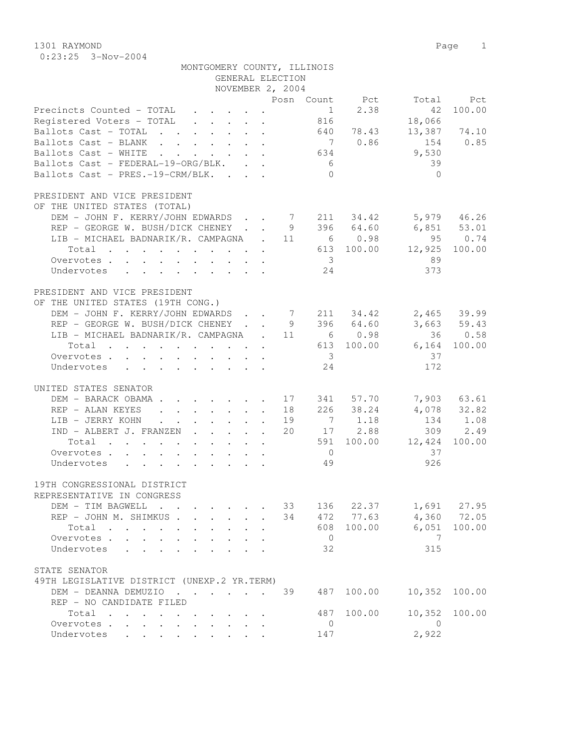1301 RAYMOND
0:23:25 3-Nov-2004

MONTGOMERY COUNTY, ILLINOIS
GENERAL ELECTION
NOVEMBER 2, 2004

| | Posn | Count | Pct | Total | Pct |
|---|---|---|---|---|---|
| Precincts Counted - TOTAL | | 1 | 2.38 | 42 | 100.00 |
| Registered Voters - TOTAL | | 816 | | 18,066 | |
| Ballots Cast - TOTAL | | 640 | 78.43 | 13,387 | 74.10 |
| Ballots Cast - BLANK | | 7 | 0.86 | 154 | 0.85 |
| Ballots Cast - WHITE | | 634 | | 9,530 | |
| Ballots Cast - FEDERAL-19-ORG/BLK. | | 6 | | 39 | |
| Ballots Cast - PRES.-19-CRM/BLK. | | 0 | | 0 | |

PRESIDENT AND VICE PRESIDENT
OF THE UNITED STATES (TOTAL)

| | Posn | Count | Pct | Total | Pct |
|---|---|---|---|---|---|
| DEM - JOHN F. KERRY/JOHN EDWARDS | 7 | 211 | 34.42 | 5,979 | 46.26 |
| REP - GEORGE W. BUSH/DICK CHENEY | 9 | 396 | 64.60 | 6,851 | 53.01 |
| LIB - MICHAEL BADNARIK/R. CAMPAGNA | 11 | 6 | 0.98 | 95 | 0.74 |
| Total | | 613 | 100.00 | 12,925 | 100.00 |
| Overvotes | | 3 | | 89 | |
| Undervotes | | 24 | | 373 | |

PRESIDENT AND VICE PRESIDENT
OF THE UNITED STATES (19TH CONG.)

| | Posn | Count | Pct | Total | Pct |
|---|---|---|---|---|---|
| DEM - JOHN F. KERRY/JOHN EDWARDS | 7 | 211 | 34.42 | 2,465 | 39.99 |
| REP - GEORGE W. BUSH/DICK CHENEY | 9 | 396 | 64.60 | 3,663 | 59.43 |
| LIB - MICHAEL BADNARIK/R. CAMPAGNA | 11 | 6 | 0.98 | 36 | 0.58 |
| Total | | 613 | 100.00 | 6,164 | 100.00 |
| Overvotes | | 3 | | 37 | |
| Undervotes | | 24 | | 172 | |

UNITED STATES SENATOR

| | Posn | Count | Pct | Total | Pct |
|---|---|---|---|---|---|
| DEM - BARACK OBAMA | 17 | 341 | 57.70 | 7,903 | 63.61 |
| REP - ALAN KEYES | 18 | 226 | 38.24 | 4,078 | 32.82 |
| LIB - JERRY KOHN | 19 | 7 | 1.18 | 134 | 1.08 |
| IND - ALBERT J. FRANZEN | 20 | 17 | 2.88 | 309 | 2.49 |
| Total | | 591 | 100.00 | 12,424 | 100.00 |
| Overvotes | | 0 | | 37 | |
| Undervotes | | 49 | | 926 | |

19TH CONGRESSIONAL DISTRICT
REPRESENTATIVE IN CONGRESS

| | Posn | Count | Pct | Total | Pct |
|---|---|---|---|---|---|
| DEM - TIM BAGWELL | 33 | 136 | 22.37 | 1,691 | 27.95 |
| REP - JOHN M. SHIMKUS | 34 | 472 | 77.63 | 4,360 | 72.05 |
| Total | | 608 | 100.00 | 6,051 | 100.00 |
| Overvotes | | 0 | | 7 | |
| Undervotes | | 32 | | 315 | |

STATE SENATOR
49TH LEGISLATIVE DISTRICT (UNEXP.2 YR.TERM)

| | Posn | Count | Pct | Total | Pct |
|---|---|---|---|---|---|
| DEM - DEANNA DEMUZIO | 39 | 487 | 100.00 | 10,352 | 100.00 |
| REP - NO CANDIDATE FILED | | | | | |
| Total | | 487 | 100.00 | 10,352 | 100.00 |
| Overvotes | | 0 | | 0 | |
| Undervotes | | 147 | | 2,922 | |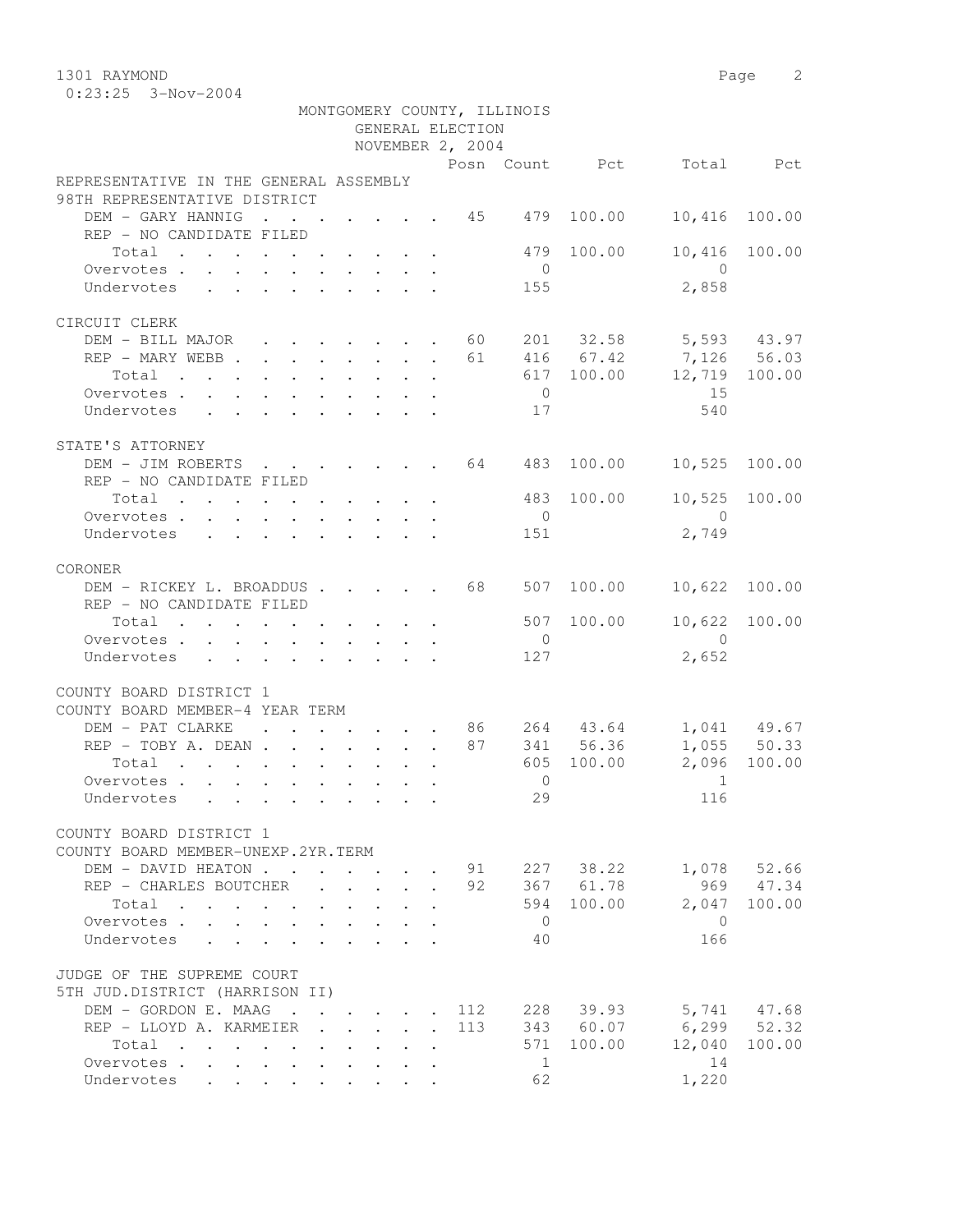1301 RAYMOND

0:23:25 3-Nov-2004

MONTGOMERY COUNTY, ILLINOIS
GENERAL ELECTION
NOVEMBER 2, 2004

| | Posn | Count | Pct | Total | Pct |
|---|---|---|---|---|---|
| **REPRESENTATIVE IN THE GENERAL ASSEMBLY** | | | | | |
| **98TH REPRESENTATIVE DISTRICT** | | | | | |
| DEM - GARY HANNIG | 45 | 479 | 100.00 | 10,416 | 100.00 |
| REP - NO CANDIDATE FILED | | | | | |
| Total | | 479 | 100.00 | 10,416 | 100.00 |
| Overvotes | | 0 | | 0 | |
| Undervotes | | 155 | | 2,858 | |
| **CIRCUIT CLERK** | | | | | |
| DEM - BILL MAJOR | 60 | 201 | 32.58 | 5,593 | 43.97 |
| REP - MARY WEBB | 61 | 416 | 67.42 | 7,126 | 56.03 |
| Total | | 617 | 100.00 | 12,719 | 100.00 |
| Overvotes | | 0 | | 15 | |
| Undervotes | | 17 | | 540 | |
| **STATE'S ATTORNEY** | | | | | |
| DEM - JIM ROBERTS | 64 | 483 | 100.00 | 10,525 | 100.00 |
| REP - NO CANDIDATE FILED | | | | | |
| Total | | 483 | 100.00 | 10,525 | 100.00 |
| Overvotes | | 0 | | 0 | |
| Undervotes | | 151 | | 2,749 | |
| **CORONER** | | | | | |
| DEM - RICKEY L. BROADDUS | 68 | 507 | 100.00 | 10,622 | 100.00 |
| REP - NO CANDIDATE FILED | | | | | |
| Total | | 507 | 100.00 | 10,622 | 100.00 |
| Overvotes | | 0 | | 0 | |
| Undervotes | | 127 | | 2,652 | |
| **COUNTY BOARD DISTRICT 1** | | | | | |
| **COUNTY BOARD MEMBER-4 YEAR TERM** | | | | | |
| DEM - PAT CLARKE | 86 | 264 | 43.64 | 1,041 | 49.67 |
| REP - TOBY A. DEAN | 87 | 341 | 56.36 | 1,055 | 50.33 |
| Total | | 605 | 100.00 | 2,096 | 100.00 |
| Overvotes | | 0 | | 1 | |
| Undervotes | | 29 | | 116 | |
| **COUNTY BOARD DISTRICT 1** | | | | | |
| **COUNTY BOARD MEMBER-UNEXP.2YR.TERM** | | | | | |
| DEM - DAVID HEATON | 91 | 227 | 38.22 | 1,078 | 52.66 |
| REP - CHARLES BOUTCHER | 92 | 367 | 61.78 | 969 | 47.34 |
| Total | | 594 | 100.00 | 2,047 | 100.00 |
| Overvotes | | 0 | | 0 | |
| Undervotes | | 40 | | 166 | |
| **JUDGE OF THE SUPREME COURT** | | | | | |
| **5TH JUD.DISTRICT (HARRISON II)** | | | | | |
| DEM - GORDON E. MAAG | 112 | 228 | 39.93 | 5,741 | 47.68 |
| REP - LLOYD A. KARMEIER | 113 | 343 | 60.07 | 6,299 | 52.32 |
| Total | | 571 | 100.00 | 12,040 | 100.00 |
| Overvotes | | 1 | | 14 | |
| Undervotes | | 62 | | 1,220 | |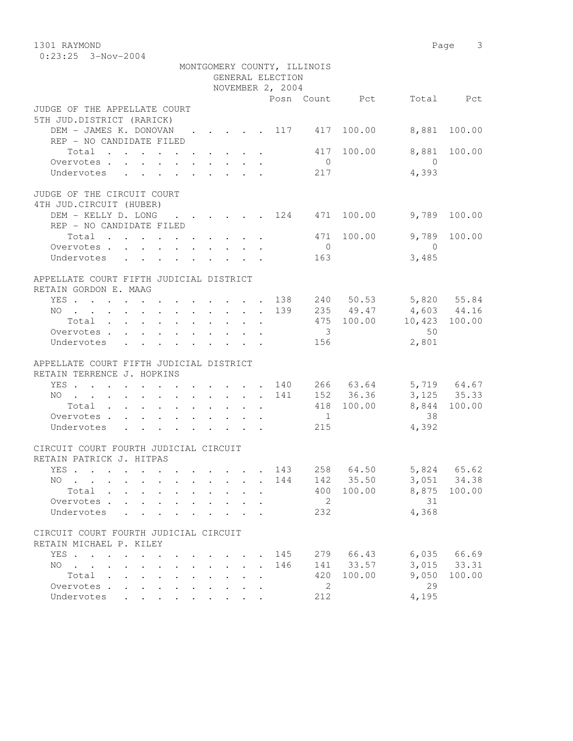MONTGOMERY COUNTY, ILLINOIS
GENERAL ELECTION
NOVEMBER 2, 2004

| | Posn | Count | Pct | Total | Pct |
|---|---|---|---|---|---|
| **JUDGE OF THE APPELLATE COURT** | | | | | |
| **5TH JUD.DISTRICT (RARICK)** | | | | | |
| DEM - JAMES K. DONOVAN | 117 | 417 | 100.00 | 8,881 | 100.00 |
| REP - NO CANDIDATE FILED | | | | | |
| Total | | 417 | 100.00 | 8,881 | 100.00 |
| Overvotes | | 0 | | 0 | |
| Undervotes | | 217 | | 4,393 | |
| **JUDGE OF THE CIRCUIT COURT** | | | | | |
| **4TH JUD.CIRCUIT (HUBER)** | | | | | |
| DEM - KELLY D. LONG | 124 | 471 | 100.00 | 9,789 | 100.00 |
| REP - NO CANDIDATE FILED | | | | | |
| Total | | 471 | 100.00 | 9,789 | 100.00 |
| Overvotes | | 0 | | 0 | |
| Undervotes | | 163 | | 3,485 | |
| **APPELLATE COURT FIFTH JUDICIAL DISTRICT** | | | | | |
| **RETAIN GORDON E. MAAG** | | | | | |
| YES | 138 | 240 | 50.53 | 5,820 | 55.84 |
| NO | 139 | 235 | 49.47 | 4,603 | 44.16 |
| Total | | 475 | 100.00 | 10,423 | 100.00 |
| Overvotes | | 3 | | 50 | |
| Undervotes | | 156 | | 2,801 | |
| **APPELLATE COURT FIFTH JUDICIAL DISTRICT** | | | | | |
| **RETAIN TERRENCE J. HOPKINS** | | | | | |
| YES | 140 | 266 | 63.64 | 5,719 | 64.67 |
| NO | 141 | 152 | 36.36 | 3,125 | 35.33 |
| Total | | 418 | 100.00 | 8,844 | 100.00 |
| Overvotes | | 1 | | 38 | |
| Undervotes | | 215 | | 4,392 | |
| **CIRCUIT COURT FOURTH JUDICIAL CIRCUIT** | | | | | |
| **RETAIN PATRICK J. HITPAS** | | | | | |
| YES | 143 | 258 | 64.50 | 5,824 | 65.62 |
| NO | 144 | 142 | 35.50 | 3,051 | 34.38 |
| Total | | 400 | 100.00 | 8,875 | 100.00 |
| Overvotes | | 2 | | 31 | |
| Undervotes | | 232 | | 4,368 | |
| **CIRCUIT COURT FOURTH JUDICIAL CIRCUIT** | | | | | |
| **RETAIN MICHAEL P. KILEY** | | | | | |
| YES | 145 | 279 | 66.43 | 6,035 | 66.69 |
| NO | 146 | 141 | 33.57 | 3,015 | 33.31 |
| Total | | 420 | 100.00 | 9,050 | 100.00 |
| Overvotes | | 2 | | 29 | |
| Undervotes | | 212 | | 4,195 | |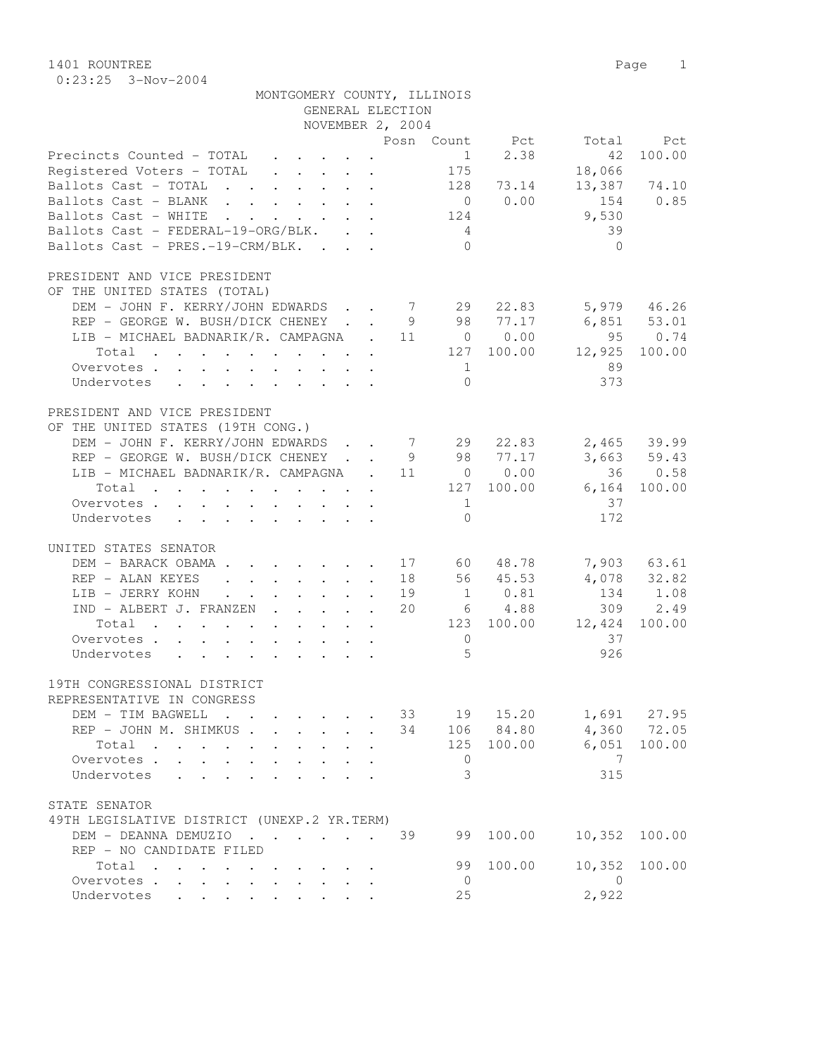1401 ROUNTREE
0:23:25 3-Nov-2004

MONTGOMERY COUNTY, ILLINOIS
GENERAL ELECTION
NOVEMBER 2, 2004

| | Posn | Count | Pct | Total | Pct |
|---|---|---|---|---|---|
| Precincts Counted - TOTAL | | 1 | 2.38 | 42 | 100.00 |
| Registered Voters - TOTAL | | 175 | | 18,066 | |
| Ballots Cast - TOTAL | | 128 | 73.14 | 13,387 | 74.10 |
| Ballots Cast - BLANK | | 0 | 0.00 | 154 | 0.85 |
| Ballots Cast - WHITE | | 124 | | 9,530 | |
| Ballots Cast - FEDERAL-19-ORG/BLK. | | 4 | | 39 | |
| Ballots Cast - PRES.-19-CRM/BLK. | | 0 | | 0 | |

PRESIDENT AND VICE PRESIDENT
OF THE UNITED STATES (TOTAL)

| | Posn | Count | Pct | Total | Pct |
|---|---|---|---|---|---|
| DEM - JOHN F. KERRY/JOHN EDWARDS | 7 | 29 | 22.83 | 5,979 | 46.26 |
| REP - GEORGE W. BUSH/DICK CHENEY | 9 | 98 | 77.17 | 6,851 | 53.01 |
| LIB - MICHAEL BADNARIK/R. CAMPAGNA | 11 | 0 | 0.00 | 95 | 0.74 |
| Total | | 127 | 100.00 | 12,925 | 100.00 |
| Overvotes | | 1 | | 89 | |
| Undervotes | | 0 | | 373 | |

PRESIDENT AND VICE PRESIDENT
OF THE UNITED STATES (19TH CONG.)

| | Posn | Count | Pct | Total | Pct |
|---|---|---|---|---|---|
| DEM - JOHN F. KERRY/JOHN EDWARDS | 7 | 29 | 22.83 | 2,465 | 39.99 |
| REP - GEORGE W. BUSH/DICK CHENEY | 9 | 98 | 77.17 | 3,663 | 59.43 |
| LIB - MICHAEL BADNARIK/R. CAMPAGNA | 11 | 0 | 0.00 | 36 | 0.58 |
| Total | | 127 | 100.00 | 6,164 | 100.00 |
| Overvotes | | 1 | | 37 | |
| Undervotes | | 0 | | 172 | |

UNITED STATES SENATOR

| | Posn | Count | Pct | Total | Pct |
|---|---|---|---|---|---|
| DEM - BARACK OBAMA | 17 | 60 | 48.78 | 7,903 | 63.61 |
| REP - ALAN KEYES | 18 | 56 | 45.53 | 4,078 | 32.82 |
| LIB - JERRY KOHN | 19 | 1 | 0.81 | 134 | 1.08 |
| IND - ALBERT J. FRANZEN | 20 | 6 | 4.88 | 309 | 2.49 |
| Total | | 123 | 100.00 | 12,424 | 100.00 |
| Overvotes | | 0 | | 37 | |
| Undervotes | | 5 | | 926 | |

19TH CONGRESSIONAL DISTRICT
REPRESENTATIVE IN CONGRESS

| | Posn | Count | Pct | Total | Pct |
|---|---|---|---|---|---|
| DEM - TIM BAGWELL | 33 | 19 | 15.20 | 1,691 | 27.95 |
| REP - JOHN M. SHIMKUS | 34 | 106 | 84.80 | 4,360 | 72.05 |
| Total | | 125 | 100.00 | 6,051 | 100.00 |
| Overvotes | | 0 | | 7 | |
| Undervotes | | 3 | | 315 | |

STATE SENATOR
49TH LEGISLATIVE DISTRICT (UNEXP.2 YR.TERM)

| | Posn | Count | Pct | Total | Pct |
|---|---|---|---|---|---|
| DEM - DEANNA DEMUZIO | 39 | 99 | 100.00 | 10,352 | 100.00 |
| REP - NO CANDIDATE FILED | | | | | |
| Total | | 99 | 100.00 | 10,352 | 100.00 |
| Overvotes | | 0 | | 0 | |
| Undervotes | | 25 | | 2,922 | |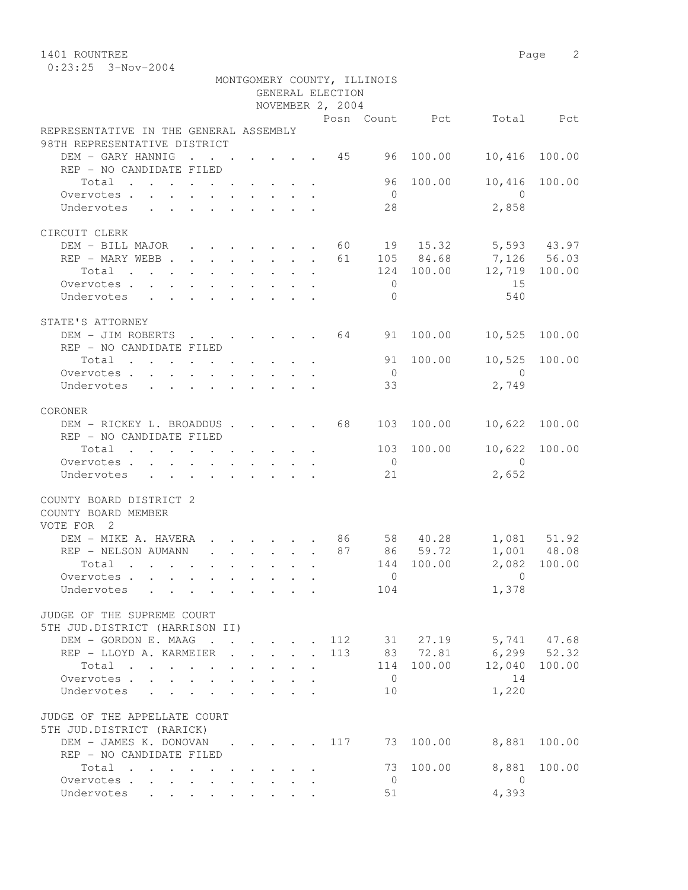1401 ROUNTREE
0:23:25 3-Nov-2004

MONTGOMERY COUNTY, ILLINOIS
GENERAL ELECTION
NOVEMBER 2, 2004

| | Posn | Count | Pct | Total | Pct |
|---|---|---|---|---|---|
| **REPRESENTATIVE IN THE GENERAL ASSEMBLY** | | | | | |
| **98TH REPRESENTATIVE DISTRICT** | | | | | |
| DEM - GARY HANNIG | 45 | 96 | 100.00 | 10,416 | 100.00 |
| REP - NO CANDIDATE FILED | | | | | |
| Total | | 96 | 100.00 | 10,416 | 100.00 |
| Overvotes | | 0 | | 0 | |
| Undervotes | | 28 | | 2,858 | |
| **CIRCUIT CLERK** | | | | | |
| DEM - BILL MAJOR | 60 | 19 | 15.32 | 5,593 | 43.97 |
| REP - MARY WEBB | 61 | 105 | 84.68 | 7,126 | 56.03 |
| Total | | 124 | 100.00 | 12,719 | 100.00 |
| Overvotes | | 0 | | 15 | |
| Undervotes | | 0 | | 540 | |
| **STATE'S ATTORNEY** | | | | | |
| DEM - JIM ROBERTS | 64 | 91 | 100.00 | 10,525 | 100.00 |
| REP - NO CANDIDATE FILED | | | | | |
| Total | | 91 | 100.00 | 10,525 | 100.00 |
| Overvotes | | 0 | | 0 | |
| Undervotes | | 33 | | 2,749 | |
| **CORONER** | | | | | |
| DEM - RICKEY L. BROADDUS | 68 | 103 | 100.00 | 10,622 | 100.00 |
| REP - NO CANDIDATE FILED | | | | | |
| Total | | 103 | 100.00 | 10,622 | 100.00 |
| Overvotes | | 0 | | 0 | |
| Undervotes | | 21 | | 2,652 | |
| **COUNTY BOARD DISTRICT 2** | | | | | |
| **COUNTY BOARD MEMBER** | | | | | |
| **VOTE FOR 2** | | | | | |
| DEM - MIKE A. HAVERA | 86 | 58 | 40.28 | 1,081 | 51.92 |
| REP - NELSON AUMANN | 87 | 86 | 59.72 | 1,001 | 48.08 |
| Total | | 144 | 100.00 | 2,082 | 100.00 |
| Overvotes | | 0 | | 0 | |
| Undervotes | | 104 | | 1,378 | |
| **JUDGE OF THE SUPREME COURT** | | | | | |
| **5TH JUD.DISTRICT (HARRISON II)** | | | | | |
| DEM - GORDON E. MAAG | 112 | 31 | 27.19 | 5,741 | 47.68 |
| REP - LLOYD A. KARMEIER | 113 | 83 | 72.81 | 6,299 | 52.32 |
| Total | | 114 | 100.00 | 12,040 | 100.00 |
| Overvotes | | 0 | | 14 | |
| Undervotes | | 10 | | 1,220 | |
| **JUDGE OF THE APPELLATE COURT** | | | | | |
| **5TH JUD.DISTRICT (RARICK)** | | | | | |
| DEM - JAMES K. DONOVAN | 117 | 73 | 100.00 | 8,881 | 100.00 |
| REP - NO CANDIDATE FILED | | | | | |
| Total | | 73 | 100.00 | 8,881 | 100.00 |
| Overvotes | | 0 | | 0 | |
| Undervotes | | 51 | | 4,393 | |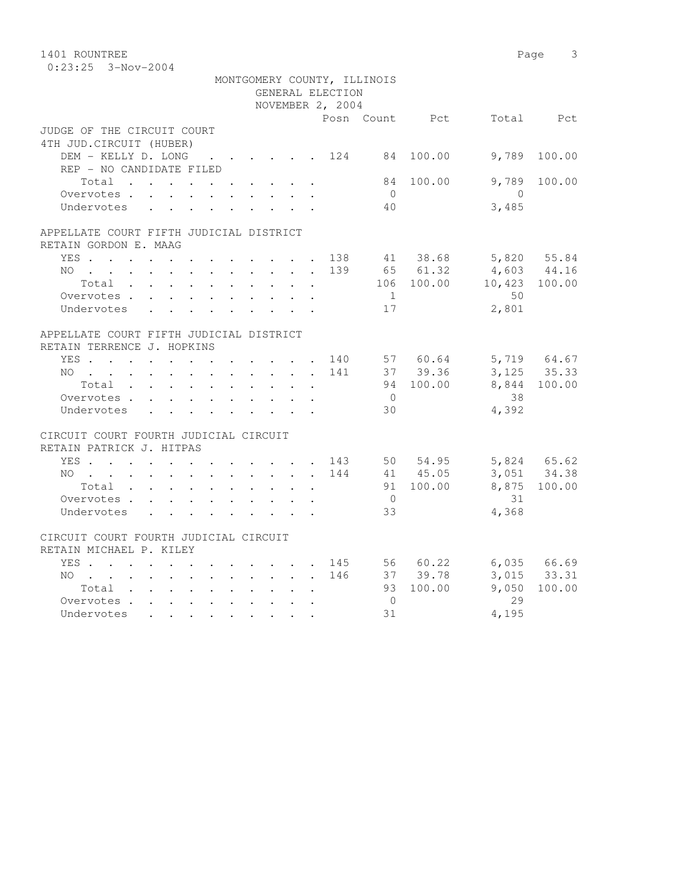1401 ROUNTREE
0:23:25 3-Nov-2004

MONTGOMERY COUNTY, ILLINOIS
GENERAL ELECTION
NOVEMBER 2, 2004

| | Posn | Count | Pct | Total | Pct |
|---|---|---|---|---|---|
| **JUDGE OF THE CIRCUIT COURT 4TH JUD.CIRCUIT (HUBER)** | | | | | |
| DEM - KELLY D. LONG | 124 | 84 | 100.00 | 9,789 | 100.00 |
| REP - NO CANDIDATE FILED | | | | | |
| Total | | 84 | 100.00 | 9,789 | 100.00 |
| Overvotes | | 0 | | 0 | |
| Undervotes | | 40 | | 3,485 | |
| **APPELLATE COURT FIFTH JUDICIAL DISTRICT RETAIN GORDON E. MAAG** | | | | | |
| YES | 138 | 41 | 38.68 | 5,820 | 55.84 |
| NO | 139 | 65 | 61.32 | 4,603 | 44.16 |
| Total | | 106 | 100.00 | 10,423 | 100.00 |
| Overvotes | | 1 | | 50 | |
| Undervotes | | 17 | | 2,801 | |
| **APPELLATE COURT FIFTH JUDICIAL DISTRICT RETAIN TERRENCE J. HOPKINS** | | | | | |
| YES | 140 | 57 | 60.64 | 5,719 | 64.67 |
| NO | 141 | 37 | 39.36 | 3,125 | 35.33 |
| Total | | 94 | 100.00 | 8,844 | 100.00 |
| Overvotes | | 0 | | 38 | |
| Undervotes | | 30 | | 4,392 | |
| **CIRCUIT COURT FOURTH JUDICIAL CIRCUIT RETAIN PATRICK J. HITPAS** | | | | | |
| YES | 143 | 50 | 54.95 | 5,824 | 65.62 |
| NO | 144 | 41 | 45.05 | 3,051 | 34.38 |
| Total | | 91 | 100.00 | 8,875 | 100.00 |
| Overvotes | | 0 | | 31 | |
| Undervotes | | 33 | | 4,368 | |
| **CIRCUIT COURT FOURTH JUDICIAL CIRCUIT RETAIN MICHAEL P. KILEY** | | | | | |
| YES | 145 | 56 | 60.22 | 6,035 | 66.69 |
| NO | 146 | 37 | 39.78 | 3,015 | 33.31 |
| Total | | 93 | 100.00 | 9,050 | 100.00 |
| Overvotes | | 0 | | 29 | |
| Undervotes | | 31 | | 4,195 | |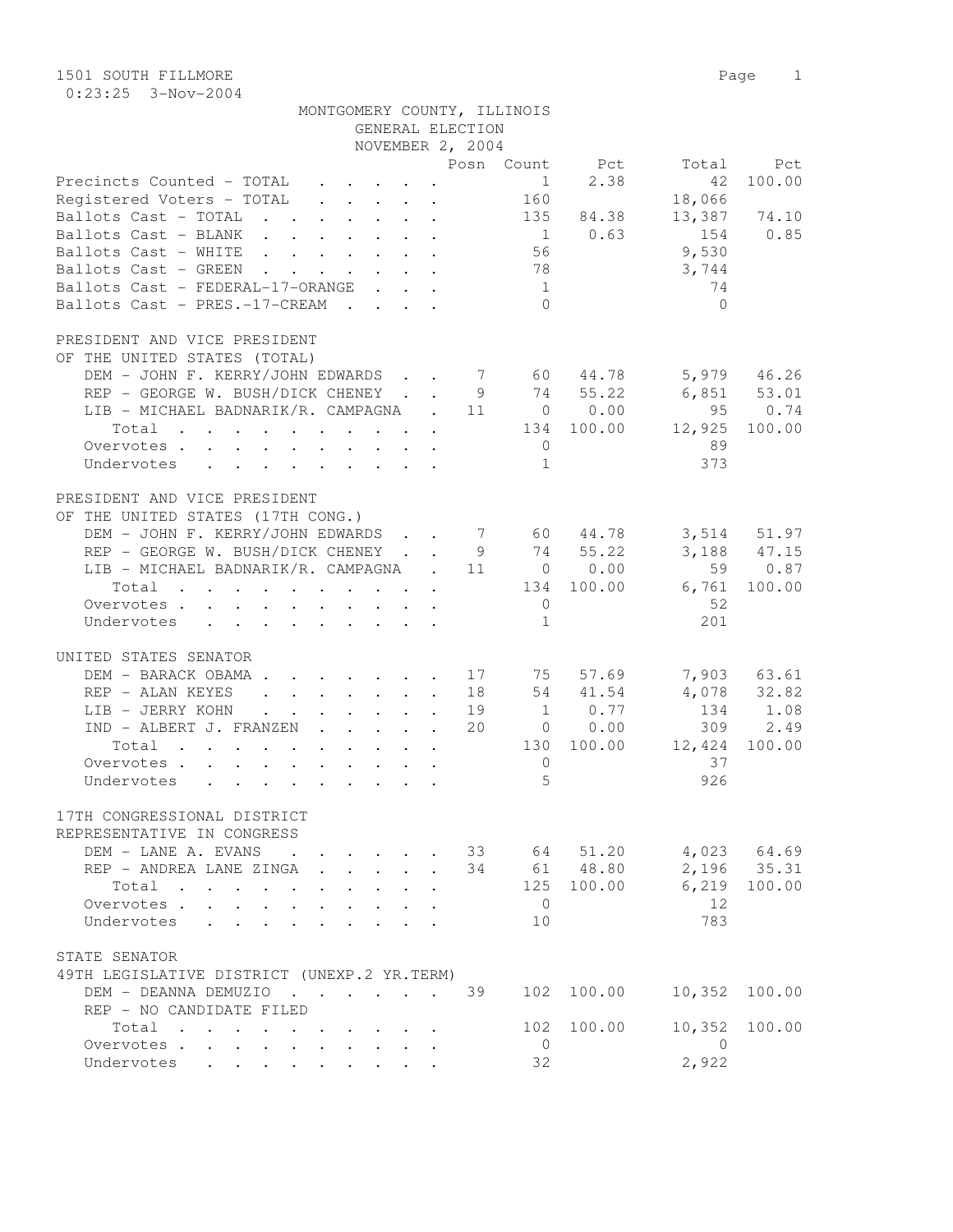1501 SOUTH FILLMORE

0:23:25 3-Nov-2004

MONTGOMERY COUNTY, ILLINOIS
GENERAL ELECTION
NOVEMBER 2, 2004

| | Posn | Count | Pct | Total | Pct |
|---|---|---|---|---|---|
| Precincts Counted - TOTAL | | 1 | 2.38 | 42 | 100.00 |
| Registered Voters - TOTAL | | 160 | | 18,066 | |
| Ballots Cast - TOTAL | | 135 | 84.38 | 13,387 | 74.10 |
| Ballots Cast - BLANK | | 1 | 0.63 | 154 | 0.85 |
| Ballots Cast - WHITE | | 56 | | 9,530 | |
| Ballots Cast - GREEN | | 78 | | 3,744 | |
| Ballots Cast - FEDERAL-17-ORANGE | | 1 | | 74 | |
| Ballots Cast - PRES.-17-CREAM | | 0 | | 0 | |

PRESIDENT AND VICE PRESIDENT
OF THE UNITED STATES (TOTAL)

| | Posn | Count | Pct | Total | Pct |
|---|---|---|---|---|---|
| DEM - JOHN F. KERRY/JOHN EDWARDS | 7 | 60 | 44.78 | 5,979 | 46.26 |
| REP - GEORGE W. BUSH/DICK CHENEY | 9 | 74 | 55.22 | 6,851 | 53.01 |
| LIB - MICHAEL BADNARIK/R. CAMPAGNA | 11 | 0 | 0.00 | 95 | 0.74 |
| Total | | 134 | 100.00 | 12,925 | 100.00 |
| Overvotes | | 0 | | 89 | |
| Undervotes | | 1 | | 373 | |

PRESIDENT AND VICE PRESIDENT
OF THE UNITED STATES (17TH CONG.)

| | Posn | Count | Pct | Total | Pct |
|---|---|---|---|---|---|
| DEM - JOHN F. KERRY/JOHN EDWARDS | 7 | 60 | 44.78 | 3,514 | 51.97 |
| REP - GEORGE W. BUSH/DICK CHENEY | 9 | 74 | 55.22 | 3,188 | 47.15 |
| LIB - MICHAEL BADNARIK/R. CAMPAGNA | 11 | 0 | 0.00 | 59 | 0.87 |
| Total | | 134 | 100.00 | 6,761 | 100.00 |
| Overvotes | | 0 | | 52 | |
| Undervotes | | 1 | | 201 | |

UNITED STATES SENATOR

| | Posn | Count | Pct | Total | Pct |
|---|---|---|---|---|---|
| DEM - BARACK OBAMA | 17 | 75 | 57.69 | 7,903 | 63.61 |
| REP - ALAN KEYES | 18 | 54 | 41.54 | 4,078 | 32.82 |
| LIB - JERRY KOHN | 19 | 1 | 0.77 | 134 | 1.08 |
| IND - ALBERT J. FRANZEN | 20 | 0 | 0.00 | 309 | 2.49 |
| Total | | 130 | 100.00 | 12,424 | 100.00 |
| Overvotes | | 0 | | 37 | |
| Undervotes | | 5 | | 926 | |

17TH CONGRESSIONAL DISTRICT
REPRESENTATIVE IN CONGRESS

| | Posn | Count | Pct | Total | Pct |
|---|---|---|---|---|---|
| DEM - LANE A. EVANS | 33 | 64 | 51.20 | 4,023 | 64.69 |
| REP - ANDREA LANE ZINGA | 34 | 61 | 48.80 | 2,196 | 35.31 |
| Total | | 125 | 100.00 | 6,219 | 100.00 |
| Overvotes | | 0 | | 12 | |
| Undervotes | | 10 | | 783 | |

STATE SENATOR
49TH LEGISLATIVE DISTRICT (UNEXP.2 YR.TERM)

| | Posn | Count | Pct | Total | Pct |
|---|---|---|---|---|---|
| DEM - DEANNA DEMUZIO | 39 | 102 | 100.00 | 10,352 | 100.00 |
| REP - NO CANDIDATE FILED | | | | | |
| Total | | 102 | 100.00 | 10,352 | 100.00 |
| Overvotes | | 0 | | 0 | |
| Undervotes | | 32 | | 2,922 | |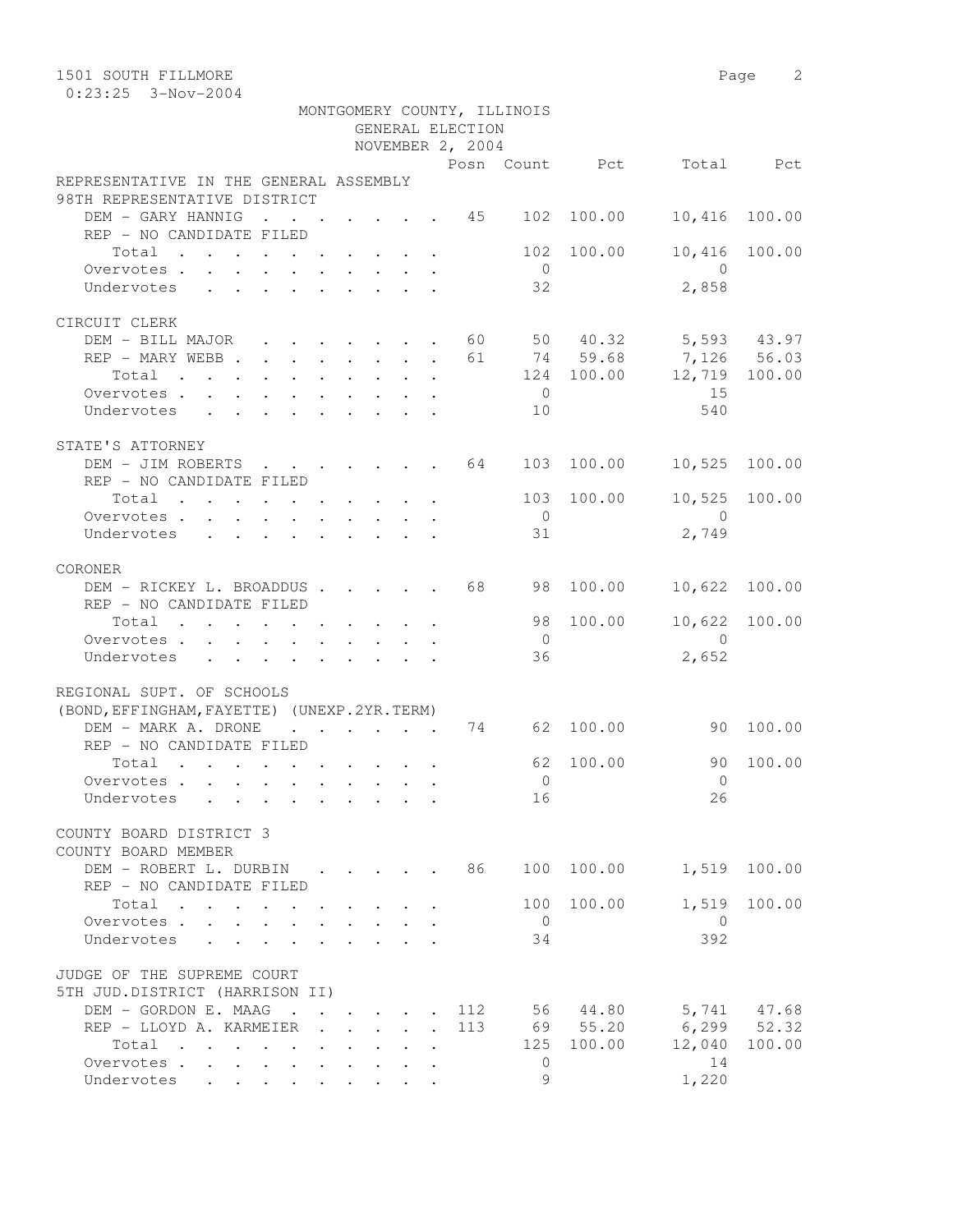1501 SOUTH FILLMORE
0:23:25 3-Nov-2004

MONTGOMERY COUNTY, ILLINOIS
GENERAL ELECTION
NOVEMBER 2, 2004

| | Posn | Count | Pct | Total | Pct |
|---|---|---|---|---|---|
| **REPRESENTATIVE IN THE GENERAL ASSEMBLY** | | | | | |
| **98TH REPRESENTATIVE DISTRICT** | | | | | |
| DEM - GARY HANNIG | 45 | 102 | 100.00 | 10,416 | 100.00 |
| REP - NO CANDIDATE FILED | | | | | |
| Total | | 102 | 100.00 | 10,416 | 100.00 |
| Overvotes | | 0 | | 0 | |
| Undervotes | | 32 | | 2,858 | |
| **CIRCUIT CLERK** | | | | | |
| DEM - BILL MAJOR | 60 | 50 | 40.32 | 5,593 | 43.97 |
| REP - MARY WEBB | 61 | 74 | 59.68 | 7,126 | 56.03 |
| Total | | 124 | 100.00 | 12,719 | 100.00 |
| Overvotes | | 0 | | 15 | |
| Undervotes | | 10 | | 540 | |
| **STATE'S ATTORNEY** | | | | | |
| DEM - JIM ROBERTS | 64 | 103 | 100.00 | 10,525 | 100.00 |
| REP - NO CANDIDATE FILED | | | | | |
| Total | | 103 | 100.00 | 10,525 | 100.00 |
| Overvotes | | 0 | | 0 | |
| Undervotes | | 31 | | 2,749 | |
| **CORONER** | | | | | |
| DEM - RICKEY L. BROADDUS | 68 | 98 | 100.00 | 10,622 | 100.00 |
| REP - NO CANDIDATE FILED | | | | | |
| Total | | 98 | 100.00 | 10,622 | 100.00 |
| Overvotes | | 0 | | 0 | |
| Undervotes | | 36 | | 2,652 | |
| **REGIONAL SUPT. OF SCHOOLS** | | | | | |
| **(BOND,EFFINGHAM,FAYETTE) (UNEXP.2YR.TERM)** | | | | | |
| DEM - MARK A. DRONE | 74 | 62 | 100.00 | 90 | 100.00 |
| REP - NO CANDIDATE FILED | | | | | |
| Total | | 62 | 100.00 | 90 | 100.00 |
| Overvotes | | 0 | | 0 | |
| Undervotes | | 16 | | 26 | |
| **COUNTY BOARD DISTRICT 3** | | | | | |
| **COUNTY BOARD MEMBER** | | | | | |
| DEM - ROBERT L. DURBIN | 86 | 100 | 100.00 | 1,519 | 100.00 |
| REP - NO CANDIDATE FILED | | | | | |
| Total | | 100 | 100.00 | 1,519 | 100.00 |
| Overvotes | | 0 | | 0 | |
| Undervotes | | 34 | | 392 | |
| **JUDGE OF THE SUPREME COURT** | | | | | |
| **5TH JUD.DISTRICT (HARRISON II)** | | | | | |
| DEM - GORDON E. MAAG | 112 | 56 | 44.80 | 5,741 | 47.68 |
| REP - LLOYD A. KARMEIER | 113 | 69 | 55.20 | 6,299 | 52.32 |
| Total | | 125 | 100.00 | 12,040 | 100.00 |
| Overvotes | | 0 | | 14 | |
| Undervotes | | 9 | | 1,220 | |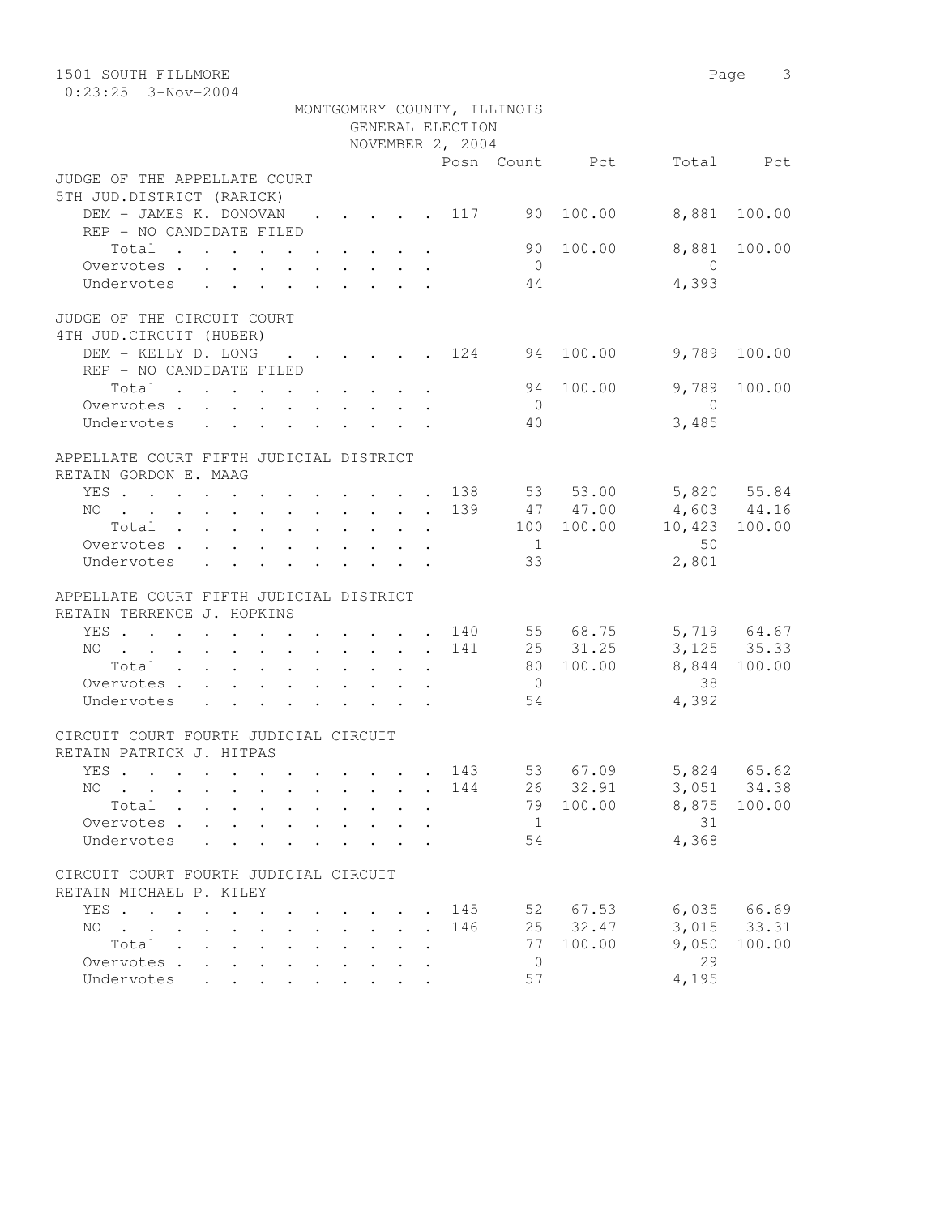1501 SOUTH FILLMORE
0:23:25 3-Nov-2004

MONTGOMERY COUNTY, ILLINOIS
GENERAL ELECTION
NOVEMBER 2, 2004

| | Posn | Count | Pct | Total | Pct |
|---|---|---|---|---|---|
| **JUDGE OF THE APPELLATE COURT** | | | | | |
| **5TH JUD.DISTRICT (RARICK)** | | | | | |
| DEM - JAMES K. DONOVAN | 117 | 90 | 100.00 | 8,881 | 100.00 |
| REP - NO CANDIDATE FILED | | | | | |
| Total | | 90 | 100.00 | 8,881 | 100.00 |
| Overvotes | | 0 | | 0 | |
| Undervotes | | 44 | | 4,393 | |
| **JUDGE OF THE CIRCUIT COURT** | | | | | |
| **4TH JUD.CIRCUIT (HUBER)** | | | | | |
| DEM - KELLY D. LONG | 124 | 94 | 100.00 | 9,789 | 100.00 |
| REP - NO CANDIDATE FILED | | | | | |
| Total | | 94 | 100.00 | 9,789 | 100.00 |
| Overvotes | | 0 | | 0 | |
| Undervotes | | 40 | | 3,485 | |
| **APPELLATE COURT FIFTH JUDICIAL DISTRICT** | | | | | |
| **RETAIN GORDON E. MAAG** | | | | | |
| YES | 138 | 53 | 53.00 | 5,820 | 55.84 |
| NO | 139 | 47 | 47.00 | 4,603 | 44.16 |
| Total | | 100 | 100.00 | 10,423 | 100.00 |
| Overvotes | | 1 | | 50 | |
| Undervotes | | 33 | | 2,801 | |
| **APPELLATE COURT FIFTH JUDICIAL DISTRICT** | | | | | |
| **RETAIN TERRENCE J. HOPKINS** | | | | | |
| YES | 140 | 55 | 68.75 | 5,719 | 64.67 |
| NO | 141 | 25 | 31.25 | 3,125 | 35.33 |
| Total | | 80 | 100.00 | 8,844 | 100.00 |
| Overvotes | | 0 | | 38 | |
| Undervotes | | 54 | | 4,392 | |
| **CIRCUIT COURT FOURTH JUDICIAL CIRCUIT** | | | | | |
| **RETAIN PATRICK J. HITPAS** | | | | | |
| YES | 143 | 53 | 67.09 | 5,824 | 65.62 |
| NO | 144 | 26 | 32.91 | 3,051 | 34.38 |
| Total | | 79 | 100.00 | 8,875 | 100.00 |
| Overvotes | | 1 | | 31 | |
| Undervotes | | 54 | | 4,368 | |
| **CIRCUIT COURT FOURTH JUDICIAL CIRCUIT** | | | | | |
| **RETAIN MICHAEL P. KILEY** | | | | | |
| YES | 145 | 52 | 67.53 | 6,035 | 66.69 |
| NO | 146 | 25 | 32.47 | 3,015 | 33.31 |
| Total | | 77 | 100.00 | 9,050 | 100.00 |
| Overvotes | | 0 | | 29 | |
| Undervotes | | 57 | | 4,195 | |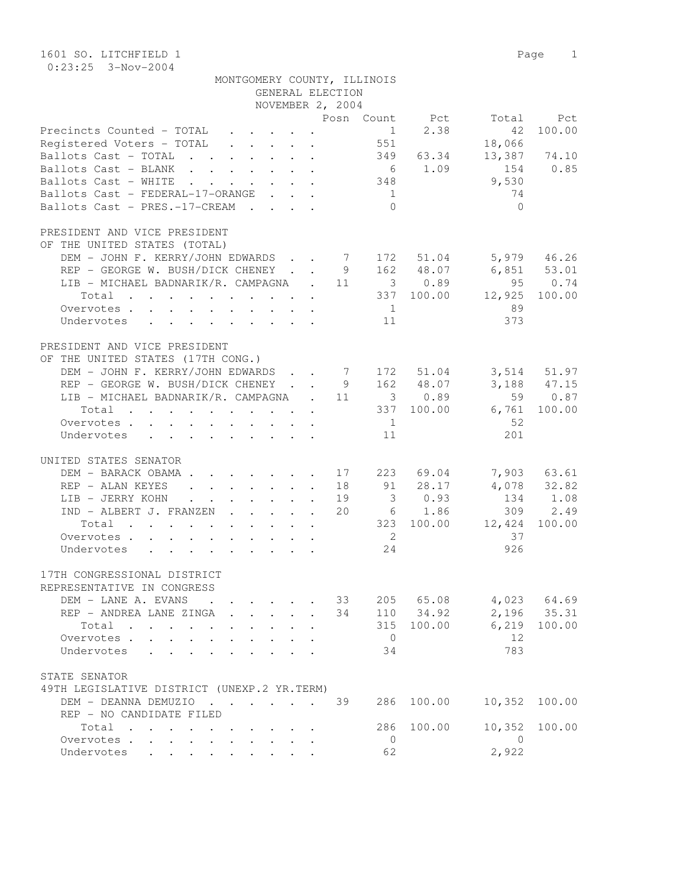1601 SO. LITCHFIELD 1

0:23:25 3-Nov-2004

MONTGOMERY COUNTY, ILLINOIS
GENERAL ELECTION
NOVEMBER 2, 2004

| | Posn | Count | Pct | Total | Pct |
|---|---|---|---|---|---|
| Precincts Counted - TOTAL | | 1 | 2.38 | 42 | 100.00 |
| Registered Voters - TOTAL | | 551 | | 18,066 | |
| Ballots Cast - TOTAL | | 349 | 63.34 | 13,387 | 74.10 |
| Ballots Cast - BLANK | | 6 | 1.09 | 154 | 0.85 |
| Ballots Cast - WHITE | | 348 | | 9,530 | |
| Ballots Cast - FEDERAL-17-ORANGE | | 1 | | 74 | |
| Ballots Cast - PRES.-17-CREAM | | 0 | | 0 | |

PRESIDENT AND VICE PRESIDENT
OF THE UNITED STATES (TOTAL)

| | Posn | Count | Pct | Total | Pct |
|---|---|---|---|---|---|
| DEM - JOHN F. KERRY/JOHN EDWARDS | 7 | 172 | 51.04 | 5,979 | 46.26 |
| REP - GEORGE W. BUSH/DICK CHENEY | 9 | 162 | 48.07 | 6,851 | 53.01 |
| LIB - MICHAEL BADNARIK/R. CAMPAGNA | 11 | 3 | 0.89 | 95 | 0.74 |
| Total | | 337 | 100.00 | 12,925 | 100.00 |
| Overvotes | | 1 | | 89 | |
| Undervotes | | 11 | | 373 | |

PRESIDENT AND VICE PRESIDENT
OF THE UNITED STATES (17TH CONG.)

| | Posn | Count | Pct | Total | Pct |
|---|---|---|---|---|---|
| DEM - JOHN F. KERRY/JOHN EDWARDS | 7 | 172 | 51.04 | 3,514 | 51.97 |
| REP - GEORGE W. BUSH/DICK CHENEY | 9 | 162 | 48.07 | 3,188 | 47.15 |
| LIB - MICHAEL BADNARIK/R. CAMPAGNA | 11 | 3 | 0.89 | 59 | 0.87 |
| Total | | 337 | 100.00 | 6,761 | 100.00 |
| Overvotes | | 1 | | 52 | |
| Undervotes | | 11 | | 201 | |

UNITED STATES SENATOR

| | Posn | Count | Pct | Total | Pct |
|---|---|---|---|---|---|
| DEM - BARACK OBAMA | 17 | 223 | 69.04 | 7,903 | 63.61 |
| REP - ALAN KEYES | 18 | 91 | 28.17 | 4,078 | 32.82 |
| LIB - JERRY KOHN | 19 | 3 | 0.93 | 134 | 1.08 |
| IND - ALBERT J. FRANZEN | 20 | 6 | 1.86 | 309 | 2.49 |
| Total | | 323 | 100.00 | 12,424 | 100.00 |
| Overvotes | | 2 | | 37 | |
| Undervotes | | 24 | | 926 | |

17TH CONGRESSIONAL DISTRICT
REPRESENTATIVE IN CONGRESS

| | Posn | Count | Pct | Total | Pct |
|---|---|---|---|---|---|
| DEM - LANE A. EVANS | 33 | 205 | 65.08 | 4,023 | 64.69 |
| REP - ANDREA LANE ZINGA | 34 | 110 | 34.92 | 2,196 | 35.31 |
| Total | | 315 | 100.00 | 6,219 | 100.00 |
| Overvotes | | 0 | | 12 | |
| Undervotes | | 34 | | 783 | |

STATE SENATOR
49TH LEGISLATIVE DISTRICT (UNEXP.2 YR.TERM)

| | Posn | Count | Pct | Total | Pct |
|---|---|---|---|---|---|
| DEM - DEANNA DEMUZIO | 39 | 286 | 100.00 | 10,352 | 100.00 |
| REP - NO CANDIDATE FILED | | | | | |
| Total | | 286 | 100.00 | 10,352 | 100.00 |
| Overvotes | | 0 | | 0 | |
| Undervotes | | 62 | | 2,922 | |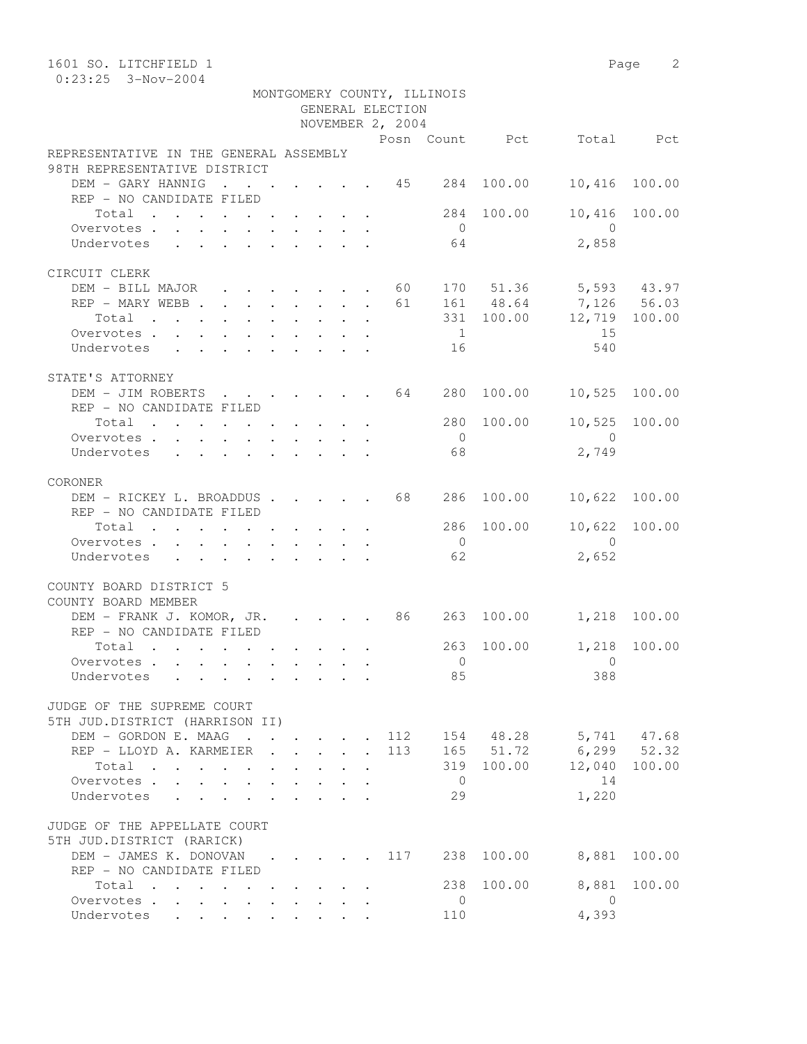MONTGOMERY COUNTY, ILLINOIS
GENERAL ELECTION
NOVEMBER 2, 2004

| | Posn | Count | Pct | Total | Pct |
|---|---|---|---|---|---|
| **REPRESENTATIVE IN THE GENERAL ASSEMBLY** | | | | | |
| **98TH REPRESENTATIVE DISTRICT** | | | | | |
| DEM - GARY HANNIG | 45 | 284 | 100.00 | 10,416 | 100.00 |
| REP - NO CANDIDATE FILED | | | | | |
| Total | | 284 | 100.00 | 10,416 | 100.00 |
| Overvotes | | 0 | | 0 | |
| Undervotes | | 64 | | 2,858 | |
| **CIRCUIT CLERK** | | | | | |
| DEM - BILL MAJOR | 60 | 170 | 51.36 | 5,593 | 43.97 |
| REP - MARY WEBB | 61 | 161 | 48.64 | 7,126 | 56.03 |
| Total | | 331 | 100.00 | 12,719 | 100.00 |
| Overvotes | | 1 | | 15 | |
| Undervotes | | 16 | | 540 | |
| **STATE'S ATTORNEY** | | | | | |
| DEM - JIM ROBERTS | 64 | 280 | 100.00 | 10,525 | 100.00 |
| REP - NO CANDIDATE FILED | | | | | |
| Total | | 280 | 100.00 | 10,525 | 100.00 |
| Overvotes | | 0 | | 0 | |
| Undervotes | | 68 | | 2,749 | |
| **CORONER** | | | | | |
| DEM - RICKEY L. BROADDUS | 68 | 286 | 100.00 | 10,622 | 100.00 |
| REP - NO CANDIDATE FILED | | | | | |
| Total | | 286 | 100.00 | 10,622 | 100.00 |
| Overvotes | | 0 | | 0 | |
| Undervotes | | 62 | | 2,652 | |
| **COUNTY BOARD DISTRICT 5** | | | | | |
| **COUNTY BOARD MEMBER** | | | | | |
| DEM - FRANK J. KOMOR, JR. | 86 | 263 | 100.00 | 1,218 | 100.00 |
| REP - NO CANDIDATE FILED | | | | | |
| Total | | 263 | 100.00 | 1,218 | 100.00 |
| Overvotes | | 0 | | 0 | |
| Undervotes | | 85 | | 388 | |
| **JUDGE OF THE SUPREME COURT** | | | | | |
| **5TH JUD.DISTRICT (HARRISON II)** | | | | | |
| DEM - GORDON E. MAAG | 112 | 154 | 48.28 | 5,741 | 47.68 |
| REP - LLOYD A. KARMEIER | 113 | 165 | 51.72 | 6,299 | 52.32 |
| Total | | 319 | 100.00 | 12,040 | 100.00 |
| Overvotes | | 0 | | 14 | |
| Undervotes | | 29 | | 1,220 | |
| **JUDGE OF THE APPELLATE COURT** | | | | | |
| **5TH JUD.DISTRICT (RARICK)** | | | | | |
| DEM - JAMES K. DONOVAN | 117 | 238 | 100.00 | 8,881 | 100.00 |
| REP - NO CANDIDATE FILED | | | | | |
| Total | | 238 | 100.00 | 8,881 | 100.00 |
| Overvotes | | 0 | | 0 | |
| Undervotes | | 110 | | 4,393 | |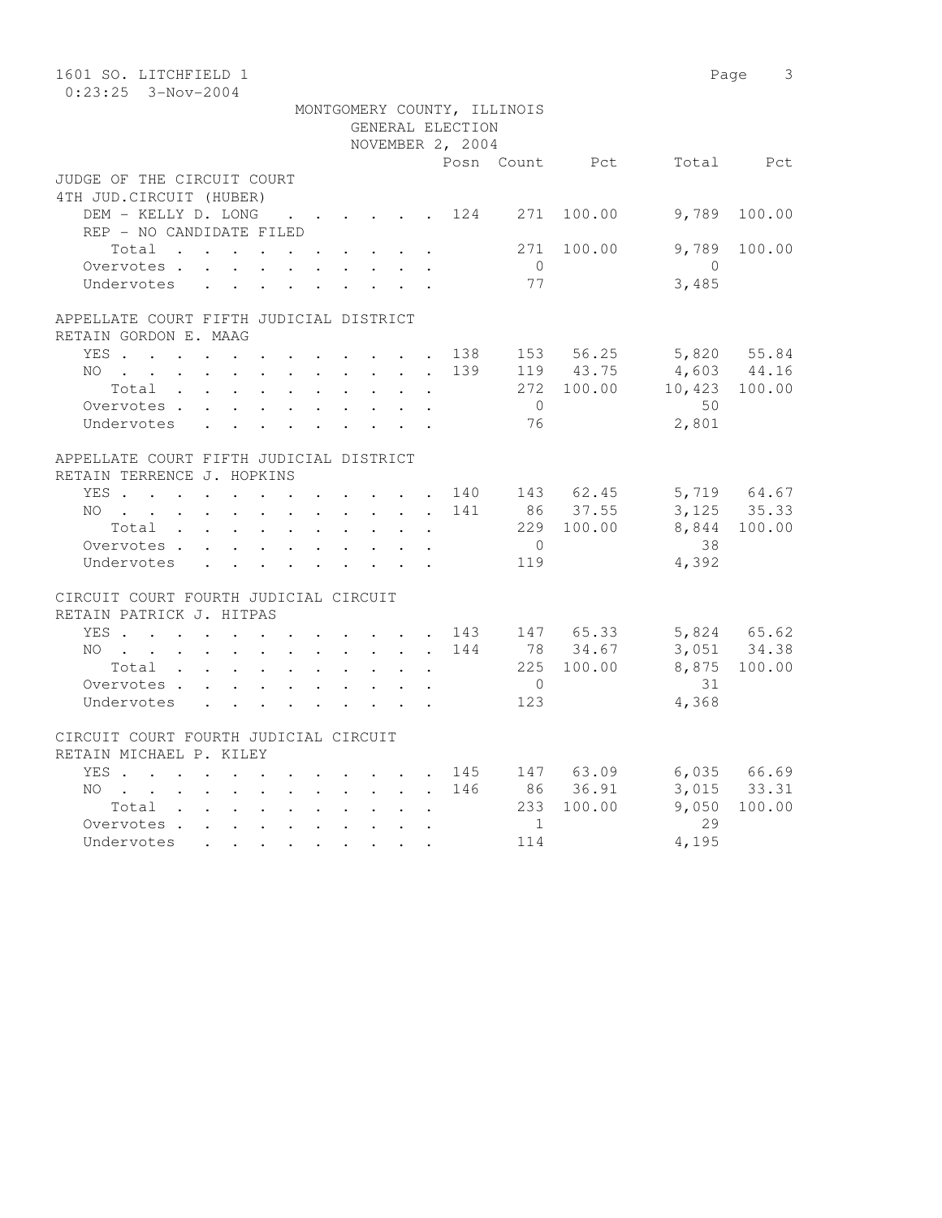1601 SO. LITCHFIELD 1
0:23:25 3-Nov-2004

MONTGOMERY COUNTY, ILLINOIS
GENERAL ELECTION
NOVEMBER 2, 2004

| | Posn | Count | Pct | Total | Pct |
|---|---|---|---|---|---|
| **JUDGE OF THE CIRCUIT COURT** | | | | | |
| **4TH JUD.CIRCUIT (HUBER)** | | | | | |
| DEM - KELLY D. LONG | 124 | 271 | 100.00 | 9,789 | 100.00 |
| REP - NO CANDIDATE FILED | | | | | |
| Total | | 271 | 100.00 | 9,789 | 100.00 |
| Overvotes | | 0 | | 0 | |
| Undervotes | | 77 | | 3,485 | |
| **APPELLATE COURT FIFTH JUDICIAL DISTRICT** | | | | | |
| **RETAIN GORDON E. MAAG** | | | | | |
| YES | 138 | 153 | 56.25 | 5,820 | 55.84 |
| NO | 139 | 119 | 43.75 | 4,603 | 44.16 |
| Total | | 272 | 100.00 | 10,423 | 100.00 |
| Overvotes | | 0 | | 50 | |
| Undervotes | | 76 | | 2,801 | |
| **APPELLATE COURT FIFTH JUDICIAL DISTRICT** | | | | | |
| **RETAIN TERRENCE J. HOPKINS** | | | | | |
| YES | 140 | 143 | 62.45 | 5,719 | 64.67 |
| NO | 141 | 86 | 37.55 | 3,125 | 35.33 |
| Total | | 229 | 100.00 | 8,844 | 100.00 |
| Overvotes | | 0 | | 38 | |
| Undervotes | | 119 | | 4,392 | |
| **CIRCUIT COURT FOURTH JUDICIAL CIRCUIT** | | | | | |
| **RETAIN PATRICK J. HITPAS** | | | | | |
| YES | 143 | 147 | 65.33 | 5,824 | 65.62 |
| NO | 144 | 78 | 34.67 | 3,051 | 34.38 |
| Total | | 225 | 100.00 | 8,875 | 100.00 |
| Overvotes | | 0 | | 31 | |
| Undervotes | | 123 | | 4,368 | |
| **CIRCUIT COURT FOURTH JUDICIAL CIRCUIT** | | | | | |
| **RETAIN MICHAEL P. KILEY** | | | | | |
| YES | 145 | 147 | 63.09 | 6,035 | 66.69 |
| NO | 146 | 86 | 36.91 | 3,015 | 33.31 |
| Total | | 233 | 100.00 | 9,050 | 100.00 |
| Overvotes | | 1 | | 29 | |
| Undervotes | | 114 | | 4,195 | |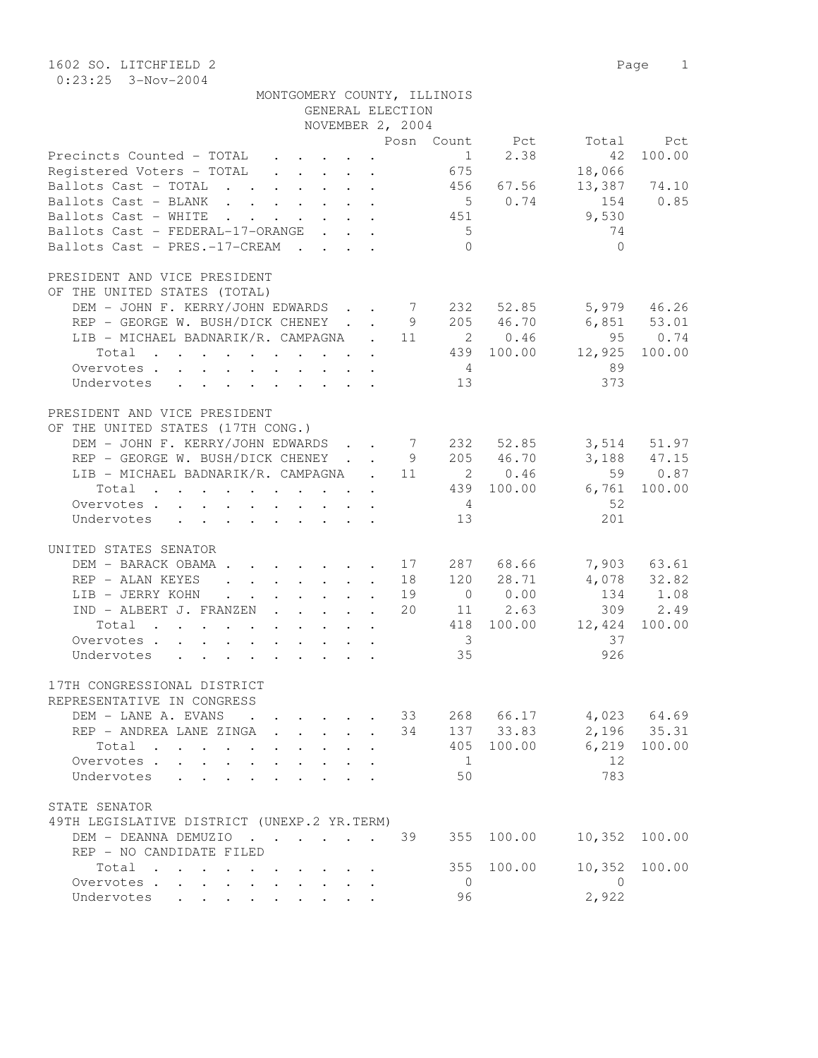1602 SO. LITCHFIELD 2

0:23:25 3-Nov-2004

MONTGOMERY COUNTY, ILLINOIS
GENERAL ELECTION
NOVEMBER 2, 2004

| | Posn | Count | Pct | Total | Pct |
|---|---|---|---|---|---|
| Precincts Counted - TOTAL | | 1 | 2.38 | 42 | 100.00 |
| Registered Voters - TOTAL | | 675 | | 18,066 | |
| Ballots Cast - TOTAL | | 456 | 67.56 | 13,387 | 74.10 |
| Ballots Cast - BLANK | | 5 | 0.74 | 154 | 0.85 |
| Ballots Cast - WHITE | | 451 | | 9,530 | |
| Ballots Cast - FEDERAL-17-ORANGE | | 5 | | 74 | |
| Ballots Cast - PRES.-17-CREAM | | 0 | | 0 | |

PRESIDENT AND VICE PRESIDENT
OF THE UNITED STATES (TOTAL)

| | Posn | Count | Pct | Total | Pct |
|---|---|---|---|---|---|
| DEM - JOHN F. KERRY/JOHN EDWARDS | 7 | 232 | 52.85 | 5,979 | 46.26 |
| REP - GEORGE W. BUSH/DICK CHENEY | 9 | 205 | 46.70 | 6,851 | 53.01 |
| LIB - MICHAEL BADNARIK/R. CAMPAGNA | 11 | 2 | 0.46 | 95 | 0.74 |
| Total | | 439 | 100.00 | 12,925 | 100.00 |
| Overvotes | | 4 | | 89 | |
| Undervotes | | 13 | | 373 | |

PRESIDENT AND VICE PRESIDENT
OF THE UNITED STATES (17TH CONG.)

| | Posn | Count | Pct | Total | Pct |
|---|---|---|---|---|---|
| DEM - JOHN F. KERRY/JOHN EDWARDS | 7 | 232 | 52.85 | 3,514 | 51.97 |
| REP - GEORGE W. BUSH/DICK CHENEY | 9 | 205 | 46.70 | 3,188 | 47.15 |
| LIB - MICHAEL BADNARIK/R. CAMPAGNA | 11 | 2 | 0.46 | 59 | 0.87 |
| Total | | 439 | 100.00 | 6,761 | 100.00 |
| Overvotes | | 4 | | 52 | |
| Undervotes | | 13 | | 201 | |

UNITED STATES SENATOR

| | Posn | Count | Pct | Total | Pct |
|---|---|---|---|---|---|
| DEM - BARACK OBAMA | 17 | 287 | 68.66 | 7,903 | 63.61 |
| REP - ALAN KEYES | 18 | 120 | 28.71 | 4,078 | 32.82 |
| LIB - JERRY KOHN | 19 | 0 | 0.00 | 134 | 1.08 |
| IND - ALBERT J. FRANZEN | 20 | 11 | 2.63 | 309 | 2.49 |
| Total | | 418 | 100.00 | 12,424 | 100.00 |
| Overvotes | | 3 | | 37 | |
| Undervotes | | 35 | | 926 | |

17TH CONGRESSIONAL DISTRICT
REPRESENTATIVE IN CONGRESS

| | Posn | Count | Pct | Total | Pct |
|---|---|---|---|---|---|
| DEM - LANE A. EVANS | 33 | 268 | 66.17 | 4,023 | 64.69 |
| REP - ANDREA LANE ZINGA | 34 | 137 | 33.83 | 2,196 | 35.31 |
| Total | | 405 | 100.00 | 6,219 | 100.00 |
| Overvotes | | 1 | | 12 | |
| Undervotes | | 50 | | 783 | |

STATE SENATOR
49TH LEGISLATIVE DISTRICT (UNEXP.2 YR.TERM)

| | Posn | Count | Pct | Total | Pct |
|---|---|---|---|---|---|
| DEM - DEANNA DEMUZIO | 39 | 355 | 100.00 | 10,352 | 100.00 |
| REP - NO CANDIDATE FILED | | | | | |
| Total | | 355 | 100.00 | 10,352 | 100.00 |
| Overvotes | | 0 | | 0 | |
| Undervotes | | 96 | | 2,922 | |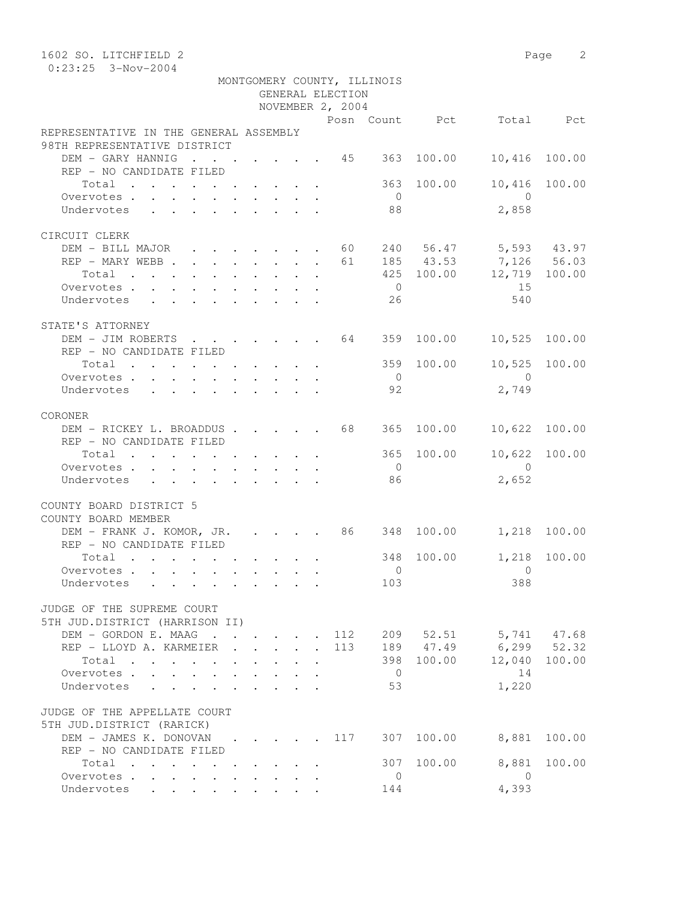1602 SO. LITCHFIELD 2

0:23:25 3-Nov-2004

MONTGOMERY COUNTY, ILLINOIS
GENERAL ELECTION
NOVEMBER 2, 2004

| | Posn | Count | Pct | Total | Pct |
|---|---|---|---|---|---|
| **REPRESENTATIVE IN THE GENERAL ASSEMBLY** | | | | | |
| **98TH REPRESENTATIVE DISTRICT** | | | | | |
| DEM - GARY HANNIG | 45 | 363 | 100.00 | 10,416 | 100.00 |
| REP - NO CANDIDATE FILED | | | | | |
| Total | | 363 | 100.00 | 10,416 | 100.00 |
| Overvotes | | 0 | | 0 | |
| Undervotes | | 88 | | 2,858 | |
| **CIRCUIT CLERK** | | | | | |
| DEM - BILL MAJOR | 60 | 240 | 56.47 | 5,593 | 43.97 |
| REP - MARY WEBB | 61 | 185 | 43.53 | 7,126 | 56.03 |
| Total | | 425 | 100.00 | 12,719 | 100.00 |
| Overvotes | | 0 | | 15 | |
| Undervotes | | 26 | | 540 | |
| **STATE'S ATTORNEY** | | | | | |
| DEM - JIM ROBERTS | 64 | 359 | 100.00 | 10,525 | 100.00 |
| REP - NO CANDIDATE FILED | | | | | |
| Total | | 359 | 100.00 | 10,525 | 100.00 |
| Overvotes | | 0 | | 0 | |
| Undervotes | | 92 | | 2,749 | |
| **CORONER** | | | | | |
| DEM - RICKEY L. BROADDUS | 68 | 365 | 100.00 | 10,622 | 100.00 |
| REP - NO CANDIDATE FILED | | | | | |
| Total | | 365 | 100.00 | 10,622 | 100.00 |
| Overvotes | | 0 | | 0 | |
| Undervotes | | 86 | | 2,652 | |
| **COUNTY BOARD DISTRICT 5** | | | | | |
| **COUNTY BOARD MEMBER** | | | | | |
| DEM - FRANK J. KOMOR, JR. | 86 | 348 | 100.00 | 1,218 | 100.00 |
| REP - NO CANDIDATE FILED | | | | | |
| Total | | 348 | 100.00 | 1,218 | 100.00 |
| Overvotes | | 0 | | 0 | |
| Undervotes | | 103 | | 388 | |
| **JUDGE OF THE SUPREME COURT** | | | | | |
| **5TH JUD.DISTRICT (HARRISON II)** | | | | | |
| DEM - GORDON E. MAAG | 112 | 209 | 52.51 | 5,741 | 47.68 |
| REP - LLOYD A. KARMEIER | 113 | 189 | 47.49 | 6,299 | 52.32 |
| Total | | 398 | 100.00 | 12,040 | 100.00 |
| Overvotes | | 0 | | 14 | |
| Undervotes | | 53 | | 1,220 | |
| **JUDGE OF THE APPELLATE COURT** | | | | | |
| **5TH JUD.DISTRICT (RARICK)** | | | | | |
| DEM - JAMES K. DONOVAN | 117 | 307 | 100.00 | 8,881 | 100.00 |
| REP - NO CANDIDATE FILED | | | | | |
| Total | | 307 | 100.00 | 8,881 | 100.00 |
| Overvotes | | 0 | | 0 | |
| Undervotes | | 144 | | 4,393 | |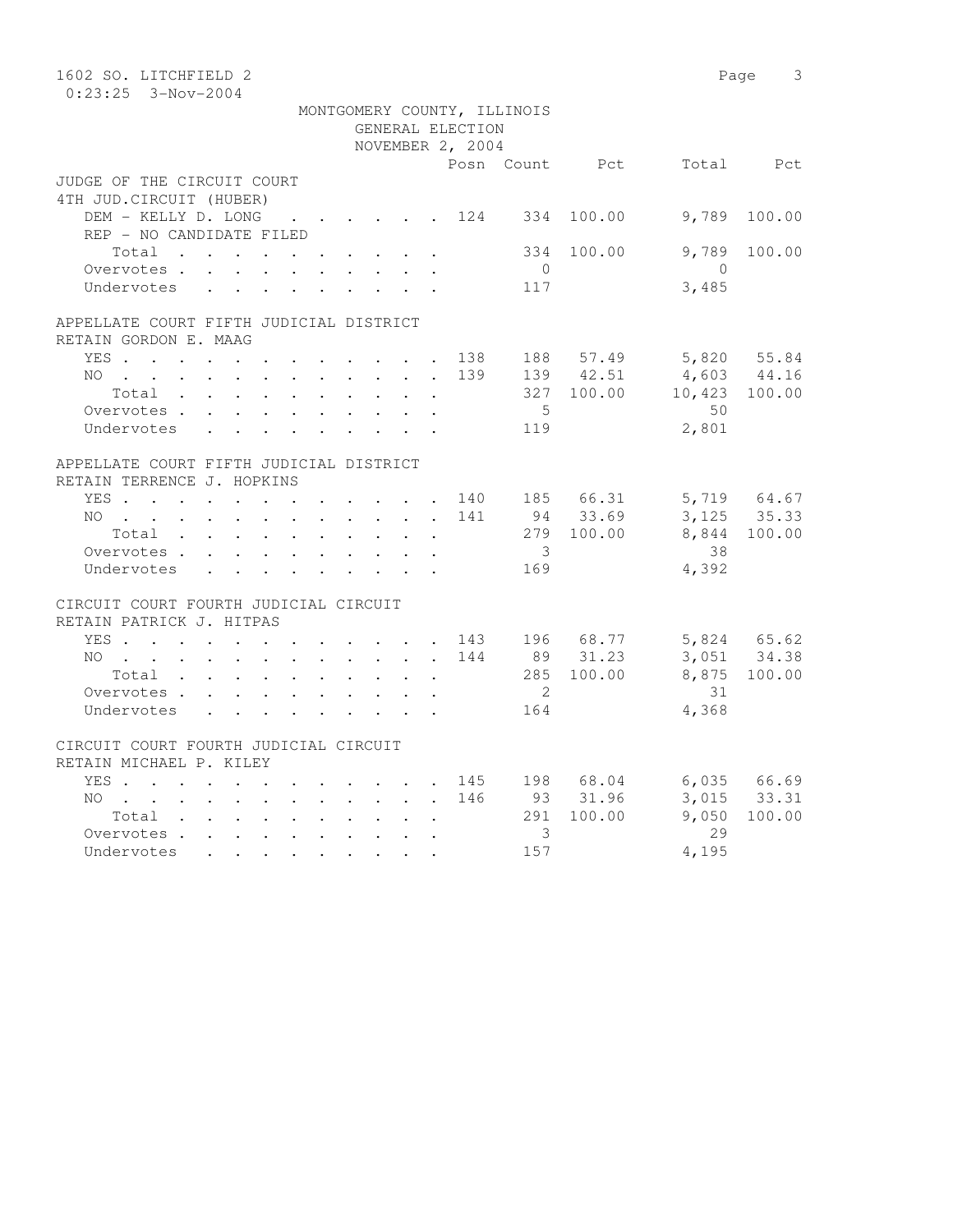1602 SO. LITCHFIELD 2

0:23:25 3-Nov-2004

MONTGOMERY COUNTY, ILLINOIS
GENERAL ELECTION
NOVEMBER 2, 2004

| | Posn | Count | Pct | Total | Pct |
|---|---|---|---|---|---|
| **JUDGE OF THE CIRCUIT COURT** | | | | | |
| **4TH JUD.CIRCUIT (HUBER)** | | | | | |
| DEM - KELLY D. LONG | 124 | 334 | 100.00 | 9,789 | 100.00 |
| REP - NO CANDIDATE FILED | | | | | |
| Total | | 334 | 100.00 | 9,789 | 100.00 |
| Overvotes | | 0 | | 0 | |
| Undervotes | | 117 | | 3,485 | |
| **APPELLATE COURT FIFTH JUDICIAL DISTRICT** | | | | | |
| **RETAIN GORDON E. MAAG** | | | | | |
| YES | 138 | 188 | 57.49 | 5,820 | 55.84 |
| NO | 139 | 139 | 42.51 | 4,603 | 44.16 |
| Total | | 327 | 100.00 | 10,423 | 100.00 |
| Overvotes | | 5 | | 50 | |
| Undervotes | | 119 | | 2,801 | |
| **APPELLATE COURT FIFTH JUDICIAL DISTRICT** | | | | | |
| **RETAIN TERRENCE J. HOPKINS** | | | | | |
| YES | 140 | 185 | 66.31 | 5,719 | 64.67 |
| NO | 141 | 94 | 33.69 | 3,125 | 35.33 |
| Total | | 279 | 100.00 | 8,844 | 100.00 |
| Overvotes | | 3 | | 38 | |
| Undervotes | | 169 | | 4,392 | |
| **CIRCUIT COURT FOURTH JUDICIAL CIRCUIT** | | | | | |
| **RETAIN PATRICK J. HITPAS** | | | | | |
| YES | 143 | 196 | 68.77 | 5,824 | 65.62 |
| NO | 144 | 89 | 31.23 | 3,051 | 34.38 |
| Total | | 285 | 100.00 | 8,875 | 100.00 |
| Overvotes | | 2 | | 31 | |
| Undervotes | | 164 | | 4,368 | |
| **CIRCUIT COURT FOURTH JUDICIAL CIRCUIT** | | | | | |
| **RETAIN MICHAEL P. KILEY** | | | | | |
| YES | 145 | 198 | 68.04 | 6,035 | 66.69 |
| NO | 146 | 93 | 31.96 | 3,015 | 33.31 |
| Total | | 291 | 100.00 | 9,050 | 100.00 |
| Overvotes | | 3 | | 29 | |
| Undervotes | | 157 | | 4,195 | |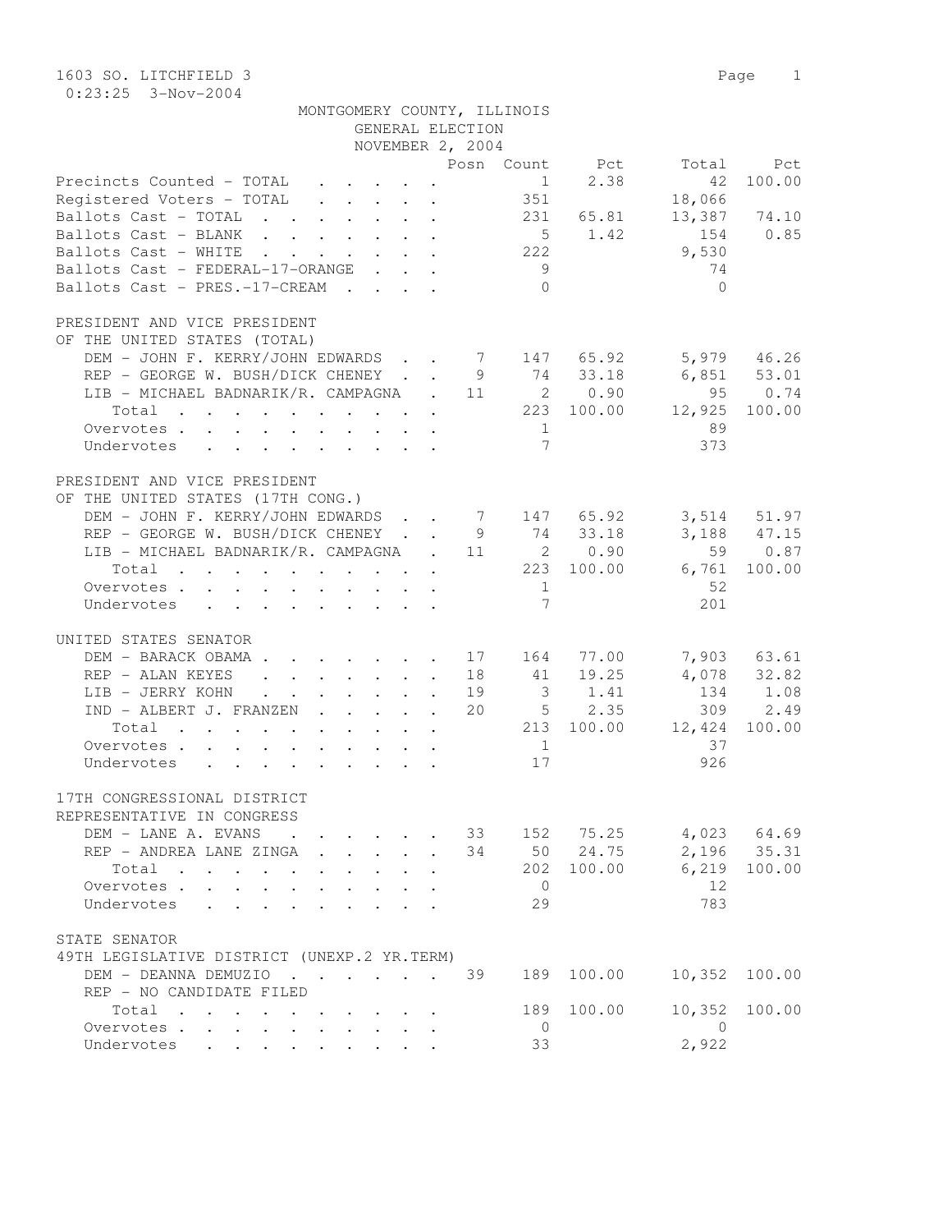1603 SO. LITCHFIELD 3

0:23:25 3-Nov-2004

MONTGOMERY COUNTY, ILLINOIS
GENERAL ELECTION
NOVEMBER 2, 2004

| | Posn | Count | Pct | Total | Pct |
|---|---|---|---|---|---|
| Precincts Counted - TOTAL | | 1 | 2.38 | 42 | 100.00 |
| Registered Voters - TOTAL | | 351 | | 18,066 | |
| Ballots Cast - TOTAL | | 231 | 65.81 | 13,387 | 74.10 |
| Ballots Cast - BLANK | | 5 | 1.42 | 154 | 0.85 |
| Ballots Cast - WHITE | | 222 | | 9,530 | |
| Ballots Cast - FEDERAL-17-ORANGE | | 9 | | 74 | |
| Ballots Cast - PRES.-17-CREAM | | 0 | | 0 | |

PRESIDENT AND VICE PRESIDENT
OF THE UNITED STATES (TOTAL)

| | Posn | Count | Pct | Total | Pct |
|---|---|---|---|---|---|
| DEM - JOHN F. KERRY/JOHN EDWARDS | 7 | 147 | 65.92 | 5,979 | 46.26 |
| REP - GEORGE W. BUSH/DICK CHENEY | 9 | 74 | 33.18 | 6,851 | 53.01 |
| LIB - MICHAEL BADNARIK/R. CAMPAGNA | 11 | 2 | 0.90 | 95 | 0.74 |
| Total | | 223 | 100.00 | 12,925 | 100.00 |
| Overvotes | | 1 | | 89 | |
| Undervotes | | 7 | | 373 | |

PRESIDENT AND VICE PRESIDENT
OF THE UNITED STATES (17TH CONG.)

| | Posn | Count | Pct | Total | Pct |
|---|---|---|---|---|---|
| DEM - JOHN F. KERRY/JOHN EDWARDS | 7 | 147 | 65.92 | 3,514 | 51.97 |
| REP - GEORGE W. BUSH/DICK CHENEY | 9 | 74 | 33.18 | 3,188 | 47.15 |
| LIB - MICHAEL BADNARIK/R. CAMPAGNA | 11 | 2 | 0.90 | 59 | 0.87 |
| Total | | 223 | 100.00 | 6,761 | 100.00 |
| Overvotes | | 1 | | 52 | |
| Undervotes | | 7 | | 201 | |

UNITED STATES SENATOR

| | Posn | Count | Pct | Total | Pct |
|---|---|---|---|---|---|
| DEM - BARACK OBAMA | 17 | 164 | 77.00 | 7,903 | 63.61 |
| REP - ALAN KEYES | 18 | 41 | 19.25 | 4,078 | 32.82 |
| LIB - JERRY KOHN | 19 | 3 | 1.41 | 134 | 1.08 |
| IND - ALBERT J. FRANZEN | 20 | 5 | 2.35 | 309 | 2.49 |
| Total | | 213 | 100.00 | 12,424 | 100.00 |
| Overvotes | | 1 | | 37 | |
| Undervotes | | 17 | | 926 | |

17TH CONGRESSIONAL DISTRICT
REPRESENTATIVE IN CONGRESS

| | Posn | Count | Pct | Total | Pct |
|---|---|---|---|---|---|
| DEM - LANE A. EVANS | 33 | 152 | 75.25 | 4,023 | 64.69 |
| REP - ANDREA LANE ZINGA | 34 | 50 | 24.75 | 2,196 | 35.31 |
| Total | | 202 | 100.00 | 6,219 | 100.00 |
| Overvotes | | 0 | | 12 | |
| Undervotes | | 29 | | 783 | |

STATE SENATOR
49TH LEGISLATIVE DISTRICT (UNEXP.2 YR.TERM)

| | Posn | Count | Pct | Total | Pct |
|---|---|---|---|---|---|
| DEM - DEANNA DEMUZIO | 39 | 189 | 100.00 | 10,352 | 100.00 |
| REP - NO CANDIDATE FILED | | | | | |
| Total | | 189 | 100.00 | 10,352 | 100.00 |
| Overvotes | | 0 | | 0 | |
| Undervotes | | 33 | | 2,922 | |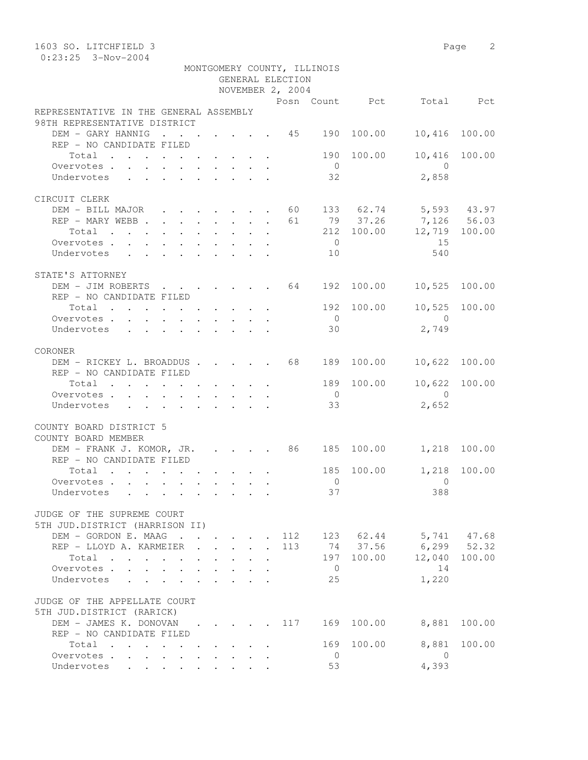MONTGOMERY COUNTY, ILLINOIS
GENERAL ELECTION
NOVEMBER 2, 2004

| | Posn | Count | Pct | Total | Pct |
|---|---|---|---|---|---|
| **REPRESENTATIVE IN THE GENERAL ASSEMBLY** | | | | | |
| **98TH REPRESENTATIVE DISTRICT** | | | | | |
| DEM - GARY HANNIG | 45 | 190 | 100.00 | 10,416 | 100.00 |
| REP - NO CANDIDATE FILED | | | | | |
| Total | | 190 | 100.00 | 10,416 | 100.00 |
| Overvotes | | 0 | | 0 | |
| Undervotes | | 32 | | 2,858 | |
| **CIRCUIT CLERK** | | | | | |
| DEM - BILL MAJOR | 60 | 133 | 62.74 | 5,593 | 43.97 |
| REP - MARY WEBB | 61 | 79 | 37.26 | 7,126 | 56.03 |
| Total | | 212 | 100.00 | 12,719 | 100.00 |
| Overvotes | | 0 | | 15 | |
| Undervotes | | 10 | | 540 | |
| **STATE'S ATTORNEY** | | | | | |
| DEM - JIM ROBERTS | 64 | 192 | 100.00 | 10,525 | 100.00 |
| REP - NO CANDIDATE FILED | | | | | |
| Total | | 192 | 100.00 | 10,525 | 100.00 |
| Overvotes | | 0 | | 0 | |
| Undervotes | | 30 | | 2,749 | |
| **CORONER** | | | | | |
| DEM - RICKEY L. BROADDUS | 68 | 189 | 100.00 | 10,622 | 100.00 |
| REP - NO CANDIDATE FILED | | | | | |
| Total | | 189 | 100.00 | 10,622 | 100.00 |
| Overvotes | | 0 | | 0 | |
| Undervotes | | 33 | | 2,652 | |
| **COUNTY BOARD DISTRICT 5** | | | | | |
| **COUNTY BOARD MEMBER** | | | | | |
| DEM - FRANK J. KOMOR, JR. | 86 | 185 | 100.00 | 1,218 | 100.00 |
| REP - NO CANDIDATE FILED | | | | | |
| Total | | 185 | 100.00 | 1,218 | 100.00 |
| Overvotes | | 0 | | 0 | |
| Undervotes | | 37 | | 388 | |
| **JUDGE OF THE SUPREME COURT** | | | | | |
| **5TH JUD.DISTRICT (HARRISON II)** | | | | | |
| DEM - GORDON E. MAAG | 112 | 123 | 62.44 | 5,741 | 47.68 |
| REP - LLOYD A. KARMEIER | 113 | 74 | 37.56 | 6,299 | 52.32 |
| Total | | 197 | 100.00 | 12,040 | 100.00 |
| Overvotes | | 0 | | 14 | |
| Undervotes | | 25 | | 1,220 | |
| **JUDGE OF THE APPELLATE COURT** | | | | | |
| **5TH JUD.DISTRICT (RARICK)** | | | | | |
| DEM - JAMES K. DONOVAN | 117 | 169 | 100.00 | 8,881 | 100.00 |
| REP - NO CANDIDATE FILED | | | | | |
| Total | | 169 | 100.00 | 8,881 | 100.00 |
| Overvotes | | 0 | | 0 | |
| Undervotes | | 53 | | 4,393 | |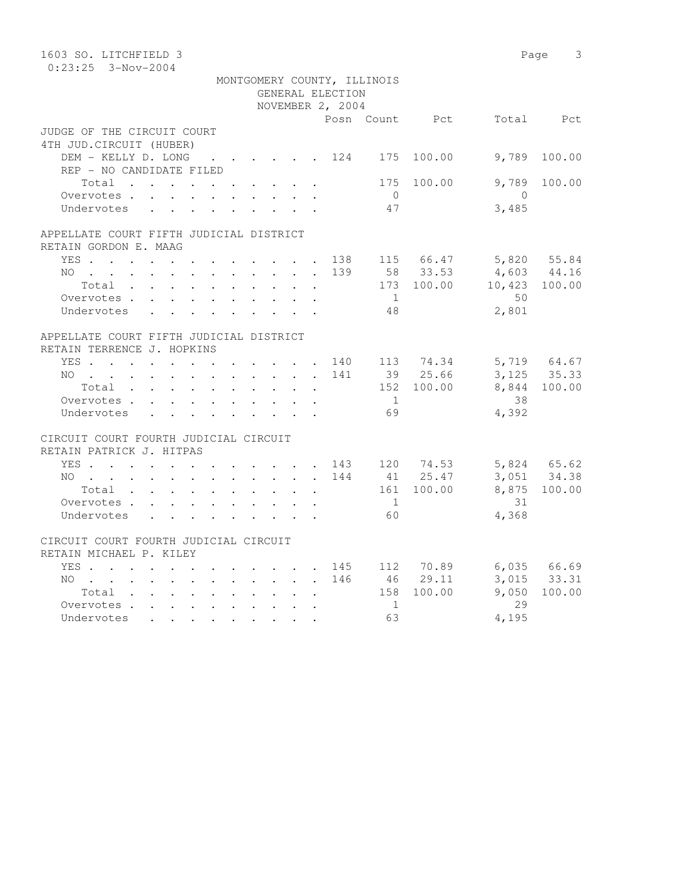MONTGOMERY COUNTY, ILLINOIS
GENERAL ELECTION
NOVEMBER 2, 2004

| | Posn | Count | Pct | Total | Pct |
|---|---|---|---|---|---|
| **JUDGE OF THE CIRCUIT COURT** | | | | | |
| **4TH JUD.CIRCUIT (HUBER)** | | | | | |
| DEM - KELLY D. LONG | 124 | 175 | 100.00 | 9,789 | 100.00 |
| REP - NO CANDIDATE FILED | | | | | |
| Total | | 175 | 100.00 | 9,789 | 100.00 |
| Overvotes | | 0 | | 0 | |
| Undervotes | | 47 | | 3,485 | |
| **APPELLATE COURT FIFTH JUDICIAL DISTRICT** | | | | | |
| **RETAIN GORDON E. MAAG** | | | | | |
| YES | 138 | 115 | 66.47 | 5,820 | 55.84 |
| NO | 139 | 58 | 33.53 | 4,603 | 44.16 |
| Total | | 173 | 100.00 | 10,423 | 100.00 |
| Overvotes | | 1 | | 50 | |
| Undervotes | | 48 | | 2,801 | |
| **APPELLATE COURT FIFTH JUDICIAL DISTRICT** | | | | | |
| **RETAIN TERRENCE J. HOPKINS** | | | | | |
| YES | 140 | 113 | 74.34 | 5,719 | 64.67 |
| NO | 141 | 39 | 25.66 | 3,125 | 35.33 |
| Total | | 152 | 100.00 | 8,844 | 100.00 |
| Overvotes | | 1 | | 38 | |
| Undervotes | | 69 | | 4,392 | |
| **CIRCUIT COURT FOURTH JUDICIAL CIRCUIT** | | | | | |
| **RETAIN PATRICK J. HITPAS** | | | | | |
| YES | 143 | 120 | 74.53 | 5,824 | 65.62 |
| NO | 144 | 41 | 25.47 | 3,051 | 34.38 |
| Total | | 161 | 100.00 | 8,875 | 100.00 |
| Overvotes | | 1 | | 31 | |
| Undervotes | | 60 | | 4,368 | |
| **CIRCUIT COURT FOURTH JUDICIAL CIRCUIT** | | | | | |
| **RETAIN MICHAEL P. KILEY** | | | | | |
| YES | 145 | 112 | 70.89 | 6,035 | 66.69 |
| NO | 146 | 46 | 29.11 | 3,015 | 33.31 |
| Total | | 158 | 100.00 | 9,050 | 100.00 |
| Overvotes | | 1 | | 29 | |
| Undervotes | | 63 | | 4,195 | |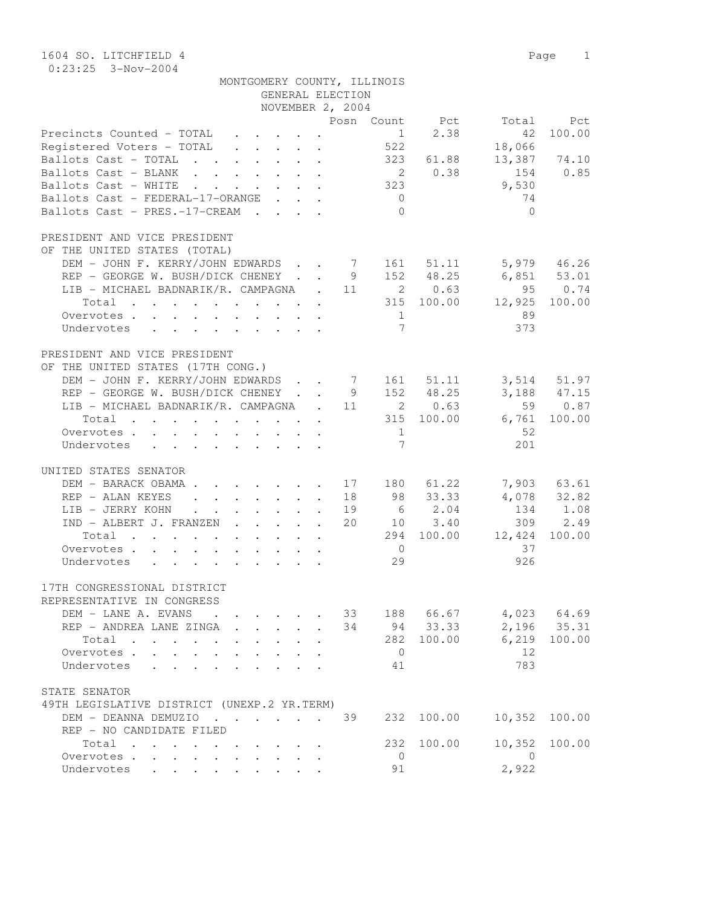1604 SO. LITCHFIELD 4

0:23:25 3-Nov-2004

MONTGOMERY COUNTY, ILLINOIS
GENERAL ELECTION
NOVEMBER 2, 2004

| | Posn | Count | Pct | Total | Pct |
|---|---|---|---|---|---|
| Precincts Counted - TOTAL | | 1 | 2.38 | 42 | 100.00 |
| Registered Voters - TOTAL | | 522 | | 18,066 | |
| Ballots Cast - TOTAL | | 323 | 61.88 | 13,387 | 74.10 |
| Ballots Cast - BLANK | | 2 | 0.38 | 154 | 0.85 |
| Ballots Cast - WHITE | | 323 | | 9,530 | |
| Ballots Cast - FEDERAL-17-ORANGE | | 0 | | 74 | |
| Ballots Cast - PRES.-17-CREAM | | 0 | | 0 | |

PRESIDENT AND VICE PRESIDENT
OF THE UNITED STATES (TOTAL)

| | Posn | Count | Pct | Total | Pct |
|---|---|---|---|---|---|
| DEM - JOHN F. KERRY/JOHN EDWARDS | 7 | 161 | 51.11 | 5,979 | 46.26 |
| REP - GEORGE W. BUSH/DICK CHENEY | 9 | 152 | 48.25 | 6,851 | 53.01 |
| LIB - MICHAEL BADNARIK/R. CAMPAGNA | 11 | 2 | 0.63 | 95 | 0.74 |
| Total | | 315 | 100.00 | 12,925 | 100.00 |
| Overvotes | | 1 | | 89 | |
| Undervotes | | 7 | | 373 | |

PRESIDENT AND VICE PRESIDENT
OF THE UNITED STATES (17TH CONG.)

| | Posn | Count | Pct | Total | Pct |
|---|---|---|---|---|---|
| DEM - JOHN F. KERRY/JOHN EDWARDS | 7 | 161 | 51.11 | 3,514 | 51.97 |
| REP - GEORGE W. BUSH/DICK CHENEY | 9 | 152 | 48.25 | 3,188 | 47.15 |
| LIB - MICHAEL BADNARIK/R. CAMPAGNA | 11 | 2 | 0.63 | 59 | 0.87 |
| Total | | 315 | 100.00 | 6,761 | 100.00 |
| Overvotes | | 1 | | 52 | |
| Undervotes | | 7 | | 201 | |

UNITED STATES SENATOR

| | Posn | Count | Pct | Total | Pct |
|---|---|---|---|---|---|
| DEM - BARACK OBAMA | 17 | 180 | 61.22 | 7,903 | 63.61 |
| REP - ALAN KEYES | 18 | 98 | 33.33 | 4,078 | 32.82 |
| LIB - JERRY KOHN | 19 | 6 | 2.04 | 134 | 1.08 |
| IND - ALBERT J. FRANZEN | 20 | 10 | 3.40 | 309 | 2.49 |
| Total | | 294 | 100.00 | 12,424 | 100.00 |
| Overvotes | | 0 | | 37 | |
| Undervotes | | 29 | | 926 | |

17TH CONGRESSIONAL DISTRICT
REPRESENTATIVE IN CONGRESS

| | Posn | Count | Pct | Total | Pct |
|---|---|---|---|---|---|
| DEM - LANE A. EVANS | 33 | 188 | 66.67 | 4,023 | 64.69 |
| REP - ANDREA LANE ZINGA | 34 | 94 | 33.33 | 2,196 | 35.31 |
| Total | | 282 | 100.00 | 6,219 | 100.00 |
| Overvotes | | 0 | | 12 | |
| Undervotes | | 41 | | 783 | |

STATE SENATOR
49TH LEGISLATIVE DISTRICT (UNEXP.2 YR.TERM)

| | Posn | Count | Pct | Total | Pct |
|---|---|---|---|---|---|
| DEM - DEANNA DEMUZIO | 39 | 232 | 100.00 | 10,352 | 100.00 |
| REP - NO CANDIDATE FILED | | | | | |
| Total | | 232 | 100.00 | 10,352 | 100.00 |
| Overvotes | | 0 | | 0 | |
| Undervotes | | 91 | | 2,922 | |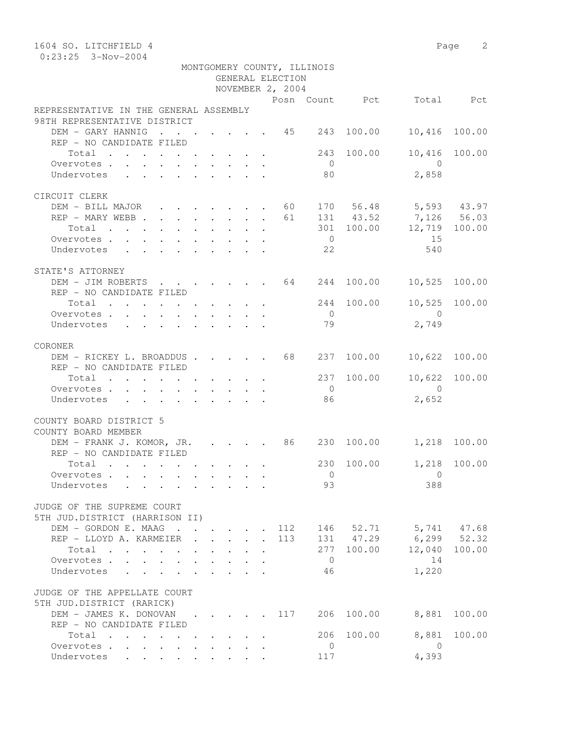MONTGOMERY COUNTY, ILLINOIS
GENERAL ELECTION
NOVEMBER 2, 2004

1604 SO. LITCHFIELD 4

| | Posn | Count | Pct | Total | Pct |
|---|---|---|---|---|---|
| **REPRESENTATIVE IN THE GENERAL ASSEMBLY** | | | | | |
| **98TH REPRESENTATIVE DISTRICT** | | | | | |
| DEM - GARY HANNIG | 45 | 243 | 100.00 | 10,416 | 100.00 |
| REP - NO CANDIDATE FILED | | | | | |
| Total | | 243 | 100.00 | 10,416 | 100.00 |
| Overvotes | | 0 | | 0 | |
| Undervotes | | 80 | | 2,858 | |
| **CIRCUIT CLERK** | | | | | |
| DEM - BILL MAJOR | 60 | 170 | 56.48 | 5,593 | 43.97 |
| REP - MARY WEBB | 61 | 131 | 43.52 | 7,126 | 56.03 |
| Total | | 301 | 100.00 | 12,719 | 100.00 |
| Overvotes | | 0 | | 15 | |
| Undervotes | | 22 | | 540 | |
| **STATE'S ATTORNEY** | | | | | |
| DEM - JIM ROBERTS | 64 | 244 | 100.00 | 10,525 | 100.00 |
| REP - NO CANDIDATE FILED | | | | | |
| Total | | 244 | 100.00 | 10,525 | 100.00 |
| Overvotes | | 0 | | 0 | |
| Undervotes | | 79 | | 2,749 | |
| **CORONER** | | | | | |
| DEM - RICKEY L. BROADDUS | 68 | 237 | 100.00 | 10,622 | 100.00 |
| REP - NO CANDIDATE FILED | | | | | |
| Total | | 237 | 100.00 | 10,622 | 100.00 |
| Overvotes | | 0 | | 0 | |
| Undervotes | | 86 | | 2,652 | |
| **COUNTY BOARD DISTRICT 5** | | | | | |
| **COUNTY BOARD MEMBER** | | | | | |
| DEM - FRANK J. KOMOR, JR. | 86 | 230 | 100.00 | 1,218 | 100.00 |
| REP - NO CANDIDATE FILED | | | | | |
| Total | | 230 | 100.00 | 1,218 | 100.00 |
| Overvotes | | 0 | | 0 | |
| Undervotes | | 93 | | 388 | |
| **JUDGE OF THE SUPREME COURT** | | | | | |
| **5TH JUD.DISTRICT (HARRISON II)** | | | | | |
| DEM - GORDON E. MAAG | 112 | 146 | 52.71 | 5,741 | 47.68 |
| REP - LLOYD A. KARMEIER | 113 | 131 | 47.29 | 6,299 | 52.32 |
| Total | | 277 | 100.00 | 12,040 | 100.00 |
| Overvotes | | 0 | | 14 | |
| Undervotes | | 46 | | 1,220 | |
| **JUDGE OF THE APPELLATE COURT** | | | | | |
| **5TH JUD.DISTRICT (RARICK)** | | | | | |
| DEM - JAMES K. DONOVAN | 117 | 206 | 100.00 | 8,881 | 100.00 |
| REP - NO CANDIDATE FILED | | | | | |
| Total | | 206 | 100.00 | 8,881 | 100.00 |
| Overvotes | | 0 | | 0 | |
| Undervotes | | 117 | | 4,393 | |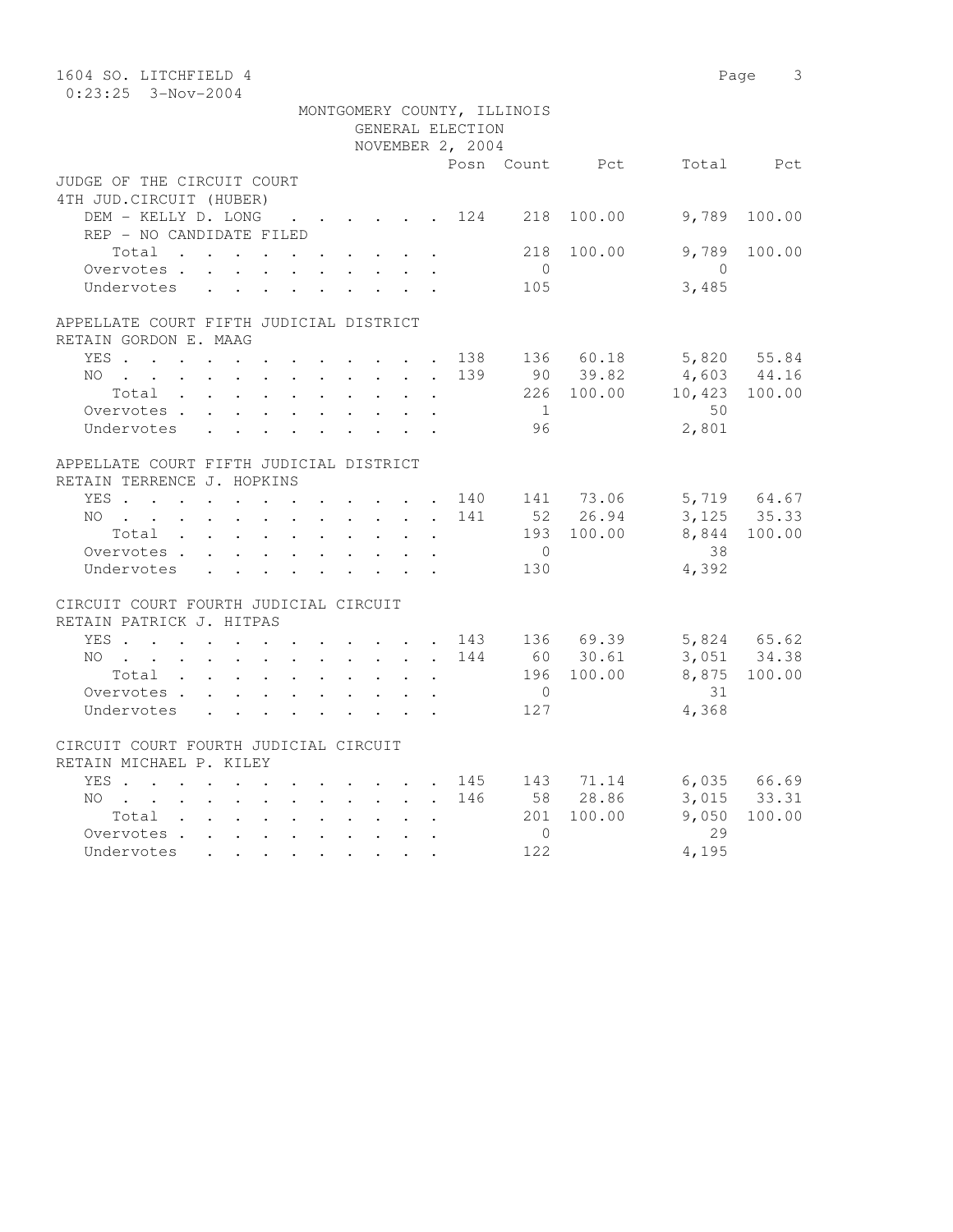1604 SO. LITCHFIELD 4

0:23:25 3-Nov-2004

MONTGOMERY COUNTY, ILLINOIS
GENERAL ELECTION
NOVEMBER 2, 2004

| | Posn | Count | Pct | Total | Pct |
|---|---|---|---|---|---|
| **JUDGE OF THE CIRCUIT COURT** | | | | | |
| **4TH JUD.CIRCUIT (HUBER)** | | | | | |
| DEM - KELLY D. LONG | 124 | 218 | 100.00 | 9,789 | 100.00 |
| REP - NO CANDIDATE FILED | | | | | |
| Total | | 218 | 100.00 | 9,789 | 100.00 |
| Overvotes | | 0 | | 0 | |
| Undervotes | | 105 | | 3,485 | |
| **APPELLATE COURT FIFTH JUDICIAL DISTRICT** | | | | | |
| **RETAIN GORDON E. MAAG** | | | | | |
| YES | 138 | 136 | 60.18 | 5,820 | 55.84 |
| NO | 139 | 90 | 39.82 | 4,603 | 44.16 |
| Total | | 226 | 100.00 | 10,423 | 100.00 |
| Overvotes | | 1 | | 50 | |
| Undervotes | | 96 | | 2,801 | |
| **APPELLATE COURT FIFTH JUDICIAL DISTRICT** | | | | | |
| **RETAIN TERRENCE J. HOPKINS** | | | | | |
| YES | 140 | 141 | 73.06 | 5,719 | 64.67 |
| NO | 141 | 52 | 26.94 | 3,125 | 35.33 |
| Total | | 193 | 100.00 | 8,844 | 100.00 |
| Overvotes | | 0 | | 38 | |
| Undervotes | | 130 | | 4,392 | |
| **CIRCUIT COURT FOURTH JUDICIAL CIRCUIT** | | | | | |
| **RETAIN PATRICK J. HITPAS** | | | | | |
| YES | 143 | 136 | 69.39 | 5,824 | 65.62 |
| NO | 144 | 60 | 30.61 | 3,051 | 34.38 |
| Total | | 196 | 100.00 | 8,875 | 100.00 |
| Overvotes | | 0 | | 31 | |
| Undervotes | | 127 | | 4,368 | |
| **CIRCUIT COURT FOURTH JUDICIAL CIRCUIT** | | | | | |
| **RETAIN MICHAEL P. KILEY** | | | | | |
| YES | 145 | 143 | 71.14 | 6,035 | 66.69 |
| NO | 146 | 58 | 28.86 | 3,015 | 33.31 |
| Total | | 201 | 100.00 | 9,050 | 100.00 |
| Overvotes | | 0 | | 29 | |
| Undervotes | | 122 | | 4,195 | |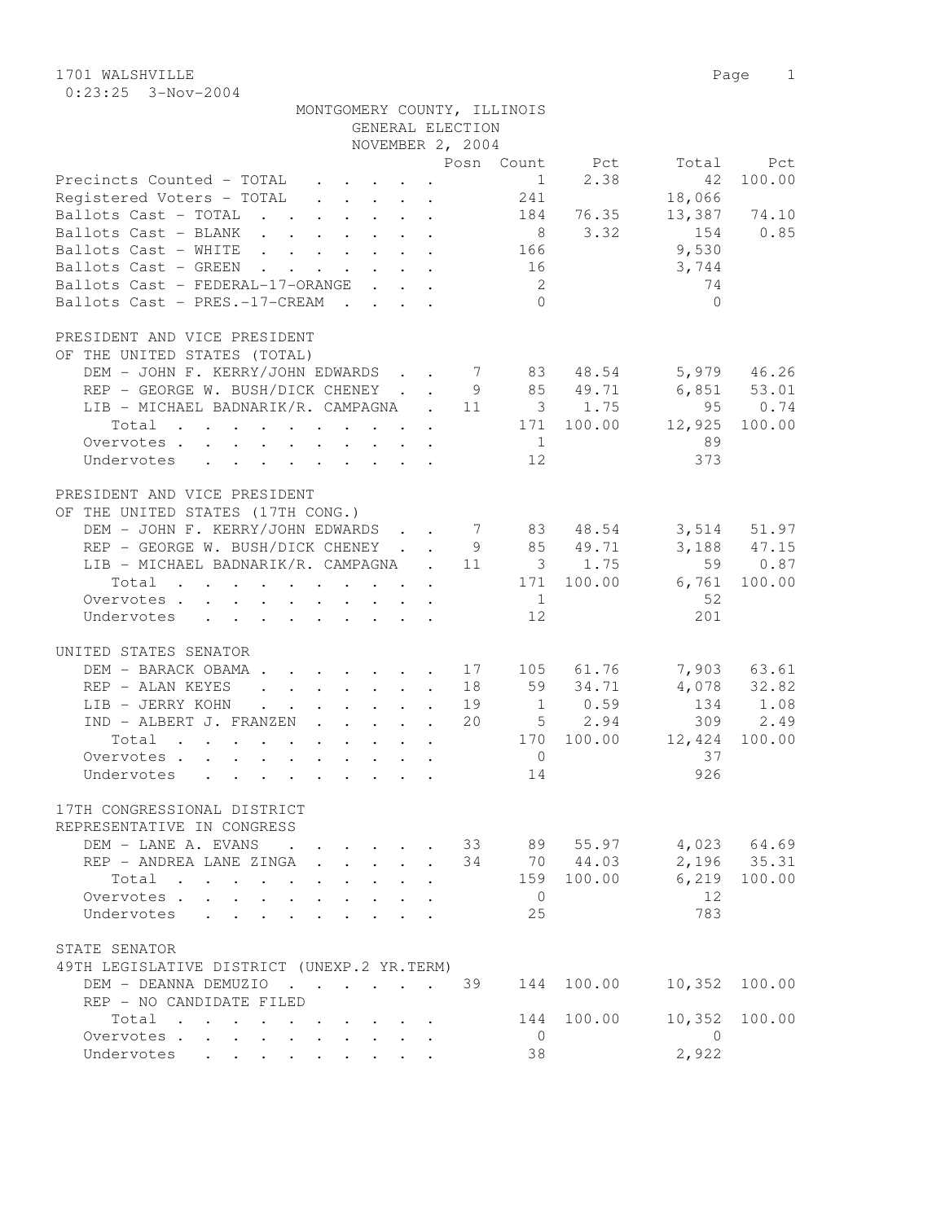1701 WALSHVILLE
0:23:25 3-Nov-2004

MONTGOMERY COUNTY, ILLINOIS
GENERAL ELECTION
NOVEMBER 2, 2004

| | Posn | Count | Pct | Total | Pct |
|---|---|---|---|---|---|
| Precincts Counted - TOTAL | | 1 | 2.38 | 42 | 100.00 |
| Registered Voters - TOTAL | | 241 | | 18,066 | |
| Ballots Cast - TOTAL | | 184 | 76.35 | 13,387 | 74.10 |
| Ballots Cast - BLANK | | 8 | 3.32 | 154 | 0.85 |
| Ballots Cast - WHITE | | 166 | | 9,530 | |
| Ballots Cast - GREEN | | 16 | | 3,744 | |
| Ballots Cast - FEDERAL-17-ORANGE | | 2 | | 74 | |
| Ballots Cast - PRES.-17-CREAM | | 0 | | 0 | |

PRESIDENT AND VICE PRESIDENT
OF THE UNITED STATES (TOTAL)

| | Posn | Count | Pct | Total | Pct |
|---|---|---|---|---|---|
| DEM - JOHN F. KERRY/JOHN EDWARDS | 7 | 83 | 48.54 | 5,979 | 46.26 |
| REP - GEORGE W. BUSH/DICK CHENEY | 9 | 85 | 49.71 | 6,851 | 53.01 |
| LIB - MICHAEL BADNARIK/R. CAMPAGNA | 11 | 3 | 1.75 | 95 | 0.74 |
| Total | | 171 | 100.00 | 12,925 | 100.00 |
| Overvotes | | 1 | | 89 | |
| Undervotes | | 12 | | 373 | |

PRESIDENT AND VICE PRESIDENT
OF THE UNITED STATES (17TH CONG.)

| | Posn | Count | Pct | Total | Pct |
|---|---|---|---|---|---|
| DEM - JOHN F. KERRY/JOHN EDWARDS | 7 | 83 | 48.54 | 3,514 | 51.97 |
| REP - GEORGE W. BUSH/DICK CHENEY | 9 | 85 | 49.71 | 3,188 | 47.15 |
| LIB - MICHAEL BADNARIK/R. CAMPAGNA | 11 | 3 | 1.75 | 59 | 0.87 |
| Total | | 171 | 100.00 | 6,761 | 100.00 |
| Overvotes | | 1 | | 52 | |
| Undervotes | | 12 | | 201 | |

UNITED STATES SENATOR

| | Posn | Count | Pct | Total | Pct |
|---|---|---|---|---|---|
| DEM - BARACK OBAMA | 17 | 105 | 61.76 | 7,903 | 63.61 |
| REP - ALAN KEYES | 18 | 59 | 34.71 | 4,078 | 32.82 |
| LIB - JERRY KOHN | 19 | 1 | 0.59 | 134 | 1.08 |
| IND - ALBERT J. FRANZEN | 20 | 5 | 2.94 | 309 | 2.49 |
| Total | | 170 | 100.00 | 12,424 | 100.00 |
| Overvotes | | 0 | | 37 | |
| Undervotes | | 14 | | 926 | |

17TH CONGRESSIONAL DISTRICT
REPRESENTATIVE IN CONGRESS

| | Posn | Count | Pct | Total | Pct |
|---|---|---|---|---|---|
| DEM - LANE A. EVANS | 33 | 89 | 55.97 | 4,023 | 64.69 |
| REP - ANDREA LANE ZINGA | 34 | 70 | 44.03 | 2,196 | 35.31 |
| Total | | 159 | 100.00 | 6,219 | 100.00 |
| Overvotes | | 0 | | 12 | |
| Undervotes | | 25 | | 783 | |

STATE SENATOR
49TH LEGISLATIVE DISTRICT (UNEXP.2 YR.TERM)

| | Posn | Count | Pct | Total | Pct |
|---|---|---|---|---|---|
| DEM - DEANNA DEMUZIO | 39 | 144 | 100.00 | 10,352 | 100.00 |
| REP - NO CANDIDATE FILED | | | | | |
| Total | | 144 | 100.00 | 10,352 | 100.00 |
| Overvotes | | 0 | | 0 | |
| Undervotes | | 38 | | 2,922 | |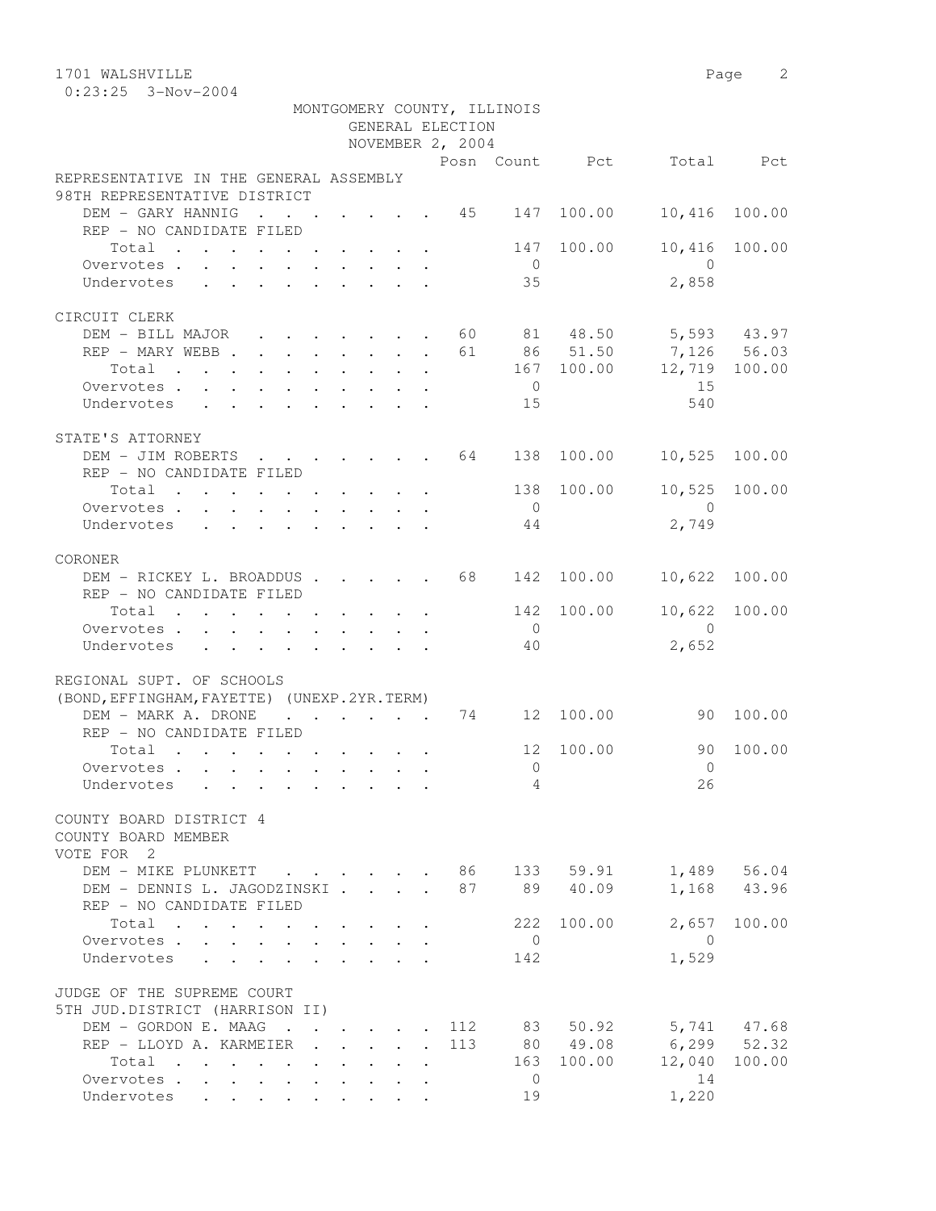1701 WALSHVILLE
0:23:25 3-Nov-2004

MONTGOMERY COUNTY, ILLINOIS
GENERAL ELECTION
NOVEMBER 2, 2004

| | Posn | Count | Pct | Total | Pct |
|---|---|---|---|---|---|
| **REPRESENTATIVE IN THE GENERAL ASSEMBLY** | | | | | |
| **98TH REPRESENTATIVE DISTRICT** | | | | | |
| DEM - GARY HANNIG | 45 | 147 | 100.00 | 10,416 | 100.00 |
| REP - NO CANDIDATE FILED | | | | | |
| Total | | 147 | 100.00 | 10,416 | 100.00 |
| Overvotes | | 0 | | 0 | |
| Undervotes | | 35 | | 2,858 | |
| **CIRCUIT CLERK** | | | | | |
| DEM - BILL MAJOR | 60 | 81 | 48.50 | 5,593 | 43.97 |
| REP - MARY WEBB | 61 | 86 | 51.50 | 7,126 | 56.03 |
| Total | | 167 | 100.00 | 12,719 | 100.00 |
| Overvotes | | 0 | | 15 | |
| Undervotes | | 15 | | 540 | |
| **STATE'S ATTORNEY** | | | | | |
| DEM - JIM ROBERTS | 64 | 138 | 100.00 | 10,525 | 100.00 |
| REP - NO CANDIDATE FILED | | | | | |
| Total | | 138 | 100.00 | 10,525 | 100.00 |
| Overvotes | | 0 | | 0 | |
| Undervotes | | 44 | | 2,749 | |
| **CORONER** | | | | | |
| DEM - RICKEY L. BROADDUS | 68 | 142 | 100.00 | 10,622 | 100.00 |
| REP - NO CANDIDATE FILED | | | | | |
| Total | | 142 | 100.00 | 10,622 | 100.00 |
| Overvotes | | 0 | | 0 | |
| Undervotes | | 40 | | 2,652 | |
| **REGIONAL SUPT. OF SCHOOLS** | | | | | |
| **(BOND,EFFINGHAM,FAYETTE) (UNEXP.2YR.TERM)** | | | | | |
| DEM - MARK A. DRONE | 74 | 12 | 100.00 | 90 | 100.00 |
| REP - NO CANDIDATE FILED | | | | | |
| Total | | 12 | 100.00 | 90 | 100.00 |
| Overvotes | | 0 | | 0 | |
| Undervotes | | 4 | | 26 | |
| **COUNTY BOARD DISTRICT 4** | | | | | |
| **COUNTY BOARD MEMBER** | | | | | |
| **VOTE FOR 2** | | | | | |
| DEM - MIKE PLUNKETT | 86 | 133 | 59.91 | 1,489 | 56.04 |
| DEM - DENNIS L. JAGODZINSKI | 87 | 89 | 40.09 | 1,168 | 43.96 |
| REP - NO CANDIDATE FILED | | | | | |
| Total | | 222 | 100.00 | 2,657 | 100.00 |
| Overvotes | | 0 | | 0 | |
| Undervotes | | 142 | | 1,529 | |
| **JUDGE OF THE SUPREME COURT** | | | | | |
| **5TH JUD.DISTRICT (HARRISON II)** | | | | | |
| DEM - GORDON E. MAAG | 112 | 83 | 50.92 | 5,741 | 47.68 |
| REP - LLOYD A. KARMEIER | 113 | 80 | 49.08 | 6,299 | 52.32 |
| Total | | 163 | 100.00 | 12,040 | 100.00 |
| Overvotes | | 0 | | 14 | |
| Undervotes | | 19 | | 1,220 | |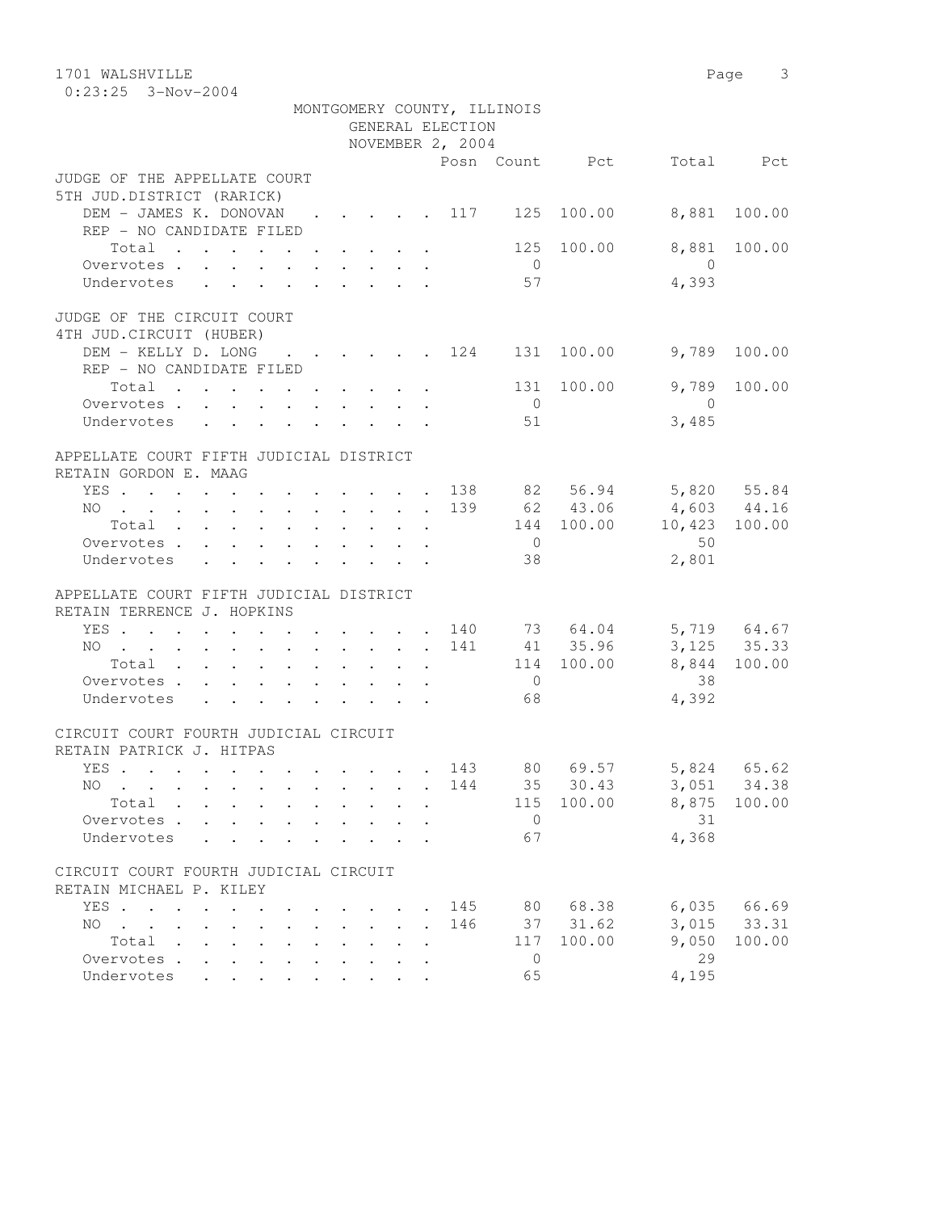1701 WALSHVILLE

0:23:25 3-Nov-2004

MONTGOMERY COUNTY, ILLINOIS
GENERAL ELECTION
NOVEMBER 2, 2004

| | Posn | Count | Pct | Total | Pct |
|---|---|---|---|---|---|
| **JUDGE OF THE APPELLATE COURT 5TH JUD.DISTRICT (RARICK)** | | | | | |
| DEM - JAMES K. DONOVAN | 117 | 125 | 100.00 | 8,881 | 100.00 |
| REP - NO CANDIDATE FILED | | | | | |
| Total | | 125 | 100.00 | 8,881 | 100.00 |
| Overvotes | | 0 | | 0 | |
| Undervotes | | 57 | | 4,393 | |
| **JUDGE OF THE CIRCUIT COURT 4TH JUD.CIRCUIT (HUBER)** | | | | | |
| DEM - KELLY D. LONG | 124 | 131 | 100.00 | 9,789 | 100.00 |
| REP - NO CANDIDATE FILED | | | | | |
| Total | | 131 | 100.00 | 9,789 | 100.00 |
| Overvotes | | 0 | | 0 | |
| Undervotes | | 51 | | 3,485 | |
| **APPELLATE COURT FIFTH JUDICIAL DISTRICT RETAIN GORDON E. MAAG** | | | | | |
| YES | 138 | 82 | 56.94 | 5,820 | 55.84 |
| NO | 139 | 62 | 43.06 | 4,603 | 44.16 |
| Total | | 144 | 100.00 | 10,423 | 100.00 |
| Overvotes | | 0 | | 50 | |
| Undervotes | | 38 | | 2,801 | |
| **APPELLATE COURT FIFTH JUDICIAL DISTRICT RETAIN TERRENCE J. HOPKINS** | | | | | |
| YES | 140 | 73 | 64.04 | 5,719 | 64.67 |
| NO | 141 | 41 | 35.96 | 3,125 | 35.33 |
| Total | | 114 | 100.00 | 8,844 | 100.00 |
| Overvotes | | 0 | | 38 | |
| Undervotes | | 68 | | 4,392 | |
| **CIRCUIT COURT FOURTH JUDICIAL CIRCUIT RETAIN PATRICK J. HITPAS** | | | | | |
| YES | 143 | 80 | 69.57 | 5,824 | 65.62 |
| NO | 144 | 35 | 30.43 | 3,051 | 34.38 |
| Total | | 115 | 100.00 | 8,875 | 100.00 |
| Overvotes | | 0 | | 31 | |
| Undervotes | | 67 | | 4,368 | |
| **CIRCUIT COURT FOURTH JUDICIAL CIRCUIT RETAIN MICHAEL P. KILEY** | | | | | |
| YES | 145 | 80 | 68.38 | 6,035 | 66.69 |
| NO | 146 | 37 | 31.62 | 3,015 | 33.31 |
| Total | | 117 | 100.00 | 9,050 | 100.00 |
| Overvotes | | 0 | | 29 | |
| Undervotes | | 65 | | 4,195 | |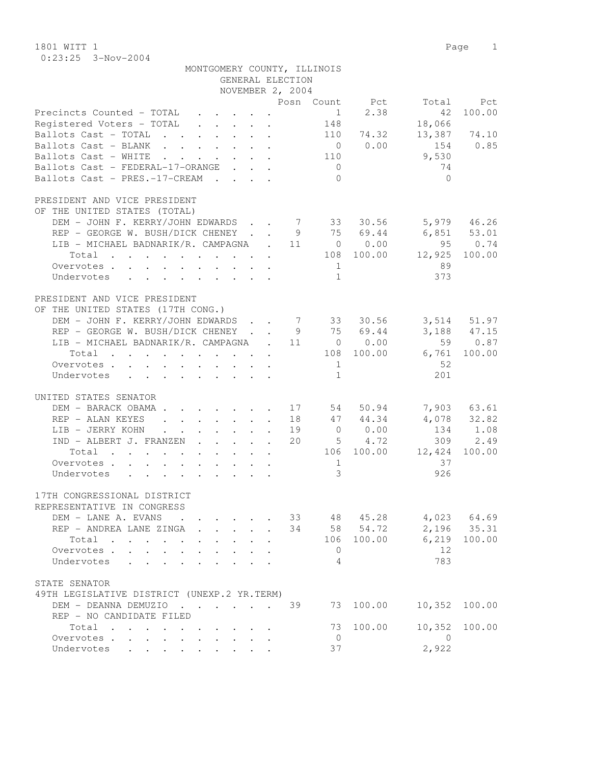1801 WITT 1

0:23:25 3-Nov-2004

MONTGOMERY COUNTY, ILLINOIS
GENERAL ELECTION
NOVEMBER 2, 2004

| | Posn | Count | Pct | Total | Pct |
|---|---|---|---|---|---|
| Precincts Counted - TOTAL | | 1 | 2.38 | 42 | 100.00 |
| Registered Voters - TOTAL | | 148 | | 18,066 | |
| Ballots Cast - TOTAL | | 110 | 74.32 | 13,387 | 74.10 |
| Ballots Cast - BLANK | | 0 | 0.00 | 154 | 0.85 |
| Ballots Cast - WHITE | | 110 | | 9,530 | |
| Ballots Cast - FEDERAL-17-ORANGE | | 0 | | 74 | |
| Ballots Cast - PRES.-17-CREAM | | 0 | | 0 | |

PRESIDENT AND VICE PRESIDENT
OF THE UNITED STATES (TOTAL)

| | Posn | Count | Pct | Total | Pct |
|---|---|---|---|---|---|
| DEM - JOHN F. KERRY/JOHN EDWARDS | 7 | 33 | 30.56 | 5,979 | 46.26 |
| REP - GEORGE W. BUSH/DICK CHENEY | 9 | 75 | 69.44 | 6,851 | 53.01 |
| LIB - MICHAEL BADNARIK/R. CAMPAGNA | 11 | 0 | 0.00 | 95 | 0.74 |
| Total | | 108 | 100.00 | 12,925 | 100.00 |
| Overvotes | | 1 | | 89 | |
| Undervotes | | 1 | | 373 | |

PRESIDENT AND VICE PRESIDENT
OF THE UNITED STATES (17TH CONG.)

| | Posn | Count | Pct | Total | Pct |
|---|---|---|---|---|---|
| DEM - JOHN F. KERRY/JOHN EDWARDS | 7 | 33 | 30.56 | 3,514 | 51.97 |
| REP - GEORGE W. BUSH/DICK CHENEY | 9 | 75 | 69.44 | 3,188 | 47.15 |
| LIB - MICHAEL BADNARIK/R. CAMPAGNA | 11 | 0 | 0.00 | 59 | 0.87 |
| Total | | 108 | 100.00 | 6,761 | 100.00 |
| Overvotes | | 1 | | 52 | |
| Undervotes | | 1 | | 201 | |

UNITED STATES SENATOR

| | Posn | Count | Pct | Total | Pct |
|---|---|---|---|---|---|
| DEM - BARACK OBAMA | 17 | 54 | 50.94 | 7,903 | 63.61 |
| REP - ALAN KEYES | 18 | 47 | 44.34 | 4,078 | 32.82 |
| LIB - JERRY KOHN | 19 | 0 | 0.00 | 134 | 1.08 |
| IND - ALBERT J. FRANZEN | 20 | 5 | 4.72 | 309 | 2.49 |
| Total | | 106 | 100.00 | 12,424 | 100.00 |
| Overvotes | | 1 | | 37 | |
| Undervotes | | 3 | | 926 | |

17TH CONGRESSIONAL DISTRICT
REPRESENTATIVE IN CONGRESS

| | Posn | Count | Pct | Total | Pct |
|---|---|---|---|---|---|
| DEM - LANE A. EVANS | 33 | 48 | 45.28 | 4,023 | 64.69 |
| REP - ANDREA LANE ZINGA | 34 | 58 | 54.72 | 2,196 | 35.31 |
| Total | | 106 | 100.00 | 6,219 | 100.00 |
| Overvotes | | 0 | | 12 | |
| Undervotes | | 4 | | 783 | |

STATE SENATOR
49TH LEGISLATIVE DISTRICT (UNEXP.2 YR.TERM)

| | Posn | Count | Pct | Total | Pct |
|---|---|---|---|---|---|
| DEM - DEANNA DEMUZIO | 39 | 73 | 100.00 | 10,352 | 100.00 |
| REP - NO CANDIDATE FILED | | | | | |
| Total | | 73 | 100.00 | 10,352 | 100.00 |
| Overvotes | | 0 | | 0 | |
| Undervotes | | 37 | | 2,922 | |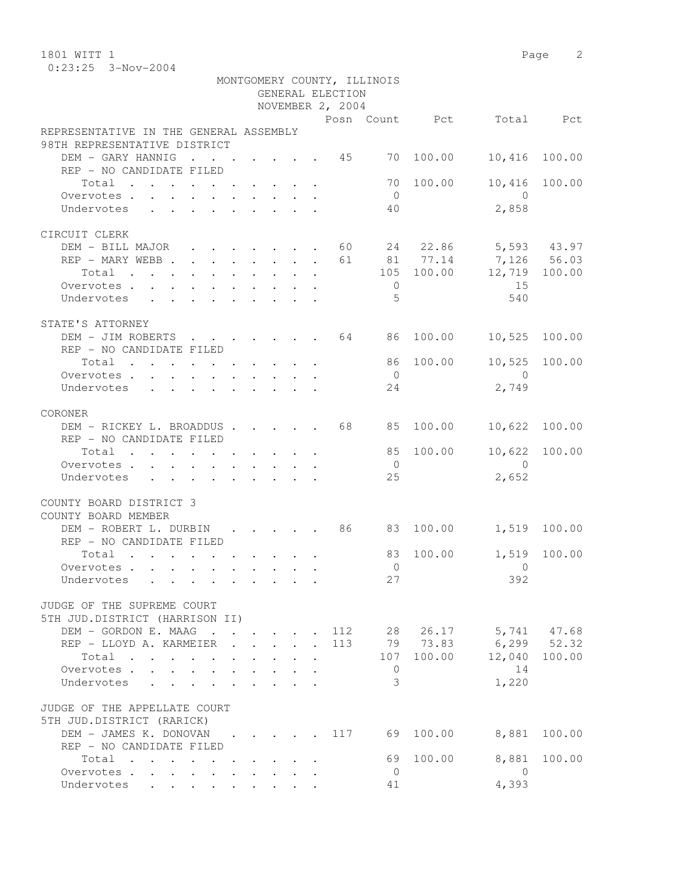1801 WITT 1

0:23:25 3-Nov-2004

MONTGOMERY COUNTY, ILLINOIS
GENERAL ELECTION
NOVEMBER 2, 2004

| | Posn | Count | Pct | Total | Pct |
|---|---|---|---|---|---|
| **REPRESENTATIVE IN THE GENERAL ASSEMBLY** | | | | | |
| **98TH REPRESENTATIVE DISTRICT** | | | | | |
| DEM - GARY HANNIG | 45 | 70 | 100.00 | 10,416 | 100.00 |
| REP - NO CANDIDATE FILED | | | | | |
| Total | | 70 | 100.00 | 10,416 | 100.00 |
| Overvotes | | 0 | | 0 | |
| Undervotes | | 40 | | 2,858 | |
| **CIRCUIT CLERK** | | | | | |
| DEM - BILL MAJOR | 60 | 24 | 22.86 | 5,593 | 43.97 |
| REP - MARY WEBB | 61 | 81 | 77.14 | 7,126 | 56.03 |
| Total | | 105 | 100.00 | 12,719 | 100.00 |
| Overvotes | | 0 | | 15 | |
| Undervotes | | 5 | | 540 | |
| **STATE'S ATTORNEY** | | | | | |
| DEM - JIM ROBERTS | 64 | 86 | 100.00 | 10,525 | 100.00 |
| REP - NO CANDIDATE FILED | | | | | |
| Total | | 86 | 100.00 | 10,525 | 100.00 |
| Overvotes | | 0 | | 0 | |
| Undervotes | | 24 | | 2,749 | |
| **CORONER** | | | | | |
| DEM - RICKEY L. BROADDUS | 68 | 85 | 100.00 | 10,622 | 100.00 |
| REP - NO CANDIDATE FILED | | | | | |
| Total | | 85 | 100.00 | 10,622 | 100.00 |
| Overvotes | | 0 | | 0 | |
| Undervotes | | 25 | | 2,652 | |
| **COUNTY BOARD DISTRICT 3** | | | | | |
| **COUNTY BOARD MEMBER** | | | | | |
| DEM - ROBERT L. DURBIN | 86 | 83 | 100.00 | 1,519 | 100.00 |
| REP - NO CANDIDATE FILED | | | | | |
| Total | | 83 | 100.00 | 1,519 | 100.00 |
| Overvotes | | 0 | | 0 | |
| Undervotes | | 27 | | 392 | |
| **JUDGE OF THE SUPREME COURT** | | | | | |
| **5TH JUD.DISTRICT (HARRISON II)** | | | | | |
| DEM - GORDON E. MAAG | 112 | 28 | 26.17 | 5,741 | 47.68 |
| REP - LLOYD A. KARMEIER | 113 | 79 | 73.83 | 6,299 | 52.32 |
| Total | | 107 | 100.00 | 12,040 | 100.00 |
| Overvotes | | 0 | | 14 | |
| Undervotes | | 3 | | 1,220 | |
| **JUDGE OF THE APPELLATE COURT** | | | | | |
| **5TH JUD.DISTRICT (RARICK)** | | | | | |
| DEM - JAMES K. DONOVAN | 117 | 69 | 100.00 | 8,881 | 100.00 |
| REP - NO CANDIDATE FILED | | | | | |
| Total | | 69 | 100.00 | 8,881 | 100.00 |
| Overvotes | | 0 | | 0 | |
| Undervotes | | 41 | | 4,393 | |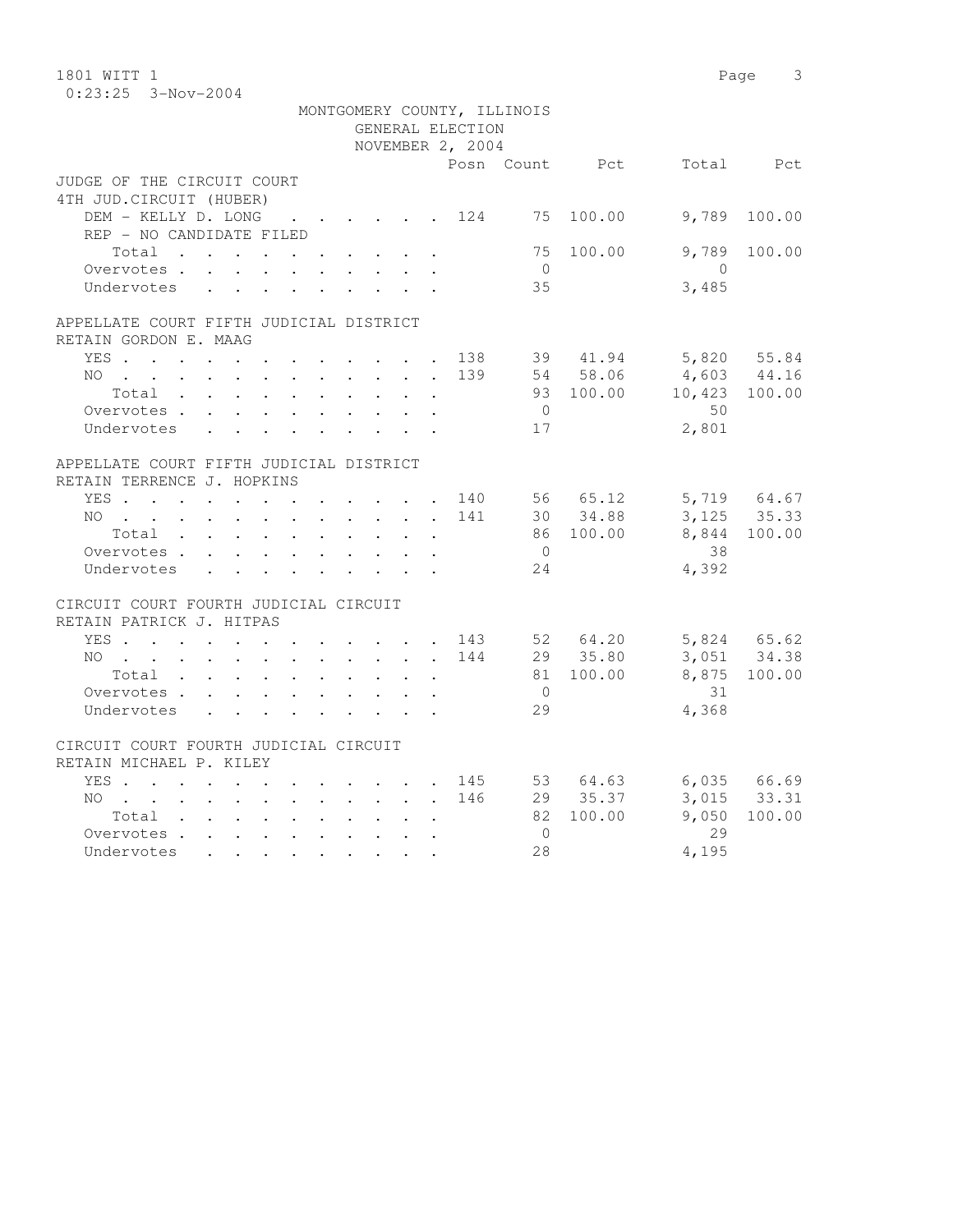MONTGOMERY COUNTY, ILLINOIS
GENERAL ELECTION
NOVEMBER 2, 2004

| | Posn | Count | Pct | Total | Pct |
|---|---|---|---|---|---|
| **JUDGE OF THE CIRCUIT COURT** | | | | | |
| **4TH JUD.CIRCUIT (HUBER)** | | | | | |
| DEM - KELLY D. LONG | 124 | 75 | 100.00 | 9,789 | 100.00 |
| REP - NO CANDIDATE FILED | | | | | |
| Total | | 75 | 100.00 | 9,789 | 100.00 |
| Overvotes | | 0 | | 0 | |
| Undervotes | | 35 | | 3,485 | |
| **APPELLATE COURT FIFTH JUDICIAL DISTRICT** | | | | | |
| **RETAIN GORDON E. MAAG** | | | | | |
| YES | 138 | 39 | 41.94 | 5,820 | 55.84 |
| NO | 139 | 54 | 58.06 | 4,603 | 44.16 |
| Total | | 93 | 100.00 | 10,423 | 100.00 |
| Overvotes | | 0 | | 50 | |
| Undervotes | | 17 | | 2,801 | |
| **APPELLATE COURT FIFTH JUDICIAL DISTRICT** | | | | | |
| **RETAIN TERRENCE J. HOPKINS** | | | | | |
| YES | 140 | 56 | 65.12 | 5,719 | 64.67 |
| NO | 141 | 30 | 34.88 | 3,125 | 35.33 |
| Total | | 86 | 100.00 | 8,844 | 100.00 |
| Overvotes | | 0 | | 38 | |
| Undervotes | | 24 | | 4,392 | |
| **CIRCUIT COURT FOURTH JUDICIAL CIRCUIT** | | | | | |
| **RETAIN PATRICK J. HITPAS** | | | | | |
| YES | 143 | 52 | 64.20 | 5,824 | 65.62 |
| NO | 144 | 29 | 35.80 | 3,051 | 34.38 |
| Total | | 81 | 100.00 | 8,875 | 100.00 |
| Overvotes | | 0 | | 31 | |
| Undervotes | | 29 | | 4,368 | |
| **CIRCUIT COURT FOURTH JUDICIAL CIRCUIT** | | | | | |
| **RETAIN MICHAEL P. KILEY** | | | | | |
| YES | 145 | 53 | 64.63 | 6,035 | 66.69 |
| NO | 146 | 29 | 35.37 | 3,015 | 33.31 |
| Total | | 82 | 100.00 | 9,050 | 100.00 |
| Overvotes | | 0 | | 29 | |
| Undervotes | | 28 | | 4,195 | |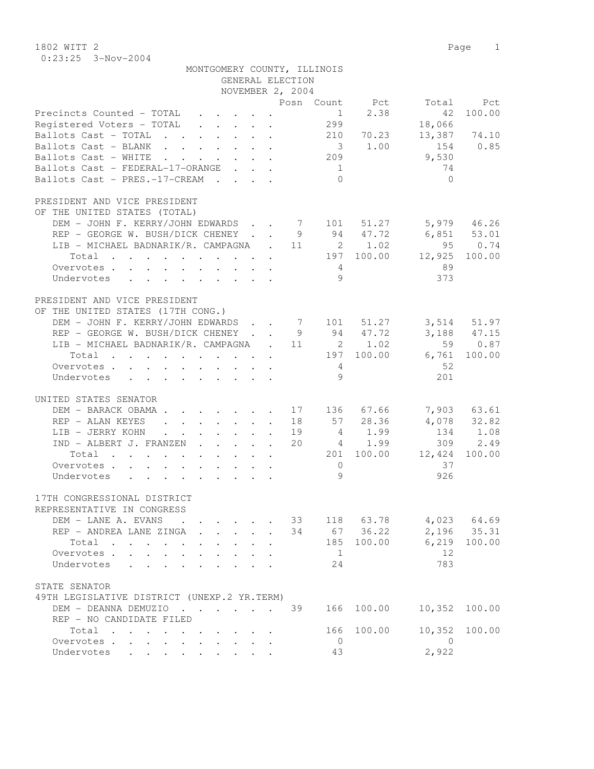MONTGOMERY COUNTY, ILLINOIS
GENERAL ELECTION
NOVEMBER 2, 2004

1802 WITT 2
0:23:25 3-Nov-2004

| | Posn | Count | Pct | Total | Pct |
|---|---|---|---|---|---|
| Precincts Counted - TOTAL | | 1 | 2.38 | 42 | 100.00 |
| Registered Voters - TOTAL | | 299 | | 18,066 | |
| Ballots Cast - TOTAL | | 210 | 70.23 | 13,387 | 74.10 |
| Ballots Cast - BLANK | | 3 | 1.00 | 154 | 0.85 |
| Ballots Cast - WHITE | | 209 | | 9,530 | |
| Ballots Cast - FEDERAL-17-ORANGE | | 1 | | 74 | |
| Ballots Cast - PRES.-17-CREAM | | 0 | | 0 | |

PRESIDENT AND VICE PRESIDENT
OF THE UNITED STATES (TOTAL)

| | Posn | Count | Pct | Total | Pct |
|---|---|---|---|---|---|
| DEM - JOHN F. KERRY/JOHN EDWARDS | 7 | 101 | 51.27 | 5,979 | 46.26 |
| REP - GEORGE W. BUSH/DICK CHENEY | 9 | 94 | 47.72 | 6,851 | 53.01 |
| LIB - MICHAEL BADNARIK/R. CAMPAGNA | 11 | 2 | 1.02 | 95 | 0.74 |
| Total | | 197 | 100.00 | 12,925 | 100.00 |
| Overvotes | | 4 | | 89 | |
| Undervotes | | 9 | | 373 | |

PRESIDENT AND VICE PRESIDENT
OF THE UNITED STATES (17TH CONG.)

| | Posn | Count | Pct | Total | Pct |
|---|---|---|---|---|---|
| DEM - JOHN F. KERRY/JOHN EDWARDS | 7 | 101 | 51.27 | 3,514 | 51.97 |
| REP - GEORGE W. BUSH/DICK CHENEY | 9 | 94 | 47.72 | 3,188 | 47.15 |
| LIB - MICHAEL BADNARIK/R. CAMPAGNA | 11 | 2 | 1.02 | 59 | 0.87 |
| Total | | 197 | 100.00 | 6,761 | 100.00 |
| Overvotes | | 4 | | 52 | |
| Undervotes | | 9 | | 201 | |

UNITED STATES SENATOR

| | Posn | Count | Pct | Total | Pct |
|---|---|---|---|---|---|
| DEM - BARACK OBAMA | 17 | 136 | 67.66 | 7,903 | 63.61 |
| REP - ALAN KEYES | 18 | 57 | 28.36 | 4,078 | 32.82 |
| LIB - JERRY KOHN | 19 | 4 | 1.99 | 134 | 1.08 |
| IND - ALBERT J. FRANZEN | 20 | 4 | 1.99 | 309 | 2.49 |
| Total | | 201 | 100.00 | 12,424 | 100.00 |
| Overvotes | | 0 | | 37 | |
| Undervotes | | 9 | | 926 | |

17TH CONGRESSIONAL DISTRICT
REPRESENTATIVE IN CONGRESS

| | Posn | Count | Pct | Total | Pct |
|---|---|---|---|---|---|
| DEM - LANE A. EVANS | 33 | 118 | 63.78 | 4,023 | 64.69 |
| REP - ANDREA LANE ZINGA | 34 | 67 | 36.22 | 2,196 | 35.31 |
| Total | | 185 | 100.00 | 6,219 | 100.00 |
| Overvotes | | 1 | | 12 | |
| Undervotes | | 24 | | 783 | |

STATE SENATOR
49TH LEGISLATIVE DISTRICT (UNEXP.2 YR.TERM)

| | Posn | Count | Pct | Total | Pct |
|---|---|---|---|---|---|
| DEM - DEANNA DEMUZIO | 39 | 166 | 100.00 | 10,352 | 100.00 |
| REP - NO CANDIDATE FILED | | | | | |
| Total | | 166 | 100.00 | 10,352 | 100.00 |
| Overvotes | | 0 | | 0 | |
| Undervotes | | 43 | | 2,922 | |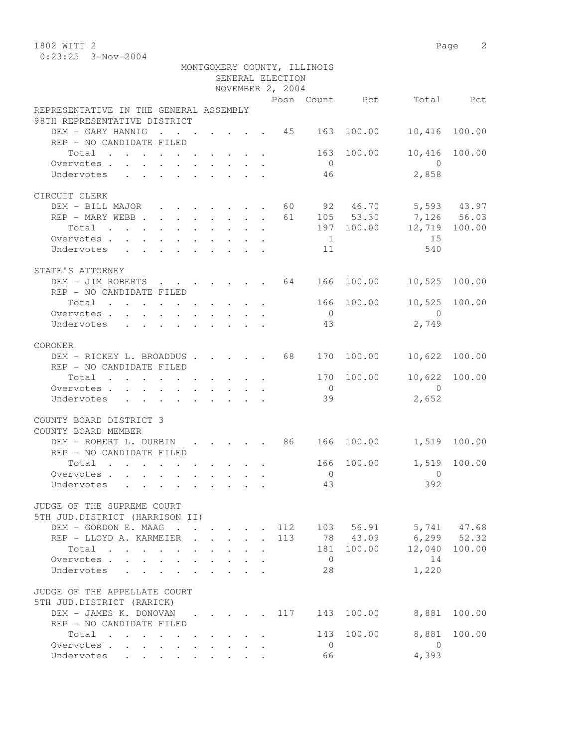1802 WITT 2

0:23:25 3-Nov-2004

MONTGOMERY COUNTY, ILLINOIS
GENERAL ELECTION
NOVEMBER 2, 2004

| | Posn | Count | Pct | Total | Pct |
|---|---|---|---|---|---|
| **REPRESENTATIVE IN THE GENERAL ASSEMBLY** | | | | | |
| **98TH REPRESENTATIVE DISTRICT** | | | | | |
| DEM - GARY HANNIG | 45 | 163 | 100.00 | 10,416 | 100.00 |
| REP - NO CANDIDATE FILED | | | | | |
| Total | | 163 | 100.00 | 10,416 | 100.00 |
| Overvotes | | 0 | | 0 | |
| Undervotes | | 46 | | 2,858 | |
| **CIRCUIT CLERK** | | | | | |
| DEM - BILL MAJOR | 60 | 92 | 46.70 | 5,593 | 43.97 |
| REP - MARY WEBB | 61 | 105 | 53.30 | 7,126 | 56.03 |
| Total | | 197 | 100.00 | 12,719 | 100.00 |
| Overvotes | | 1 | | 15 | |
| Undervotes | | 11 | | 540 | |
| **STATE'S ATTORNEY** | | | | | |
| DEM - JIM ROBERTS | 64 | 166 | 100.00 | 10,525 | 100.00 |
| REP - NO CANDIDATE FILED | | | | | |
| Total | | 166 | 100.00 | 10,525 | 100.00 |
| Overvotes | | 0 | | 0 | |
| Undervotes | | 43 | | 2,749 | |
| **CORONER** | | | | | |
| DEM - RICKEY L. BROADDUS | 68 | 170 | 100.00 | 10,622 | 100.00 |
| REP - NO CANDIDATE FILED | | | | | |
| Total | | 170 | 100.00 | 10,622 | 100.00 |
| Overvotes | | 0 | | 0 | |
| Undervotes | | 39 | | 2,652 | |
| **COUNTY BOARD DISTRICT 3** | | | | | |
| **COUNTY BOARD MEMBER** | | | | | |
| DEM - ROBERT L. DURBIN | 86 | 166 | 100.00 | 1,519 | 100.00 |
| REP - NO CANDIDATE FILED | | | | | |
| Total | | 166 | 100.00 | 1,519 | 100.00 |
| Overvotes | | 0 | | 0 | |
| Undervotes | | 43 | | 392 | |
| **JUDGE OF THE SUPREME COURT** | | | | | |
| **5TH JUD.DISTRICT (HARRISON II)** | | | | | |
| DEM - GORDON E. MAAG | 112 | 103 | 56.91 | 5,741 | 47.68 |
| REP - LLOYD A. KARMEIER | 113 | 78 | 43.09 | 6,299 | 52.32 |
| Total | | 181 | 100.00 | 12,040 | 100.00 |
| Overvotes | | 0 | | 14 | |
| Undervotes | | 28 | | 1,220 | |
| **JUDGE OF THE APPELLATE COURT** | | | | | |
| **5TH JUD.DISTRICT (RARICK)** | | | | | |
| DEM - JAMES K. DONOVAN | 117 | 143 | 100.00 | 8,881 | 100.00 |
| REP - NO CANDIDATE FILED | | | | | |
| Total | | 143 | 100.00 | 8,881 | 100.00 |
| Overvotes | | 0 | | 0 | |
| Undervotes | | 66 | | 4,393 | |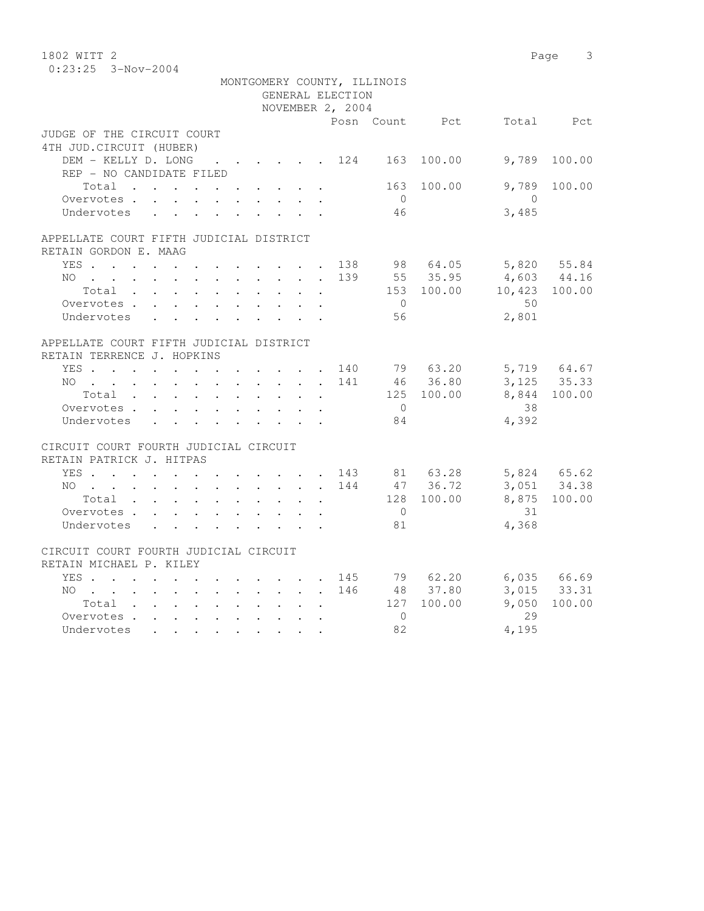MONTGOMERY COUNTY, ILLINOIS
GENERAL ELECTION
NOVEMBER 2, 2004

| | Posn | Count | Pct | Total | Pct |
|---|---|---|---|---|---|
| **JUDGE OF THE CIRCUIT COURT** | | | | | |
| **4TH JUD.CIRCUIT (HUBER)** | | | | | |
| DEM - KELLY D. LONG | 124 | 163 | 100.00 | 9,789 | 100.00 |
| REP - NO CANDIDATE FILED | | | | | |
| Total | | 163 | 100.00 | 9,789 | 100.00 |
| Overvotes | | 0 | | 0 | |
| Undervotes | | 46 | | 3,485 | |
| **APPELLATE COURT FIFTH JUDICIAL DISTRICT** | | | | | |
| **RETAIN GORDON E. MAAG** | | | | | |
| YES | 138 | 98 | 64.05 | 5,820 | 55.84 |
| NO | 139 | 55 | 35.95 | 4,603 | 44.16 |
| Total | | 153 | 100.00 | 10,423 | 100.00 |
| Overvotes | | 0 | | 50 | |
| Undervotes | | 56 | | 2,801 | |
| **APPELLATE COURT FIFTH JUDICIAL DISTRICT** | | | | | |
| **RETAIN TERRENCE J. HOPKINS** | | | | | |
| YES | 140 | 79 | 63.20 | 5,719 | 64.67 |
| NO | 141 | 46 | 36.80 | 3,125 | 35.33 |
| Total | | 125 | 100.00 | 8,844 | 100.00 |
| Overvotes | | 0 | | 38 | |
| Undervotes | | 84 | | 4,392 | |
| **CIRCUIT COURT FOURTH JUDICIAL CIRCUIT** | | | | | |
| **RETAIN PATRICK J. HITPAS** | | | | | |
| YES | 143 | 81 | 63.28 | 5,824 | 65.62 |
| NO | 144 | 47 | 36.72 | 3,051 | 34.38 |
| Total | | 128 | 100.00 | 8,875 | 100.00 |
| Overvotes | | 0 | | 31 | |
| Undervotes | | 81 | | 4,368 | |
| **CIRCUIT COURT FOURTH JUDICIAL CIRCUIT** | | | | | |
| **RETAIN MICHAEL P. KILEY** | | | | | |
| YES | 145 | 79 | 62.20 | 6,035 | 66.69 |
| NO | 146 | 48 | 37.80 | 3,015 | 33.31 |
| Total | | 127 | 100.00 | 9,050 | 100.00 |
| Overvotes | | 0 | | 29 | |
| Undervotes | | 82 | | 4,195 | |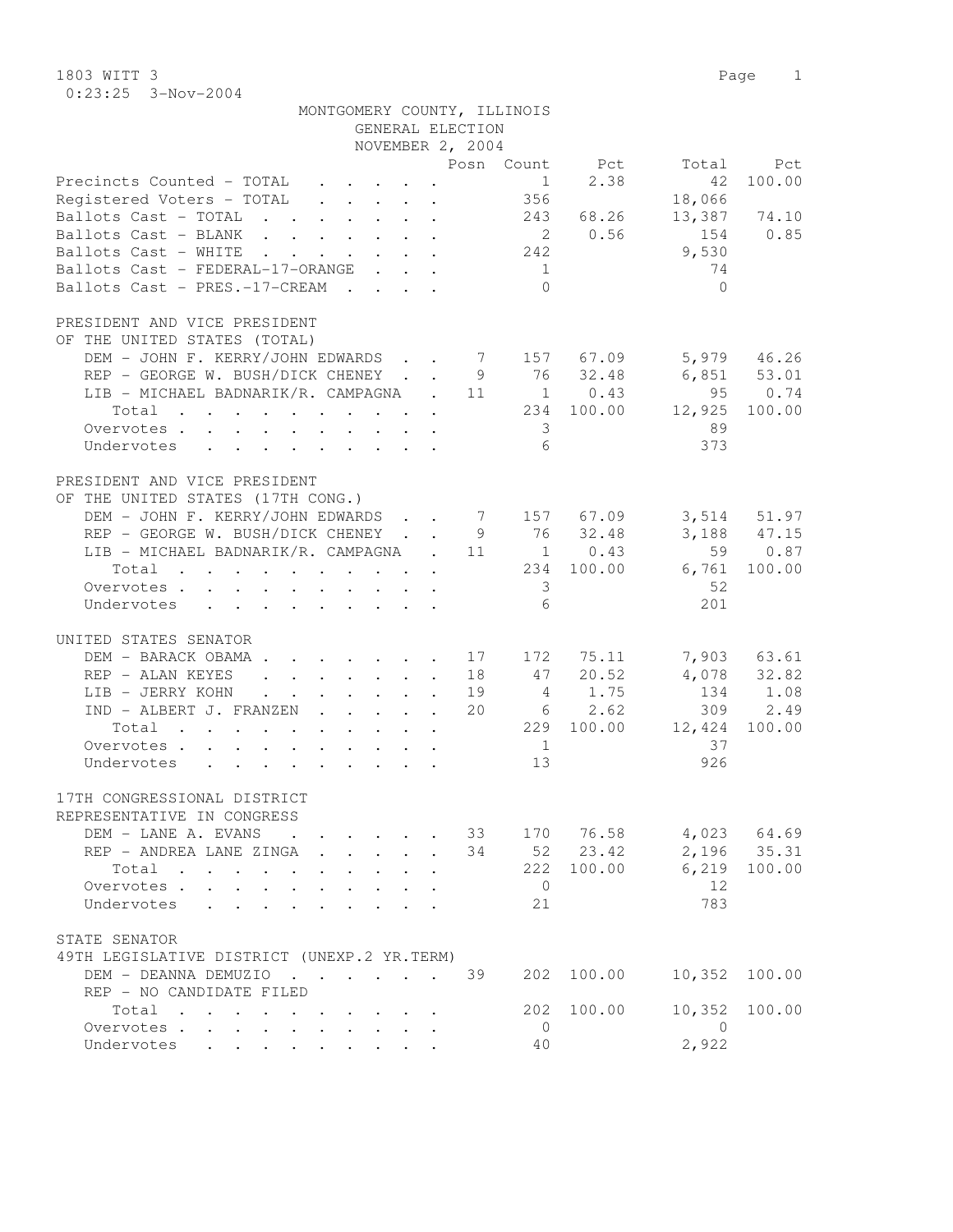1803 WITT 3
0:23:25 3-Nov-2004

MONTGOMERY COUNTY, ILLINOIS
GENERAL ELECTION
NOVEMBER 2, 2004

| | Posn | Count | Pct | Total | Pct |
|---|---|---|---|---|---|
| Precincts Counted - TOTAL | | 1 | 2.38 | 42 | 100.00 |
| Registered Voters - TOTAL | | 356 | | 18,066 | |
| Ballots Cast - TOTAL | | 243 | 68.26 | 13,387 | 74.10 |
| Ballots Cast - BLANK | | 2 | 0.56 | 154 | 0.85 |
| Ballots Cast - WHITE | | 242 | | 9,530 | |
| Ballots Cast - FEDERAL-17-ORANGE | | 1 | | 74 | |
| Ballots Cast - PRES.-17-CREAM | | 0 | | 0 | |

PRESIDENT AND VICE PRESIDENT
OF THE UNITED STATES (TOTAL)

| | Posn | Count | Pct | Total | Pct |
|---|---|---|---|---|---|
| DEM - JOHN F. KERRY/JOHN EDWARDS | 7 | 157 | 67.09 | 5,979 | 46.26 |
| REP - GEORGE W. BUSH/DICK CHENEY | 9 | 76 | 32.48 | 6,851 | 53.01 |
| LIB - MICHAEL BADNARIK/R. CAMPAGNA | 11 | 1 | 0.43 | 95 | 0.74 |
| Total | | 234 | 100.00 | 12,925 | 100.00 |
| Overvotes | | 3 | | 89 | |
| Undervotes | | 6 | | 373 | |

PRESIDENT AND VICE PRESIDENT
OF THE UNITED STATES (17TH CONG.)

| | Posn | Count | Pct | Total | Pct |
|---|---|---|---|---|---|
| DEM - JOHN F. KERRY/JOHN EDWARDS | 7 | 157 | 67.09 | 3,514 | 51.97 |
| REP - GEORGE W. BUSH/DICK CHENEY | 9 | 76 | 32.48 | 3,188 | 47.15 |
| LIB - MICHAEL BADNARIK/R. CAMPAGNA | 11 | 1 | 0.43 | 59 | 0.87 |
| Total | | 234 | 100.00 | 6,761 | 100.00 |
| Overvotes | | 3 | | 52 | |
| Undervotes | | 6 | | 201 | |

UNITED STATES SENATOR

| | Posn | Count | Pct | Total | Pct |
|---|---|---|---|---|---|
| DEM - BARACK OBAMA | 17 | 172 | 75.11 | 7,903 | 63.61 |
| REP - ALAN KEYES | 18 | 47 | 20.52 | 4,078 | 32.82 |
| LIB - JERRY KOHN | 19 | 4 | 1.75 | 134 | 1.08 |
| IND - ALBERT J. FRANZEN | 20 | 6 | 2.62 | 309 | 2.49 |
| Total | | 229 | 100.00 | 12,424 | 100.00 |
| Overvotes | | 1 | | 37 | |
| Undervotes | | 13 | | 926 | |

17TH CONGRESSIONAL DISTRICT
REPRESENTATIVE IN CONGRESS

| | Posn | Count | Pct | Total | Pct |
|---|---|---|---|---|---|
| DEM - LANE A. EVANS | 33 | 170 | 76.58 | 4,023 | 64.69 |
| REP - ANDREA LANE ZINGA | 34 | 52 | 23.42 | 2,196 | 35.31 |
| Total | | 222 | 100.00 | 6,219 | 100.00 |
| Overvotes | | 0 | | 12 | |
| Undervotes | | 21 | | 783 | |

STATE SENATOR
49TH LEGISLATIVE DISTRICT (UNEXP.2 YR.TERM)

| | Posn | Count | Pct | Total | Pct |
|---|---|---|---|---|---|
| DEM - DEANNA DEMUZIO | 39 | 202 | 100.00 | 10,352 | 100.00 |
| REP - NO CANDIDATE FILED | | | | | |
| Total | | 202 | 100.00 | 10,352 | 100.00 |
| Overvotes | | 0 | | 0 | |
| Undervotes | | 40 | | 2,922 | |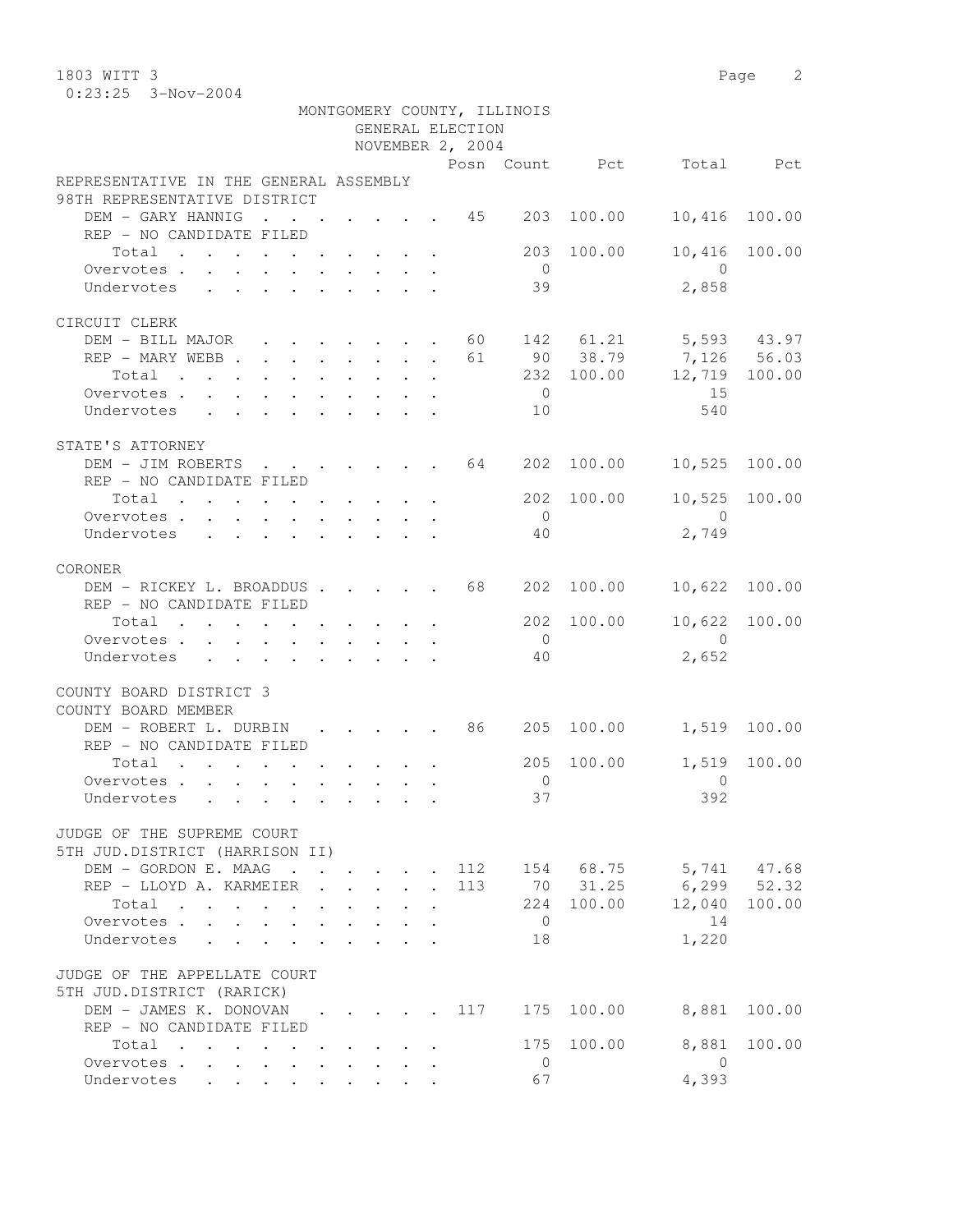1803 WITT 3

0:23:25 3-Nov-2004

MONTGOMERY COUNTY, ILLINOIS
GENERAL ELECTION
NOVEMBER 2, 2004

| | Posn | Count | Pct | Total | Pct |
|---|---|---|---|---|---|
| **REPRESENTATIVE IN THE GENERAL ASSEMBLY** | | | | | |
| **98TH REPRESENTATIVE DISTRICT** | | | | | |
| DEM - GARY HANNIG | 45 | 203 | 100.00 | 10,416 | 100.00 |
| REP - NO CANDIDATE FILED | | | | | |
| Total | | 203 | 100.00 | 10,416 | 100.00 |
| Overvotes | | 0 | | 0 | |
| Undervotes | | 39 | | 2,858 | |
| **CIRCUIT CLERK** | | | | | |
| DEM - BILL MAJOR | 60 | 142 | 61.21 | 5,593 | 43.97 |
| REP - MARY WEBB | 61 | 90 | 38.79 | 7,126 | 56.03 |
| Total | | 232 | 100.00 | 12,719 | 100.00 |
| Overvotes | | 0 | | 15 | |
| Undervotes | | 10 | | 540 | |
| **STATE'S ATTORNEY** | | | | | |
| DEM - JIM ROBERTS | 64 | 202 | 100.00 | 10,525 | 100.00 |
| REP - NO CANDIDATE FILED | | | | | |
| Total | | 202 | 100.00 | 10,525 | 100.00 |
| Overvotes | | 0 | | 0 | |
| Undervotes | | 40 | | 2,749 | |
| **CORONER** | | | | | |
| DEM - RICKEY L. BROADDUS | 68 | 202 | 100.00 | 10,622 | 100.00 |
| REP - NO CANDIDATE FILED | | | | | |
| Total | | 202 | 100.00 | 10,622 | 100.00 |
| Overvotes | | 0 | | 0 | |
| Undervotes | | 40 | | 2,652 | |
| **COUNTY BOARD DISTRICT 3** | | | | | |
| **COUNTY BOARD MEMBER** | | | | | |
| DEM - ROBERT L. DURBIN | 86 | 205 | 100.00 | 1,519 | 100.00 |
| REP - NO CANDIDATE FILED | | | | | |
| Total | | 205 | 100.00 | 1,519 | 100.00 |
| Overvotes | | 0 | | 0 | |
| Undervotes | | 37 | | 392 | |
| **JUDGE OF THE SUPREME COURT** | | | | | |
| **5TH JUD.DISTRICT (HARRISON II)** | | | | | |
| DEM - GORDON E. MAAG | 112 | 154 | 68.75 | 5,741 | 47.68 |
| REP - LLOYD A. KARMEIER | 113 | 70 | 31.25 | 6,299 | 52.32 |
| Total | | 224 | 100.00 | 12,040 | 100.00 |
| Overvotes | | 0 | | 14 | |
| Undervotes | | 18 | | 1,220 | |
| **JUDGE OF THE APPELLATE COURT** | | | | | |
| **5TH JUD.DISTRICT (RARICK)** | | | | | |
| DEM - JAMES K. DONOVAN | 117 | 175 | 100.00 | 8,881 | 100.00 |
| REP - NO CANDIDATE FILED | | | | | |
| Total | | 175 | 100.00 | 8,881 | 100.00 |
| Overvotes | | 0 | | 0 | |
| Undervotes | | 67 | | 4,393 | |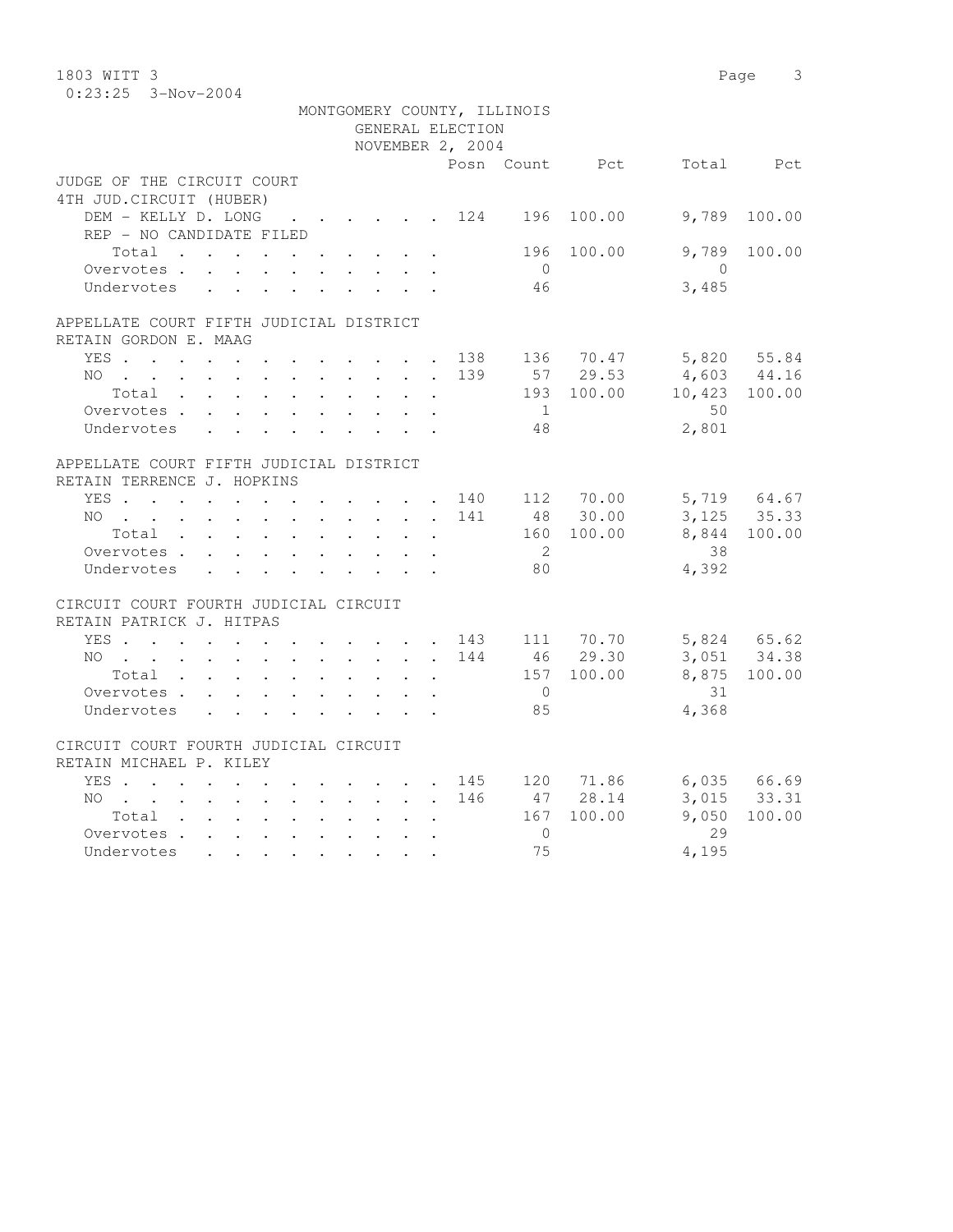MONTGOMERY COUNTY, ILLINOIS
GENERAL ELECTION
NOVEMBER 2, 2004

| | Posn | Count | Pct | Total | Pct |
|---|---|---|---|---|---|
| **JUDGE OF THE CIRCUIT COURT** | | | | | |
| **4TH JUD.CIRCUIT (HUBER)** | | | | | |
| DEM - KELLY D. LONG | 124 | 196 | 100.00 | 9,789 | 100.00 |
| REP - NO CANDIDATE FILED | | | | | |
| Total | | 196 | 100.00 | 9,789 | 100.00 |
| Overvotes | | 0 | | 0 | |
| Undervotes | | 46 | | 3,485 | |
| **APPELLATE COURT FIFTH JUDICIAL DISTRICT** | | | | | |
| **RETAIN GORDON E. MAAG** | | | | | |
| YES | 138 | 136 | 70.47 | 5,820 | 55.84 |
| NO | 139 | 57 | 29.53 | 4,603 | 44.16 |
| Total | | 193 | 100.00 | 10,423 | 100.00 |
| Overvotes | | 1 | | 50 | |
| Undervotes | | 48 | | 2,801 | |
| **APPELLATE COURT FIFTH JUDICIAL DISTRICT** | | | | | |
| **RETAIN TERRENCE J. HOPKINS** | | | | | |
| YES | 140 | 112 | 70.00 | 5,719 | 64.67 |
| NO | 141 | 48 | 30.00 | 3,125 | 35.33 |
| Total | | 160 | 100.00 | 8,844 | 100.00 |
| Overvotes | | 2 | | 38 | |
| Undervotes | | 80 | | 4,392 | |
| **CIRCUIT COURT FOURTH JUDICIAL CIRCUIT** | | | | | |
| **RETAIN PATRICK J. HITPAS** | | | | | |
| YES | 143 | 111 | 70.70 | 5,824 | 65.62 |
| NO | 144 | 46 | 29.30 | 3,051 | 34.38 |
| Total | | 157 | 100.00 | 8,875 | 100.00 |
| Overvotes | | 0 | | 31 | |
| Undervotes | | 85 | | 4,368 | |
| **CIRCUIT COURT FOURTH JUDICIAL CIRCUIT** | | | | | |
| **RETAIN MICHAEL P. KILEY** | | | | | |
| YES | 145 | 120 | 71.86 | 6,035 | 66.69 |
| NO | 146 | 47 | 28.14 | 3,015 | 33.31 |
| Total | | 167 | 100.00 | 9,050 | 100.00 |
| Overvotes | | 0 | | 29 | |
| Undervotes | | 75 | | 4,195 | |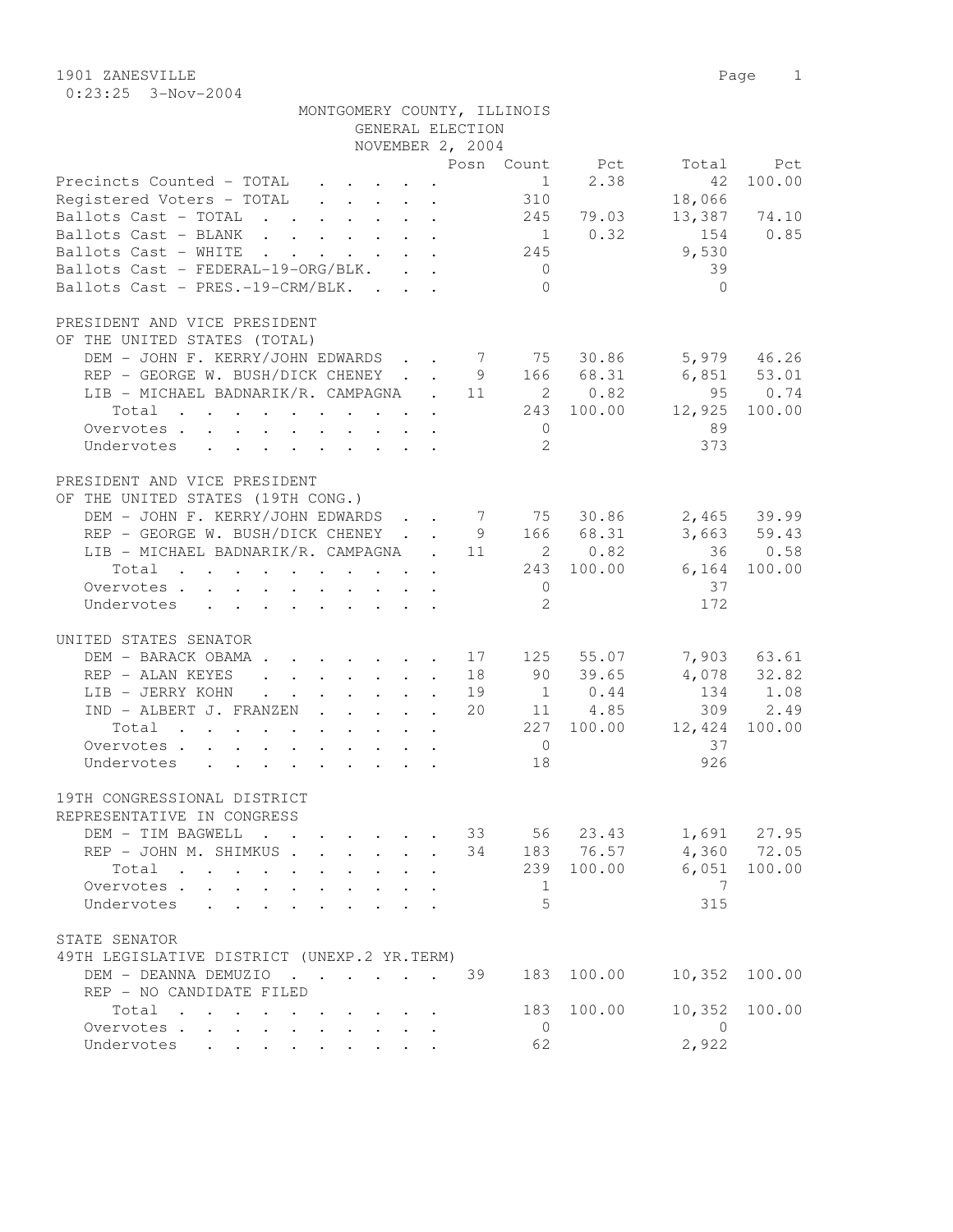1901 ZANESVILLE

0:23:25 3-Nov-2004

MONTGOMERY COUNTY, ILLINOIS
GENERAL ELECTION
NOVEMBER 2, 2004

| | Posn | Count | Pct | Total | Pct |
|---|---|---|---|---|---|
| Precincts Counted - TOTAL | | 1 | 2.38 | 42 | 100.00 |
| Registered Voters - TOTAL | | 310 | | 18,066 | |
| Ballots Cast - TOTAL | | 245 | 79.03 | 13,387 | 74.10 |
| Ballots Cast - BLANK | | 1 | 0.32 | 154 | 0.85 |
| Ballots Cast - WHITE | | 245 | | 9,530 | |
| Ballots Cast - FEDERAL-19-ORG/BLK. | | 0 | | 39 | |
| Ballots Cast - PRES.-19-CRM/BLK. | | 0 | | 0 | |

PRESIDENT AND VICE PRESIDENT
OF THE UNITED STATES (TOTAL)

| | Posn | Count | Pct | Total | Pct |
|---|---|---|---|---|---|
| DEM - JOHN F. KERRY/JOHN EDWARDS | 7 | 75 | 30.86 | 5,979 | 46.26 |
| REP - GEORGE W. BUSH/DICK CHENEY | 9 | 166 | 68.31 | 6,851 | 53.01 |
| LIB - MICHAEL BADNARIK/R. CAMPAGNA | 11 | 2 | 0.82 | 95 | 0.74 |
| Total | | 243 | 100.00 | 12,925 | 100.00 |
| Overvotes | | 0 | | 89 | |
| Undervotes | | 2 | | 373 | |

PRESIDENT AND VICE PRESIDENT
OF THE UNITED STATES (19TH CONG.)

| | Posn | Count | Pct | Total | Pct |
|---|---|---|---|---|---|
| DEM - JOHN F. KERRY/JOHN EDWARDS | 7 | 75 | 30.86 | 2,465 | 39.99 |
| REP - GEORGE W. BUSH/DICK CHENEY | 9 | 166 | 68.31 | 3,663 | 59.43 |
| LIB - MICHAEL BADNARIK/R. CAMPAGNA | 11 | 2 | 0.82 | 36 | 0.58 |
| Total | | 243 | 100.00 | 6,164 | 100.00 |
| Overvotes | | 0 | | 37 | |
| Undervotes | | 2 | | 172 | |

UNITED STATES SENATOR

| | Posn | Count | Pct | Total | Pct |
|---|---|---|---|---|---|
| DEM - BARACK OBAMA | 17 | 125 | 55.07 | 7,903 | 63.61 |
| REP - ALAN KEYES | 18 | 90 | 39.65 | 4,078 | 32.82 |
| LIB - JERRY KOHN | 19 | 1 | 0.44 | 134 | 1.08 |
| IND - ALBERT J. FRANZEN | 20 | 11 | 4.85 | 309 | 2.49 |
| Total | | 227 | 100.00 | 12,424 | 100.00 |
| Overvotes | | 0 | | 37 | |
| Undervotes | | 18 | | 926 | |

19TH CONGRESSIONAL DISTRICT
REPRESENTATIVE IN CONGRESS

| | Posn | Count | Pct | Total | Pct |
|---|---|---|---|---|---|
| DEM - TIM BAGWELL | 33 | 56 | 23.43 | 1,691 | 27.95 |
| REP - JOHN M. SHIMKUS | 34 | 183 | 76.57 | 4,360 | 72.05 |
| Total | | 239 | 100.00 | 6,051 | 100.00 |
| Overvotes | | 1 | | 7 | |
| Undervotes | | 5 | | 315 | |

STATE SENATOR
49TH LEGISLATIVE DISTRICT (UNEXP.2 YR.TERM)

| | Posn | Count | Pct | Total | Pct |
|---|---|---|---|---|---|
| DEM - DEANNA DEMUZIO | 39 | 183 | 100.00 | 10,352 | 100.00 |
| REP - NO CANDIDATE FILED | | | | | |
| Total | | 183 | 100.00 | 10,352 | 100.00 |
| Overvotes | | 0 | | 0 | |
| Undervotes | | 62 | | 2,922 | |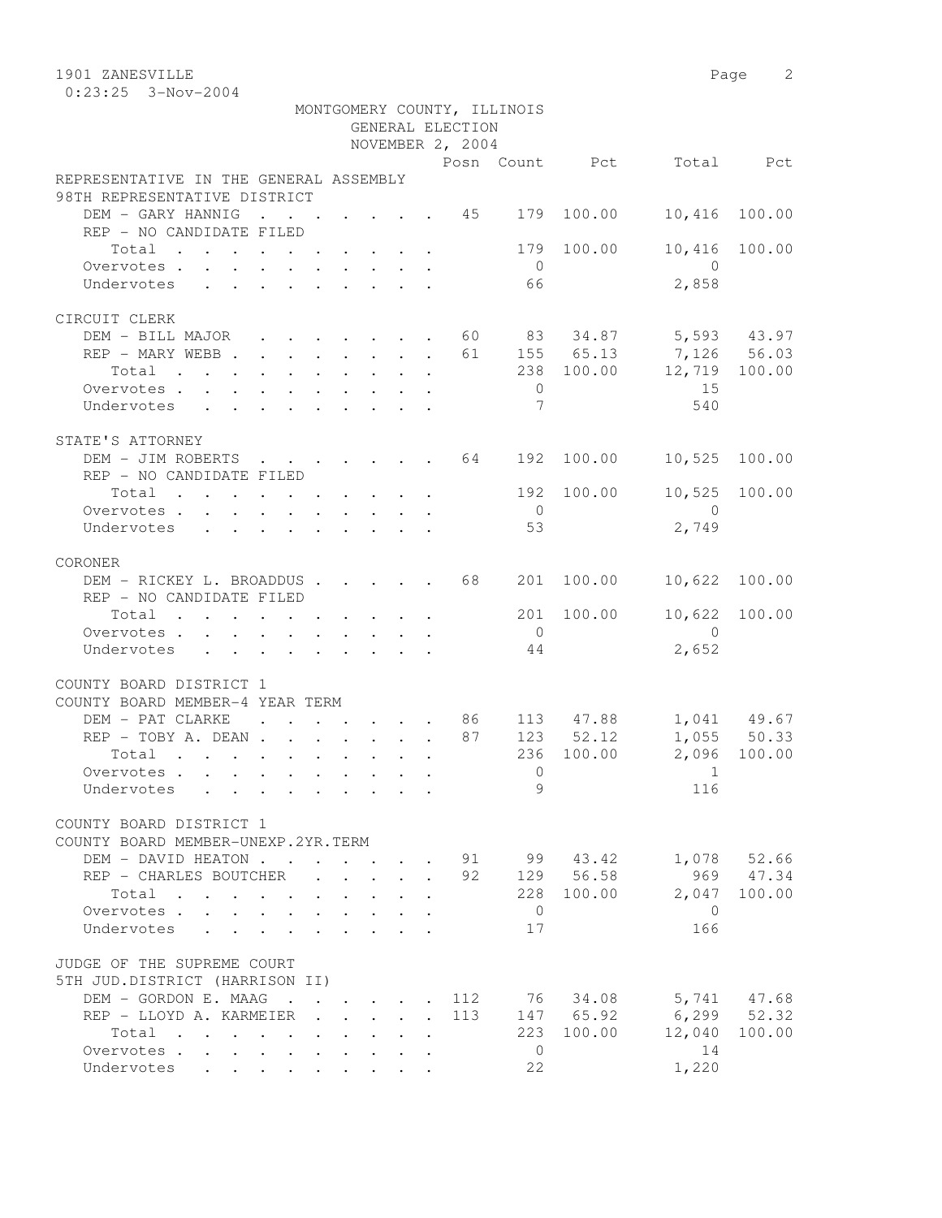1901 ZANESVILLE
0:23:25 3-Nov-2004

MONTGOMERY COUNTY, ILLINOIS
GENERAL ELECTION
NOVEMBER 2, 2004

| | Posn | Count | Pct | Total | Pct |
|---|---|---|---|---|---|
| **REPRESENTATIVE IN THE GENERAL ASSEMBLY** | | | | | |
| **98TH REPRESENTATIVE DISTRICT** | | | | | |
| DEM - GARY HANNIG | 45 | 179 | 100.00 | 10,416 | 100.00 |
| REP - NO CANDIDATE FILED | | | | | |
| Total | | 179 | 100.00 | 10,416 | 100.00 |
| Overvotes | | 0 | | 0 | |
| Undervotes | | 66 | | 2,858 | |
| **CIRCUIT CLERK** | | | | | |
| DEM - BILL MAJOR | 60 | 83 | 34.87 | 5,593 | 43.97 |
| REP - MARY WEBB | 61 | 155 | 65.13 | 7,126 | 56.03 |
| Total | | 238 | 100.00 | 12,719 | 100.00 |
| Overvotes | | 0 | | 15 | |
| Undervotes | | 7 | | 540 | |
| **STATE'S ATTORNEY** | | | | | |
| DEM - JIM ROBERTS | 64 | 192 | 100.00 | 10,525 | 100.00 |
| REP - NO CANDIDATE FILED | | | | | |
| Total | | 192 | 100.00 | 10,525 | 100.00 |
| Overvotes | | 0 | | 0 | |
| Undervotes | | 53 | | 2,749 | |
| **CORONER** | | | | | |
| DEM - RICKEY L. BROADDUS | 68 | 201 | 100.00 | 10,622 | 100.00 |
| REP - NO CANDIDATE FILED | | | | | |
| Total | | 201 | 100.00 | 10,622 | 100.00 |
| Overvotes | | 0 | | 0 | |
| Undervotes | | 44 | | 2,652 | |
| **COUNTY BOARD DISTRICT 1** | | | | | |
| **COUNTY BOARD MEMBER-4 YEAR TERM** | | | | | |
| DEM - PAT CLARKE | 86 | 113 | 47.88 | 1,041 | 49.67 |
| REP - TOBY A. DEAN | 87 | 123 | 52.12 | 1,055 | 50.33 |
| Total | | 236 | 100.00 | 2,096 | 100.00 |
| Overvotes | | 0 | | 1 | |
| Undervotes | | 9 | | 116 | |
| **COUNTY BOARD DISTRICT 1** | | | | | |
| **COUNTY BOARD MEMBER-UNEXP.2YR.TERM** | | | | | |
| DEM - DAVID HEATON | 91 | 99 | 43.42 | 1,078 | 52.66 |
| REP - CHARLES BOUTCHER | 92 | 129 | 56.58 | 969 | 47.34 |
| Total | | 228 | 100.00 | 2,047 | 100.00 |
| Overvotes | | 0 | | 0 | |
| Undervotes | | 17 | | 166 | |
| **JUDGE OF THE SUPREME COURT** | | | | | |
| **5TH JUD.DISTRICT (HARRISON II)** | | | | | |
| DEM - GORDON E. MAAG | 112 | 76 | 34.08 | 5,741 | 47.68 |
| REP - LLOYD A. KARMEIER | 113 | 147 | 65.92 | 6,299 | 52.32 |
| Total | | 223 | 100.00 | 12,040 | 100.00 |
| Overvotes | | 0 | | 14 | |
| Undervotes | | 22 | | 1,220 | |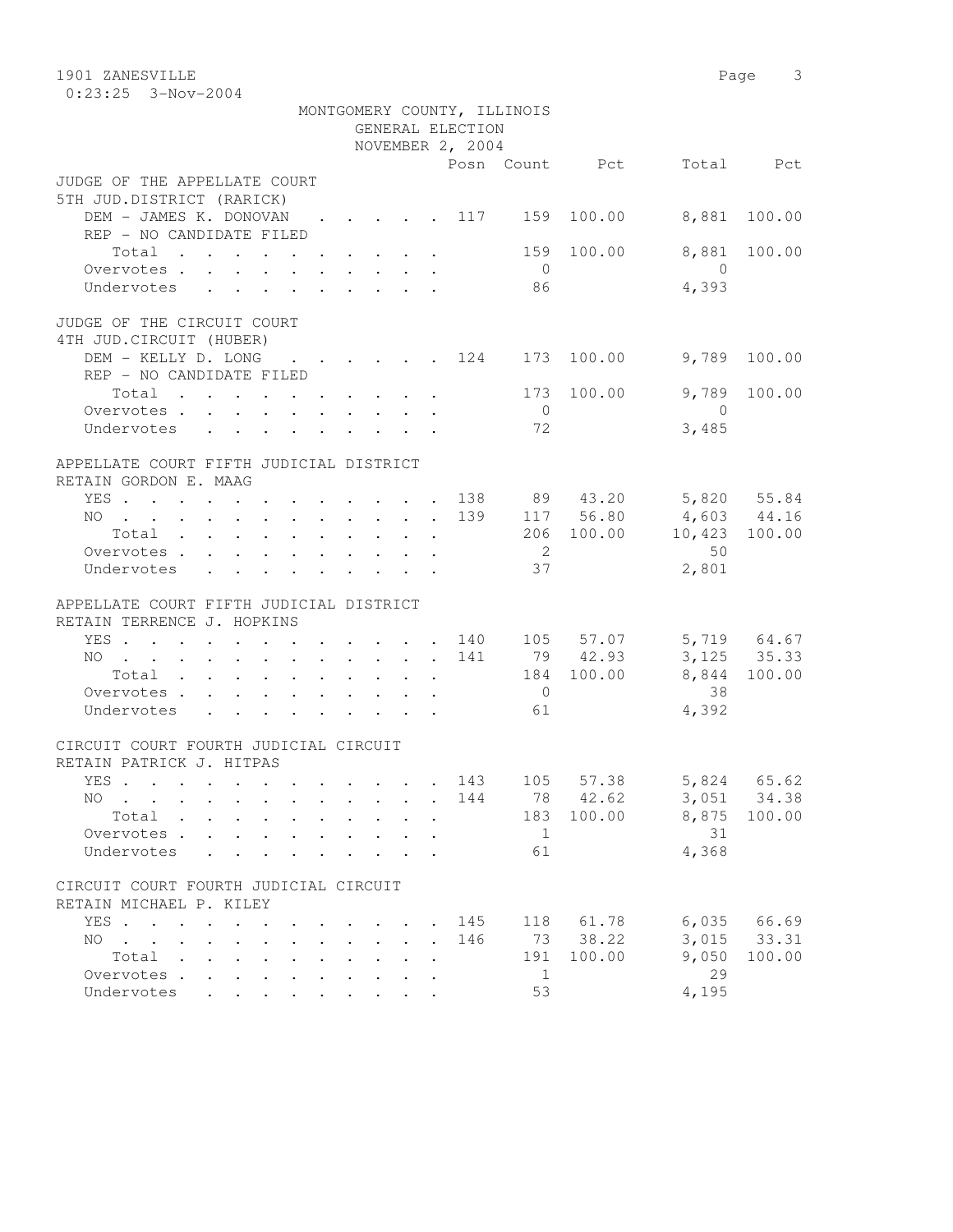MONTGOMERY COUNTY, ILLINOIS
GENERAL ELECTION
NOVEMBER 2, 2004

| | Posn | Count | Pct | Total | Pct |
|---|---|---|---|---|---|
| **JUDGE OF THE APPELLATE COURT** | | | | | |
| **5TH JUD.DISTRICT (RARICK)** | | | | | |
| DEM - JAMES K. DONOVAN | 117 | 159 | 100.00 | 8,881 | 100.00 |
| REP - NO CANDIDATE FILED | | | | | |
| Total | | 159 | 100.00 | 8,881 | 100.00 |
| Overvotes | | 0 | | 0 | |
| Undervotes | | 86 | | 4,393 | |
| **JUDGE OF THE CIRCUIT COURT** | | | | | |
| **4TH JUD.CIRCUIT (HUBER)** | | | | | |
| DEM - KELLY D. LONG | 124 | 173 | 100.00 | 9,789 | 100.00 |
| REP - NO CANDIDATE FILED | | | | | |
| Total | | 173 | 100.00 | 9,789 | 100.00 |
| Overvotes | | 0 | | 0 | |
| Undervotes | | 72 | | 3,485 | |
| **APPELLATE COURT FIFTH JUDICIAL DISTRICT** | | | | | |
| **RETAIN GORDON E. MAAG** | | | | | |
| YES | 138 | 89 | 43.20 | 5,820 | 55.84 |
| NO | 139 | 117 | 56.80 | 4,603 | 44.16 |
| Total | | 206 | 100.00 | 10,423 | 100.00 |
| Overvotes | | 2 | | 50 | |
| Undervotes | | 37 | | 2,801 | |
| **APPELLATE COURT FIFTH JUDICIAL DISTRICT** | | | | | |
| **RETAIN TERRENCE J. HOPKINS** | | | | | |
| YES | 140 | 105 | 57.07 | 5,719 | 64.67 |
| NO | 141 | 79 | 42.93 | 3,125 | 35.33 |
| Total | | 184 | 100.00 | 8,844 | 100.00 |
| Overvotes | | 0 | | 38 | |
| Undervotes | | 61 | | 4,392 | |
| **CIRCUIT COURT FOURTH JUDICIAL CIRCUIT** | | | | | |
| **RETAIN PATRICK J. HITPAS** | | | | | |
| YES | 143 | 105 | 57.38 | 5,824 | 65.62 |
| NO | 144 | 78 | 42.62 | 3,051 | 34.38 |
| Total | | 183 | 100.00 | 8,875 | 100.00 |
| Overvotes | | 1 | | 31 | |
| Undervotes | | 61 | | 4,368 | |
| **CIRCUIT COURT FOURTH JUDICIAL CIRCUIT** | | | | | |
| **RETAIN MICHAEL P. KILEY** | | | | | |
| YES | 145 | 118 | 61.78 | 6,035 | 66.69 |
| NO | 146 | 73 | 38.22 | 3,015 | 33.31 |
| Total | | 191 | 100.00 | 9,050 | 100.00 |
| Overvotes | | 1 | | 29 | |
| Undervotes | | 53 | | 4,195 | |